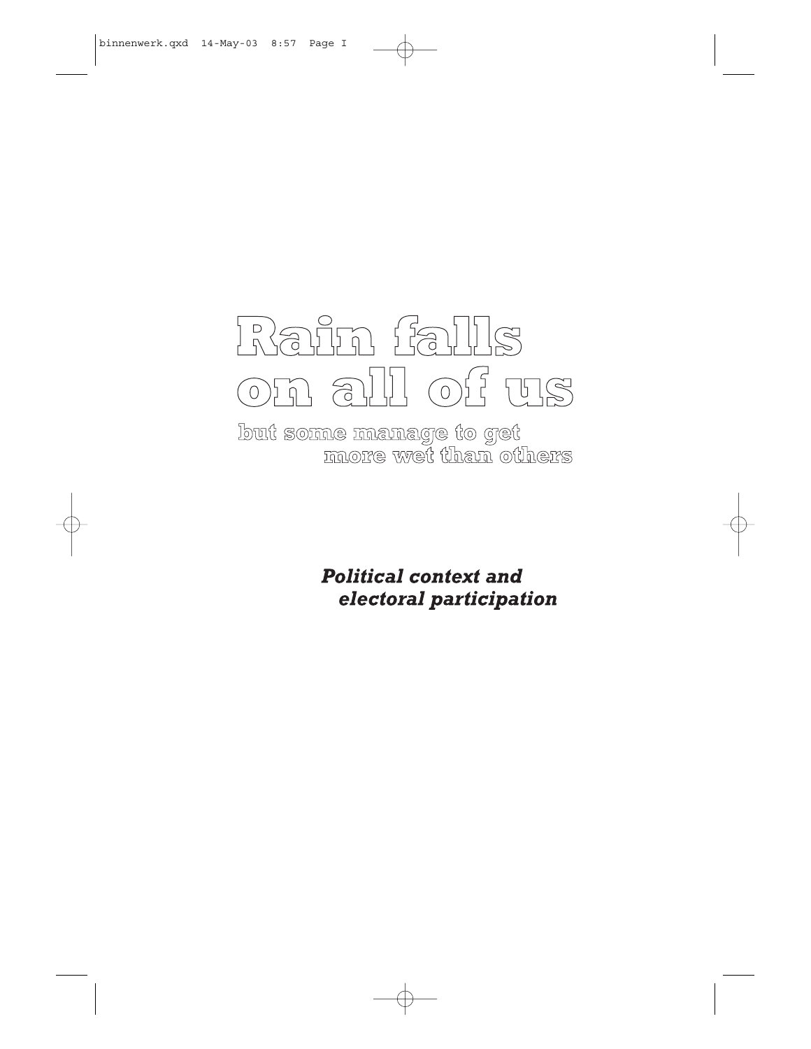# Rain falls on all of us

## but some manage to get more wet than others

***Political context and electoral participation***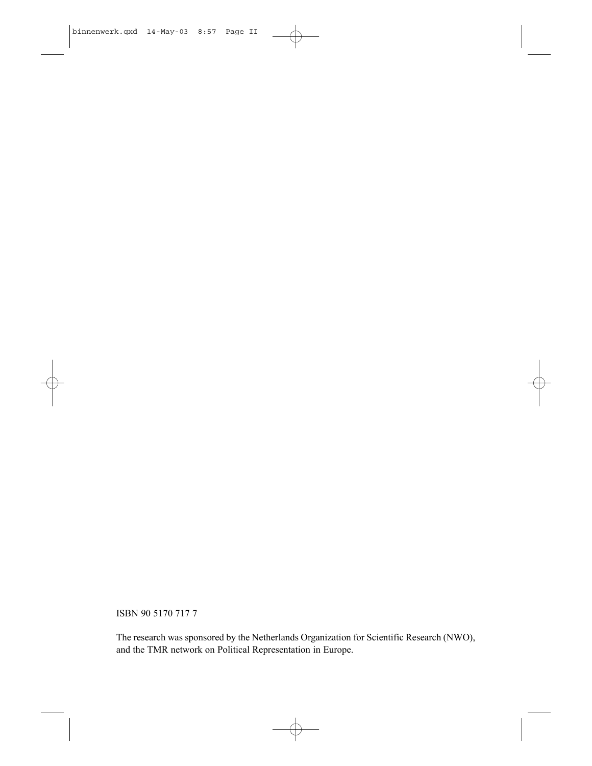ISBN 90 5170 717 7

The research was sponsored by the Netherlands Organization for Scientific Research (NWO), and the TMR network on Political Representation in Europe.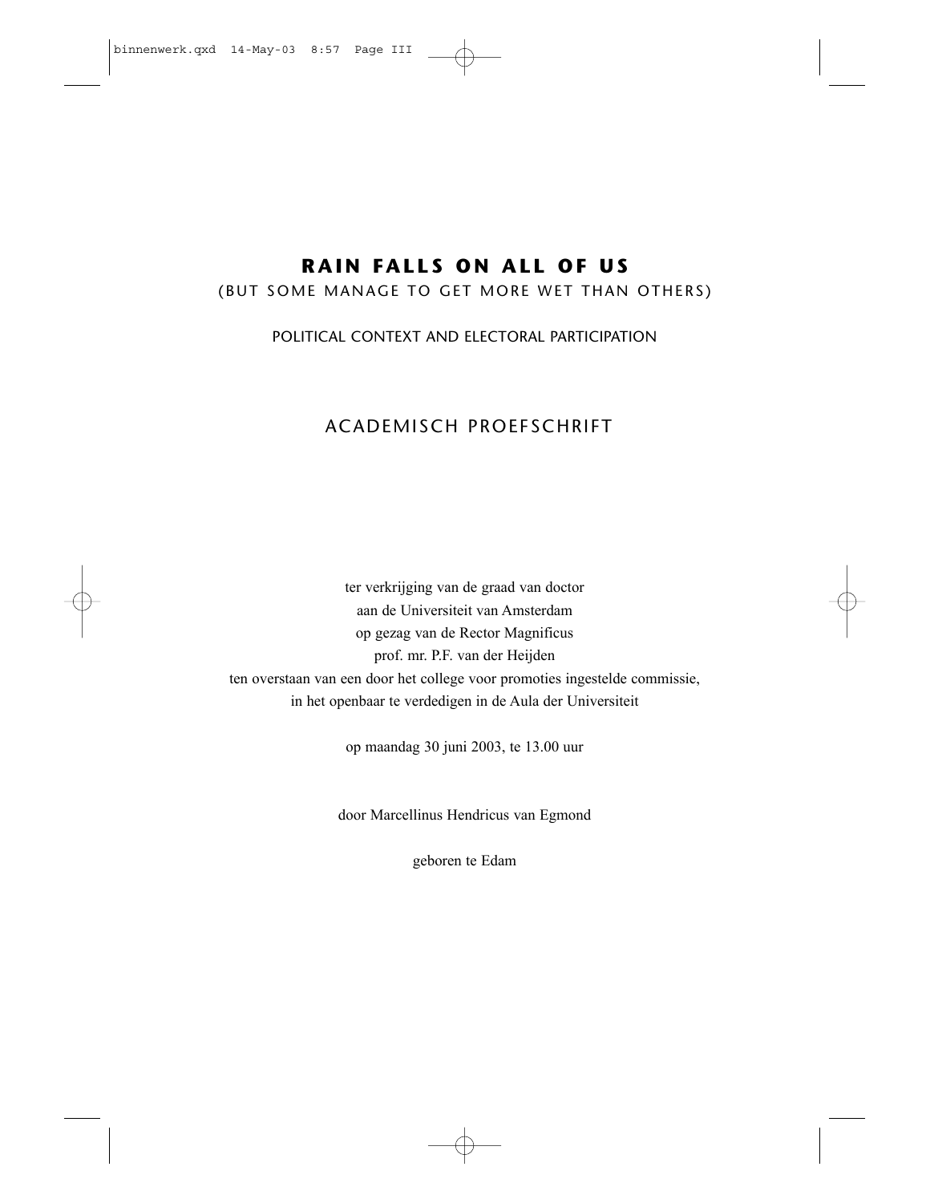# RAIN FALLS ON ALL OF US

(BUT SOME MANAGE TO GET MORE WET THAN OTHERS)

POLITICAL CONTEXT AND ELECTORAL PARTICIPATION

## ACADEMISCH PROEFSCHRIFT

ter verkrijging van de graad van doctor
aan de Universiteit van Amsterdam
op gezag van de Rector Magnificus
prof. mr. P.F. van der Heijden
ten overstaan van een door het college voor promoties ingestelde commissie,
in het openbaar te verdedigen in de Aula der Universiteit

op maandag 30 juni 2003, te 13.00 uur

door Marcellinus Hendricus van Egmond

geboren te Edam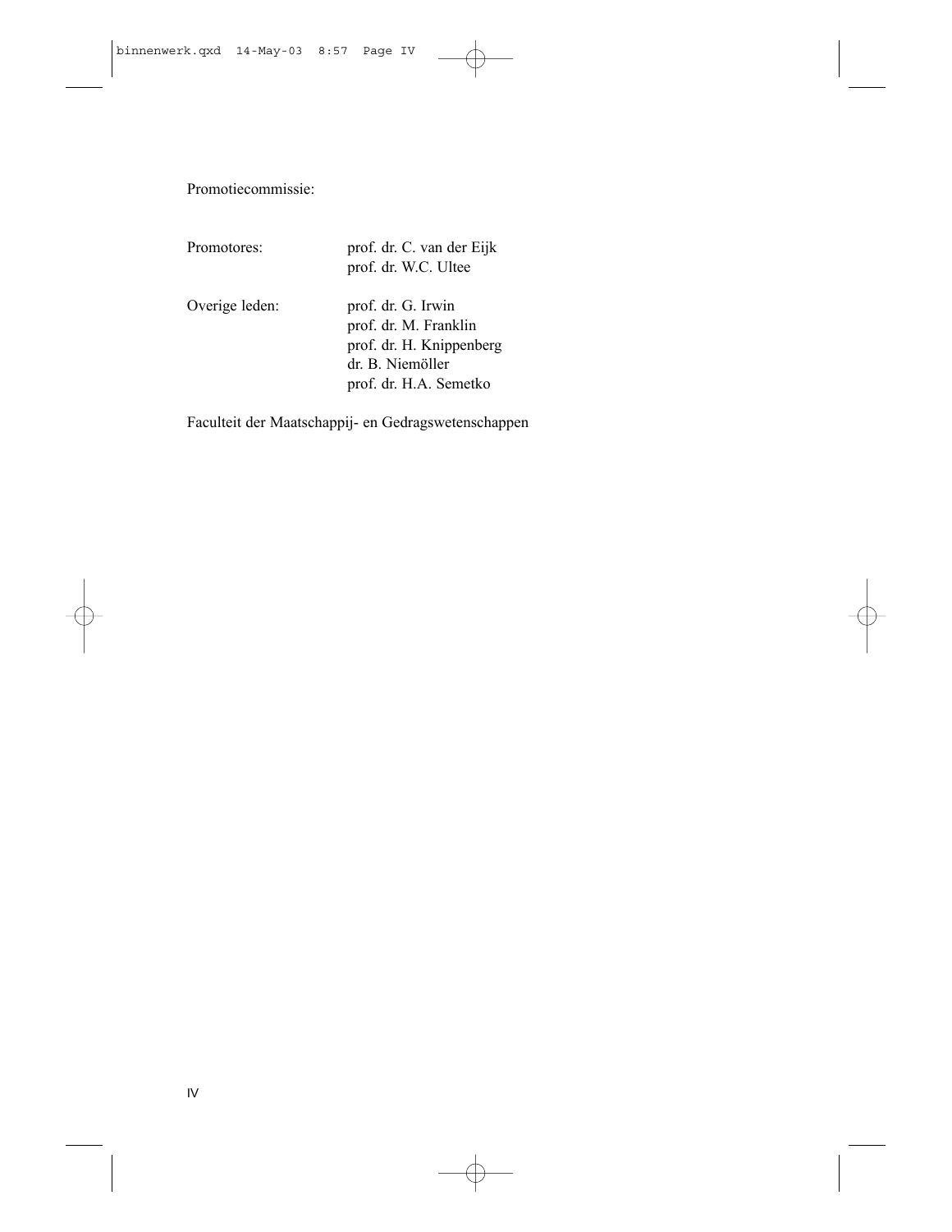Promotiecommissie:

| | |
|---|---|
| Promotores: | prof. dr. C. van der Eijk |
| | prof. dr. W.C. Ultee |
| Overige leden: | prof. dr. G. Irwin |
| | prof. dr. M. Franklin |
| | prof. dr. H. Knippenberg |
| | dr. B. Niemöller |
| | prof. dr. H.A. Semetko |

Faculteit der Maatschappij- en Gedragswetenschappen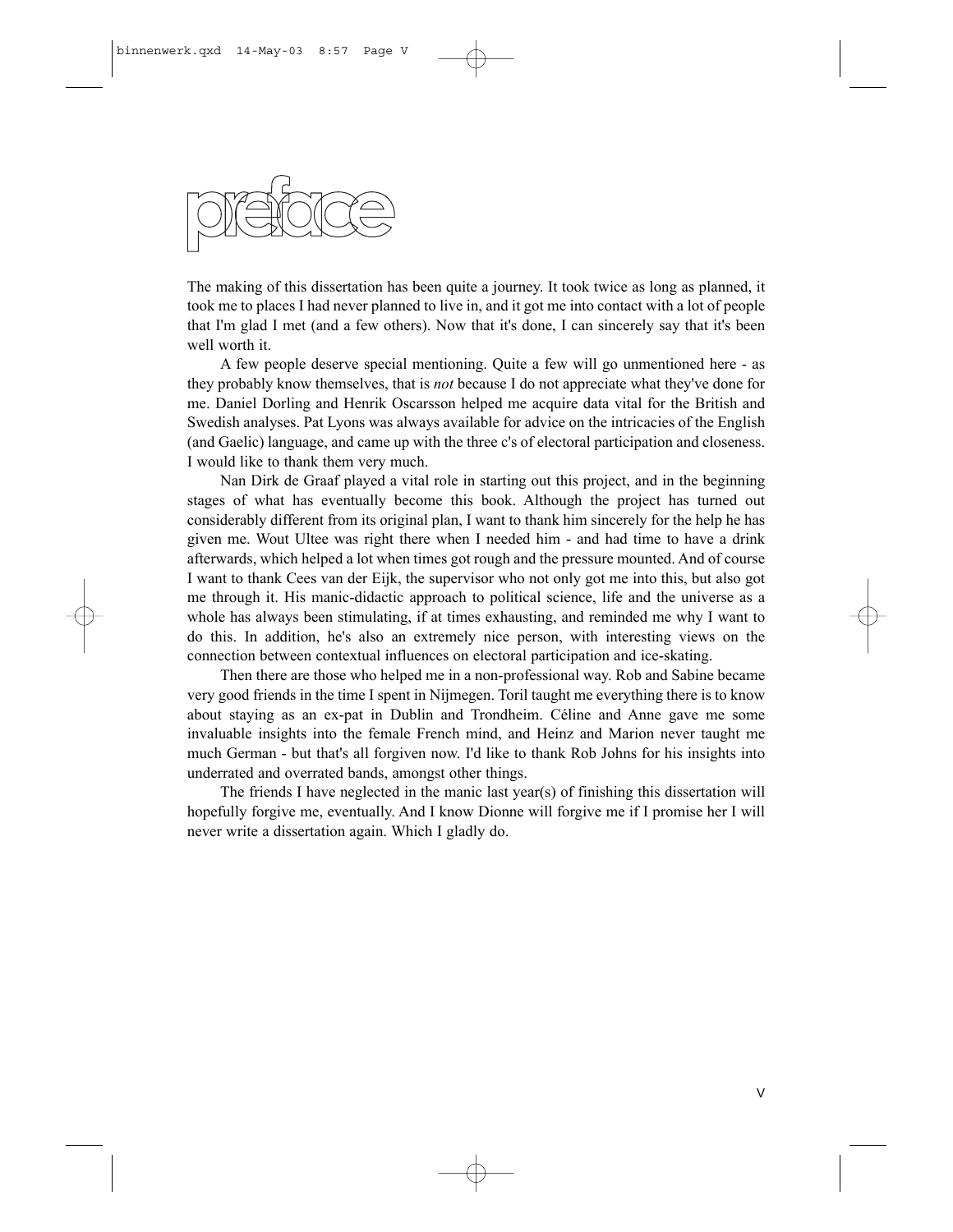# preface

The making of this dissertation has been quite a journey. It took twice as long as planned, it took me to places I had never planned to live in, and it got me into contact with a lot of people that I'm glad I met (and a few others). Now that it's done, I can sincerely say that it's been well worth it.

A few people deserve special mentioning. Quite a few will go unmentioned here - as they probably know themselves, that is *not* because I do not appreciate what they've done for me. Daniel Dorling and Henrik Oscarsson helped me acquire data vital for the British and Swedish analyses. Pat Lyons was always available for advice on the intricacies of the English (and Gaelic) language, and came up with the three c's of electoral participation and closeness. I would like to thank them very much.

Nan Dirk de Graaf played a vital role in starting out this project, and in the beginning stages of what has eventually become this book. Although the project has turned out considerably different from its original plan, I want to thank him sincerely for the help he has given me. Wout Ultee was right there when I needed him - and had time to have a drink afterwards, which helped a lot when times got rough and the pressure mounted. And of course I want to thank Cees van der Eijk, the supervisor who not only got me into this, but also got me through it. His manic-didactic approach to political science, life and the universe as a whole has always been stimulating, if at times exhausting, and reminded me why I want to do this. In addition, he's also an extremely nice person, with interesting views on the connection between contextual influences on electoral participation and ice-skating.

Then there are those who helped me in a non-professional way. Rob and Sabine became very good friends in the time I spent in Nijmegen. Toril taught me everything there is to know about staying as an ex-pat in Dublin and Trondheim. Céline and Anne gave me some invaluable insights into the female French mind, and Heinz and Marion never taught me much German - but that's all forgiven now. I'd like to thank Rob Johns for his insights into underrated and overrated bands, amongst other things.

The friends I have neglected in the manic last year(s) of finishing this dissertation will hopefully forgive me, eventually. And I know Dionne will forgive me if I promise her I will never write a dissertation again. Which I gladly do.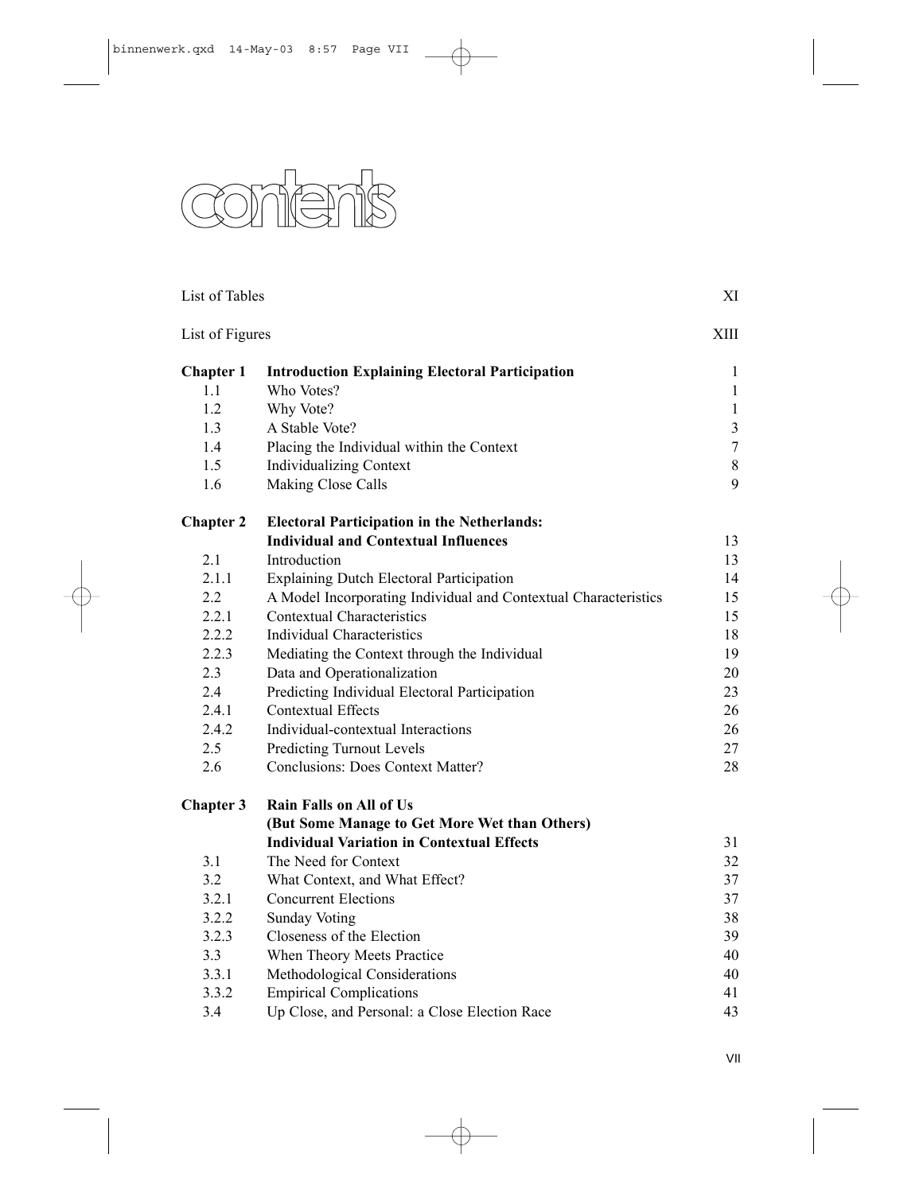# contents

| | | |
|---|---|---|
| List of Tables | | XI |
| List of Figures | | XIII |
| **Chapter 1** | **Introduction Explaining Electoral Participation** | 1 |
| 1.1 | Who Votes? | 1 |
| 1.2 | Why Vote? | 1 |
| 1.3 | A Stable Vote? | 3 |
| 1.4 | Placing the Individual within the Context | 7 |
| 1.5 | Individualizing Context | 8 |
| 1.6 | Making Close Calls | 9 |
| **Chapter 2** | **Electoral Participation in the Netherlands: Individual and Contextual Influences** | 13 |
| 2.1 | Introduction | 13 |
| 2.1.1 | Explaining Dutch Electoral Participation | 14 |
| 2.2 | A Model Incorporating Individual and Contextual Characteristics | 15 |
| 2.2.1 | Contextual Characteristics | 15 |
| 2.2.2 | Individual Characteristics | 18 |
| 2.2.3 | Mediating the Context through the Individual | 19 |
| 2.3 | Data and Operationalization | 20 |
| 2.4 | Predicting Individual Electoral Participation | 23 |
| 2.4.1 | Contextual Effects | 26 |
| 2.4.2 | Individual-contextual Interactions | 26 |
| 2.5 | Predicting Turnout Levels | 27 |
| 2.6 | Conclusions: Does Context Matter? | 28 |
| **Chapter 3** | **Rain Falls on All of Us (But Some Manage to Get More Wet than Others) Individual Variation in Contextual Effects** | 31 |
| 3.1 | The Need for Context | 32 |
| 3.2 | What Context, and What Effect? | 37 |
| 3.2.1 | Concurrent Elections | 37 |
| 3.2.2 | Sunday Voting | 38 |
| 3.2.3 | Closeness of the Election | 39 |
| 3.3 | When Theory Meets Practice | 40 |
| 3.3.1 | Methodological Considerations | 40 |
| 3.3.2 | Empirical Complications | 41 |
| 3.4 | Up Close, and Personal: a Close Election Race | 43 |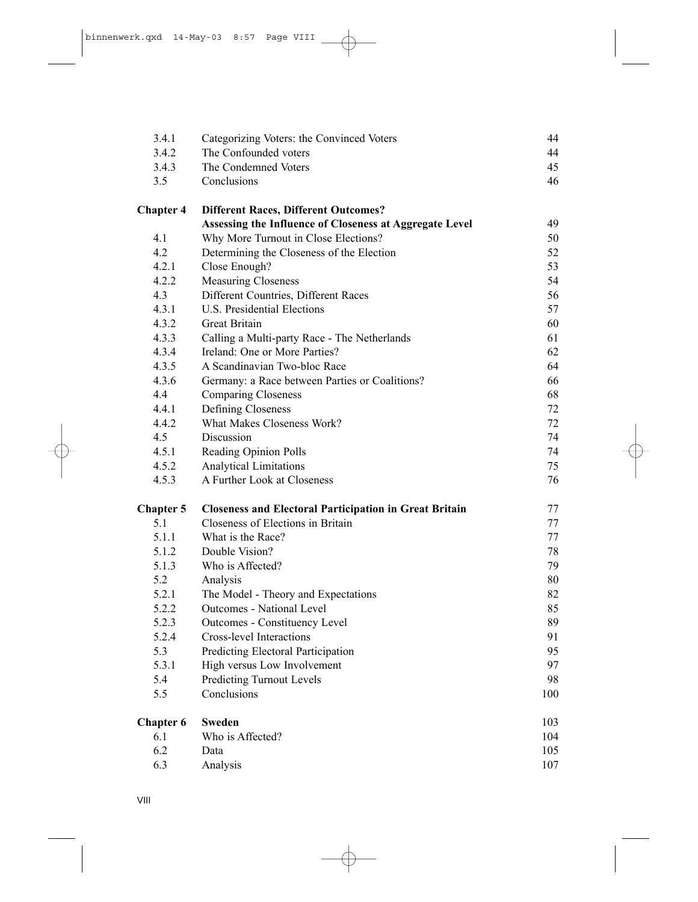| | | |
|---|---|---|
| 3.4.1 | Categorizing Voters: the Convinced Voters | 44 |
| 3.4.2 | The Confounded voters | 44 |
| 3.4.3 | The Condemned Voters | 45 |
| 3.5 | Conclusions | 46 |
| **Chapter 4** | **Different Races, Different Outcomes? Assessing the Influence of Closeness at Aggregate Level** | 49 |
| 4.1 | Why More Turnout in Close Elections? | 50 |
| 4.2 | Determining the Closeness of the Election | 52 |
| 4.2.1 | Close Enough? | 53 |
| 4.2.2 | Measuring Closeness | 54 |
| 4.3 | Different Countries, Different Races | 56 |
| 4.3.1 | U.S. Presidential Elections | 57 |
| 4.3.2 | Great Britain | 60 |
| 4.3.3 | Calling a Multi-party Race - The Netherlands | 61 |
| 4.3.4 | Ireland: One or More Parties? | 62 |
| 4.3.5 | A Scandinavian Two-bloc Race | 64 |
| 4.3.6 | Germany: a Race between Parties or Coalitions? | 66 |
| 4.4 | Comparing Closeness | 68 |
| 4.4.1 | Defining Closeness | 72 |
| 4.4.2 | What Makes Closeness Work? | 72 |
| 4.5 | Discussion | 74 |
| 4.5.1 | Reading Opinion Polls | 74 |
| 4.5.2 | Analytical Limitations | 75 |
| 4.5.3 | A Further Look at Closeness | 76 |
| **Chapter 5** | **Closeness and Electoral Participation in Great Britain** | 77 |
| 5.1 | Closeness of Elections in Britain | 77 |
| 5.1.1 | What is the Race? | 77 |
| 5.1.2 | Double Vision? | 78 |
| 5.1.3 | Who is Affected? | 79 |
| 5.2 | Analysis | 80 |
| 5.2.1 | The Model - Theory and Expectations | 82 |
| 5.2.2 | Outcomes - National Level | 85 |
| 5.2.3 | Outcomes - Constituency Level | 89 |
| 5.2.4 | Cross-level Interactions | 91 |
| 5.3 | Predicting Electoral Participation | 95 |
| 5.3.1 | High versus Low Involvement | 97 |
| 5.4 | Predicting Turnout Levels | 98 |
| 5.5 | Conclusions | 100 |
| **Chapter 6** | **Sweden** | 103 |
| 6.1 | Who is Affected? | 104 |
| 6.2 | Data | 105 |
| 6.3 | Analysis | 107 |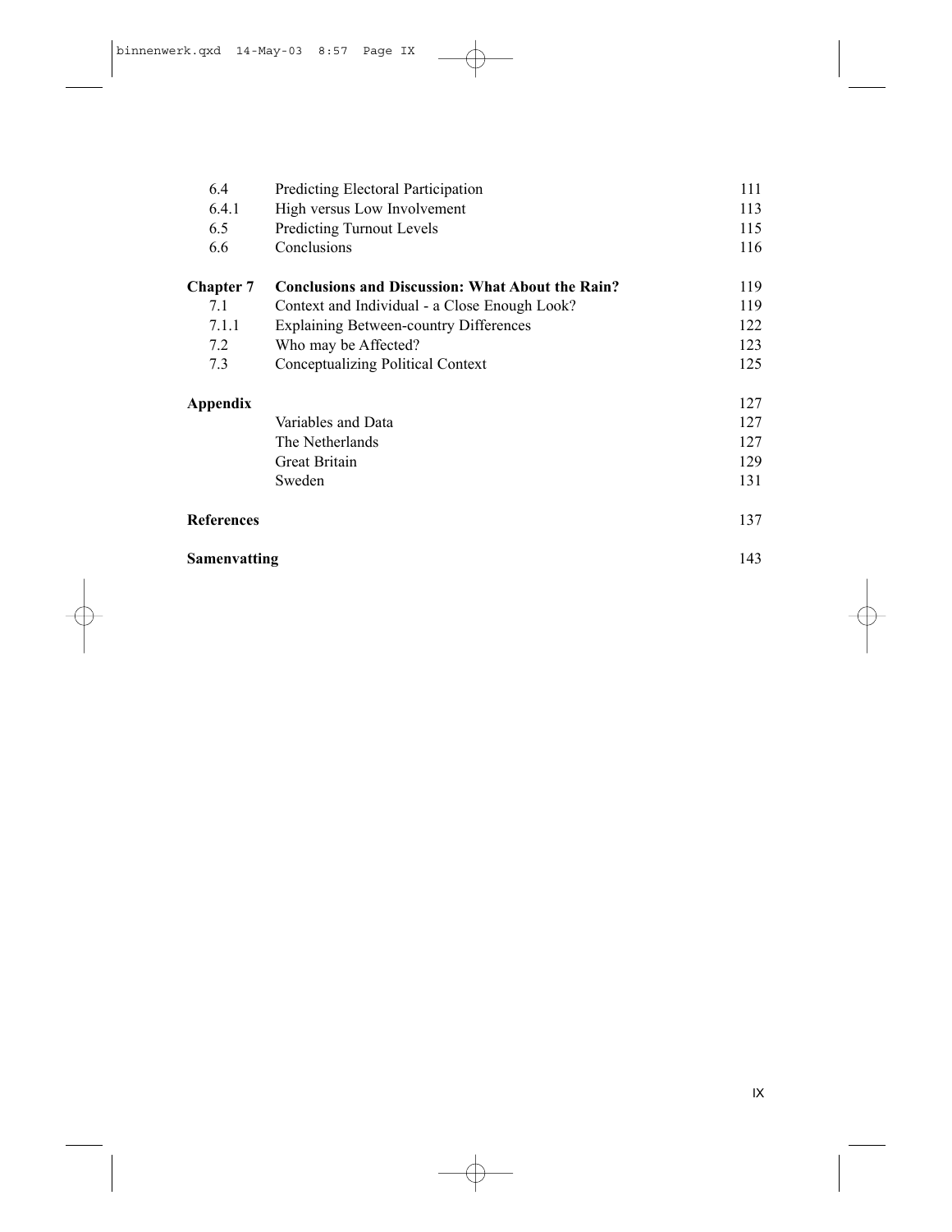| | | |
|---|---|---|
| 6.4 | Predicting Electoral Participation | 111 |
| 6.4.1 | High versus Low Involvement | 113 |
| 6.5 | Predicting Turnout Levels | 115 |
| 6.6 | Conclusions | 116 |
| **Chapter 7** | **Conclusions and Discussion: What About the Rain?** | 119 |
| 7.1 | Context and Individual - a Close Enough Look? | 119 |
| 7.1.1 | Explaining Between-country Differences | 122 |
| 7.2 | Who may be Affected? | 123 |
| 7.3 | Conceptualizing Political Context | 125 |
| **Appendix** | | 127 |
| | Variables and Data | 127 |
| | The Netherlands | 127 |
| | Great Britain | 129 |
| | Sweden | 131 |
| **References** | | 137 |
| **Samenvatting** | | 143 |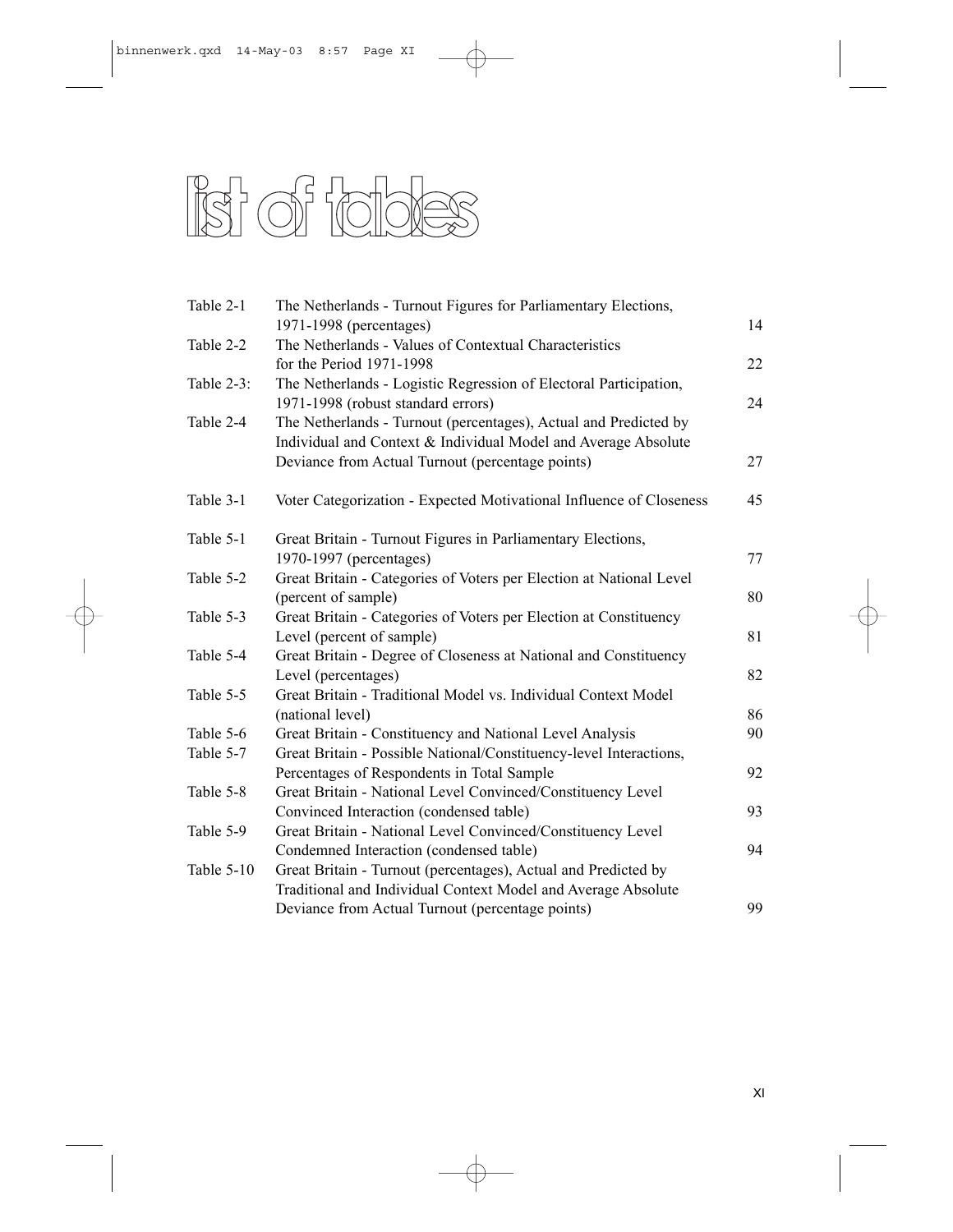# list of tables

| | | |
|---|---|---|
| Table 2-1 | The Netherlands - Turnout Figures for Parliamentary Elections, 1971-1998 (percentages) | 14 |
| Table 2-2 | The Netherlands - Values of Contextual Characteristics for the Period 1971-1998 | 22 |
| Table 2-3: | The Netherlands - Logistic Regression of Electoral Participation, 1971-1998 (robust standard errors) | 24 |
| Table 2-4 | The Netherlands - Turnout (percentages), Actual and Predicted by Individual and Context & Individual Model and Average Absolute Deviance from Actual Turnout (percentage points) | 27 |
| Table 3-1 | Voter Categorization - Expected Motivational Influence of Closeness | 45 |
| Table 5-1 | Great Britain - Turnout Figures in Parliamentary Elections, 1970-1997 (percentages) | 77 |
| Table 5-2 | Great Britain - Categories of Voters per Election at National Level (percent of sample) | 80 |
| Table 5-3 | Great Britain - Categories of Voters per Election at Constituency Level (percent of sample) | 81 |
| Table 5-4 | Great Britain - Degree of Closeness at National and Constituency Level (percentages) | 82 |
| Table 5-5 | Great Britain - Traditional Model vs. Individual Context Model (national level) | 86 |
| Table 5-6 | Great Britain - Constituency and National Level Analysis | 90 |
| Table 5-7 | Great Britain - Possible National/Constituency-level Interactions, Percentages of Respondents in Total Sample | 92 |
| Table 5-8 | Great Britain - National Level Convinced/Constituency Level Convinced Interaction (condensed table) | 93 |
| Table 5-9 | Great Britain - National Level Convinced/Constituency Level Condemned Interaction (condensed table) | 94 |
| Table 5-10 | Great Britain - Turnout (percentages), Actual and Predicted by Traditional and Individual Context Model and Average Absolute Deviance from Actual Turnout (percentage points) | 99 |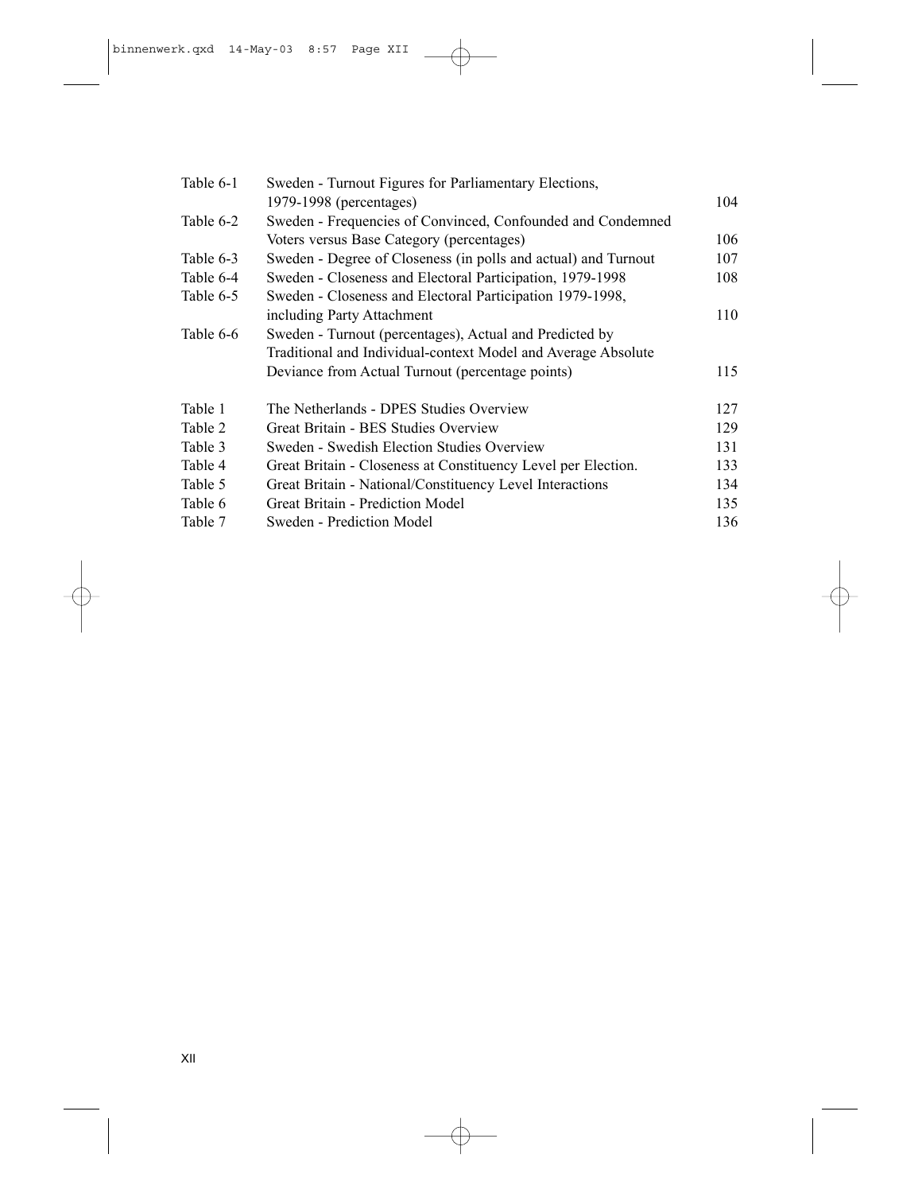| | | |
|---|---|---|
| Table 6-1 | Sweden - Turnout Figures for Parliamentary Elections, 1979-1998 (percentages) | 104 |
| Table 6-2 | Sweden - Frequencies of Convinced, Confounded and Condemned Voters versus Base Category (percentages) | 106 |
| Table 6-3 | Sweden - Degree of Closeness (in polls and actual) and Turnout | 107 |
| Table 6-4 | Sweden - Closeness and Electoral Participation, 1979-1998 | 108 |
| Table 6-5 | Sweden - Closeness and Electoral Participation 1979-1998, including Party Attachment | 110 |
| Table 6-6 | Sweden - Turnout (percentages), Actual and Predicted by Traditional and Individual-context Model and Average Absolute Deviance from Actual Turnout (percentage points) | 115 |
| Table 1 | The Netherlands - DPES Studies Overview | 127 |
| Table 2 | Great Britain - BES Studies Overview | 129 |
| Table 3 | Sweden - Swedish Election Studies Overview | 131 |
| Table 4 | Great Britain - Closeness at Constituency Level per Election. | 133 |
| Table 5 | Great Britain - National/Constituency Level Interactions | 134 |
| Table 6 | Great Britain - Prediction Model | 135 |
| Table 7 | Sweden - Prediction Model | 136 |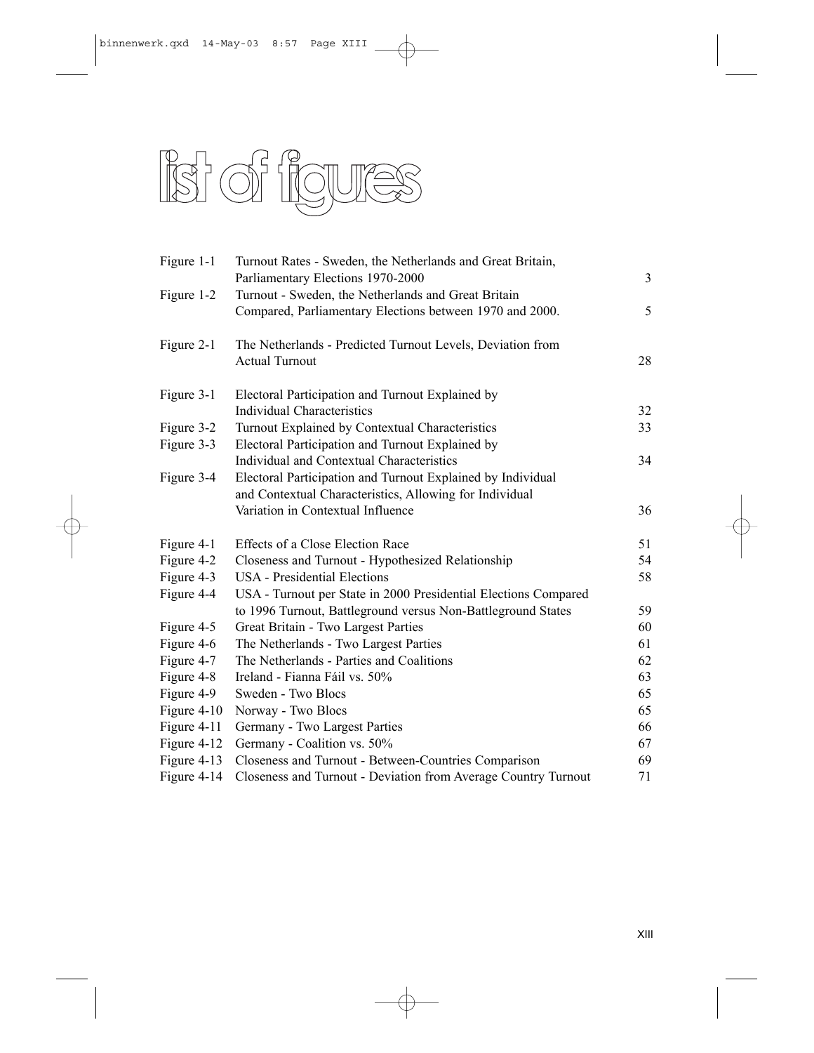# list of figures

| | | |
|---|---|---|
| Figure 1-1 | Turnout Rates - Sweden, the Netherlands and Great Britain, Parliamentary Elections 1970-2000 | 3 |
| Figure 1-2 | Turnout - Sweden, the Netherlands and Great Britain Compared, Parliamentary Elections between 1970 and 2000. | 5 |
| Figure 2-1 | The Netherlands - Predicted Turnout Levels, Deviation from Actual Turnout | 28 |
| Figure 3-1 | Electoral Participation and Turnout Explained by Individual Characteristics | 32 |
| Figure 3-2 | Turnout Explained by Contextual Characteristics | 33 |
| Figure 3-3 | Electoral Participation and Turnout Explained by Individual and Contextual Characteristics | 34 |
| Figure 3-4 | Electoral Participation and Turnout Explained by Individual and Contextual Characteristics, Allowing for Individual Variation in Contextual Influence | 36 |
| Figure 4-1 | Effects of a Close Election Race | 51 |
| Figure 4-2 | Closeness and Turnout - Hypothesized Relationship | 54 |
| Figure 4-3 | USA - Presidential Elections | 58 |
| Figure 4-4 | USA - Turnout per State in 2000 Presidential Elections Compared to 1996 Turnout, Battleground versus Non-Battleground States | 59 |
| Figure 4-5 | Great Britain - Two Largest Parties | 60 |
| Figure 4-6 | The Netherlands - Two Largest Parties | 61 |
| Figure 4-7 | The Netherlands - Parties and Coalitions | 62 |
| Figure 4-8 | Ireland - Fianna Fáil vs. 50% | 63 |
| Figure 4-9 | Sweden - Two Blocs | 65 |
| Figure 4-10 | Norway - Two Blocs | 65 |
| Figure 4-11 | Germany - Two Largest Parties | 66 |
| Figure 4-12 | Germany - Coalition vs. 50% | 67 |
| Figure 4-13 | Closeness and Turnout - Between-Countries Comparison | 69 |
| Figure 4-14 | Closeness and Turnout - Deviation from Average Country Turnout | 71 |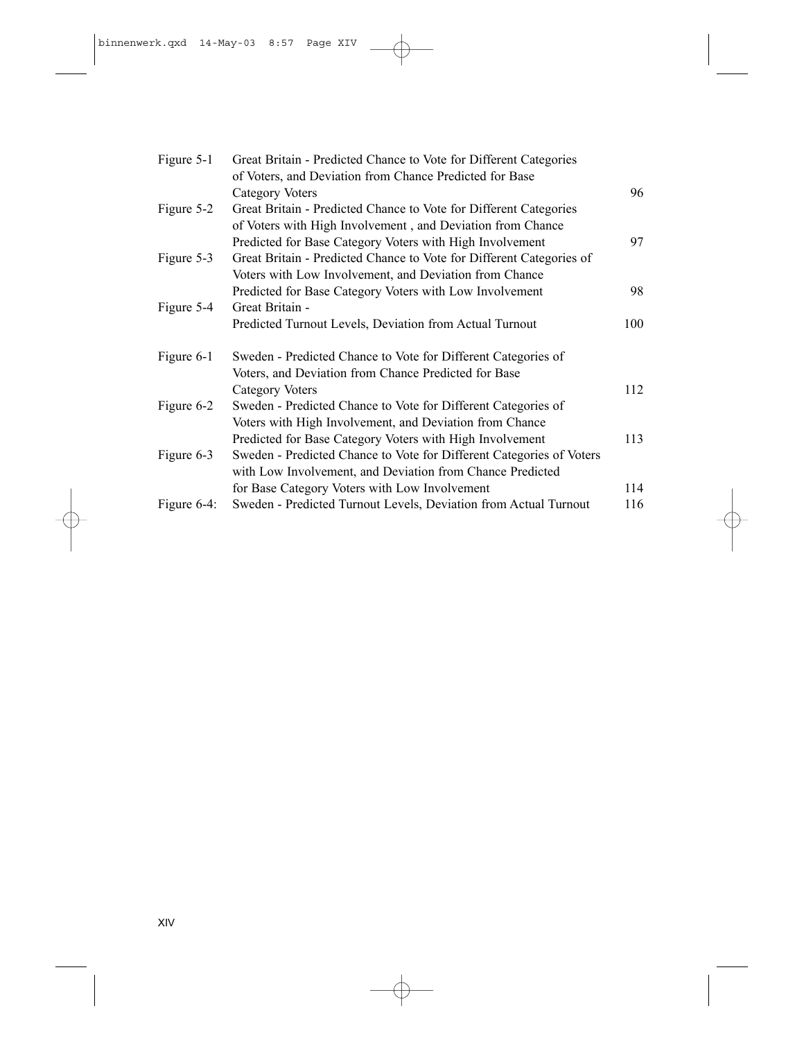| | | |
|---|---|---|
| Figure 5-1 | Great Britain - Predicted Chance to Vote for Different Categories of Voters, and Deviation from Chance Predicted for Base Category Voters | 96 |
| Figure 5-2 | Great Britain - Predicted Chance to Vote for Different Categories of Voters with High Involvement , and Deviation from Chance Predicted for Base Category Voters with High Involvement | 97 |
| Figure 5-3 | Great Britain - Predicted Chance to Vote for Different Categories of Voters with Low Involvement, and Deviation from Chance Predicted for Base Category Voters with Low Involvement | 98 |
| Figure 5-4 | Great Britain - Predicted Turnout Levels, Deviation from Actual Turnout | 100 |
| Figure 6-1 | Sweden - Predicted Chance to Vote for Different Categories of Voters, and Deviation from Chance Predicted for Base Category Voters | 112 |
| Figure 6-2 | Sweden - Predicted Chance to Vote for Different Categories of Voters with High Involvement, and Deviation from Chance Predicted for Base Category Voters with High Involvement | 113 |
| Figure 6-3 | Sweden - Predicted Chance to Vote for Different Categories of Voters with Low Involvement, and Deviation from Chance Predicted for Base Category Voters with Low Involvement | 114 |
| Figure 6-4: | Sweden - Predicted Turnout Levels, Deviation from Actual Turnout | 116 |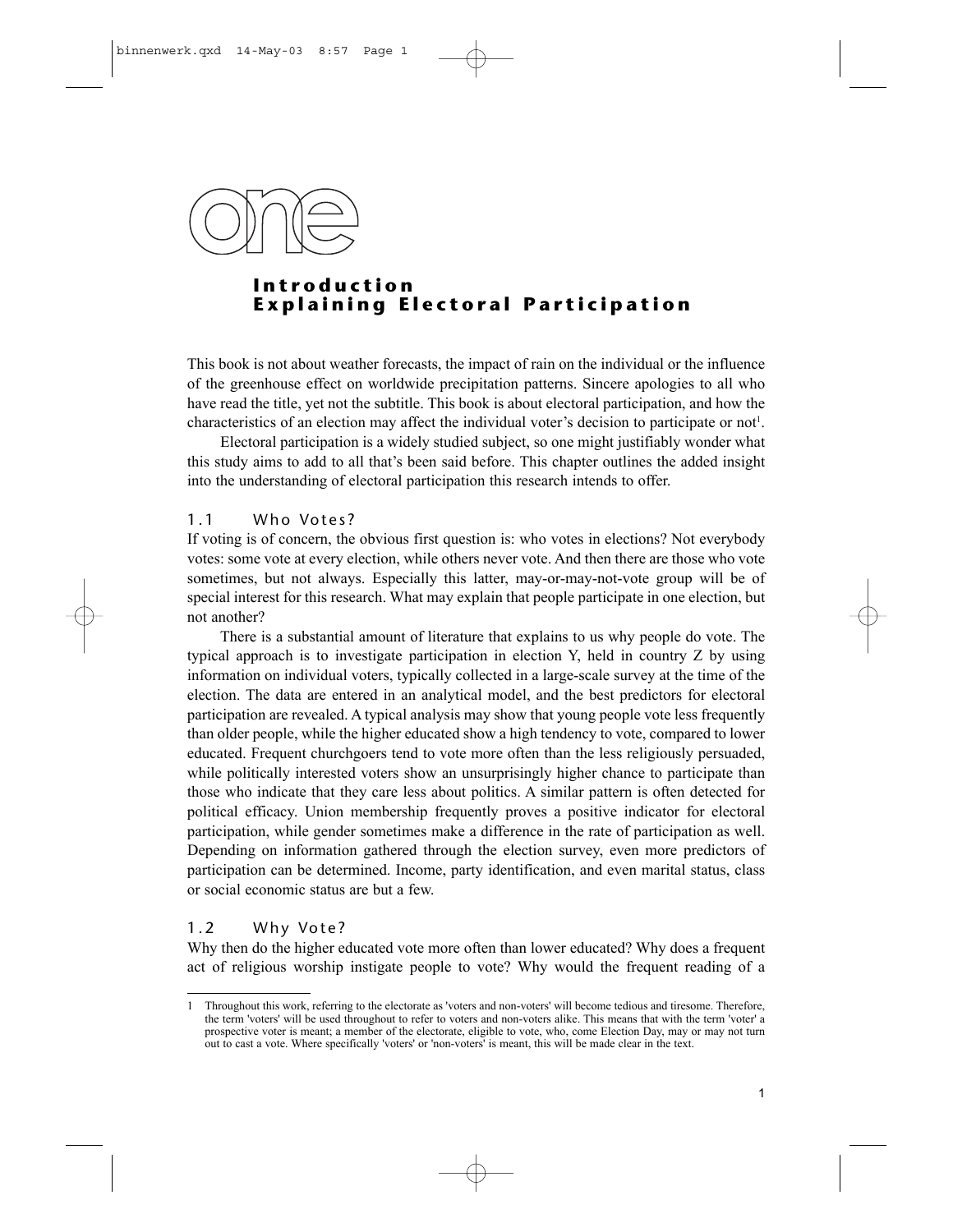# one

## Introduction
## Explaining Electoral Participation

This book is not about weather forecasts, the impact of rain on the individual or the influence of the greenhouse effect on worldwide precipitation patterns. Sincere apologies to all who have read the title, yet not the subtitle. This book is about electoral participation, and how the characteristics of an election may affect the individual voter's decision to participate or not[1].

Electoral participation is a widely studied subject, so one might justifiably wonder what this study aims to add to all that's been said before. This chapter outlines the added insight into the understanding of electoral participation this research intends to offer.

### 1.1 Who Votes?

If voting is of concern, the obvious first question is: who votes in elections? Not everybody votes: some vote at every election, while others never vote. And then there are those who vote sometimes, but not always. Especially this latter, may-or-may-not-vote group will be of special interest for this research. What may explain that people participate in one election, but not another?

There is a substantial amount of literature that explains to us why people do vote. The typical approach is to investigate participation in election Y, held in country Z by using information on individual voters, typically collected in a large-scale survey at the time of the election. The data are entered in an analytical model, and the best predictors for electoral participation are revealed. A typical analysis may show that young people vote less frequently than older people, while the higher educated show a high tendency to vote, compared to lower educated. Frequent churchgoers tend to vote more often than the less religiously persuaded, while politically interested voters show an unsurprisingly higher chance to participate than those who indicate that they care less about politics. A similar pattern is often detected for political efficacy. Union membership frequently proves a positive indicator for electoral participation, while gender sometimes make a difference in the rate of participation as well. Depending on information gathered through the election survey, even more predictors of participation can be determined. Income, party identification, and even marital status, class or social economic status are but a few.

### 1.2 Why Vote?

Why then do the higher educated vote more often than lower educated? Why does a frequent act of religious worship instigate people to vote? Why would the frequent reading of a

---

1 Throughout this work, referring to the electorate as 'voters and non-voters' will become tedious and tiresome. Therefore, the term 'voters' will be used throughout to refer to voters and non-voters alike. This means that with the term 'voter' a prospective voter is meant; a member of the electorate, eligible to vote, who, come Election Day, may or may not turn out to cast a vote. Where specifically 'voters' or 'non-voters' is meant, this will be made clear in the text.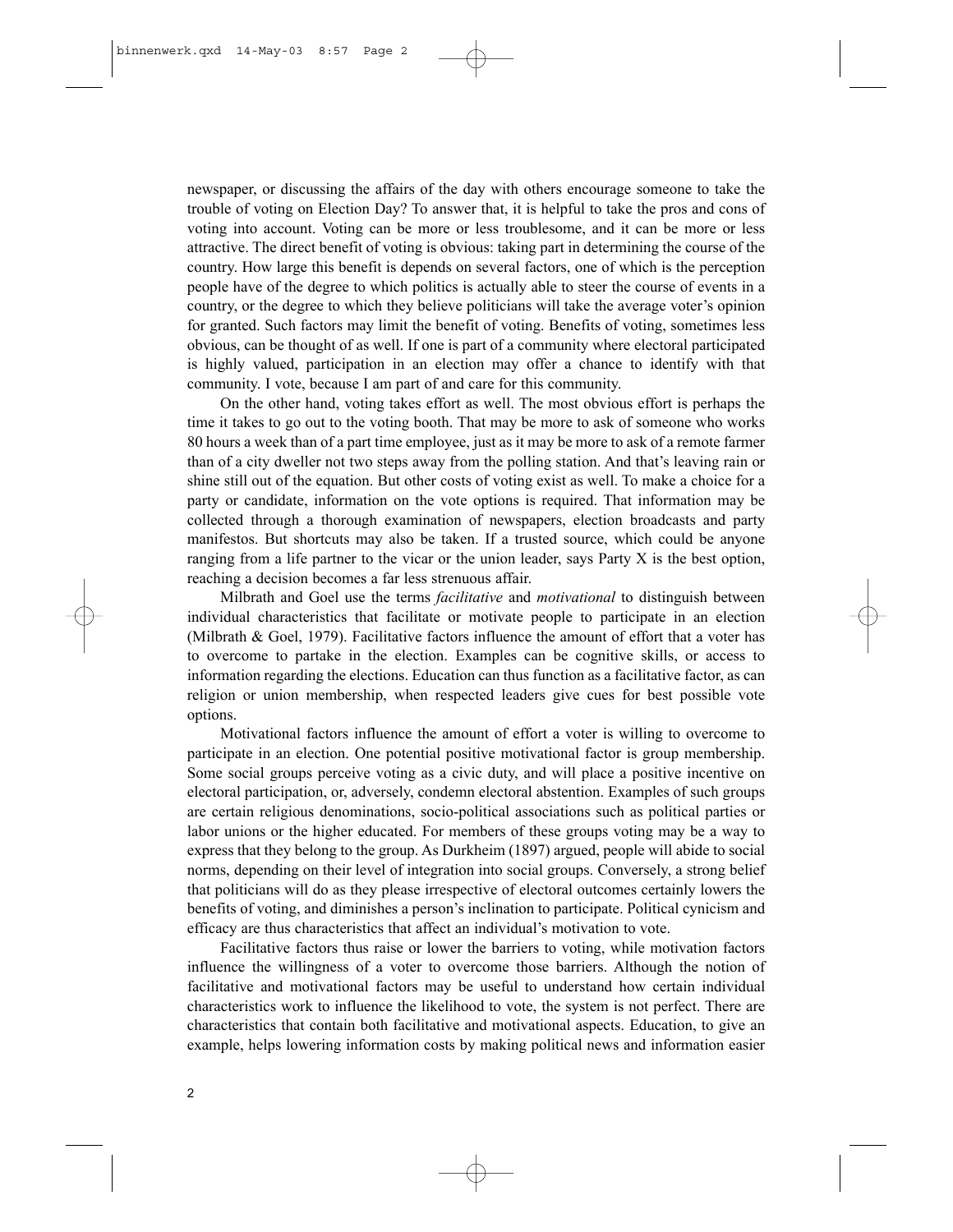newspaper, or discussing the affairs of the day with others encourage someone to take the trouble of voting on Election Day? To answer that, it is helpful to take the pros and cons of voting into account. Voting can be more or less troublesome, and it can be more or less attractive. The direct benefit of voting is obvious: taking part in determining the course of the country. How large this benefit is depends on several factors, one of which is the perception people have of the degree to which politics is actually able to steer the course of events in a country, or the degree to which they believe politicians will take the average voter's opinion for granted. Such factors may limit the benefit of voting. Benefits of voting, sometimes less obvious, can be thought of as well. If one is part of a community where electoral participated is highly valued, participation in an election may offer a chance to identify with that community. I vote, because I am part of and care for this community.

On the other hand, voting takes effort as well. The most obvious effort is perhaps the time it takes to go out to the voting booth. That may be more to ask of someone who works 80 hours a week than of a part time employee, just as it may be more to ask of a remote farmer than of a city dweller not two steps away from the polling station. And that's leaving rain or shine still out of the equation. But other costs of voting exist as well. To make a choice for a party or candidate, information on the vote options is required. That information may be collected through a thorough examination of newspapers, election broadcasts and party manifestos. But shortcuts may also be taken. If a trusted source, which could be anyone ranging from a life partner to the vicar or the union leader, says Party X is the best option, reaching a decision becomes a far less strenuous affair.

Milbrath and Goel use the terms *facilitative* and *motivational* to distinguish between individual characteristics that facilitate or motivate people to participate in an election (Milbrath & Goel, 1979). Facilitative factors influence the amount of effort that a voter has to overcome to partake in the election. Examples can be cognitive skills, or access to information regarding the elections. Education can thus function as a facilitative factor, as can religion or union membership, when respected leaders give cues for best possible vote options.

Motivational factors influence the amount of effort a voter is willing to overcome to participate in an election. One potential positive motivational factor is group membership. Some social groups perceive voting as a civic duty, and will place a positive incentive on electoral participation, or, adversely, condemn electoral abstention. Examples of such groups are certain religious denominations, socio-political associations such as political parties or labor unions or the higher educated. For members of these groups voting may be a way to express that they belong to the group. As Durkheim (1897) argued, people will abide to social norms, depending on their level of integration into social groups. Conversely, a strong belief that politicians will do as they please irrespective of electoral outcomes certainly lowers the benefits of voting, and diminishes a person's inclination to participate. Political cynicism and efficacy are thus characteristics that affect an individual's motivation to vote.

Facilitative factors thus raise or lower the barriers to voting, while motivation factors influence the willingness of a voter to overcome those barriers. Although the notion of facilitative and motivational factors may be useful to understand how certain individual characteristics work to influence the likelihood to vote, the system is not perfect. There are characteristics that contain both facilitative and motivational aspects. Education, to give an example, helps lowering information costs by making political news and information easier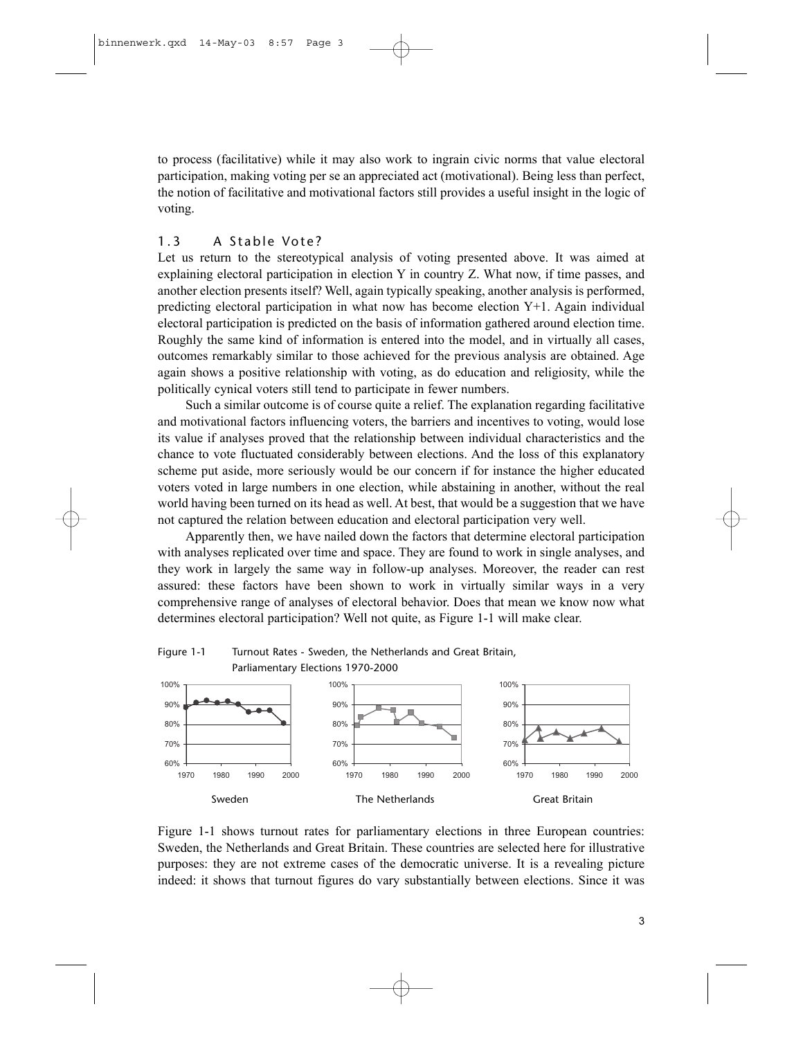to process (facilitative) while it may also work to ingrain civic norms that value electoral participation, making voting per se an appreciated act (motivational). Being less than perfect, the notion of facilitative and motivational factors still provides a useful insight in the logic of voting.

### 1.3 A Stable Vote?

Let us return to the stereotypical analysis of voting presented above. It was aimed at explaining electoral participation in election Y in country Z. What now, if time passes, and another election presents itself? Well, again typically speaking, another analysis is performed, predicting electoral participation in what now has become election Y+1. Again individual electoral participation is predicted on the basis of information gathered around election time. Roughly the same kind of information is entered into the model, and in virtually all cases, outcomes remarkably similar to those achieved for the previous analysis are obtained. Age again shows a positive relationship with voting, as do education and religiosity, while the politically cynical voters still tend to participate in fewer numbers.

Such a similar outcome is of course quite a relief. The explanation regarding facilitative and motivational factors influencing voters, the barriers and incentives to voting, would lose its value if analyses proved that the relationship between individual characteristics and the chance to vote fluctuated considerably between elections. And the loss of this explanatory scheme put aside, more seriously would be our concern if for instance the higher educated voters voted in large numbers in one election, while abstaining in another, without the real world having been turned on its head as well. At best, that would be a suggestion that we have not captured the relation between education and electoral participation very well.

Apparently then, we have nailed down the factors that determine electoral participation with analyses replicated over time and space. They are found to work in single analyses, and they work in largely the same way in follow-up analyses. Moreover, the reader can rest assured: these factors have been shown to work in virtually similar ways in a very comprehensive range of analyses of electoral behavior. Does that mean we know now what determines electoral participation? Well not quite, as Figure 1-1 will make clear.

Figure 1-1 Turnout Rates - Sweden, the Netherlands and Great Britain, Parliamentary Elections 1970-2000

Sweden — The Netherlands — Great Britain

Figure 1-1 shows turnout rates for parliamentary elections in three European countries: Sweden, the Netherlands and Great Britain. These countries are selected here for illustrative purposes: they are not extreme cases of the democratic universe. It is a revealing picture indeed: it shows that turnout figures do vary substantially between elections. Since it was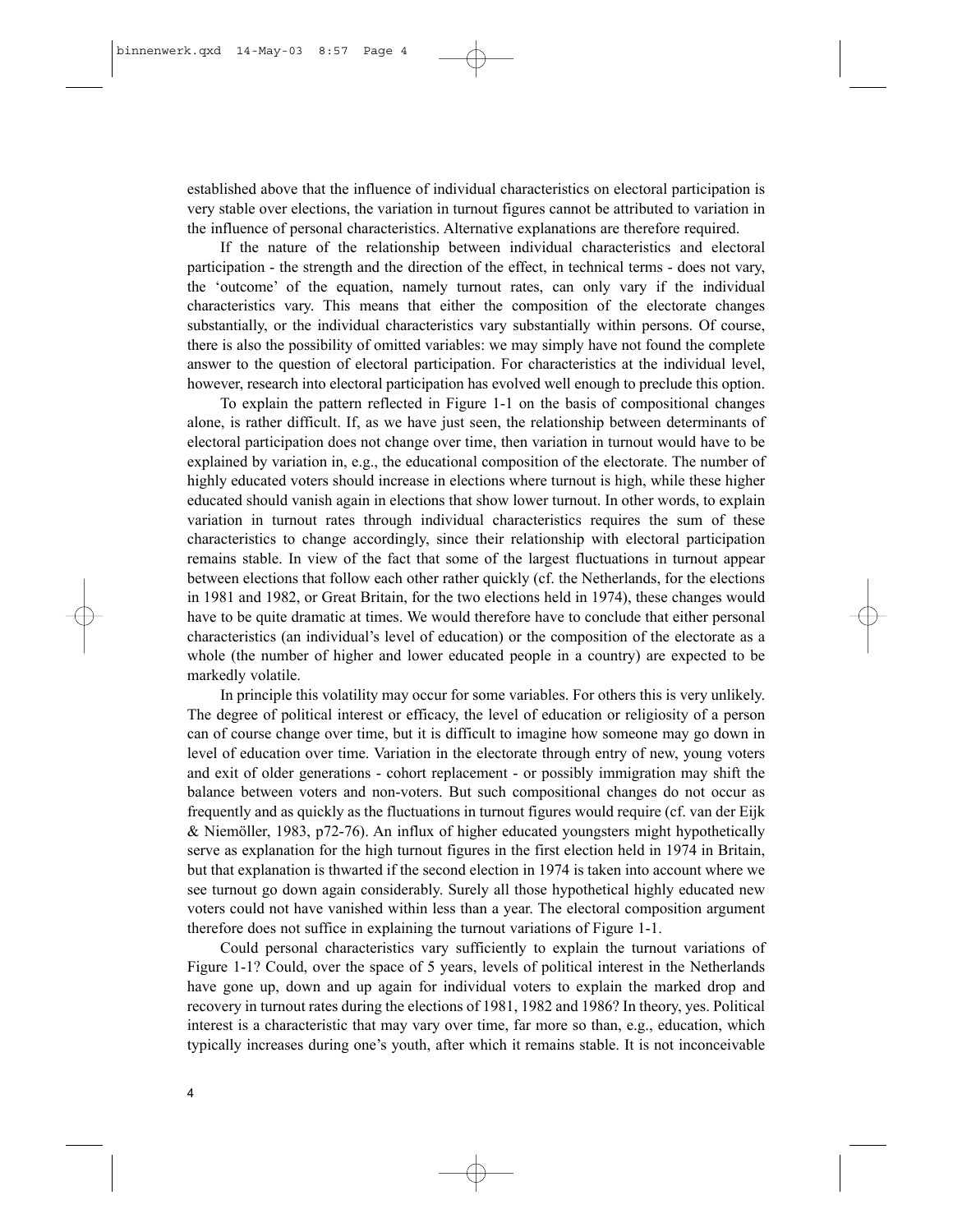established above that the influence of individual characteristics on electoral participation is very stable over elections, the variation in turnout figures cannot be attributed to variation in the influence of personal characteristics. Alternative explanations are therefore required.

If the nature of the relationship between individual characteristics and electoral participation - the strength and the direction of the effect, in technical terms - does not vary, the 'outcome' of the equation, namely turnout rates, can only vary if the individual characteristics vary. This means that either the composition of the electorate changes substantially, or the individual characteristics vary substantially within persons. Of course, there is also the possibility of omitted variables: we may simply have not found the complete answer to the question of electoral participation. For characteristics at the individual level, however, research into electoral participation has evolved well enough to preclude this option.

To explain the pattern reflected in Figure 1-1 on the basis of compositional changes alone, is rather difficult. If, as we have just seen, the relationship between determinants of electoral participation does not change over time, then variation in turnout would have to be explained by variation in, e.g., the educational composition of the electorate. The number of highly educated voters should increase in elections where turnout is high, while these higher educated should vanish again in elections that show lower turnout. In other words, to explain variation in turnout rates through individual characteristics requires the sum of these characteristics to change accordingly, since their relationship with electoral participation remains stable. In view of the fact that some of the largest fluctuations in turnout appear between elections that follow each other rather quickly (cf. the Netherlands, for the elections in 1981 and 1982, or Great Britain, for the two elections held in 1974), these changes would have to be quite dramatic at times. We would therefore have to conclude that either personal characteristics (an individual's level of education) or the composition of the electorate as a whole (the number of higher and lower educated people in a country) are expected to be markedly volatile.

In principle this volatility may occur for some variables. For others this is very unlikely. The degree of political interest or efficacy, the level of education or religiosity of a person can of course change over time, but it is difficult to imagine how someone may go down in level of education over time. Variation in the electorate through entry of new, young voters and exit of older generations - cohort replacement - or possibly immigration may shift the balance between voters and non-voters. But such compositional changes do not occur as frequently and as quickly as the fluctuations in turnout figures would require (cf. van der Eijk & Niemöller, 1983, p72-76). An influx of higher educated youngsters might hypothetically serve as explanation for the high turnout figures in the first election held in 1974 in Britain, but that explanation is thwarted if the second election in 1974 is taken into account where we see turnout go down again considerably. Surely all those hypothetical highly educated new voters could not have vanished within less than a year. The electoral composition argument therefore does not suffice in explaining the turnout variations of Figure 1-1.

Could personal characteristics vary sufficiently to explain the turnout variations of Figure 1-1? Could, over the space of 5 years, levels of political interest in the Netherlands have gone up, down and up again for individual voters to explain the marked drop and recovery in turnout rates during the elections of 1981, 1982 and 1986? In theory, yes. Political interest is a characteristic that may vary over time, far more so than, e.g., education, which typically increases during one's youth, after which it remains stable. It is not inconceivable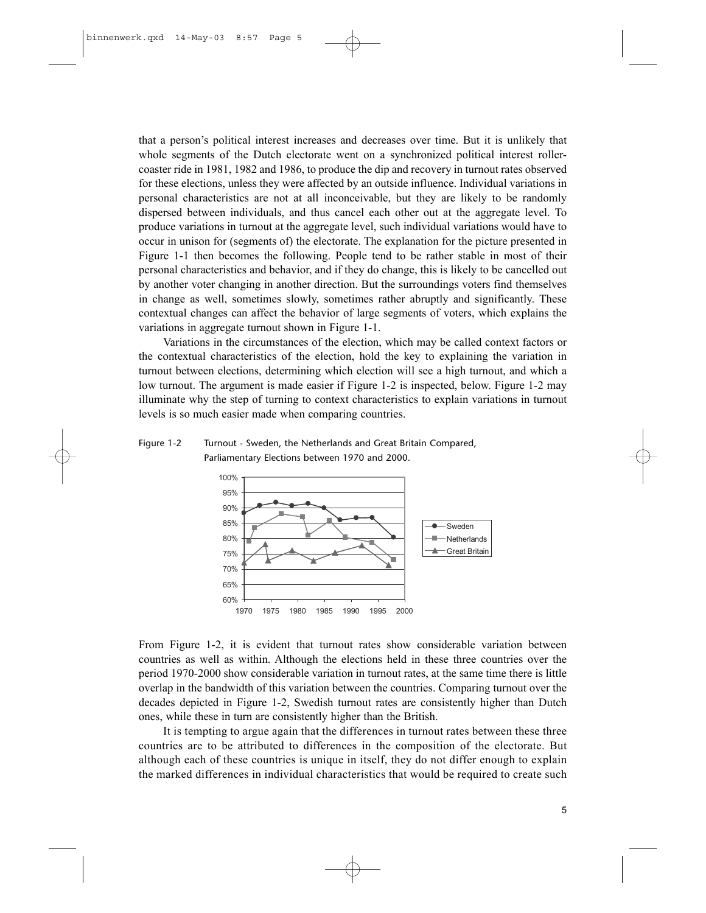that a person's political interest increases and decreases over time. But it is unlikely that whole segments of the Dutch electorate went on a synchronized political interest rollercoaster ride in 1981, 1982 and 1986, to produce the dip and recovery in turnout rates observed for these elections, unless they were affected by an outside influence. Individual variations in personal characteristics are not at all inconceivable, but they are likely to be randomly dispersed between individuals, and thus cancel each other out at the aggregate level. To produce variations in turnout at the aggregate level, such individual variations would have to occur in unison for (segments of) the electorate. The explanation for the picture presented in Figure 1-1 then becomes the following. People tend to be rather stable in most of their personal characteristics and behavior, and if they do change, this is likely to be cancelled out by another voter changing in another direction. But the surroundings voters find themselves in change as well, sometimes slowly, sometimes rather abruptly and significantly. These contextual changes can affect the behavior of large segments of voters, which explains the variations in aggregate turnout shown in Figure 1-1.

Variations in the circumstances of the election, which may be called context factors or the contextual characteristics of the election, hold the key to explaining the variation in turnout between elections, determining which election will see a high turnout, and which a low turnout. The argument is made easier if Figure 1-2 is inspected, below. Figure 1-2 may illuminate why the step of turning to context characteristics to explain variations in turnout levels is so much easier made when comparing countries.

Figure 1-2 Turnout - Sweden, the Netherlands and Great Britain Compared, Parliamentary Elections between 1970 and 2000.

From Figure 1-2, it is evident that turnout rates show considerable variation between countries as well as within. Although the elections held in these three countries over the period 1970-2000 show considerable variation in turnout rates, at the same time there is little overlap in the bandwidth of this variation between the countries. Comparing turnout over the decades depicted in Figure 1-2, Swedish turnout rates are consistently higher than Dutch ones, while these in turn are consistently higher than the British.

It is tempting to argue again that the differences in turnout rates between these three countries are to be attributed to differences in the composition of the electorate. But although each of these countries is unique in itself, they do not differ enough to explain the marked differences in individual characteristics that would be required to create such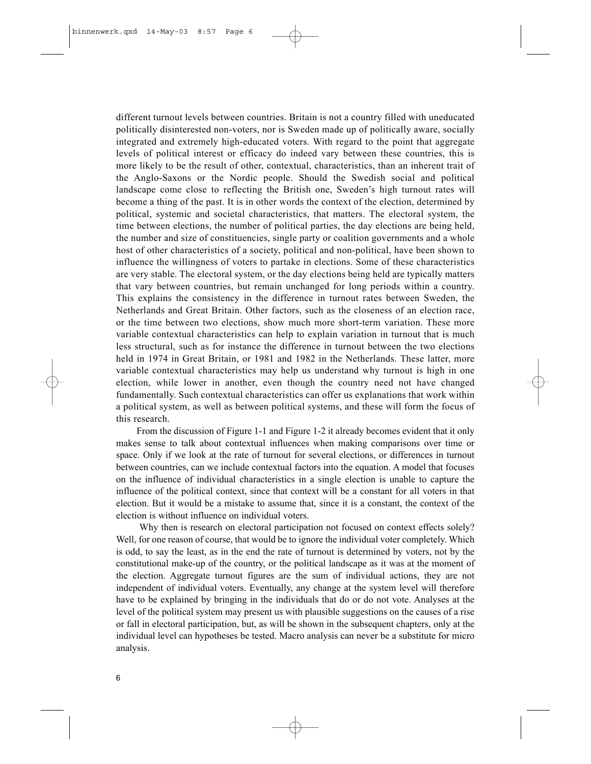different turnout levels between countries. Britain is not a country filled with uneducated politically disinterested non-voters, nor is Sweden made up of politically aware, socially integrated and extremely high-educated voters. With regard to the point that aggregate levels of political interest or efficacy do indeed vary between these countries, this is more likely to be the result of other, contextual, characteristics, than an inherent trait of the Anglo-Saxons or the Nordic people. Should the Swedish social and political landscape come close to reflecting the British one, Sweden's high turnout rates will become a thing of the past. It is in other words the context of the election, determined by political, systemic and societal characteristics, that matters. The electoral system, the time between elections, the number of political parties, the day elections are being held, the number and size of constituencies, single party or coalition governments and a whole host of other characteristics of a society, political and non-political, have been shown to influence the willingness of voters to partake in elections. Some of these characteristics are very stable. The electoral system, or the day elections being held are typically matters that vary between countries, but remain unchanged for long periods within a country. This explains the consistency in the difference in turnout rates between Sweden, the Netherlands and Great Britain. Other factors, such as the closeness of an election race, or the time between two elections, show much more short-term variation. These more variable contextual characteristics can help to explain variation in turnout that is much less structural, such as for instance the difference in turnout between the two elections held in 1974 in Great Britain, or 1981 and 1982 in the Netherlands. These latter, more variable contextual characteristics may help us understand why turnout is high in one election, while lower in another, even though the country need not have changed fundamentally. Such contextual characteristics can offer us explanations that work within a political system, as well as between political systems, and these will form the focus of this research.

From the discussion of Figure 1-1 and Figure 1-2 it already becomes evident that it only makes sense to talk about contextual influences when making comparisons over time or space. Only if we look at the rate of turnout for several elections, or differences in turnout between countries, can we include contextual factors into the equation. A model that focuses on the influence of individual characteristics in a single election is unable to capture the influence of the political context, since that context will be a constant for all voters in that election. But it would be a mistake to assume that, since it is a constant, the context of the election is without influence on individual voters.

Why then is research on electoral participation not focused on context effects solely? Well, for one reason of course, that would be to ignore the individual voter completely. Which is odd, to say the least, as in the end the rate of turnout is determined by voters, not by the constitutional make-up of the country, or the political landscape as it was at the moment of the election. Aggregate turnout figures are the sum of individual actions, they are not independent of individual voters. Eventually, any change at the system level will therefore have to be explained by bringing in the individuals that do or do not vote. Analyses at the level of the political system may present us with plausible suggestions on the causes of a rise or fall in electoral participation, but, as will be shown in the subsequent chapters, only at the individual level can hypotheses be tested. Macro analysis can never be a substitute for micro analysis.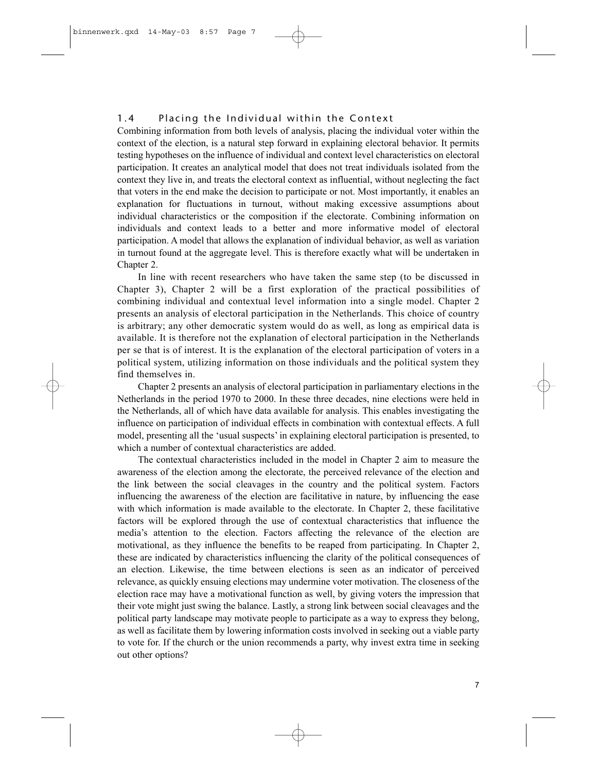## 1.4 Placing the Individual within the Context

Combining information from both levels of analysis, placing the individual voter within the context of the election, is a natural step forward in explaining electoral behavior. It permits testing hypotheses on the influence of individual and context level characteristics on electoral participation. It creates an analytical model that does not treat individuals isolated from the context they live in, and treats the electoral context as influential, without neglecting the fact that voters in the end make the decision to participate or not. Most importantly, it enables an explanation for fluctuations in turnout, without making excessive assumptions about individual characteristics or the composition if the electorate. Combining information on individuals and context leads to a better and more informative model of electoral participation. A model that allows the explanation of individual behavior, as well as variation in turnout found at the aggregate level. This is therefore exactly what will be undertaken in Chapter 2.

In line with recent researchers who have taken the same step (to be discussed in Chapter 3), Chapter 2 will be a first exploration of the practical possibilities of combining individual and contextual level information into a single model. Chapter 2 presents an analysis of electoral participation in the Netherlands. This choice of country is arbitrary; any other democratic system would do as well, as long as empirical data is available. It is therefore not the explanation of electoral participation in the Netherlands per se that is of interest. It is the explanation of the electoral participation of voters in a political system, utilizing information on those individuals and the political system they find themselves in.

Chapter 2 presents an analysis of electoral participation in parliamentary elections in the Netherlands in the period 1970 to 2000. In these three decades, nine elections were held in the Netherlands, all of which have data available for analysis. This enables investigating the influence on participation of individual effects in combination with contextual effects. A full model, presenting all the 'usual suspects' in explaining electoral participation is presented, to which a number of contextual characteristics are added.

The contextual characteristics included in the model in Chapter 2 aim to measure the awareness of the election among the electorate, the perceived relevance of the election and the link between the social cleavages in the country and the political system. Factors influencing the awareness of the election are facilitative in nature, by influencing the ease with which information is made available to the electorate. In Chapter 2, these facilitative factors will be explored through the use of contextual characteristics that influence the media's attention to the election. Factors affecting the relevance of the election are motivational, as they influence the benefits to be reaped from participating. In Chapter 2, these are indicated by characteristics influencing the clarity of the political consequences of an election. Likewise, the time between elections is seen as an indicator of perceived relevance, as quickly ensuing elections may undermine voter motivation. The closeness of the election race may have a motivational function as well, by giving voters the impression that their vote might just swing the balance. Lastly, a strong link between social cleavages and the political party landscape may motivate people to participate as a way to express they belong, as well as facilitate them by lowering information costs involved in seeking out a viable party to vote for. If the church or the union recommends a party, why invest extra time in seeking out other options?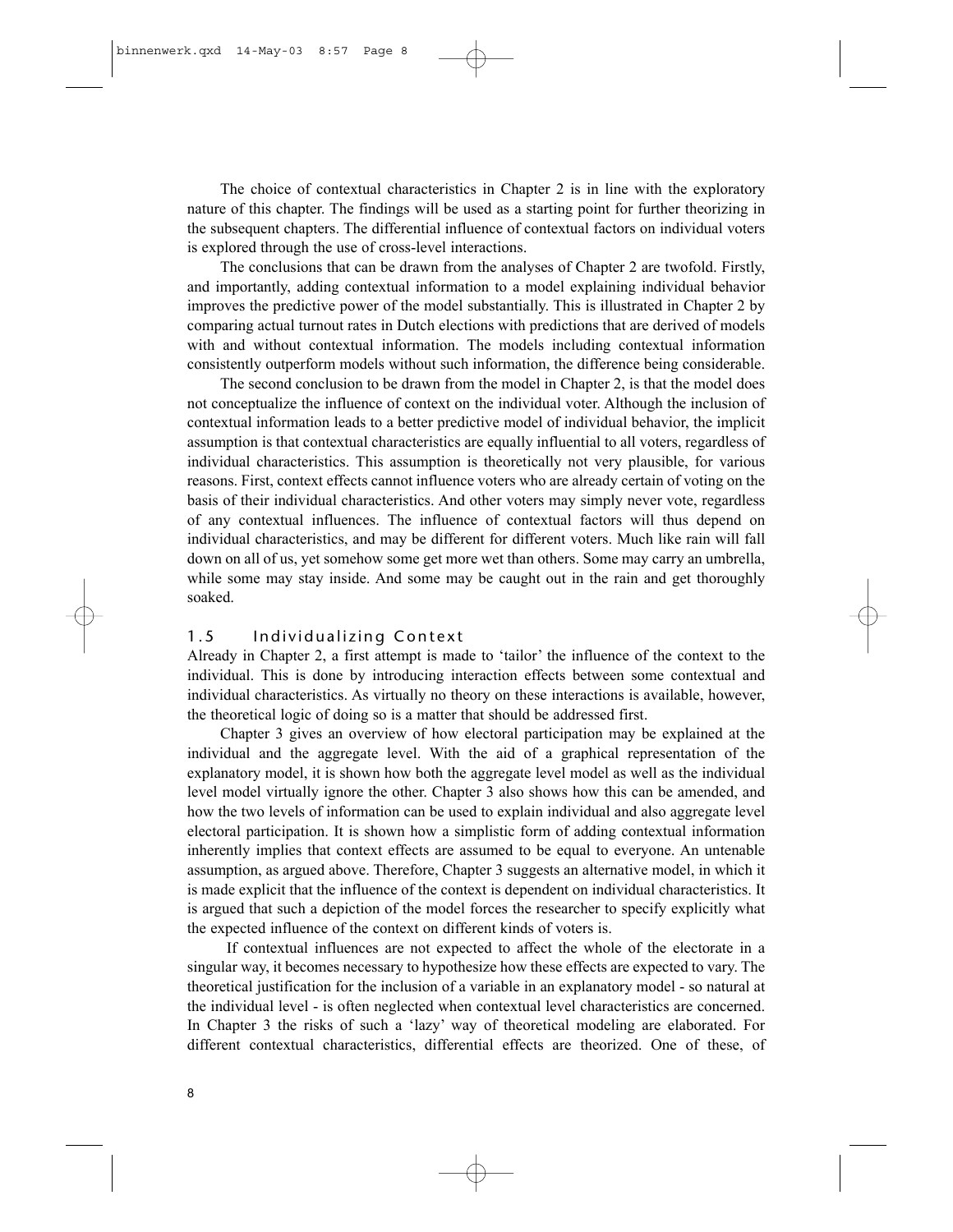The choice of contextual characteristics in Chapter 2 is in line with the exploratory nature of this chapter. The findings will be used as a starting point for further theorizing in the subsequent chapters. The differential influence of contextual factors on individual voters is explored through the use of cross-level interactions.

The conclusions that can be drawn from the analyses of Chapter 2 are twofold. Firstly, and importantly, adding contextual information to a model explaining individual behavior improves the predictive power of the model substantially. This is illustrated in Chapter 2 by comparing actual turnout rates in Dutch elections with predictions that are derived of models with and without contextual information. The models including contextual information consistently outperform models without such information, the difference being considerable.

The second conclusion to be drawn from the model in Chapter 2, is that the model does not conceptualize the influence of context on the individual voter. Although the inclusion of contextual information leads to a better predictive model of individual behavior, the implicit assumption is that contextual characteristics are equally influential to all voters, regardless of individual characteristics. This assumption is theoretically not very plausible, for various reasons. First, context effects cannot influence voters who are already certain of voting on the basis of their individual characteristics. And other voters may simply never vote, regardless of any contextual influences. The influence of contextual factors will thus depend on individual characteristics, and may be different for different voters. Much like rain will fall down on all of us, yet somehow some get more wet than others. Some may carry an umbrella, while some may stay inside. And some may be caught out in the rain and get thoroughly soaked.

## 1.5 Individualizing Context

Already in Chapter 2, a first attempt is made to 'tailor' the influence of the context to the individual. This is done by introducing interaction effects between some contextual and individual characteristics. As virtually no theory on these interactions is available, however, the theoretical logic of doing so is a matter that should be addressed first.

Chapter 3 gives an overview of how electoral participation may be explained at the individual and the aggregate level. With the aid of a graphical representation of the explanatory model, it is shown how both the aggregate level model as well as the individual level model virtually ignore the other. Chapter 3 also shows how this can be amended, and how the two levels of information can be used to explain individual and also aggregate level electoral participation. It is shown how a simplistic form of adding contextual information inherently implies that context effects are assumed to be equal to everyone. An untenable assumption, as argued above. Therefore, Chapter 3 suggests an alternative model, in which it is made explicit that the influence of the context is dependent on individual characteristics. It is argued that such a depiction of the model forces the researcher to specify explicitly what the expected influence of the context on different kinds of voters is.

If contextual influences are not expected to affect the whole of the electorate in a singular way, it becomes necessary to hypothesize how these effects are expected to vary. The theoretical justification for the inclusion of a variable in an explanatory model - so natural at the individual level - is often neglected when contextual level characteristics are concerned. In Chapter 3 the risks of such a 'lazy' way of theoretical modeling are elaborated. For different contextual characteristics, differential effects are theorized. One of these, of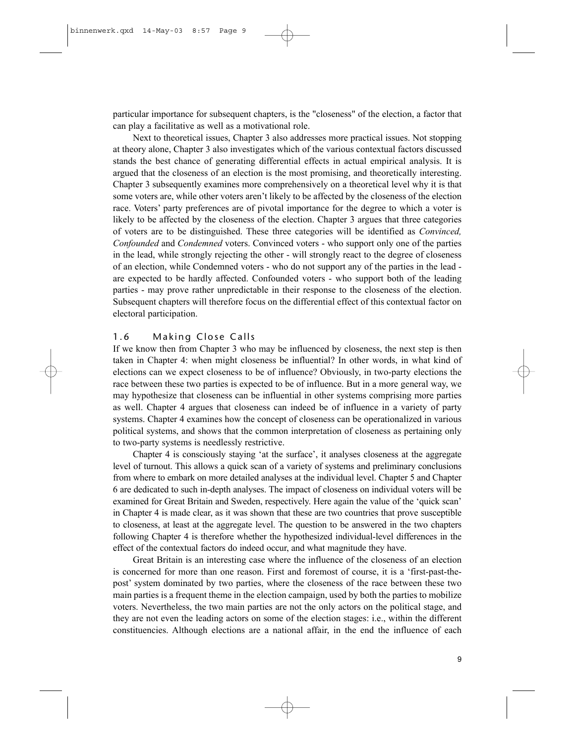particular importance for subsequent chapters, is the "closeness" of the election, a factor that can play a facilitative as well as a motivational role.

Next to theoretical issues, Chapter 3 also addresses more practical issues. Not stopping at theory alone, Chapter 3 also investigates which of the various contextual factors discussed stands the best chance of generating differential effects in actual empirical analysis. It is argued that the closeness of an election is the most promising, and theoretically interesting. Chapter 3 subsequently examines more comprehensively on a theoretical level why it is that some voters are, while other voters aren't likely to be affected by the closeness of the election race. Voters' party preferences are of pivotal importance for the degree to which a voter is likely to be affected by the closeness of the election. Chapter 3 argues that three categories of voters are to be distinguished. These three categories will be identified as *Convinced, Confounded* and *Condemned* voters. Convinced voters - who support only one of the parties in the lead, while strongly rejecting the other - will strongly react to the degree of closeness of an election, while Condemned voters - who do not support any of the parties in the lead - are expected to be hardly affected. Confounded voters - who support both of the leading parties - may prove rather unpredictable in their response to the closeness of the election. Subsequent chapters will therefore focus on the differential effect of this contextual factor on electoral participation.

## 1.6 Making Close Calls

If we know then from Chapter 3 who may be influenced by closeness, the next step is then taken in Chapter 4: when might closeness be influential? In other words, in what kind of elections can we expect closeness to be of influence? Obviously, in two-party elections the race between these two parties is expected to be of influence. But in a more general way, we may hypothesize that closeness can be influential in other systems comprising more parties as well. Chapter 4 argues that closeness can indeed be of influence in a variety of party systems. Chapter 4 examines how the concept of closeness can be operationalized in various political systems, and shows that the common interpretation of closeness as pertaining only to two-party systems is needlessly restrictive.

Chapter 4 is consciously staying 'at the surface', it analyses closeness at the aggregate level of turnout. This allows a quick scan of a variety of systems and preliminary conclusions from where to embark on more detailed analyses at the individual level. Chapter 5 and Chapter 6 are dedicated to such in-depth analyses. The impact of closeness on individual voters will be examined for Great Britain and Sweden, respectively. Here again the value of the 'quick scan' in Chapter 4 is made clear, as it was shown that these are two countries that prove susceptible to closeness, at least at the aggregate level. The question to be answered in the two chapters following Chapter 4 is therefore whether the hypothesized individual-level differences in the effect of the contextual factors do indeed occur, and what magnitude they have.

Great Britain is an interesting case where the influence of the closeness of an election is concerned for more than one reason. First and foremost of course, it is a 'first-past-the-post' system dominated by two parties, where the closeness of the race between these two main parties is a frequent theme in the election campaign, used by both the parties to mobilize voters. Nevertheless, the two main parties are not the only actors on the political stage, and they are not even the leading actors on some of the election stages: i.e., within the different constituencies. Although elections are a national affair, in the end the influence of each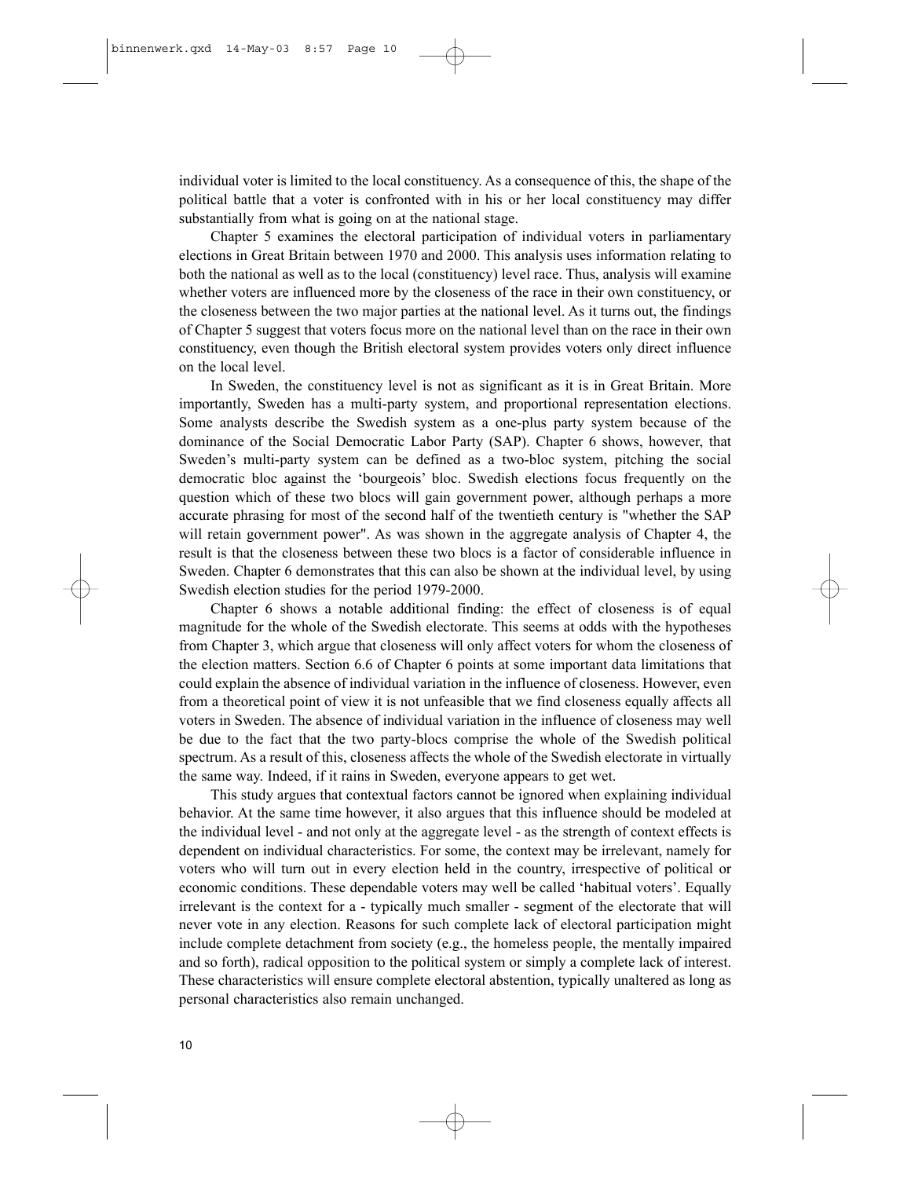individual voter is limited to the local constituency. As a consequence of this, the shape of the political battle that a voter is confronted with in his or her local constituency may differ substantially from what is going on at the national stage.

Chapter 5 examines the electoral participation of individual voters in parliamentary elections in Great Britain between 1970 and 2000. This analysis uses information relating to both the national as well as to the local (constituency) level race. Thus, analysis will examine whether voters are influenced more by the closeness of the race in their own constituency, or the closeness between the two major parties at the national level. As it turns out, the findings of Chapter 5 suggest that voters focus more on the national level than on the race in their own constituency, even though the British electoral system provides voters only direct influence on the local level.

In Sweden, the constituency level is not as significant as it is in Great Britain. More importantly, Sweden has a multi-party system, and proportional representation elections. Some analysts describe the Swedish system as a one-plus party system because of the dominance of the Social Democratic Labor Party (SAP). Chapter 6 shows, however, that Sweden's multi-party system can be defined as a two-bloc system, pitching the social democratic bloc against the 'bourgeois' bloc. Swedish elections focus frequently on the question which of these two blocs will gain government power, although perhaps a more accurate phrasing for most of the second half of the twentieth century is "whether the SAP will retain government power". As was shown in the aggregate analysis of Chapter 4, the result is that the closeness between these two blocs is a factor of considerable influence in Sweden. Chapter 6 demonstrates that this can also be shown at the individual level, by using Swedish election studies for the period 1979-2000.

Chapter 6 shows a notable additional finding: the effect of closeness is of equal magnitude for the whole of the Swedish electorate. This seems at odds with the hypotheses from Chapter 3, which argue that closeness will only affect voters for whom the closeness of the election matters. Section 6.6 of Chapter 6 points at some important data limitations that could explain the absence of individual variation in the influence of closeness. However, even from a theoretical point of view it is not unfeasible that we find closeness equally affects all voters in Sweden. The absence of individual variation in the influence of closeness may well be due to the fact that the two party-blocs comprise the whole of the Swedish political spectrum. As a result of this, closeness affects the whole of the Swedish electorate in virtually the same way. Indeed, if it rains in Sweden, everyone appears to get wet.

This study argues that contextual factors cannot be ignored when explaining individual behavior. At the same time however, it also argues that this influence should be modeled at the individual level - and not only at the aggregate level - as the strength of context effects is dependent on individual characteristics. For some, the context may be irrelevant, namely for voters who will turn out in every election held in the country, irrespective of political or economic conditions. These dependable voters may well be called 'habitual voters'. Equally irrelevant is the context for a - typically much smaller - segment of the electorate that will never vote in any election. Reasons for such complete lack of electoral participation might include complete detachment from society (e.g., the homeless people, the mentally impaired and so forth), radical opposition to the political system or simply a complete lack of interest. These characteristics will ensure complete electoral abstention, typically unaltered as long as personal characteristics also remain unchanged.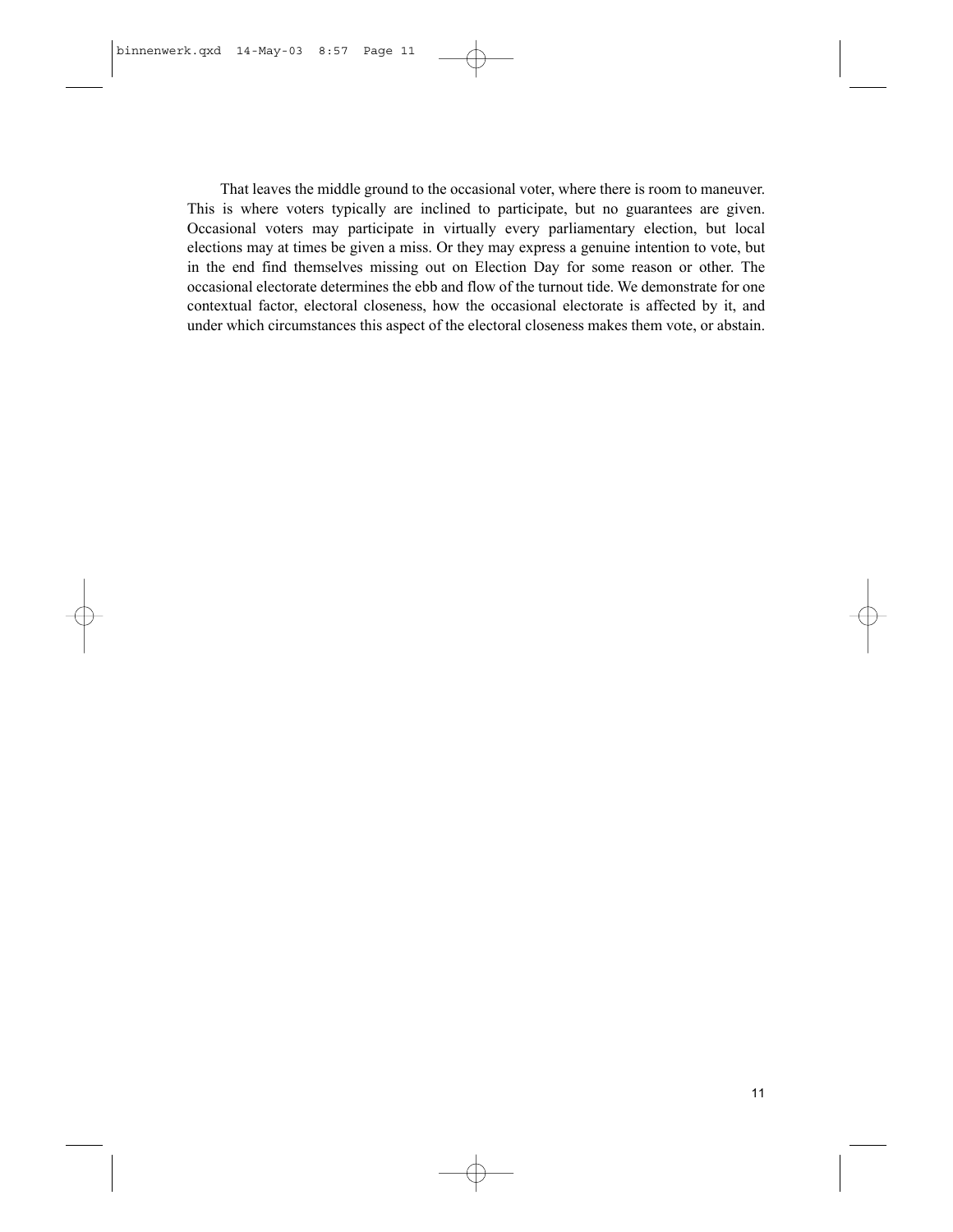That leaves the middle ground to the occasional voter, where there is room to maneuver. This is where voters typically are inclined to participate, but no guarantees are given. Occasional voters may participate in virtually every parliamentary election, but local elections may at times be given a miss. Or they may express a genuine intention to vote, but in the end find themselves missing out on Election Day for some reason or other. The occasional electorate determines the ebb and flow of the turnout tide. We demonstrate for one contextual factor, electoral closeness, how the occasional electorate is affected by it, and under which circumstances this aspect of the electoral closeness makes them vote, or abstain.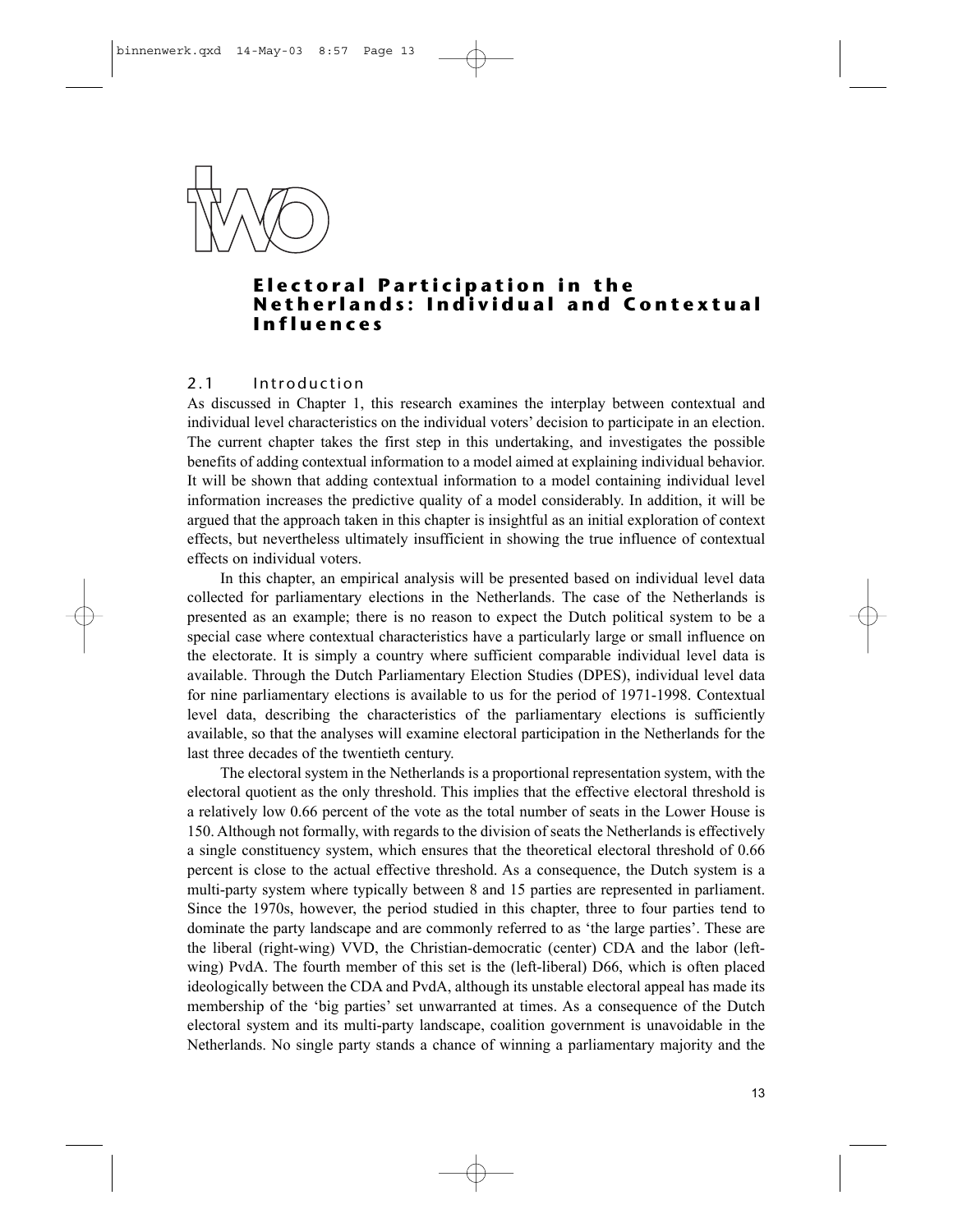# two

## Electoral Participation in the Netherlands: Individual and Contextual Influences

### 2.1 Introduction

As discussed in Chapter 1, this research examines the interplay between contextual and individual level characteristics on the individual voters' decision to participate in an election. The current chapter takes the first step in this undertaking, and investigates the possible benefits of adding contextual information to a model aimed at explaining individual behavior. It will be shown that adding contextual information to a model containing individual level information increases the predictive quality of a model considerably. In addition, it will be argued that the approach taken in this chapter is insightful as an initial exploration of context effects, but nevertheless ultimately insufficient in showing the true influence of contextual effects on individual voters.

In this chapter, an empirical analysis will be presented based on individual level data collected for parliamentary elections in the Netherlands. The case of the Netherlands is presented as an example; there is no reason to expect the Dutch political system to be a special case where contextual characteristics have a particularly large or small influence on the electorate. It is simply a country where sufficient comparable individual level data is available. Through the Dutch Parliamentary Election Studies (DPES), individual level data for nine parliamentary elections is available to us for the period of 1971-1998. Contextual level data, describing the characteristics of the parliamentary elections is sufficiently available, so that the analyses will examine electoral participation in the Netherlands for the last three decades of the twentieth century.

The electoral system in the Netherlands is a proportional representation system, with the electoral quotient as the only threshold. This implies that the effective electoral threshold is a relatively low 0.66 percent of the vote as the total number of seats in the Lower House is 150. Although not formally, with regards to the division of seats the Netherlands is effectively a single constituency system, which ensures that the theoretical electoral threshold of 0.66 percent is close to the actual effective threshold. As a consequence, the Dutch system is a multi-party system where typically between 8 and 15 parties are represented in parliament. Since the 1970s, however, the period studied in this chapter, three to four parties tend to dominate the party landscape and are commonly referred to as 'the large parties'. These are the liberal (right-wing) VVD, the Christian-democratic (center) CDA and the labor (left-wing) PvdA. The fourth member of this set is the (left-liberal) D66, which is often placed ideologically between the CDA and PvdA, although its unstable electoral appeal has made its membership of the 'big parties' set unwarranted at times. As a consequence of the Dutch electoral system and its multi-party landscape, coalition government is unavoidable in the Netherlands. No single party stands a chance of winning a parliamentary majority and the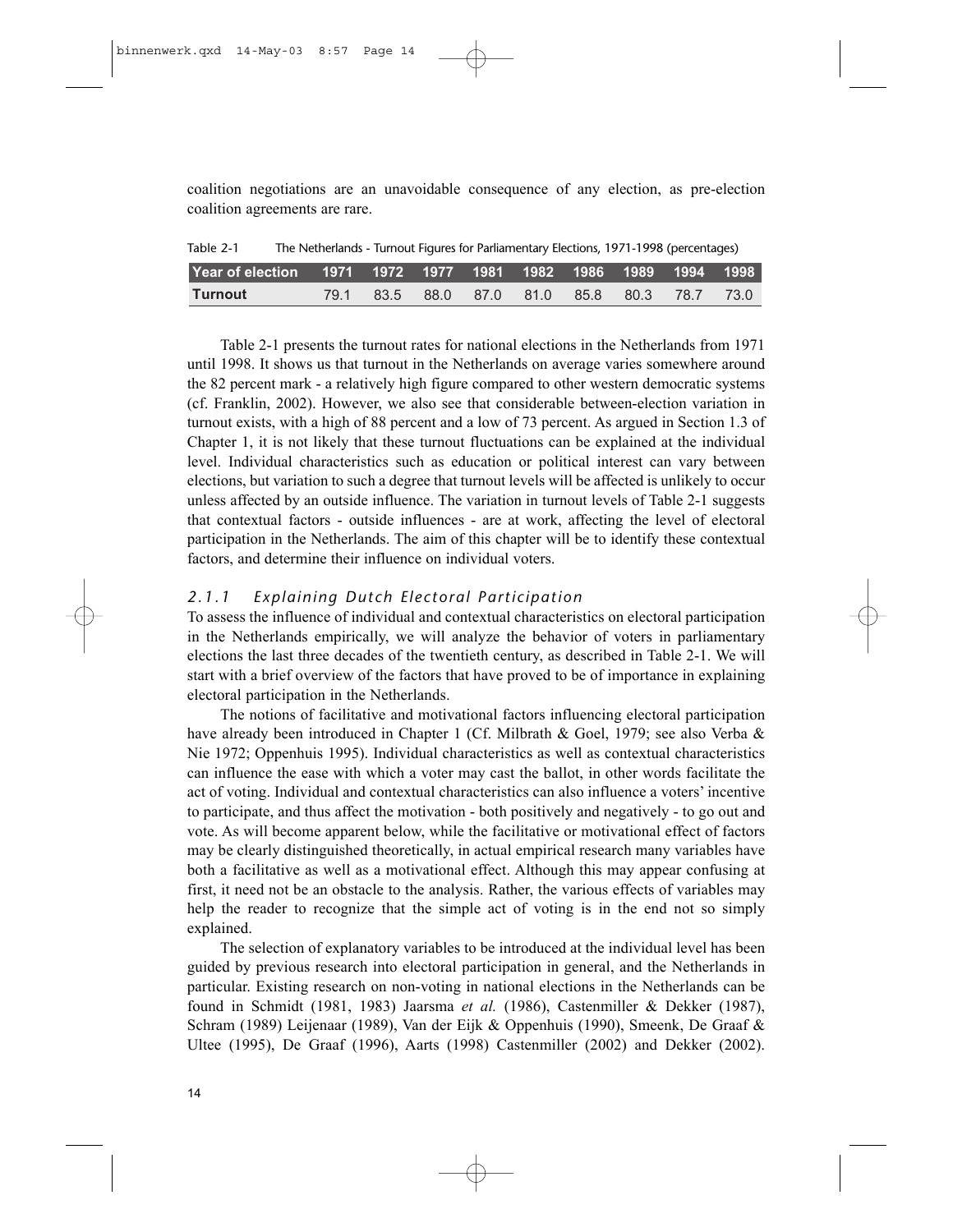coalition negotiations are an unavoidable consequence of any election, as pre-election coalition agreements are rare.

Table 2-1 The Netherlands - Turnout Figures for Parliamentary Elections, 1971-1998 (percentages)

| Year of election | 1971 | 1972 | 1977 | 1981 | 1982 | 1986 | 1989 | 1994 | 1998 |
|---|---|---|---|---|---|---|---|---|---|
| Turnout | 79.1 | 83.5 | 88.0 | 87.0 | 81.0 | 85.8 | 80.3 | 78.7 | 73.0 |

Table 2-1 presents the turnout rates for national elections in the Netherlands from 1971 until 1998. It shows us that turnout in the Netherlands on average varies somewhere around the 82 percent mark - a relatively high figure compared to other western democratic systems (cf. Franklin, 2002). However, we also see that considerable between-election variation in turnout exists, with a high of 88 percent and a low of 73 percent. As argued in Section 1.3 of Chapter 1, it is not likely that these turnout fluctuations can be explained at the individual level. Individual characteristics such as education or political interest can vary between elections, but variation to such a degree that turnout levels will be affected is unlikely to occur unless affected by an outside influence. The variation in turnout levels of Table 2-1 suggests that contextual factors - outside influences - are at work, affecting the level of electoral participation in the Netherlands. The aim of this chapter will be to identify these contextual factors, and determine their influence on individual voters.

### *2.1.1 Explaining Dutch Electoral Participation*

To assess the influence of individual and contextual characteristics on electoral participation in the Netherlands empirically, we will analyze the behavior of voters in parliamentary elections the last three decades of the twentieth century, as described in Table 2-1. We will start with a brief overview of the factors that have proved to be of importance in explaining electoral participation in the Netherlands.

The notions of facilitative and motivational factors influencing electoral participation have already been introduced in Chapter 1 (Cf. Milbrath & Goel, 1979; see also Verba & Nie 1972; Oppenhuis 1995). Individual characteristics as well as contextual characteristics can influence the ease with which a voter may cast the ballot, in other words facilitate the act of voting. Individual and contextual characteristics can also influence a voters' incentive to participate, and thus affect the motivation - both positively and negatively - to go out and vote. As will become apparent below, while the facilitative or motivational effect of factors may be clearly distinguished theoretically, in actual empirical research many variables have both a facilitative as well as a motivational effect. Although this may appear confusing at first, it need not be an obstacle to the analysis. Rather, the various effects of variables may help the reader to recognize that the simple act of voting is in the end not so simply explained.

The selection of explanatory variables to be introduced at the individual level has been guided by previous research into electoral participation in general, and the Netherlands in particular. Existing research on non-voting in national elections in the Netherlands can be found in Schmidt (1981, 1983) Jaarsma *et al.* (1986), Castenmiller & Dekker (1987), Schram (1989) Leijenaar (1989), Van der Eijk & Oppenhuis (1990), Smeenk, De Graaf & Ultee (1995), De Graaf (1996), Aarts (1998) Castenmiller (2002) and Dekker (2002).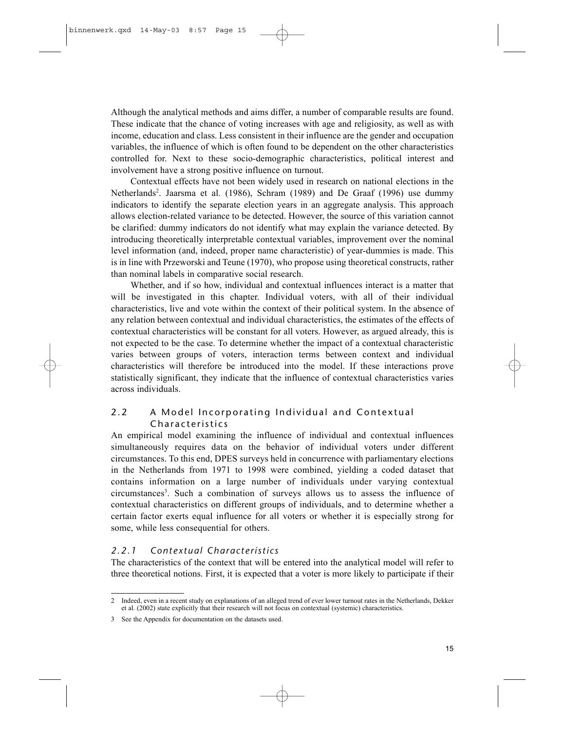Although the analytical methods and aims differ, a number of comparable results are found. These indicate that the chance of voting increases with age and religiosity, as well as with income, education and class. Less consistent in their influence are the gender and occupation variables, the influence of which is often found to be dependent on the other characteristics controlled for. Next to these socio-demographic characteristics, political interest and involvement have a strong positive influence on turnout.

Contextual effects have not been widely used in research on national elections in the Netherlands[2]. Jaarsma et al. (1986), Schram (1989) and De Graaf (1996) use dummy indicators to identify the separate election years in an aggregate analysis. This approach allows election-related variance to be detected. However, the source of this variation cannot be clarified: dummy indicators do not identify what may explain the variance detected. By introducing theoretically interpretable contextual variables, improvement over the nominal level information (and, indeed, proper name characteristic) of year-dummies is made. This is in line with Przeworski and Teune (1970), who propose using theoretical constructs, rather than nominal labels in comparative social research.

Whether, and if so how, individual and contextual influences interact is a matter that will be investigated in this chapter. Individual voters, with all of their individual characteristics, live and vote within the context of their political system. In the absence of any relation between contextual and individual characteristics, the estimates of the effects of contextual characteristics will be constant for all voters. However, as argued already, this is not expected to be the case. To determine whether the impact of a contextual characteristic varies between groups of voters, interaction terms between context and individual characteristics will therefore be introduced into the model. If these interactions prove statistically significant, they indicate that the influence of contextual characteristics varies across individuals.

## 2.2 A Model Incorporating Individual and Contextual Characteristics

An empirical model examining the influence of individual and contextual influences simultaneously requires data on the behavior of individual voters under different circumstances. To this end, DPES surveys held in concurrence with parliamentary elections in the Netherlands from 1971 to 1998 were combined, yielding a coded dataset that contains information on a large number of individuals under varying contextual circumstances[3]. Such a combination of surveys allows us to assess the influence of contextual characteristics on different groups of individuals, and to determine whether a certain factor exerts equal influence for all voters or whether it is especially strong for some, while less consequential for others.

### *2.2.1 Contextual Characteristics*

The characteristics of the context that will be entered into the analytical model will refer to three theoretical notions. First, it is expected that a voter is more likely to participate if their

---

2 Indeed, even in a recent study on explanations of an alleged trend of ever lower turnout rates in the Netherlands, Dekker et al. (2002) state explicitly that their research will not focus on contextual (systemic) characteristics.

3 See the Appendix for documentation on the datasets used.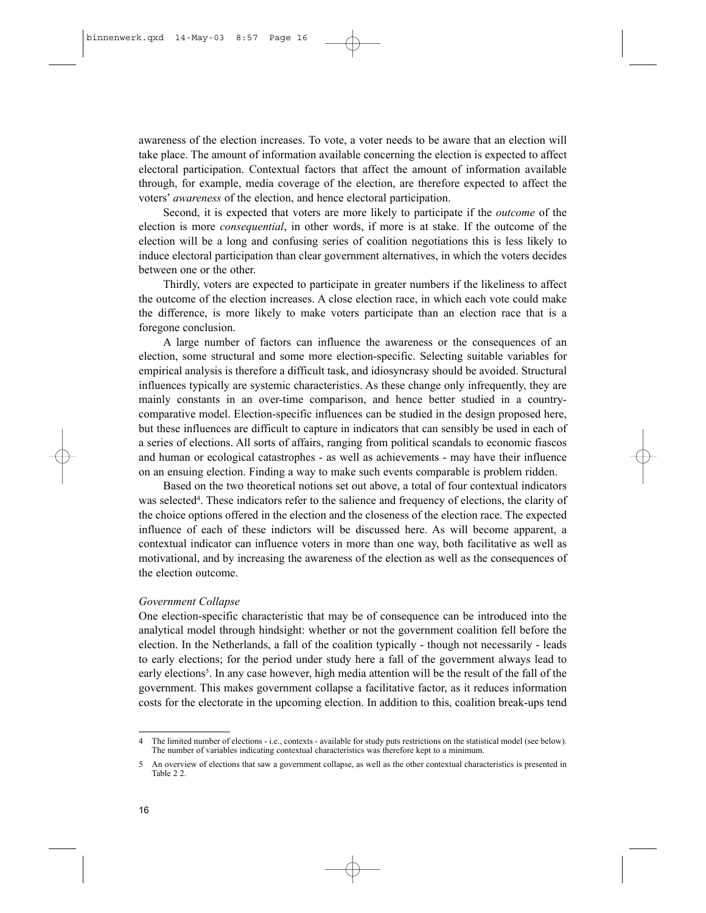awareness of the election increases. To vote, a voter needs to be aware that an election will take place. The amount of information available concerning the election is expected to affect electoral participation. Contextual factors that affect the amount of information available through, for example, media coverage of the election, are therefore expected to affect the voters' *awareness* of the election, and hence electoral participation.

Second, it is expected that voters are more likely to participate if the *outcome* of the election is more *consequential*, in other words, if more is at stake. If the outcome of the election will be a long and confusing series of coalition negotiations this is less likely to induce electoral participation than clear government alternatives, in which the voters decides between one or the other.

Thirdly, voters are expected to participate in greater numbers if the likeliness to affect the outcome of the election increases. A close election race, in which each vote could make the difference, is more likely to make voters participate than an election race that is a foregone conclusion.

A large number of factors can influence the awareness or the consequences of an election, some structural and some more election-specific. Selecting suitable variables for empirical analysis is therefore a difficult task, and idiosyncrasy should be avoided. Structural influences typically are systemic characteristics. As these change only infrequently, they are mainly constants in an over-time comparison, and hence better studied in a country-comparative model. Election-specific influences can be studied in the design proposed here, but these influences are difficult to capture in indicators that can sensibly be used in each of a series of elections. All sorts of affairs, ranging from political scandals to economic fiascos and human or ecological catastrophes - as well as achievements - may have their influence on an ensuing election. Finding a way to make such events comparable is problem ridden.

Based on the two theoretical notions set out above, a total of four contextual indicators was selected[4]. These indicators refer to the salience and frequency of elections, the clarity of the choice options offered in the election and the closeness of the election race. The expected influence of each of these indictors will be discussed here. As will become apparent, a contextual indicator can influence voters in more than one way, both facilitative as well as motivational, and by increasing the awareness of the election as well as the consequences of the election outcome.

*Government Collapse*

One election-specific characteristic that may be of consequence can be introduced into the analytical model through hindsight: whether or not the government coalition fell before the election. In the Netherlands, a fall of the coalition typically - though not necessarily - leads to early elections; for the period under study here a fall of the government always lead to early elections[5]. In any case however, high media attention will be the result of the fall of the government. This makes government collapse a facilitative factor, as it reduces information costs for the electorate in the upcoming election. In addition to this, coalition break-ups tend

---

4 The limited number of elections - i.e., contexts - available for study puts restrictions on the statistical model (see below). The number of variables indicating contextual characteristics was therefore kept to a minimum.

5 An overview of elections that saw a government collapse, as well as the other contextual characteristics is presented in Table 2 2.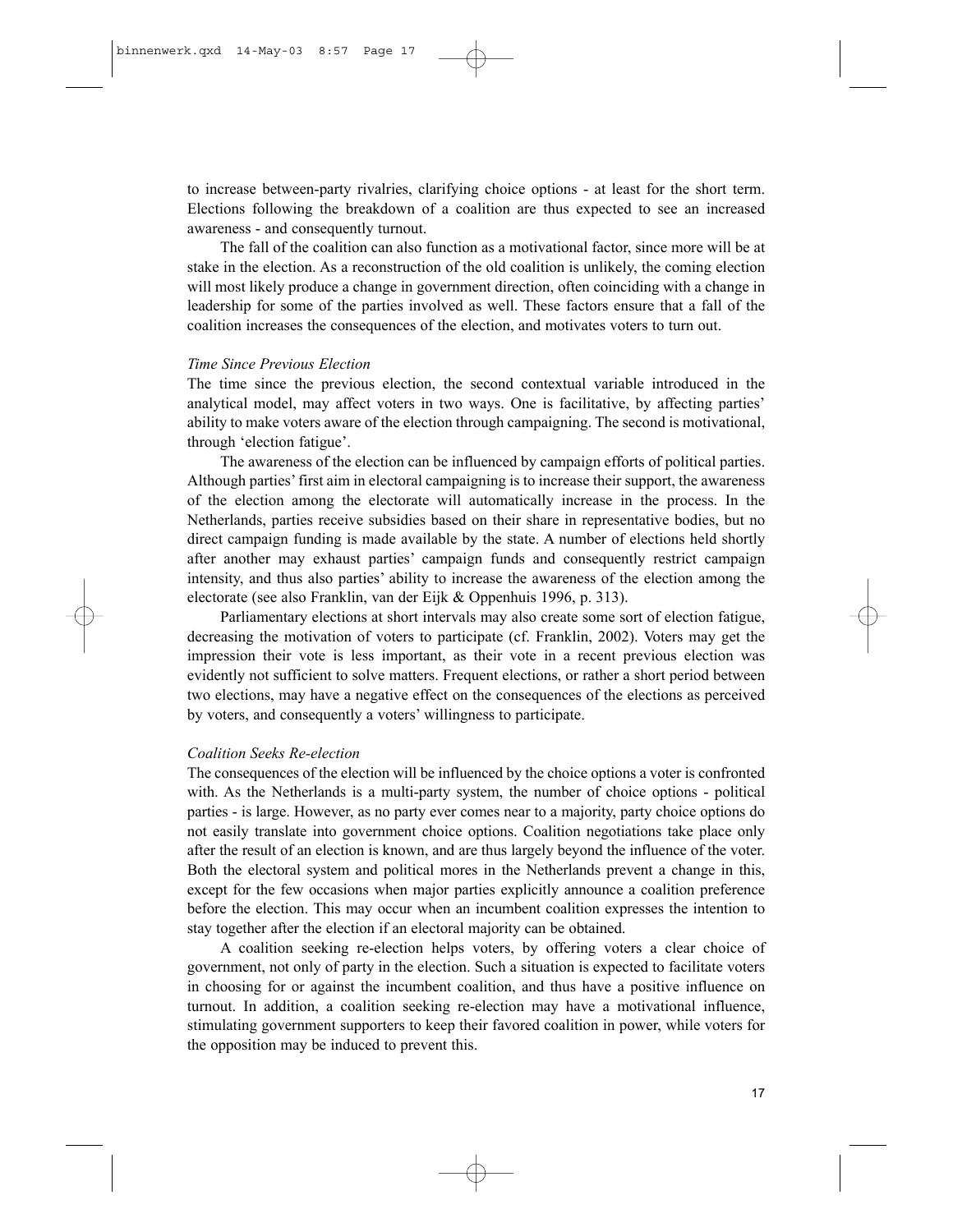to increase between-party rivalries, clarifying choice options - at least for the short term. Elections following the breakdown of a coalition are thus expected to see an increased awareness - and consequently turnout.

The fall of the coalition can also function as a motivational factor, since more will be at stake in the election. As a reconstruction of the old coalition is unlikely, the coming election will most likely produce a change in government direction, often coinciding with a change in leadership for some of the parties involved as well. These factors ensure that a fall of the coalition increases the consequences of the election, and motivates voters to turn out.

*Time Since Previous Election*

The time since the previous election, the second contextual variable introduced in the analytical model, may affect voters in two ways. One is facilitative, by affecting parties' ability to make voters aware of the election through campaigning. The second is motivational, through 'election fatigue'.

The awareness of the election can be influenced by campaign efforts of political parties. Although parties' first aim in electoral campaigning is to increase their support, the awareness of the election among the electorate will automatically increase in the process. In the Netherlands, parties receive subsidies based on their share in representative bodies, but no direct campaign funding is made available by the state. A number of elections held shortly after another may exhaust parties' campaign funds and consequently restrict campaign intensity, and thus also parties' ability to increase the awareness of the election among the electorate (see also Franklin, van der Eijk & Oppenhuis 1996, p. 313).

Parliamentary elections at short intervals may also create some sort of election fatigue, decreasing the motivation of voters to participate (cf. Franklin, 2002). Voters may get the impression their vote is less important, as their vote in a recent previous election was evidently not sufficient to solve matters. Frequent elections, or rather a short period between two elections, may have a negative effect on the consequences of the elections as perceived by voters, and consequently a voters' willingness to participate.

*Coalition Seeks Re-election*

The consequences of the election will be influenced by the choice options a voter is confronted with. As the Netherlands is a multi-party system, the number of choice options - political parties - is large. However, as no party ever comes near to a majority, party choice options do not easily translate into government choice options. Coalition negotiations take place only after the result of an election is known, and are thus largely beyond the influence of the voter. Both the electoral system and political mores in the Netherlands prevent a change in this, except for the few occasions when major parties explicitly announce a coalition preference before the election. This may occur when an incumbent coalition expresses the intention to stay together after the election if an electoral majority can be obtained.

A coalition seeking re-election helps voters, by offering voters a clear choice of government, not only of party in the election. Such a situation is expected to facilitate voters in choosing for or against the incumbent coalition, and thus have a positive influence on turnout. In addition, a coalition seeking re-election may have a motivational influence, stimulating government supporters to keep their favored coalition in power, while voters for the opposition may be induced to prevent this.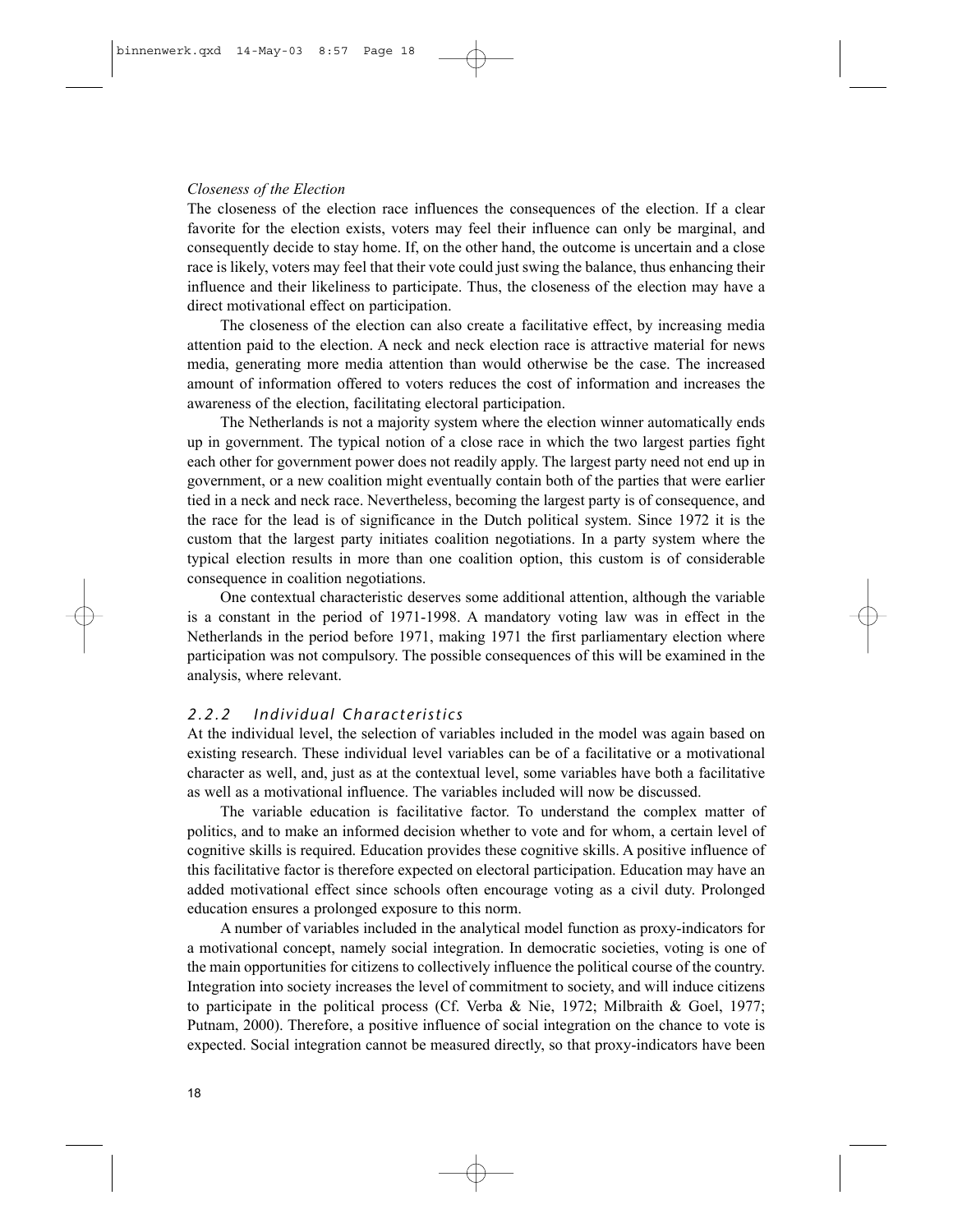*Closeness of the Election*

The closeness of the election race influences the consequences of the election. If a clear favorite for the election exists, voters may feel their influence can only be marginal, and consequently decide to stay home. If, on the other hand, the outcome is uncertain and a close race is likely, voters may feel that their vote could just swing the balance, thus enhancing their influence and their likeliness to participate. Thus, the closeness of the election may have a direct motivational effect on participation.

The closeness of the election can also create a facilitative effect, by increasing media attention paid to the election. A neck and neck election race is attractive material for news media, generating more media attention than would otherwise be the case. The increased amount of information offered to voters reduces the cost of information and increases the awareness of the election, facilitating electoral participation.

The Netherlands is not a majority system where the election winner automatically ends up in government. The typical notion of a close race in which the two largest parties fight each other for government power does not readily apply. The largest party need not end up in government, or a new coalition might eventually contain both of the parties that were earlier tied in a neck and neck race. Nevertheless, becoming the largest party is of consequence, and the race for the lead is of significance in the Dutch political system. Since 1972 it is the custom that the largest party initiates coalition negotiations. In a party system where the typical election results in more than one coalition option, this custom is of considerable consequence in coalition negotiations.

One contextual characteristic deserves some additional attention, although the variable is a constant in the period of 1971-1998. A mandatory voting law was in effect in the Netherlands in the period before 1971, making 1971 the first parliamentary election where participation was not compulsory. The possible consequences of this will be examined in the analysis, where relevant.

### 2.2.2 Individual Characteristics

At the individual level, the selection of variables included in the model was again based on existing research. These individual level variables can be of a facilitative or a motivational character as well, and, just as at the contextual level, some variables have both a facilitative as well as a motivational influence. The variables included will now be discussed.

The variable education is facilitative factor. To understand the complex matter of politics, and to make an informed decision whether to vote and for whom, a certain level of cognitive skills is required. Education provides these cognitive skills. A positive influence of this facilitative factor is therefore expected on electoral participation. Education may have an added motivational effect since schools often encourage voting as a civil duty. Prolonged education ensures a prolonged exposure to this norm.

A number of variables included in the analytical model function as proxy-indicators for a motivational concept, namely social integration. In democratic societies, voting is one of the main opportunities for citizens to collectively influence the political course of the country. Integration into society increases the level of commitment to society, and will induce citizens to participate in the political process (Cf. Verba & Nie, 1972; Milbraith & Goel, 1977; Putnam, 2000). Therefore, a positive influence of social integration on the chance to vote is expected. Social integration cannot be measured directly, so that proxy-indicators have been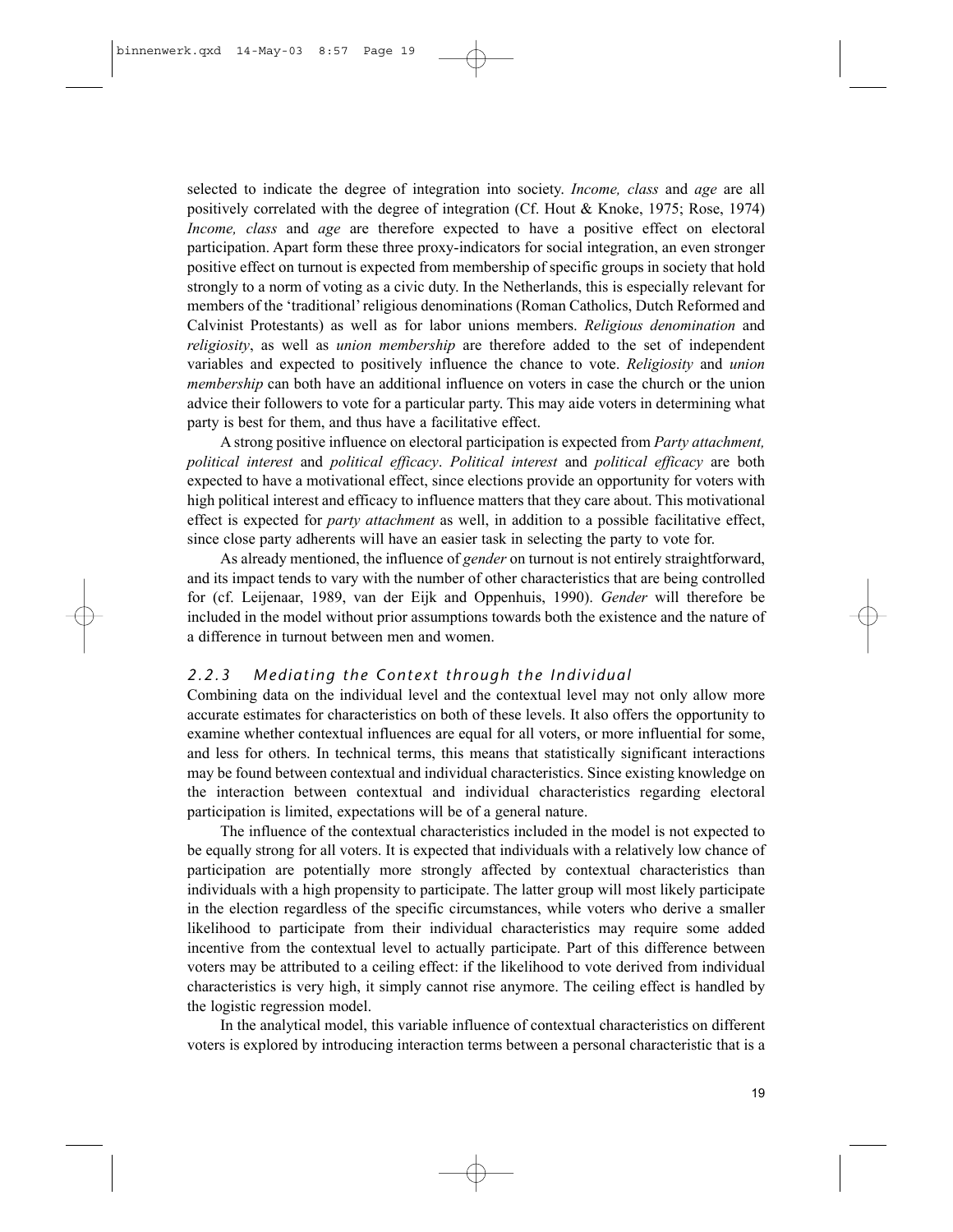selected to indicate the degree of integration into society. *Income, class* and *age* are all positively correlated with the degree of integration (Cf. Hout & Knoke, 1975; Rose, 1974) *Income, class* and *age* are therefore expected to have a positive effect on electoral participation. Apart form these three proxy-indicators for social integration, an even stronger positive effect on turnout is expected from membership of specific groups in society that hold strongly to a norm of voting as a civic duty. In the Netherlands, this is especially relevant for members of the 'traditional' religious denominations (Roman Catholics, Dutch Reformed and Calvinist Protestants) as well as for labor unions members. *Religious denomination* and *religiosity*, as well as *union membership* are therefore added to the set of independent variables and expected to positively influence the chance to vote. *Religiosity* and *union membership* can both have an additional influence on voters in case the church or the union advice their followers to vote for a particular party. This may aide voters in determining what party is best for them, and thus have a facilitative effect.

A strong positive influence on electoral participation is expected from *Party attachment, political interest* and *political efficacy*. *Political interest* and *political efficacy* are both expected to have a motivational effect, since elections provide an opportunity for voters with high political interest and efficacy to influence matters that they care about. This motivational effect is expected for *party attachment* as well, in addition to a possible facilitative effect, since close party adherents will have an easier task in selecting the party to vote for.

As already mentioned, the influence of *gender* on turnout is not entirely straightforward, and its impact tends to vary with the number of other characteristics that are being controlled for (cf. Leijenaar, 1989, van der Eijk and Oppenhuis, 1990). *Gender* will therefore be included in the model without prior assumptions towards both the existence and the nature of a difference in turnout between men and women.

### *2.2.3 Mediating the Context through the Individual*

Combining data on the individual level and the contextual level may not only allow more accurate estimates for characteristics on both of these levels. It also offers the opportunity to examine whether contextual influences are equal for all voters, or more influential for some, and less for others. In technical terms, this means that statistically significant interactions may be found between contextual and individual characteristics. Since existing knowledge on the interaction between contextual and individual characteristics regarding electoral participation is limited, expectations will be of a general nature.

The influence of the contextual characteristics included in the model is not expected to be equally strong for all voters. It is expected that individuals with a relatively low chance of participation are potentially more strongly affected by contextual characteristics than individuals with a high propensity to participate. The latter group will most likely participate in the election regardless of the specific circumstances, while voters who derive a smaller likelihood to participate from their individual characteristics may require some added incentive from the contextual level to actually participate. Part of this difference between voters may be attributed to a ceiling effect: if the likelihood to vote derived from individual characteristics is very high, it simply cannot rise anymore. The ceiling effect is handled by the logistic regression model.

In the analytical model, this variable influence of contextual characteristics on different voters is explored by introducing interaction terms between a personal characteristic that is a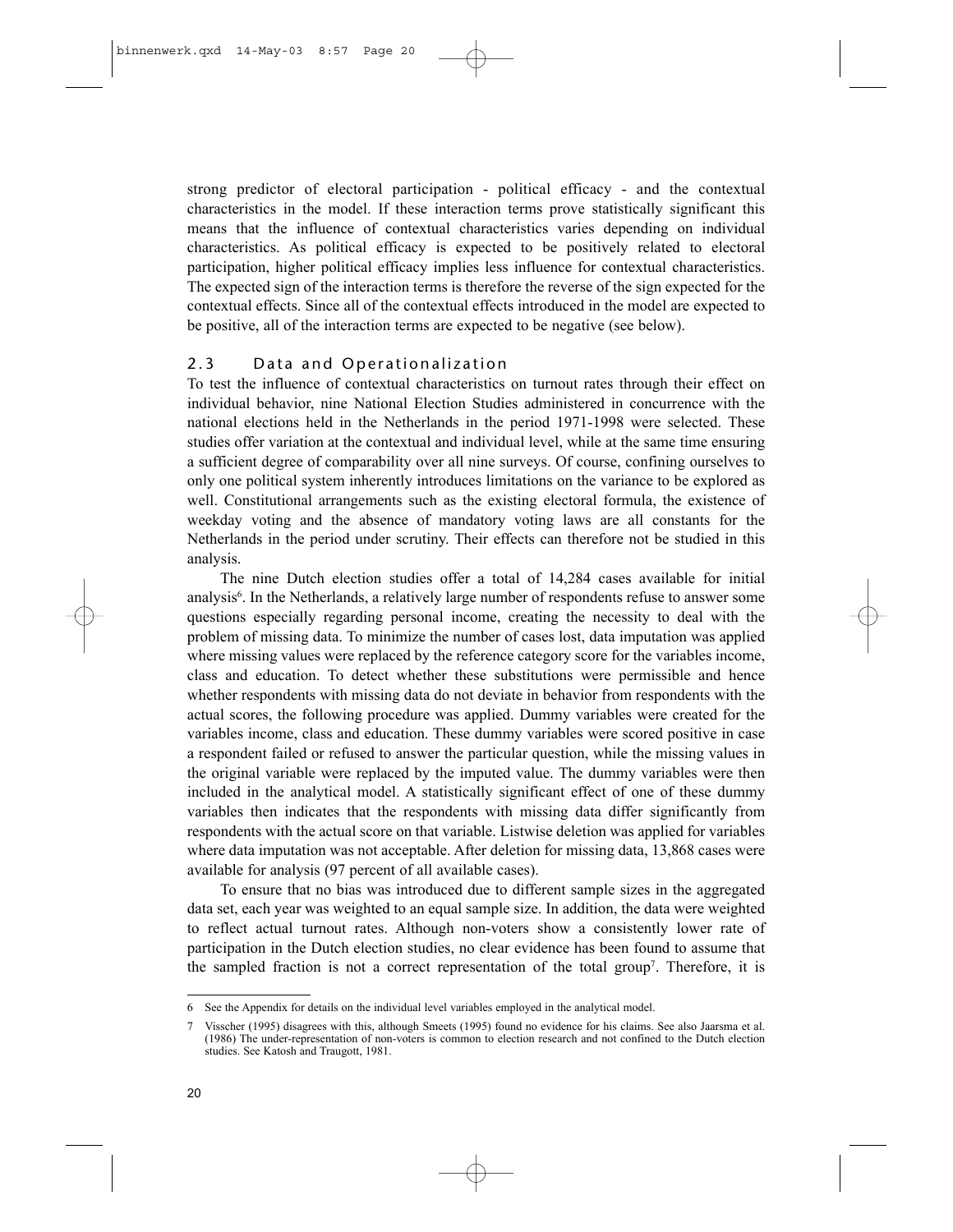strong predictor of electoral participation - political efficacy - and the contextual characteristics in the model. If these interaction terms prove statistically significant this means that the influence of contextual characteristics varies depending on individual characteristics. As political efficacy is expected to be positively related to electoral participation, higher political efficacy implies less influence for contextual characteristics. The expected sign of the interaction terms is therefore the reverse of the sign expected for the contextual effects. Since all of the contextual effects introduced in the model are expected to be positive, all of the interaction terms are expected to be negative (see below).

## 2.3 Data and Operationalization

To test the influence of contextual characteristics on turnout rates through their effect on individual behavior, nine National Election Studies administered in concurrence with the national elections held in the Netherlands in the period 1971-1998 were selected. These studies offer variation at the contextual and individual level, while at the same time ensuring a sufficient degree of comparability over all nine surveys. Of course, confining ourselves to only one political system inherently introduces limitations on the variance to be explored as well. Constitutional arrangements such as the existing electoral formula, the existence of weekday voting and the absence of mandatory voting laws are all constants for the Netherlands in the period under scrutiny. Their effects can therefore not be studied in this analysis.

The nine Dutch election studies offer a total of 14,284 cases available for initial analysis[6]. In the Netherlands, a relatively large number of respondents refuse to answer some questions especially regarding personal income, creating the necessity to deal with the problem of missing data. To minimize the number of cases lost, data imputation was applied where missing values were replaced by the reference category score for the variables income, class and education. To detect whether these substitutions were permissible and hence whether respondents with missing data do not deviate in behavior from respondents with the actual scores, the following procedure was applied. Dummy variables were created for the variables income, class and education. These dummy variables were scored positive in case a respondent failed or refused to answer the particular question, while the missing values in the original variable were replaced by the imputed value. The dummy variables were then included in the analytical model. A statistically significant effect of one of these dummy variables then indicates that the respondents with missing data differ significantly from respondents with the actual score on that variable. Listwise deletion was applied for variables where data imputation was not acceptable. After deletion for missing data, 13,868 cases were available for analysis (97 percent of all available cases).

To ensure that no bias was introduced due to different sample sizes in the aggregated data set, each year was weighted to an equal sample size. In addition, the data were weighted to reflect actual turnout rates. Although non-voters show a consistently lower rate of participation in the Dutch election studies, no clear evidence has been found to assume that the sampled fraction is not a correct representation of the total group[7]. Therefore, it is

---

6 See the Appendix for details on the individual level variables employed in the analytical model.

7 Visscher (1995) disagrees with this, although Smeets (1995) found no evidence for his claims. See also Jaarsma et al. (1986) The under-representation of non-voters is common to election research and not confined to the Dutch election studies. See Katosh and Traugott, 1981.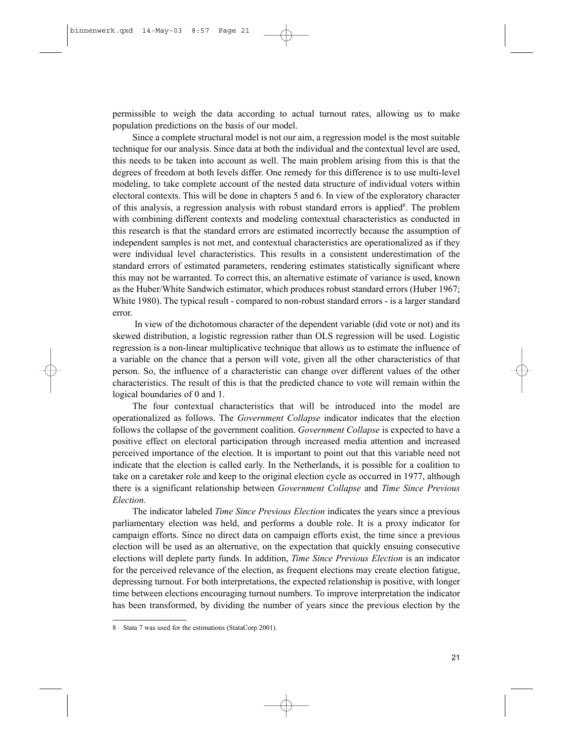permissible to weigh the data according to actual turnout rates, allowing us to make population predictions on the basis of our model.

Since a complete structural model is not our aim, a regression model is the most suitable technique for our analysis. Since data at both the individual and the contextual level are used, this needs to be taken into account as well. The main problem arising from this is that the degrees of freedom at both levels differ. One remedy for this difference is to use multi-level modeling, to take complete account of the nested data structure of individual voters within electoral contexts. This will be done in chapters 5 and 6. In view of the exploratory character of this analysis, a regression analysis with robust standard errors is applied[8]. The problem with combining different contexts and modeling contextual characteristics as conducted in this research is that the standard errors are estimated incorrectly because the assumption of independent samples is not met, and contextual characteristics are operationalized as if they were individual level characteristics. This results in a consistent underestimation of the standard errors of estimated parameters, rendering estimates statistically significant where this may not be warranted. To correct this, an alternative estimate of variance is used, known as the Huber/White Sandwich estimator, which produces robust standard errors (Huber 1967; White 1980). The typical result - compared to non-robust standard errors - is a larger standard error.

In view of the dichotomous character of the dependent variable (did vote or not) and its skewed distribution, a logistic regression rather than OLS regression will be used. Logistic regression is a non-linear multiplicative technique that allows us to estimate the influence of a variable on the chance that a person will vote, given all the other characteristics of that person. So, the influence of a characteristic can change over different values of the other characteristics. The result of this is that the predicted chance to vote will remain within the logical boundaries of 0 and 1.

The four contextual characteristics that will be introduced into the model are operationalized as follows. The *Government Collapse* indicator indicates that the election follows the collapse of the government coalition. *Government Collapse* is expected to have a positive effect on electoral participation through increased media attention and increased perceived importance of the election. It is important to point out that this variable need not indicate that the election is called early. In the Netherlands, it is possible for a coalition to take on a caretaker role and keep to the original election cycle as occurred in 1977, although there is a significant relationship between *Government Collapse* and *Time Since Previous Election.*

The indicator labeled *Time Since Previous Election* indicates the years since a previous parliamentary election was held, and performs a double role. It is a proxy indicator for campaign efforts. Since no direct data on campaign efforts exist, the time since a previous election will be used as an alternative, on the expectation that quickly ensuing consecutive elections will deplete party funds. In addition, *Time Since Previous Election* is an indicator for the perceived relevance of the election, as frequent elections may create election fatigue, depressing turnout. For both interpretations, the expected relationship is positive, with longer time between elections encouraging turnout numbers. To improve interpretation the indicator has been transformed, by dividing the number of years since the previous election by the

8 Stata 7 was used for the estimations (StataCorp 2001).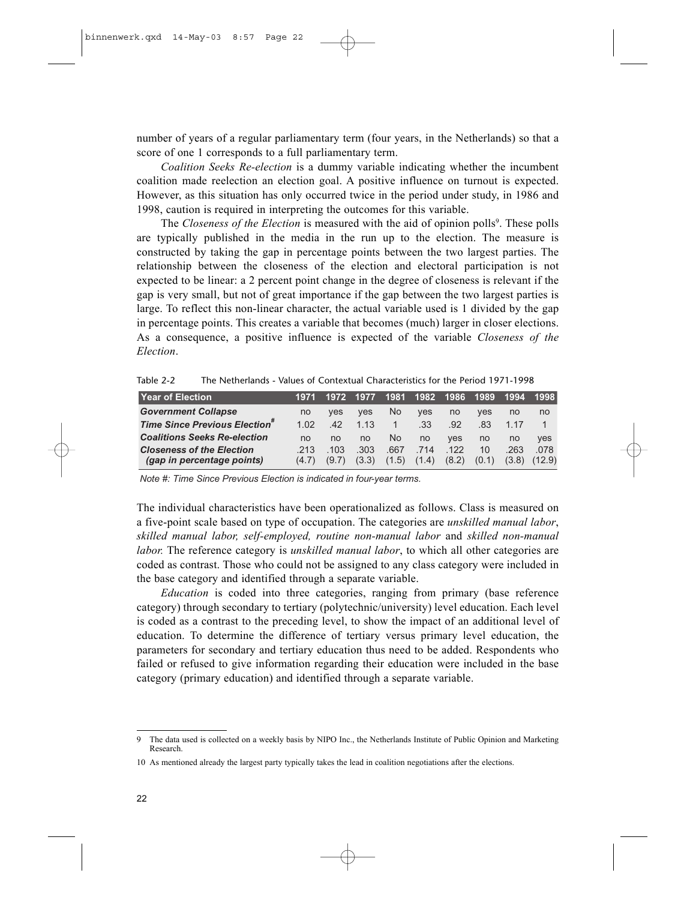number of years of a regular parliamentary term (four years, in the Netherlands) so that a score of one 1 corresponds to a full parliamentary term.

*Coalition Seeks Re-election* is a dummy variable indicating whether the incumbent coalition made reelection an election goal. A positive influence on turnout is expected. However, as this situation has only occurred twice in the period under study, in 1986 and 1998, caution is required in interpreting the outcomes for this variable.

The *Closeness of the Election* is measured with the aid of opinion polls[9]. These polls are typically published in the media in the run up to the election. The measure is constructed by taking the gap in percentage points between the two largest parties. The relationship between the closeness of the election and electoral participation is not expected to be linear: a 2 percent point change in the degree of closeness is relevant if the gap is very small, but not of great importance if the gap between the two largest parties is large. To reflect this non-linear character, the actual variable used is 1 divided by the gap in percentage points. This creates a variable that becomes (much) larger in closer elections. As a consequence, a positive influence is expected of the variable *Closeness of the Election*.

Table 2-2 The Netherlands - Values of Contextual Characteristics for the Period 1971-1998

| Year of Election | 1971 | 1972 | 1977 | 1981 | 1982 | 1986 | 1989 | 1994 | 1998 |
|---|---|---|---|---|---|---|---|---|---|
| ***Government Collapse*** | no | yes | yes | No | yes | no | yes | no | no |
| ***Time Since Previous Election***[#] | 1.02 | .42 | 1.13 | 1 | .33 | .92 | .83 | 1.17 | 1 |
| ***Coalitions Seeks Re-election*** | no | no | no | No | no | yes | no | no | yes |
| ***Closeness of the Election*** ***(gap in percentage points)*** | .213 (4.7) | .103 (9.7) | .303 (3.3) | .667 (1.5) | .714 (1.4) | .122 (8.2) | 10 (0.1) | .263 (3.8) | .078 (12.9) |

*Note #: Time Since Previous Election is indicated in four-year terms.*

The individual characteristics have been operationalized as follows. Class is measured on a five-point scale based on type of occupation. The categories are *unskilled manual labor*, *skilled manual labor, self-employed, routine non-manual labor* and *skilled non-manual labor.* The reference category is *unskilled manual labor*, to which all other categories are coded as contrast. Those who could not be assigned to any class category were included in the base category and identified through a separate variable.

*Education* is coded into three categories, ranging from primary (base reference category) through secondary to tertiary (polytechnic/university) level education. Each level is coded as a contrast to the preceding level, to show the impact of an additional level of education. To determine the difference of tertiary versus primary level education, the parameters for secondary and tertiary education thus need to be added. Respondents who failed or refused to give information regarding their education were included in the base category (primary education) and identified through a separate variable.

9 The data used is collected on a weekly basis by NIPO Inc., the Netherlands Institute of Public Opinion and Marketing Research.

10 As mentioned already the largest party typically takes the lead in coalition negotiations after the elections.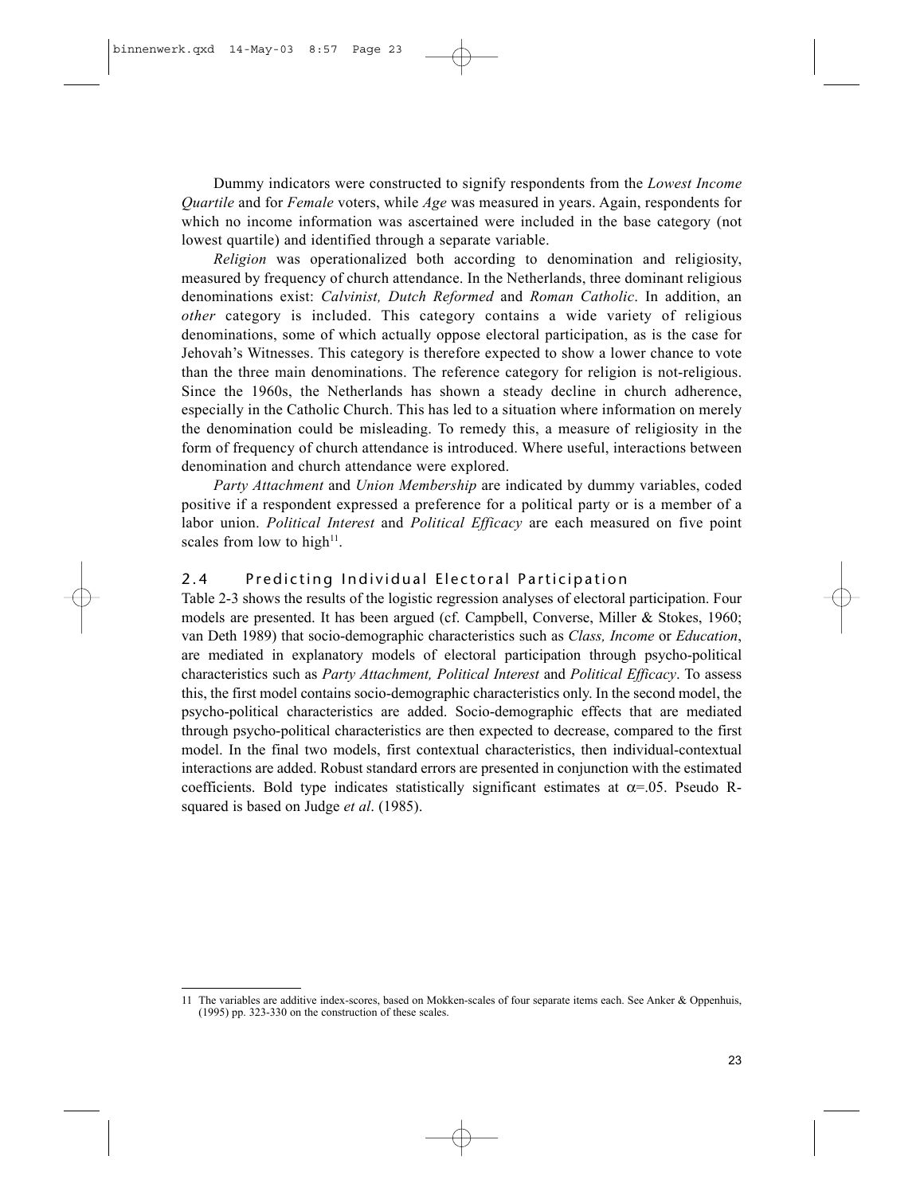Dummy indicators were constructed to signify respondents from the *Lowest Income Quartile* and for *Female* voters, while *Age* was measured in years. Again, respondents for which no income information was ascertained were included in the base category (not lowest quartile) and identified through a separate variable.

*Religion* was operationalized both according to denomination and religiosity, measured by frequency of church attendance. In the Netherlands, three dominant religious denominations exist: *Calvinist, Dutch Reformed* and *Roman Catholic*. In addition, an *other* category is included. This category contains a wide variety of religious denominations, some of which actually oppose electoral participation, as is the case for Jehovah's Witnesses. This category is therefore expected to show a lower chance to vote than the three main denominations. The reference category for religion is not-religious. Since the 1960s, the Netherlands has shown a steady decline in church adherence, especially in the Catholic Church. This has led to a situation where information on merely the denomination could be misleading. To remedy this, a measure of religiosity in the form of frequency of church attendance is introduced. Where useful, interactions between denomination and church attendance were explored.

*Party Attachment* and *Union Membership* are indicated by dummy variables, coded positive if a respondent expressed a preference for a political party or is a member of a labor union. *Political Interest* and *Political Efficacy* are each measured on five point scales from low to high[11].

## 2.4 Predicting Individual Electoral Participation

Table 2-3 shows the results of the logistic regression analyses of electoral participation. Four models are presented. It has been argued (cf. Campbell, Converse, Miller & Stokes, 1960; van Deth 1989) that socio-demographic characteristics such as *Class, Income* or *Education*, are mediated in explanatory models of electoral participation through psycho-political characteristics such as *Party Attachment, Political Interest* and *Political Efficacy*. To assess this, the first model contains socio-demographic characteristics only. In the second model, the psycho-political characteristics are added. Socio-demographic effects that are mediated through psycho-political characteristics are then expected to decrease, compared to the first model. In the final two models, first contextual characteristics, then individual-contextual interactions are added. Robust standard errors are presented in conjunction with the estimated coefficients. Bold type indicates statistically significant estimates at $\alpha$=.05. Pseudo R-squared is based on Judge *et al*. (1985).

---

11 The variables are additive index-scores, based on Mokken-scales of four separate items each. See Anker & Oppenhuis, (1995) pp. 323-330 on the construction of these scales.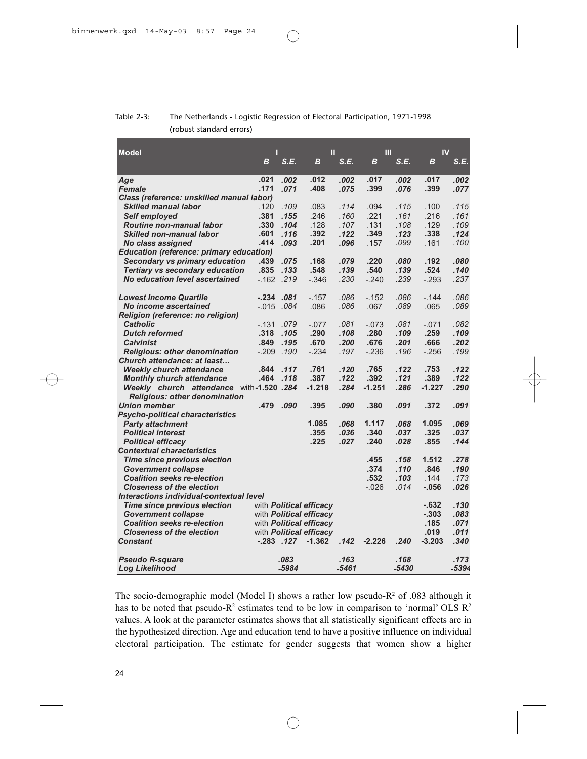Table 2-3: The Netherlands - Logistic Regression of Electoral Participation, 1971-1998 (robust standard errors)

| Model | I | | II | | III | | IV | |
|---|---|---|---|---|---|---|---|---|
| | *B* | *S.E.* | *B* | *S.E.* | *B* | *S.E.* | *B* | *S.E.* |
| ***Age*** | **.021** | ***.002*** | **.012** | ***.002*** | **.017** | ***.002*** | **.017** | ***.002*** |
| ***Female*** | **.171** | ***.071*** | **.408** | ***.075*** | **.399** | ***.076*** | **.399** | ***.077*** |
| ***Class (reference: unskilled manual labor)*** | | | | | | | | |
| ***Skilled manual labor*** | .120 | *.109* | .083 | *.114* | .094 | *.115* | .100 | *.115* |
| ***Self employed*** | **.381** | ***.155*** | .246 | *.160* | .221 | *.161* | .216 | *.161* |
| ***Routine non-manual labor*** | **.330** | ***.104*** | .128 | *.107* | .131 | *.108* | .129 | *.109* |
| ***Skilled non-manual labor*** | **.601** | ***.116*** | **.392** | ***.122*** | **.349** | ***.123*** | **.338** | ***.124*** |
| ***No class assigned*** | **.414** | ***.093*** | **.201** | ***.096*** | .157 | *.099* | .161 | *.100* |
| ***Education (reference: primary education)*** | | | | | | | | |
| ***Secondary vs primary education*** | **.439** | ***.075*** | **.168** | ***.079*** | **.220** | ***.080*** | **.192** | ***.080*** |
| ***Tertiary vs secondary education*** | **.835** | ***.133*** | **.548** | ***.139*** | **.540** | ***.139*** | **.524** | ***.140*** |
| ***No education level ascertained*** | -.162 | *.219* | -.346 | *.230* | -.240 | *.239* | -.293 | *.237* |
| ***Lowest Income Quartile*** | **-.234** | ***.081*** | -.157 | *.086* | -.152 | *.086* | -.144 | *.086* |
| ***No income ascertained*** | -.015 | *.084* | .086 | *.086* | .067 | *.089* | .065 | *.089* |
| ***Religion (reference: no religion)*** | | | | | | | | |
| ***Catholic*** | -.131 | *.079* | -.077 | *.081* | -.073 | *.081* | -.071 | *.082* |
| ***Dutch reformed*** | **.318** | ***.105*** | **.290** | ***.108*** | **.280** | ***.109*** | **.259** | ***.109*** |
| ***Calvinist*** | **.849** | ***.195*** | **.670** | ***.200*** | **.676** | ***.201*** | **.666** | ***.202*** |
| ***Religious: other denomination*** | -.209 | *.190* | -.234 | *.197* | -.236 | *.196* | -.256 | *.199* |
| ***Church attendance: at least…*** | | | | | | | | |
| ***Weekly church attendance*** | **.844** | ***.117*** | **.761** | ***.120*** | **.765** | ***.122*** | **.753** | ***.122*** |
| ***Monthly church attendance*** | **.464** | ***.118*** | **.387** | ***.122*** | **.392** | ***.121*** | **.389** | ***.122*** |
| ***Weekly church attendance*** with ***Religious: other denomination*** | **-1.520** | ***.284*** | **-1.218** | ***.284*** | **-1.251** | ***.286*** | **-1.227** | ***.290*** |
| ***Union member*** | **.479** | ***.090*** | **.395** | ***.090*** | **.380** | ***.091*** | **.372** | ***.091*** |
| ***Psycho-political characteristics*** | | | | | | | | |
| ***Party attachment*** | | | **1.085** | ***.068*** | **1.117** | ***.068*** | **1.095** | ***.069*** |
| ***Political interest*** | | | **.355** | ***.036*** | **.340** | ***.037*** | **.325** | ***.037*** |
| ***Political efficacy*** | | | **.225** | ***.027*** | **.240** | ***.028*** | **.855** | ***.144*** |
| ***Contextual characteristics*** | | | | | | | | |
| ***Time since previous election*** | | | | | **.455** | ***.158*** | **1.512** | ***.278*** |
| ***Government collapse*** | | | | | **.374** | ***.110*** | **.846** | ***.190*** |
| ***Coalition seeks re-election*** | | | | | **.532** | ***.103*** | .144 | *.173* |
| ***Closeness of the election*** | | | | | -.026 | *.014* | **-.056** | ***.026*** |
| ***Interactions individual-contextual level*** | | | | | | | | |
| ***Time since previous election*** with ***Political efficacy*** | | | | | | | **-.632** | ***.130*** |
| ***Government collapse*** with ***Political efficacy*** | | | | | | | **-.303** | ***.083*** |
| ***Coalition seeks re-election*** with ***Political efficacy*** | | | | | | | **.185** | ***.071*** |
| ***Closeness of the election*** with ***Political efficacy*** | | | | | | | **.019** | ***.011*** |
| ***Constant*** | **-.283** | ***.127*** | **-1.362** | ***.142*** | **-2.226** | ***.240*** | **-3.203** | ***.340*** |
| ***Pseudo R-square*** | | ***.083*** | | ***.163*** | | ***.168*** | | ***.173*** |
| ***Log Likelihood*** | | ***-5984*** | | ***-5461*** | | ***-5430*** | | ***-5394*** |

The socio-demographic model (Model I) shows a rather low pseudo-$R^2$ of .083 although it has to be noted that pseudo-$R^2$ estimates tend to be low in comparison to 'normal' OLS $R^2$ values. A look at the parameter estimates shows that all statistically significant effects are in the hypothesized direction. Age and education tend to have a positive influence on individual electoral participation. The estimate for gender suggests that women show a higher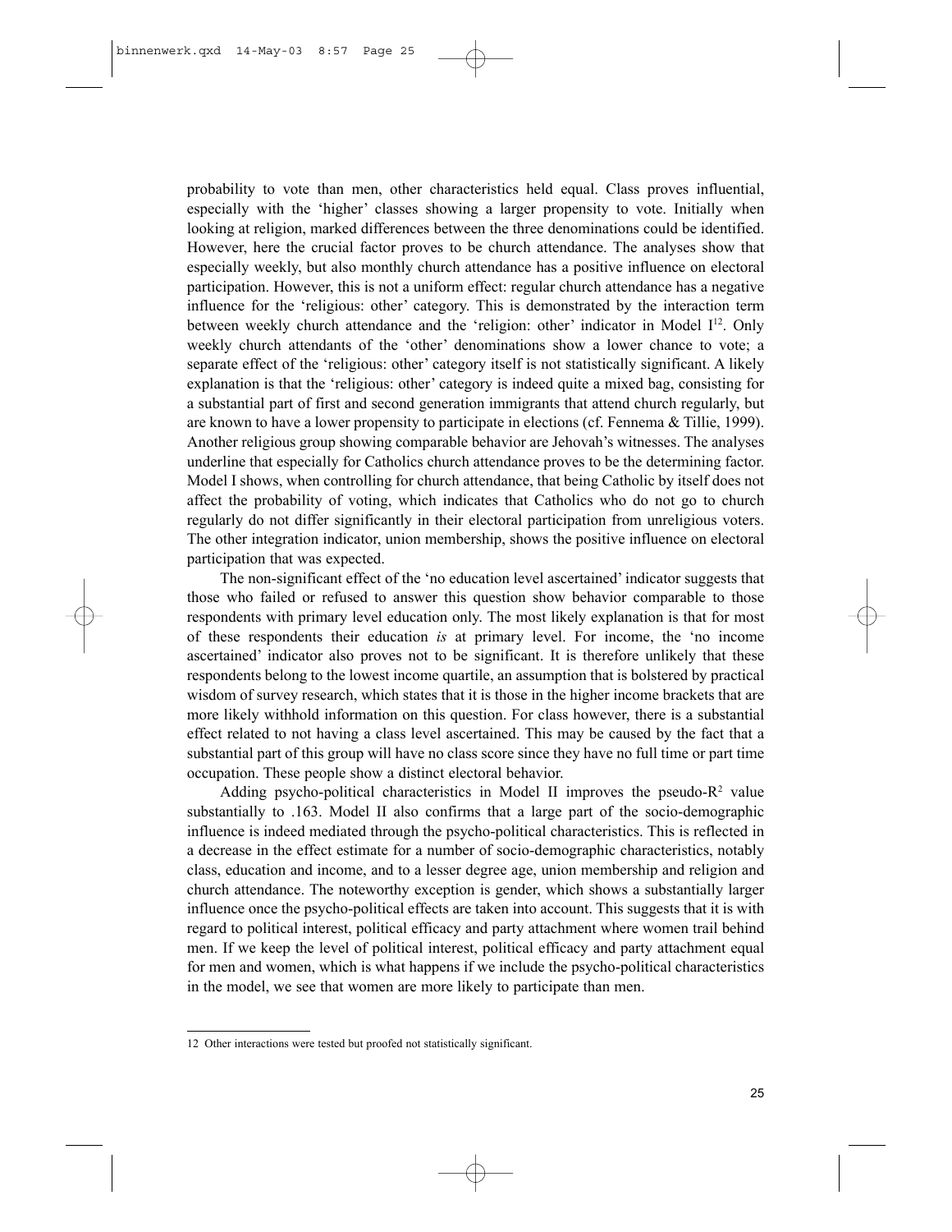probability to vote than men, other characteristics held equal. Class proves influential, especially with the 'higher' classes showing a larger propensity to vote. Initially when looking at religion, marked differences between the three denominations could be identified. However, here the crucial factor proves to be church attendance. The analyses show that especially weekly, but also monthly church attendance has a positive influence on electoral participation. However, this is not a uniform effect: regular church attendance has a negative influence for the 'religious: other' category. This is demonstrated by the interaction term between weekly church attendance and the 'religion: other' indicator in Model I[12]. Only weekly church attendants of the 'other' denominations show a lower chance to vote; a separate effect of the 'religious: other' category itself is not statistically significant. A likely explanation is that the 'religious: other' category is indeed quite a mixed bag, consisting for a substantial part of first and second generation immigrants that attend church regularly, but are known to have a lower propensity to participate in elections (cf. Fennema & Tillie, 1999). Another religious group showing comparable behavior are Jehovah's witnesses. The analyses underline that especially for Catholics church attendance proves to be the determining factor. Model I shows, when controlling for church attendance, that being Catholic by itself does not affect the probability of voting, which indicates that Catholics who do not go to church regularly do not differ significantly in their electoral participation from unreligious voters. The other integration indicator, union membership, shows the positive influence on electoral participation that was expected.

The non-significant effect of the 'no education level ascertained' indicator suggests that those who failed or refused to answer this question show behavior comparable to those respondents with primary level education only. The most likely explanation is that for most of these respondents their education *is* at primary level. For income, the 'no income ascertained' indicator also proves not to be significant. It is therefore unlikely that these respondents belong to the lowest income quartile, an assumption that is bolstered by practical wisdom of survey research, which states that it is those in the higher income brackets that are more likely withhold information on this question. For class however, there is a substantial effect related to not having a class level ascertained. This may be caused by the fact that a substantial part of this group will have no class score since they have no full time or part time occupation. These people show a distinct electoral behavior.

Adding psycho-political characteristics in Model II improves the pseudo-$R^2$ value substantially to .163. Model II also confirms that a large part of the socio-demographic influence is indeed mediated through the psycho-political characteristics. This is reflected in a decrease in the effect estimate for a number of socio-demographic characteristics, notably class, education and income, and to a lesser degree age, union membership and religion and church attendance. The noteworthy exception is gender, which shows a substantially larger influence once the psycho-political effects are taken into account. This suggests that it is with regard to political interest, political efficacy and party attachment where women trail behind men. If we keep the level of political interest, political efficacy and party attachment equal for men and women, which is what happens if we include the psycho-political characteristics in the model, we see that women are more likely to participate than men.

---

12 Other interactions were tested but proofed not statistically significant.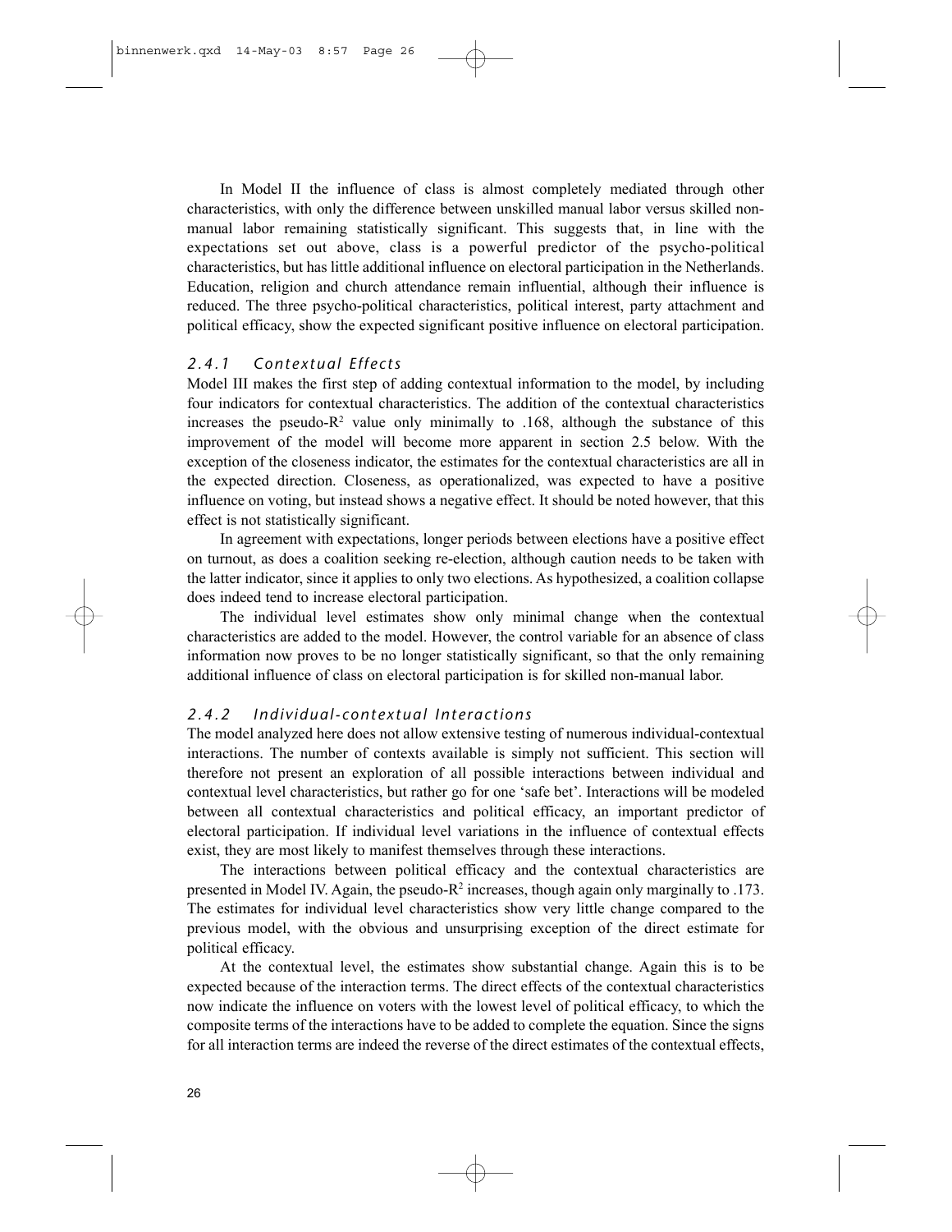In Model II the influence of class is almost completely mediated through other characteristics, with only the difference between unskilled manual labor versus skilled non-manual labor remaining statistically significant. This suggests that, in line with the expectations set out above, class is a powerful predictor of the psycho-political characteristics, but has little additional influence on electoral participation in the Netherlands. Education, religion and church attendance remain influential, although their influence is reduced. The three psycho-political characteristics, political interest, party attachment and political efficacy, show the expected significant positive influence on electoral participation.

### 2.4.1 Contextual Effects

Model III makes the first step of adding contextual information to the model, by including four indicators for contextual characteristics. The addition of the contextual characteristics increases the pseudo-$R^2$ value only minimally to .168, although the substance of this improvement of the model will become more apparent in section 2.5 below. With the exception of the closeness indicator, the estimates for the contextual characteristics are all in the expected direction. Closeness, as operationalized, was expected to have a positive influence on voting, but instead shows a negative effect. It should be noted however, that this effect is not statistically significant.

In agreement with expectations, longer periods between elections have a positive effect on turnout, as does a coalition seeking re-election, although caution needs to be taken with the latter indicator, since it applies to only two elections. As hypothesized, a coalition collapse does indeed tend to increase electoral participation.

The individual level estimates show only minimal change when the contextual characteristics are added to the model. However, the control variable for an absence of class information now proves to be no longer statistically significant, so that the only remaining additional influence of class on electoral participation is for skilled non-manual labor.

### 2.4.2 Individual-contextual Interactions

The model analyzed here does not allow extensive testing of numerous individual-contextual interactions. The number of contexts available is simply not sufficient. This section will therefore not present an exploration of all possible interactions between individual and contextual level characteristics, but rather go for one 'safe bet'. Interactions will be modeled between all contextual characteristics and political efficacy, an important predictor of electoral participation. If individual level variations in the influence of contextual effects exist, they are most likely to manifest themselves through these interactions.

The interactions between political efficacy and the contextual characteristics are presented in Model IV. Again, the pseudo-$R^2$ increases, though again only marginally to .173. The estimates for individual level characteristics show very little change compared to the previous model, with the obvious and unsurprising exception of the direct estimate for political efficacy.

At the contextual level, the estimates show substantial change. Again this is to be expected because of the interaction terms. The direct effects of the contextual characteristics now indicate the influence on voters with the lowest level of political efficacy, to which the composite terms of the interactions have to be added to complete the equation. Since the signs for all interaction terms are indeed the reverse of the direct estimates of the contextual effects,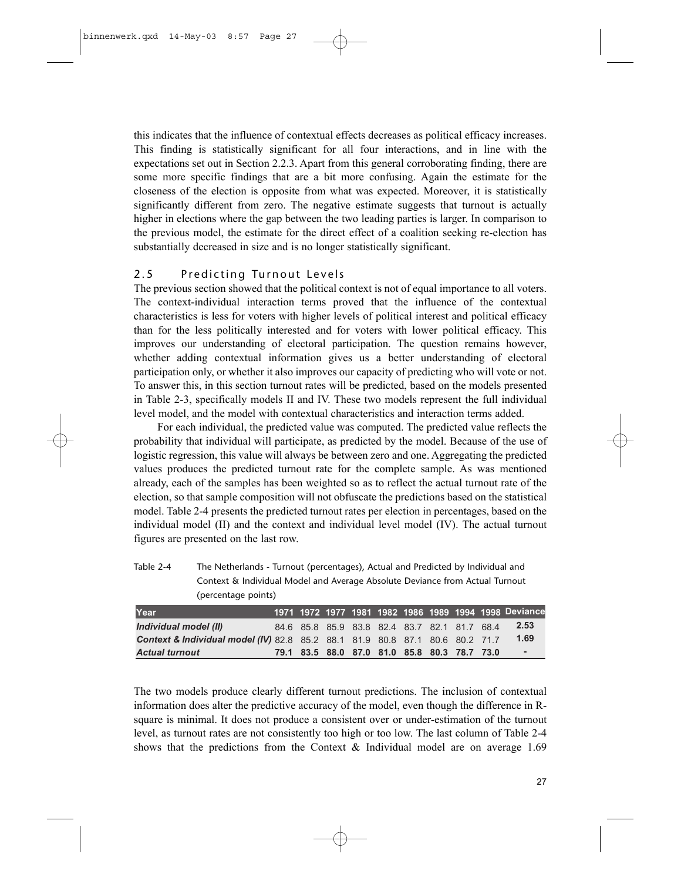this indicates that the influence of contextual effects decreases as political efficacy increases. This finding is statistically significant for all four interactions, and in line with the expectations set out in Section 2.2.3. Apart from this general corroborating finding, there are some more specific findings that are a bit more confusing. Again the estimate for the closeness of the election is opposite from what was expected. Moreover, it is statistically significantly different from zero. The negative estimate suggests that turnout is actually higher in elections where the gap between the two leading parties is larger. In comparison to the previous model, the estimate for the direct effect of a coalition seeking re-election has substantially decreased in size and is no longer statistically significant.

## 2.5 Predicting Turnout Levels

The previous section showed that the political context is not of equal importance to all voters. The context-individual interaction terms proved that the influence of the contextual characteristics is less for voters with higher levels of political interest and political efficacy than for the less politically interested and for voters with lower political efficacy. This improves our understanding of electoral participation. The question remains however, whether adding contextual information gives us a better understanding of electoral participation only, or whether it also improves our capacity of predicting who will vote or not. To answer this, in this section turnout rates will be predicted, based on the models presented in Table 2-3, specifically models II and IV. These two models represent the full individual level model, and the model with contextual characteristics and interaction terms added.

For each individual, the predicted value was computed. The predicted value reflects the probability that individual will participate, as predicted by the model. Because of the use of logistic regression, this value will always be between zero and one. Aggregating the predicted values produces the predicted turnout rate for the complete sample. As was mentioned already, each of the samples has been weighted so as to reflect the actual turnout rate of the election, so that sample composition will not obfuscate the predictions based on the statistical model. Table 2-4 presents the predicted turnout rates per election in percentages, based on the individual model (II) and the context and individual level model (IV). The actual turnout figures are presented on the last row.

Table 2-4 The Netherlands - Turnout (percentages), Actual and Predicted by Individual and Context & Individual Model and Average Absolute Deviance from Actual Turnout (percentage points)

| Year | 1971 | 1972 | 1977 | 1981 | 1982 | 1986 | 1989 | 1994 | 1998 | Deviance |
|---|---|---|---|---|---|---|---|---|---|---|
| *Individual model (II)* | 84.6 | 85.8 | 85.9 | 83.8 | 82.4 | 83.7 | 82.1 | 81.7 | 68.4 | **2.53** |
| *Context & Individual model (IV)* | 82.8 | 85.2 | 88.1 | 81.9 | 80.8 | 87.1 | 80.6 | 80.2 | 71.7 | **1.69** |
| *Actual turnout* | **79.1** | **83.5** | **88.0** | **87.0** | **81.0** | **85.8** | **80.3** | **78.7** | **73.0** | - |

The two models produce clearly different turnout predictions. The inclusion of contextual information does alter the predictive accuracy of the model, even though the difference in R-square is minimal. It does not produce a consistent over or under-estimation of the turnout level, as turnout rates are not consistently too high or too low. The last column of Table 2-4 shows that the predictions from the Context & Individual model are on average 1.69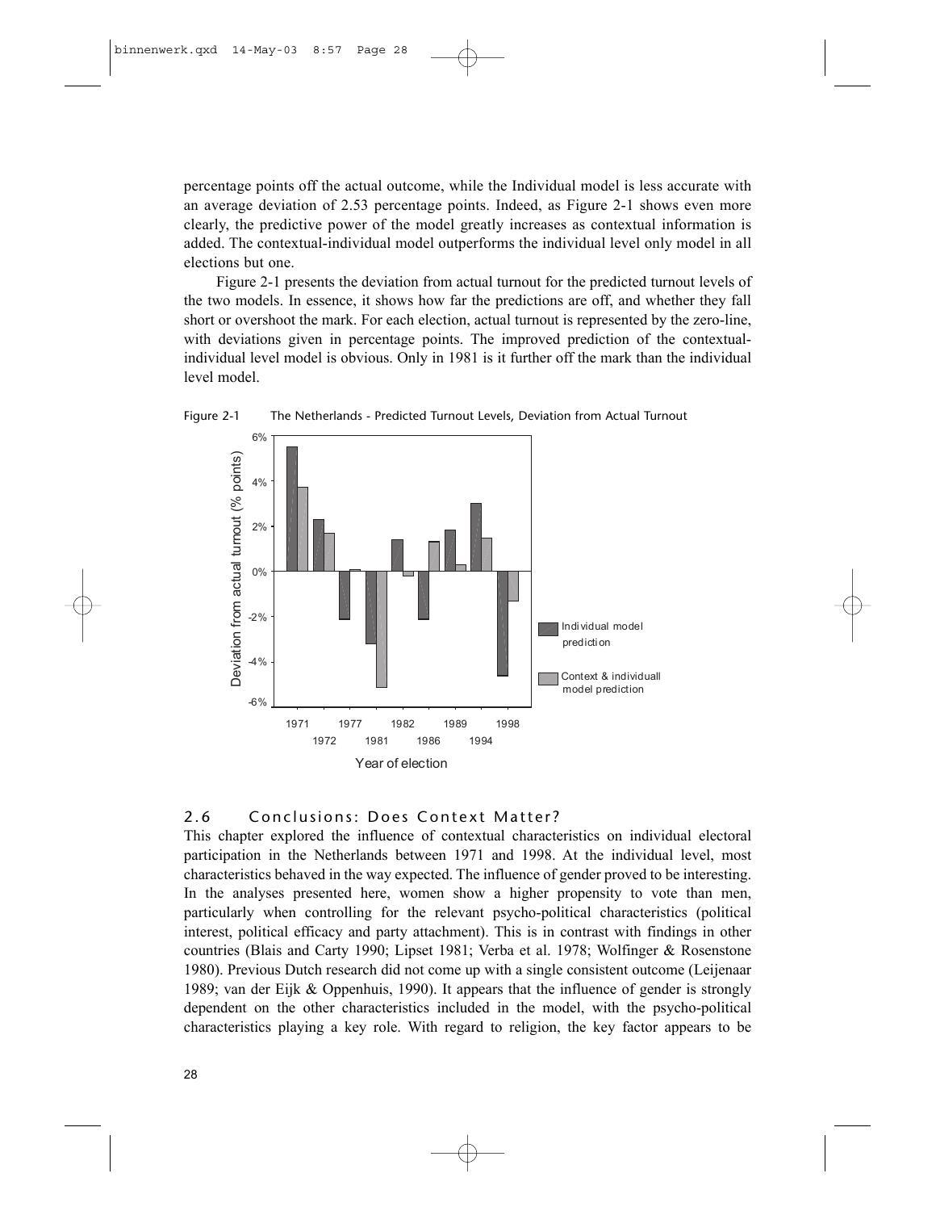percentage points off the actual outcome, while the Individual model is less accurate with an average deviation of 2.53 percentage points. Indeed, as Figure 2-1 shows even more clearly, the predictive power of the model greatly increases as contextual information is added. The contextual-individual model outperforms the individual level only model in all elections but one.

Figure 2-1 presents the deviation from actual turnout for the predicted turnout levels of the two models. In essence, it shows how far the predictions are off, and whether they fall short or overshoot the mark. For each election, actual turnout is represented by the zero-line, with deviations given in percentage points. The improved prediction of the contextual-individual level model is obvious. Only in 1981 is it further off the mark than the individual level model.

Figure 2-1 The Netherlands - Predicted Turnout Levels, Deviation from Actual Turnout

## 2.6 Conclusions: Does Context Matter?

This chapter explored the influence of contextual characteristics on individual electoral participation in the Netherlands between 1971 and 1998. At the individual level, most characteristics behaved in the way expected. The influence of gender proved to be interesting. In the analyses presented here, women show a higher propensity to vote than men, particularly when controlling for the relevant psycho-political characteristics (political interest, political efficacy and party attachment). This is in contrast with findings in other countries (Blais and Carty 1990; Lipset 1981; Verba et al. 1978; Wolfinger & Rosenstone 1980). Previous Dutch research did not come up with a single consistent outcome (Leijenaar 1989; van der Eijk & Oppenhuis, 1990). It appears that the influence of gender is strongly dependent on the other characteristics included in the model, with the psycho-political characteristics playing a key role. With regard to religion, the key factor appears to be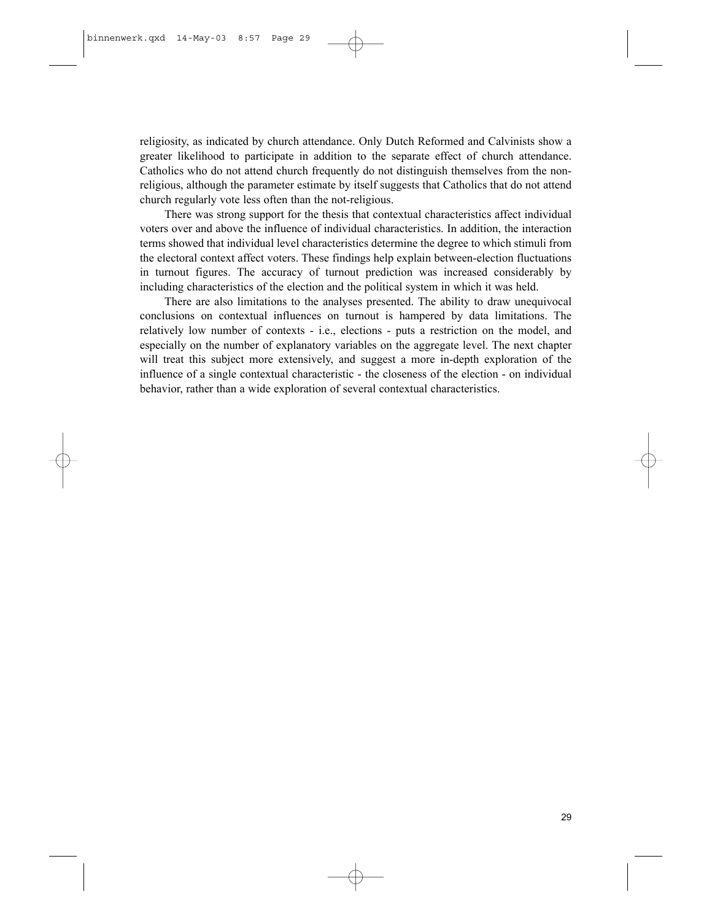religiosity, as indicated by church attendance. Only Dutch Reformed and Calvinists show a greater likelihood to participate in addition to the separate effect of church attendance. Catholics who do not attend church frequently do not distinguish themselves from the non-religious, although the parameter estimate by itself suggests that Catholics that do not attend church regularly vote less often than the not-religious.

There was strong support for the thesis that contextual characteristics affect individual voters over and above the influence of individual characteristics. In addition, the interaction terms showed that individual level characteristics determine the degree to which stimuli from the electoral context affect voters. These findings help explain between-election fluctuations in turnout figures. The accuracy of turnout prediction was increased considerably by including characteristics of the election and the political system in which it was held.

There are also limitations to the analyses presented. The ability to draw unequivocal conclusions on contextual influences on turnout is hampered by data limitations. The relatively low number of contexts - i.e., elections - puts a restriction on the model, and especially on the number of explanatory variables on the aggregate level. The next chapter will treat this subject more extensively, and suggest a more in-depth exploration of the influence of a single contextual characteristic - the closeness of the election - on individual behavior, rather than a wide exploration of several contextual characteristics.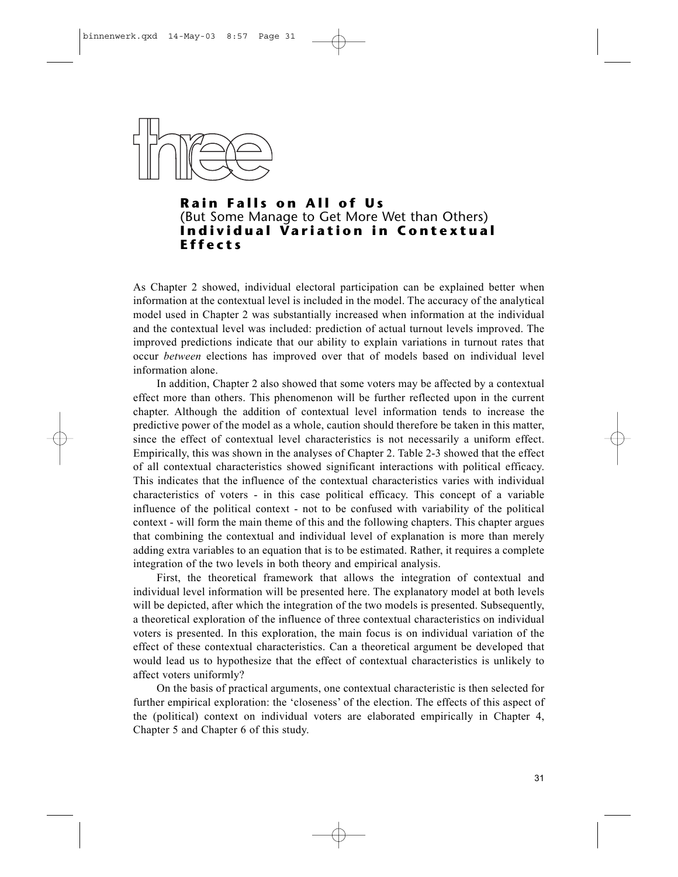# three

## Rain Falls on All of Us (But Some Manage to Get More Wet than Others) Individual Variation in Contextual Effects

As Chapter 2 showed, individual electoral participation can be explained better when information at the contextual level is included in the model. The accuracy of the analytical model used in Chapter 2 was substantially increased when information at the individual and the contextual level was included: prediction of actual turnout levels improved. The improved predictions indicate that our ability to explain variations in turnout rates that occur *between* elections has improved over that of models based on individual level information alone.

In addition, Chapter 2 also showed that some voters may be affected by a contextual effect more than others. This phenomenon will be further reflected upon in the current chapter. Although the addition of contextual level information tends to increase the predictive power of the model as a whole, caution should therefore be taken in this matter, since the effect of contextual level characteristics is not necessarily a uniform effect. Empirically, this was shown in the analyses of Chapter 2. Table 2-3 showed that the effect of all contextual characteristics showed significant interactions with political efficacy. This indicates that the influence of the contextual characteristics varies with individual characteristics of voters - in this case political efficacy. This concept of a variable influence of the political context - not to be confused with variability of the political context - will form the main theme of this and the following chapters. This chapter argues that combining the contextual and individual level of explanation is more than merely adding extra variables to an equation that is to be estimated. Rather, it requires a complete integration of the two levels in both theory and empirical analysis.

First, the theoretical framework that allows the integration of contextual and individual level information will be presented here. The explanatory model at both levels will be depicted, after which the integration of the two models is presented. Subsequently, a theoretical exploration of the influence of three contextual characteristics on individual voters is presented. In this exploration, the main focus is on individual variation of the effect of these contextual characteristics. Can a theoretical argument be developed that would lead us to hypothesize that the effect of contextual characteristics is unlikely to affect voters uniformly?

On the basis of practical arguments, one contextual characteristic is then selected for further empirical exploration: the 'closeness' of the election. The effects of this aspect of the (political) context on individual voters are elaborated empirically in Chapter 4, Chapter 5 and Chapter 6 of this study.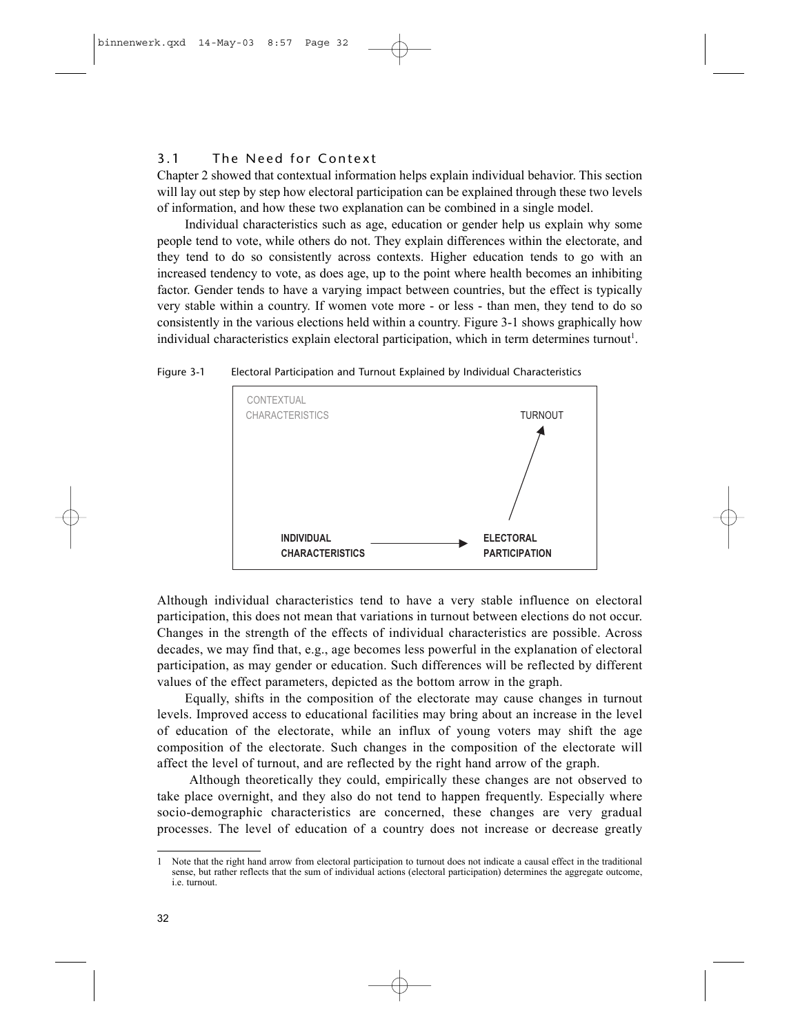## 3.1 The Need for Context

Chapter 2 showed that contextual information helps explain individual behavior. This section will lay out step by step how electoral participation can be explained through these two levels of information, and how these two explanation can be combined in a single model.

Individual characteristics such as age, education or gender help us explain why some people tend to vote, while others do not. They explain differences within the electorate, and they tend to do so consistently across contexts. Higher education tends to go with an increased tendency to vote, as does age, up to the point where health becomes an inhibiting factor. Gender tends to have a varying impact between countries, but the effect is typically very stable within a country. If women vote more - or less - than men, they tend to do so consistently in the various elections held within a country. Figure 3-1 shows graphically how individual characteristics explain electoral participation, which in term determines turnout[1].

Figure 3-1 Electoral Participation and Turnout Explained by Individual Characteristics

```
CONTEXTUAL
CHARACTERISTICS                                  TURNOUT
                                                    ^
                                                   /
                                                  /
INDIVIDUAL                                       /
CHARACTERISTICS  ---------------->  ELECTORAL PARTICIPATION
```

Although individual characteristics tend to have a very stable influence on electoral participation, this does not mean that variations in turnout between elections do not occur. Changes in the strength of the effects of individual characteristics are possible. Across decades, we may find that, e.g., age becomes less powerful in the explanation of electoral participation, as may gender or education. Such differences will be reflected by different values of the effect parameters, depicted as the bottom arrow in the graph.

Equally, shifts in the composition of the electorate may cause changes in turnout levels. Improved access to educational facilities may bring about an increase in the level of education of the electorate, while an influx of young voters may shift the age composition of the electorate. Such changes in the composition of the electorate will affect the level of turnout, and are reflected by the right hand arrow of the graph.

Although theoretically they could, empirically these changes are not observed to take place overnight, and they also do not tend to happen frequently. Especially where socio-demographic characteristics are concerned, these changes are very gradual processes. The level of education of a country does not increase or decrease greatly

---

[1] Note that the right hand arrow from electoral participation to turnout does not indicate a causal effect in the traditional sense, but rather reflects that the sum of individual actions (electoral participation) determines the aggregate outcome, i.e. turnout.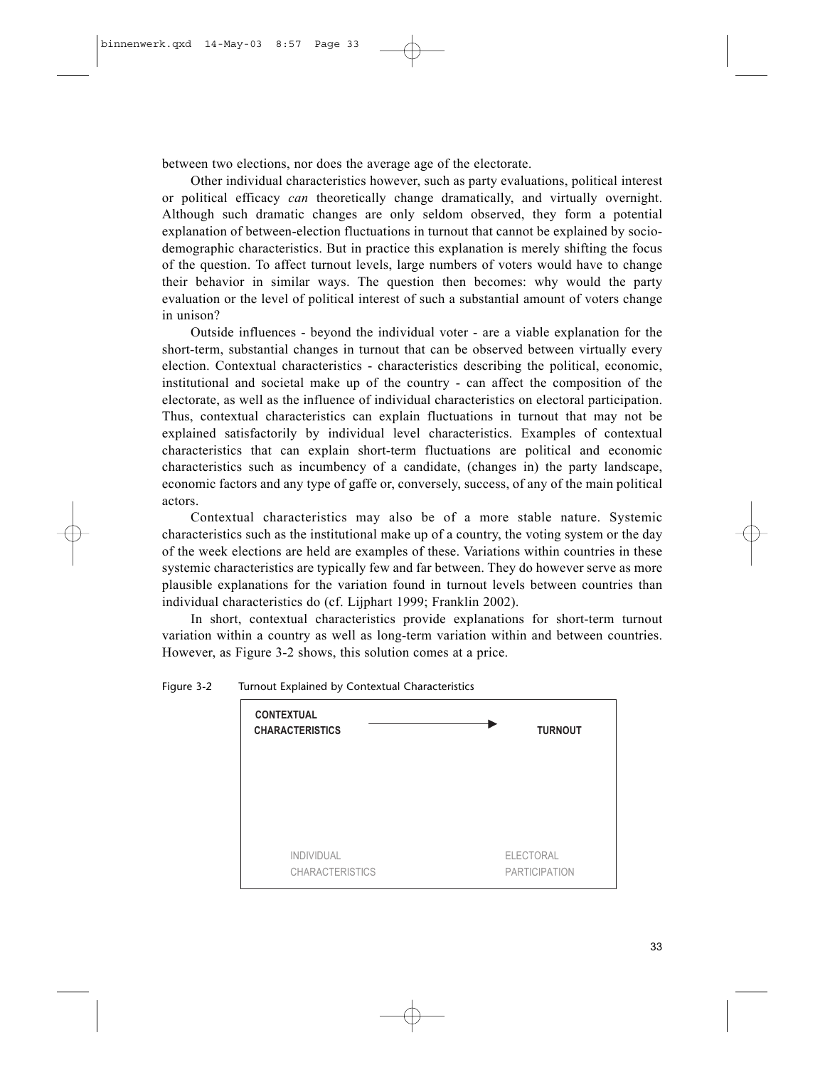between two elections, nor does the average age of the electorate.

Other individual characteristics however, such as party evaluations, political interest or political efficacy *can* theoretically change dramatically, and virtually overnight. Although such dramatic changes are only seldom observed, they form a potential explanation of between-election fluctuations in turnout that cannot be explained by socio-demographic characteristics. But in practice this explanation is merely shifting the focus of the question. To affect turnout levels, large numbers of voters would have to change their behavior in similar ways. The question then becomes: why would the party evaluation or the level of political interest of such a substantial amount of voters change in unison?

Outside influences - beyond the individual voter - are a viable explanation for the short-term, substantial changes in turnout that can be observed between virtually every election. Contextual characteristics - characteristics describing the political, economic, institutional and societal make up of the country - can affect the composition of the electorate, as well as the influence of individual characteristics on electoral participation. Thus, contextual characteristics can explain fluctuations in turnout that may not be explained satisfactorily by individual level characteristics. Examples of contextual characteristics that can explain short-term fluctuations are political and economic characteristics such as incumbency of a candidate, (changes in) the party landscape, economic factors and any type of gaffe or, conversely, success, of any of the main political actors.

Contextual characteristics may also be of a more stable nature. Systemic characteristics such as the institutional make up of a country, the voting system or the day of the week elections are held are examples of these. Variations within countries in these systemic characteristics are typically few and far between. They do however serve as more plausible explanations for the variation found in turnout levels between countries than individual characteristics do (cf. Lijphart 1999; Franklin 2002).

In short, contextual characteristics provide explanations for short-term turnout variation within a country as well as long-term variation within and between countries. However, as Figure 3-2 shows, this solution comes at a price.

Figure 3-2 Turnout Explained by Contextual Characteristics

**CONTEXTUAL CHARACTERISTICS** → **TURNOUT**

INDIVIDUAL CHARACTERISTICS    ELECTORAL PARTICIPATION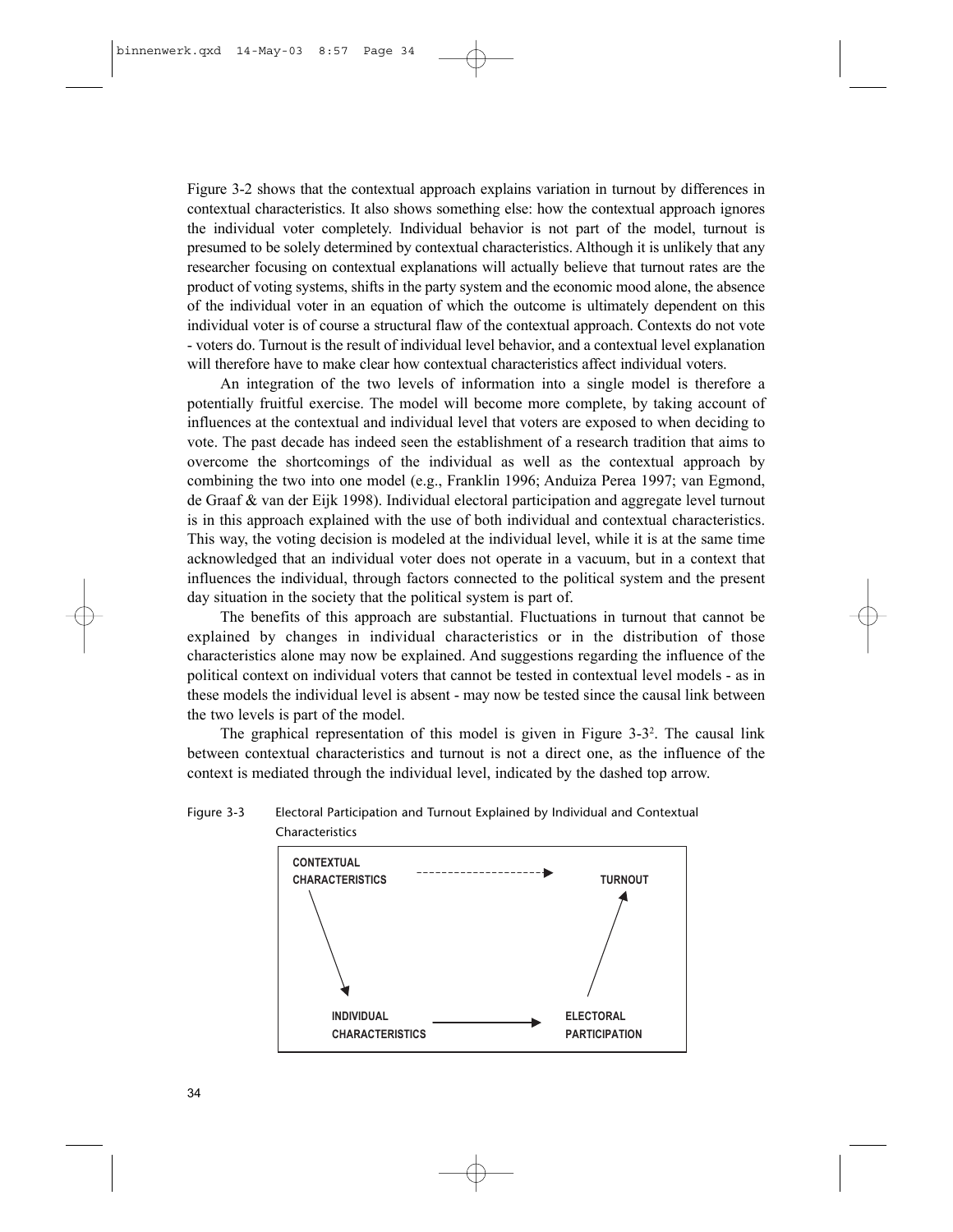Figure 3-2 shows that the contextual approach explains variation in turnout by differences in contextual characteristics. It also shows something else: how the contextual approach ignores the individual voter completely. Individual behavior is not part of the model, turnout is presumed to be solely determined by contextual characteristics. Although it is unlikely that any researcher focusing on contextual explanations will actually believe that turnout rates are the product of voting systems, shifts in the party system and the economic mood alone, the absence of the individual voter in an equation of which the outcome is ultimately dependent on this individual voter is of course a structural flaw of the contextual approach. Contexts do not vote - voters do. Turnout is the result of individual level behavior, and a contextual level explanation will therefore have to make clear how contextual characteristics affect individual voters.

An integration of the two levels of information into a single model is therefore a potentially fruitful exercise. The model will become more complete, by taking account of influences at the contextual and individual level that voters are exposed to when deciding to vote. The past decade has indeed seen the establishment of a research tradition that aims to overcome the shortcomings of the individual as well as the contextual approach by combining the two into one model (e.g., Franklin 1996; Anduiza Perea 1997; van Egmond, de Graaf & van der Eijk 1998). Individual electoral participation and aggregate level turnout is in this approach explained with the use of both individual and contextual characteristics. This way, the voting decision is modeled at the individual level, while it is at the same time acknowledged that an individual voter does not operate in a vacuum, but in a context that influences the individual, through factors connected to the political system and the present day situation in the society that the political system is part of.

The benefits of this approach are substantial. Fluctuations in turnout that cannot be explained by changes in individual characteristics or in the distribution of those characteristics alone may now be explained. And suggestions regarding the influence of the political context on individual voters that cannot be tested in contextual level models - as in these models the individual level is absent - may now be tested since the causal link between the two levels is part of the model.

The graphical representation of this model is given in Figure 3-3[2]. The causal link between contextual characteristics and turnout is not a direct one, as the influence of the context is mediated through the individual level, indicated by the dashed top arrow.

Figure 3-3 Electoral Participation and Turnout Explained by Individual and Contextual Characteristics

CONTEXTUAL CHARACTERISTICS - - - - → TURNOUT

INDIVIDUAL CHARACTERISTICS → ELECTORAL PARTICIPATION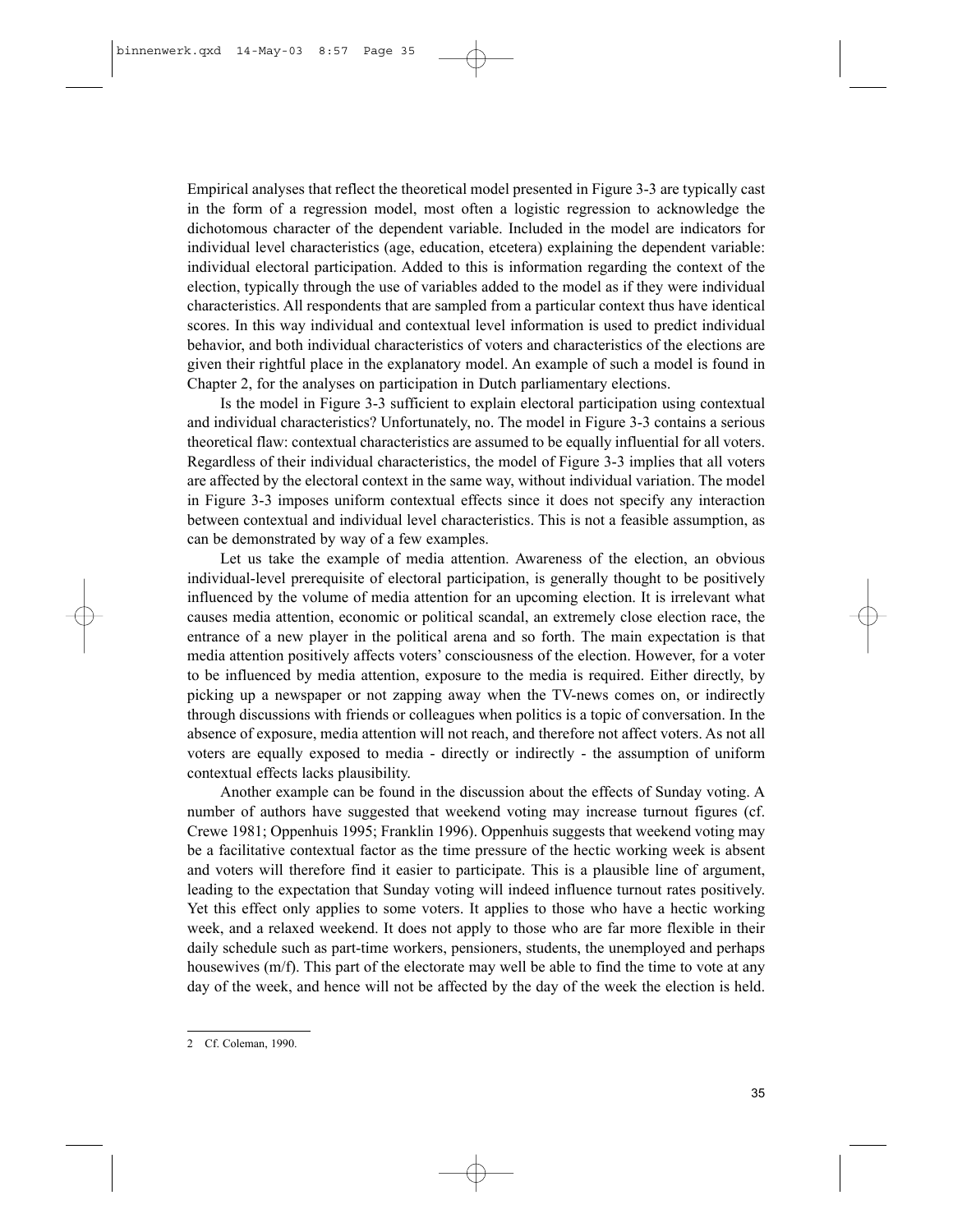Empirical analyses that reflect the theoretical model presented in Figure 3-3 are typically cast in the form of a regression model, most often a logistic regression to acknowledge the dichotomous character of the dependent variable. Included in the model are indicators for individual level characteristics (age, education, etcetera) explaining the dependent variable: individual electoral participation. Added to this is information regarding the context of the election, typically through the use of variables added to the model as if they were individual characteristics. All respondents that are sampled from a particular context thus have identical scores. In this way individual and contextual level information is used to predict individual behavior, and both individual characteristics of voters and characteristics of the elections are given their rightful place in the explanatory model. An example of such a model is found in Chapter 2, for the analyses on participation in Dutch parliamentary elections.

Is the model in Figure 3-3 sufficient to explain electoral participation using contextual and individual characteristics? Unfortunately, no. The model in Figure 3-3 contains a serious theoretical flaw: contextual characteristics are assumed to be equally influential for all voters. Regardless of their individual characteristics, the model of Figure 3-3 implies that all voters are affected by the electoral context in the same way, without individual variation. The model in Figure 3-3 imposes uniform contextual effects since it does not specify any interaction between contextual and individual level characteristics. This is not a feasible assumption, as can be demonstrated by way of a few examples.

Let us take the example of media attention. Awareness of the election, an obvious individual-level prerequisite of electoral participation, is generally thought to be positively influenced by the volume of media attention for an upcoming election. It is irrelevant what causes media attention, economic or political scandal, an extremely close election race, the entrance of a new player in the political arena and so forth. The main expectation is that media attention positively affects voters' consciousness of the election. However, for a voter to be influenced by media attention, exposure to the media is required. Either directly, by picking up a newspaper or not zapping away when the TV-news comes on, or indirectly through discussions with friends or colleagues when politics is a topic of conversation. In the absence of exposure, media attention will not reach, and therefore not affect voters. As not all voters are equally exposed to media - directly or indirectly - the assumption of uniform contextual effects lacks plausibility.

Another example can be found in the discussion about the effects of Sunday voting. A number of authors have suggested that weekend voting may increase turnout figures (cf. Crewe 1981; Oppenhuis 1995; Franklin 1996). Oppenhuis suggests that weekend voting may be a facilitative contextual factor as the time pressure of the hectic working week is absent and voters will therefore find it easier to participate. This is a plausible line of argument, leading to the expectation that Sunday voting will indeed influence turnout rates positively. Yet this effect only applies to some voters. It applies to those who have a hectic working week, and a relaxed weekend. It does not apply to those who are far more flexible in their daily schedule such as part-time workers, pensioners, students, the unemployed and perhaps housewives (m/f). This part of the electorate may well be able to find the time to vote at any day of the week, and hence will not be affected by the day of the week the election is held.

---

2 Cf. Coleman, 1990.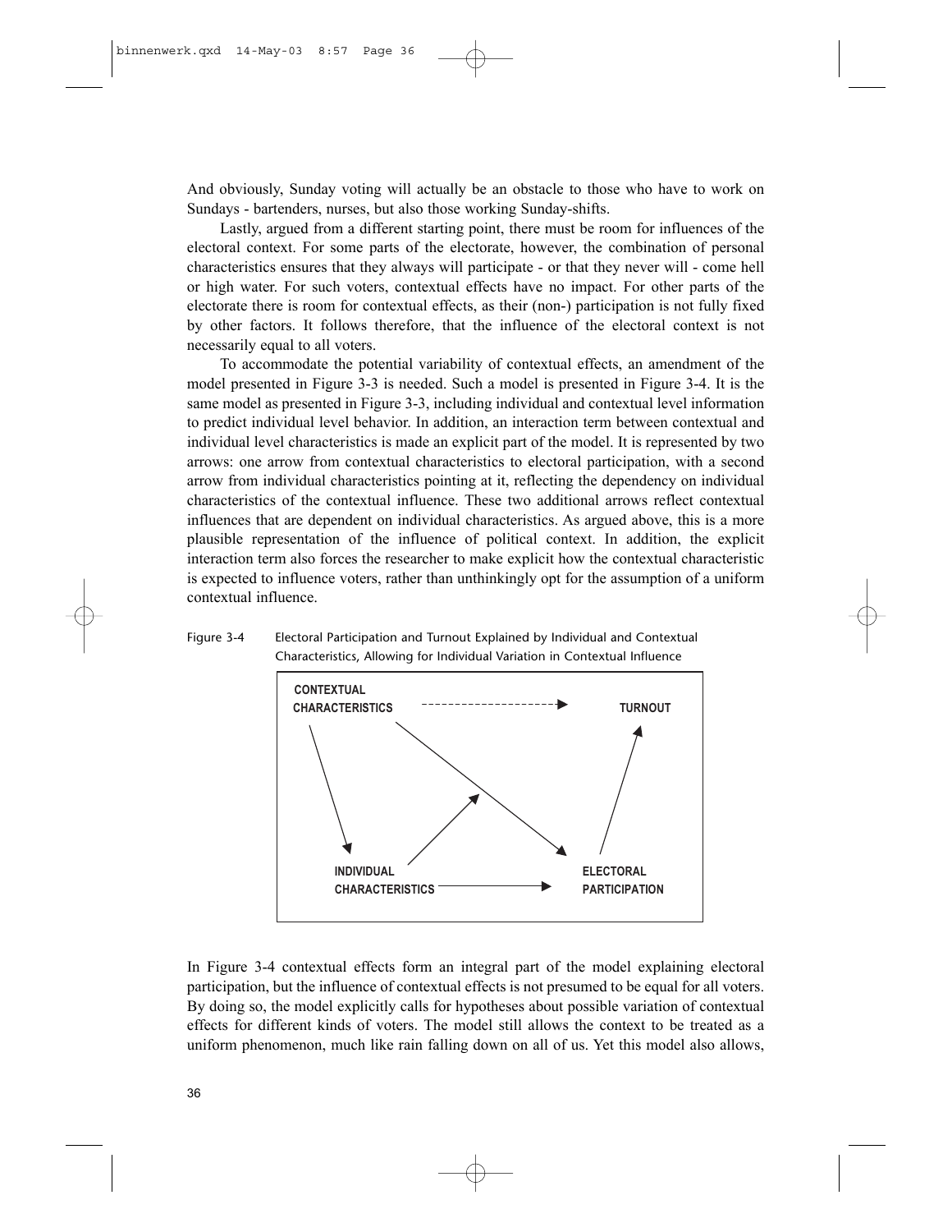And obviously, Sunday voting will actually be an obstacle to those who have to work on Sundays - bartenders, nurses, but also those working Sunday-shifts.

Lastly, argued from a different starting point, there must be room for influences of the electoral context. For some parts of the electorate, however, the combination of personal characteristics ensures that they always will participate - or that they never will - come hell or high water. For such voters, contextual effects have no impact. For other parts of the electorate there is room for contextual effects, as their (non-) participation is not fully fixed by other factors. It follows therefore, that the influence of the electoral context is not necessarily equal to all voters.

To accommodate the potential variability of contextual effects, an amendment of the model presented in Figure 3-3 is needed. Such a model is presented in Figure 3-4. It is the same model as presented in Figure 3-3, including individual and contextual level information to predict individual level behavior. In addition, an interaction term between contextual and individual level characteristics is made an explicit part of the model. It is represented by two arrows: one arrow from contextual characteristics to electoral participation, with a second arrow from individual characteristics pointing at it, reflecting the dependency on individual characteristics of the contextual influence. These two additional arrows reflect contextual influences that are dependent on individual characteristics. As argued above, this is a more plausible representation of the influence of political context. In addition, the explicit interaction term also forces the researcher to make explicit how the contextual characteristic is expected to influence voters, rather than unthinkingly opt for the assumption of a uniform contextual influence.

Figure 3-4 Electoral Participation and Turnout Explained by Individual and Contextual Characteristics, Allowing for Individual Variation in Contextual Influence

CONTEXTUAL CHARACTERISTICS - - - - - - - - → TURNOUT

INDIVIDUAL CHARACTERISTICS → ELECTORAL PARTICIPATION

In Figure 3-4 contextual effects form an integral part of the model explaining electoral participation, but the influence of contextual effects is not presumed to be equal for all voters. By doing so, the model explicitly calls for hypotheses about possible variation of contextual effects for different kinds of voters. The model still allows the context to be treated as a uniform phenomenon, much like rain falling down on all of us. Yet this model also allows,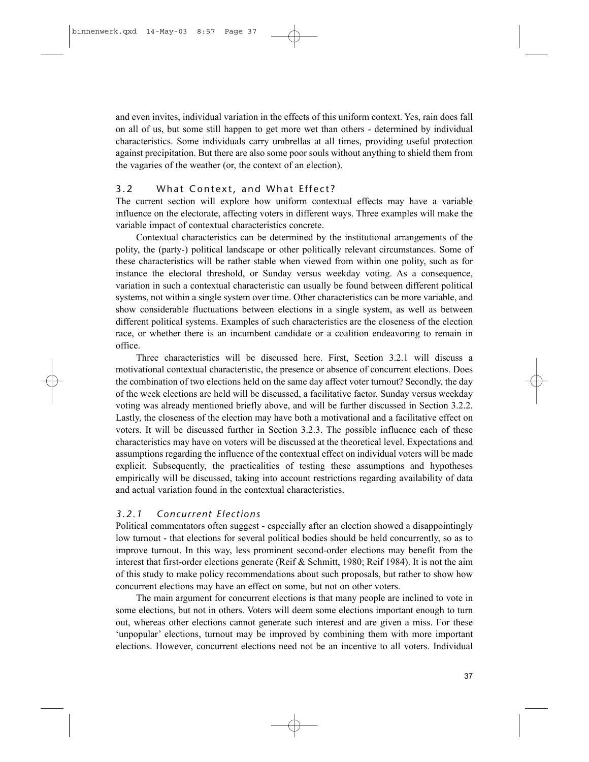and even invites, individual variation in the effects of this uniform context. Yes, rain does fall on all of us, but some still happen to get more wet than others - determined by individual characteristics. Some individuals carry umbrellas at all times, providing useful protection against precipitation. But there are also some poor souls without anything to shield them from the vagaries of the weather (or, the context of an election).

## 3.2 What Context, and What Effect?

The current section will explore how uniform contextual effects may have a variable influence on the electorate, affecting voters in different ways. Three examples will make the variable impact of contextual characteristics concrete.

Contextual characteristics can be determined by the institutional arrangements of the polity, the (party-) political landscape or other politically relevant circumstances. Some of these characteristics will be rather stable when viewed from within one polity, such as for instance the electoral threshold, or Sunday versus weekday voting. As a consequence, variation in such a contextual characteristic can usually be found between different political systems, not within a single system over time. Other characteristics can be more variable, and show considerable fluctuations between elections in a single system, as well as between different political systems. Examples of such characteristics are the closeness of the election race, or whether there is an incumbent candidate or a coalition endeavoring to remain in office.

Three characteristics will be discussed here. First, Section 3.2.1 will discuss a motivational contextual characteristic, the presence or absence of concurrent elections. Does the combination of two elections held on the same day affect voter turnout? Secondly, the day of the week elections are held will be discussed, a facilitative factor. Sunday versus weekday voting was already mentioned briefly above, and will be further discussed in Section 3.2.2. Lastly, the closeness of the election may have both a motivational and a facilitative effect on voters. It will be discussed further in Section 3.2.3. The possible influence each of these characteristics may have on voters will be discussed at the theoretical level. Expectations and assumptions regarding the influence of the contextual effect on individual voters will be made explicit. Subsequently, the practicalities of testing these assumptions and hypotheses empirically will be discussed, taking into account restrictions regarding availability of data and actual variation found in the contextual characteristics.

### *3.2.1 Concurrent Elections*

Political commentators often suggest - especially after an election showed a disappointingly low turnout - that elections for several political bodies should be held concurrently, so as to improve turnout. In this way, less prominent second-order elections may benefit from the interest that first-order elections generate (Reif & Schmitt, 1980; Reif 1984). It is not the aim of this study to make policy recommendations about such proposals, but rather to show how concurrent elections may have an effect on some, but not on other voters.

The main argument for concurrent elections is that many people are inclined to vote in some elections, but not in others. Voters will deem some elections important enough to turn out, whereas other elections cannot generate such interest and are given a miss. For these 'unpopular' elections, turnout may be improved by combining them with more important elections. However, concurrent elections need not be an incentive to all voters. Individual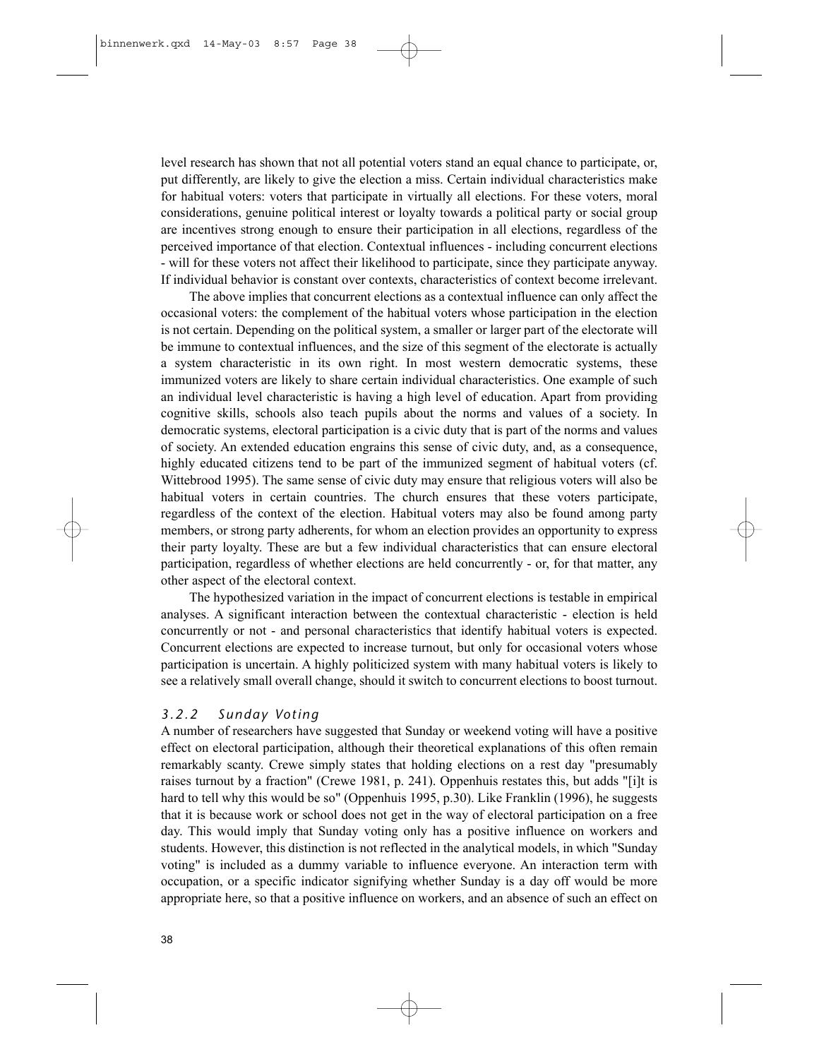level research has shown that not all potential voters stand an equal chance to participate, or, put differently, are likely to give the election a miss. Certain individual characteristics make for habitual voters: voters that participate in virtually all elections. For these voters, moral considerations, genuine political interest or loyalty towards a political party or social group are incentives strong enough to ensure their participation in all elections, regardless of the perceived importance of that election. Contextual influences - including concurrent elections - will for these voters not affect their likelihood to participate, since they participate anyway. If individual behavior is constant over contexts, characteristics of context become irrelevant.

The above implies that concurrent elections as a contextual influence can only affect the occasional voters: the complement of the habitual voters whose participation in the election is not certain. Depending on the political system, a smaller or larger part of the electorate will be immune to contextual influences, and the size of this segment of the electorate is actually a system characteristic in its own right. In most western democratic systems, these immunized voters are likely to share certain individual characteristics. One example of such an individual level characteristic is having a high level of education. Apart from providing cognitive skills, schools also teach pupils about the norms and values of a society. In democratic systems, electoral participation is a civic duty that is part of the norms and values of society. An extended education engrains this sense of civic duty, and, as a consequence, highly educated citizens tend to be part of the immunized segment of habitual voters (cf. Wittebrood 1995). The same sense of civic duty may ensure that religious voters will also be habitual voters in certain countries. The church ensures that these voters participate, regardless of the context of the election. Habitual voters may also be found among party members, or strong party adherents, for whom an election provides an opportunity to express their party loyalty. These are but a few individual characteristics that can ensure electoral participation, regardless of whether elections are held concurrently - or, for that matter, any other aspect of the electoral context.

The hypothesized variation in the impact of concurrent elections is testable in empirical analyses. A significant interaction between the contextual characteristic - election is held concurrently or not - and personal characteristics that identify habitual voters is expected. Concurrent elections are expected to increase turnout, but only for occasional voters whose participation is uncertain. A highly politicized system with many habitual voters is likely to see a relatively small overall change, should it switch to concurrent elections to boost turnout.

### *3.2.2 Sunday Voting*

A number of researchers have suggested that Sunday or weekend voting will have a positive effect on electoral participation, although their theoretical explanations of this often remain remarkably scanty. Crewe simply states that holding elections on a rest day "presumably raises turnout by a fraction" (Crewe 1981, p. 241). Oppenhuis restates this, but adds "[i]t is hard to tell why this would be so" (Oppenhuis 1995, p.30). Like Franklin (1996), he suggests that it is because work or school does not get in the way of electoral participation on a free day. This would imply that Sunday voting only has a positive influence on workers and students. However, this distinction is not reflected in the analytical models, in which "Sunday voting" is included as a dummy variable to influence everyone. An interaction term with occupation, or a specific indicator signifying whether Sunday is a day off would be more appropriate here, so that a positive influence on workers, and an absence of such an effect on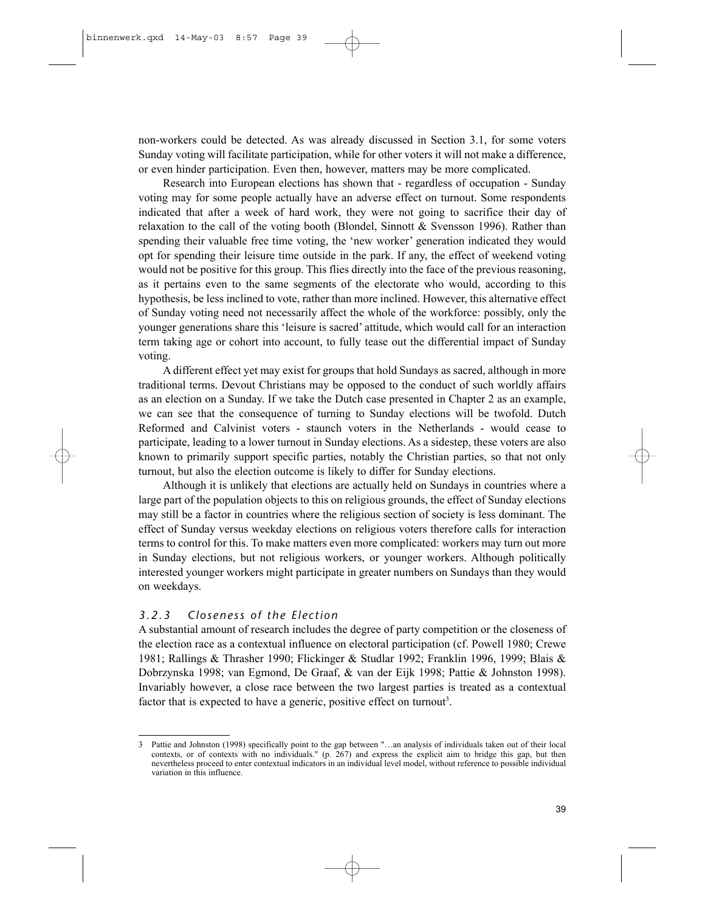non-workers could be detected. As was already discussed in Section 3.1, for some voters Sunday voting will facilitate participation, while for other voters it will not make a difference, or even hinder participation. Even then, however, matters may be more complicated.

Research into European elections has shown that - regardless of occupation - Sunday voting may for some people actually have an adverse effect on turnout. Some respondents indicated that after a week of hard work, they were not going to sacrifice their day of relaxation to the call of the voting booth (Blondel, Sinnott & Svensson 1996). Rather than spending their valuable free time voting, the 'new worker' generation indicated they would opt for spending their leisure time outside in the park. If any, the effect of weekend voting would not be positive for this group. This flies directly into the face of the previous reasoning, as it pertains even to the same segments of the electorate who would, according to this hypothesis, be less inclined to vote, rather than more inclined. However, this alternative effect of Sunday voting need not necessarily affect the whole of the workforce: possibly, only the younger generations share this 'leisure is sacred' attitude, which would call for an interaction term taking age or cohort into account, to fully tease out the differential impact of Sunday voting.

A different effect yet may exist for groups that hold Sundays as sacred, although in more traditional terms. Devout Christians may be opposed to the conduct of such worldly affairs as an election on a Sunday. If we take the Dutch case presented in Chapter 2 as an example, we can see that the consequence of turning to Sunday elections will be twofold. Dutch Reformed and Calvinist voters - staunch voters in the Netherlands - would cease to participate, leading to a lower turnout in Sunday elections. As a sidestep, these voters are also known to primarily support specific parties, notably the Christian parties, so that not only turnout, but also the election outcome is likely to differ for Sunday elections.

Although it is unlikely that elections are actually held on Sundays in countries where a large part of the population objects to this on religious grounds, the effect of Sunday elections may still be a factor in countries where the religious section of society is less dominant. The effect of Sunday versus weekday elections on religious voters therefore calls for interaction terms to control for this. To make matters even more complicated: workers may turn out more in Sunday elections, but not religious workers, or younger workers. Although politically interested younger workers might participate in greater numbers on Sundays than they would on weekdays.

### *3.2.3 Closeness of the Election*

A substantial amount of research includes the degree of party competition or the closeness of the election race as a contextual influence on electoral participation (cf. Powell 1980; Crewe 1981; Rallings & Thrasher 1990; Flickinger & Studlar 1992; Franklin 1996, 1999; Blais & Dobrzynska 1998; van Egmond, De Graaf, & van der Eijk 1998; Pattie & Johnston 1998). Invariably however, a close race between the two largest parties is treated as a contextual factor that is expected to have a generic, positive effect on turnout[3].

---

3 Pattie and Johnston (1998) specifically point to the gap between "…an analysis of individuals taken out of their local contexts, or of contexts with no individuals." (p. 267) and express the explicit aim to bridge this gap, but then nevertheless proceed to enter contextual indicators in an individual level model, without reference to possible individual variation in this influence.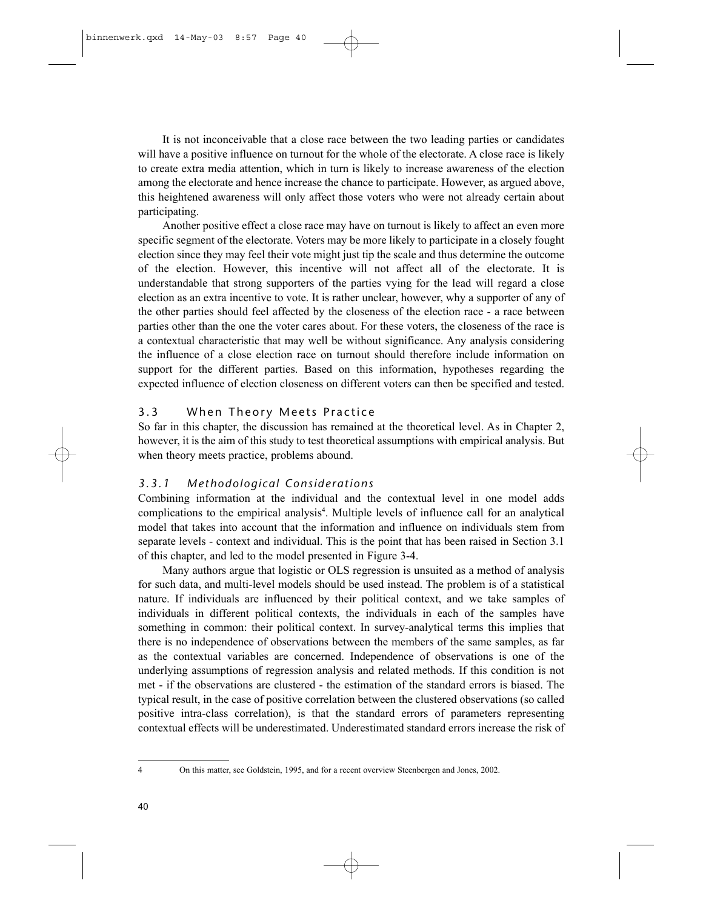It is not inconceivable that a close race between the two leading parties or candidates will have a positive influence on turnout for the whole of the electorate. A close race is likely to create extra media attention, which in turn is likely to increase awareness of the election among the electorate and hence increase the chance to participate. However, as argued above, this heightened awareness will only affect those voters who were not already certain about participating.

Another positive effect a close race may have on turnout is likely to affect an even more specific segment of the electorate. Voters may be more likely to participate in a closely fought election since they may feel their vote might just tip the scale and thus determine the outcome of the election. However, this incentive will not affect all of the electorate. It is understandable that strong supporters of the parties vying for the lead will regard a close election as an extra incentive to vote. It is rather unclear, however, why a supporter of any of the other parties should feel affected by the closeness of the election race - a race between parties other than the one the voter cares about. For these voters, the closeness of the race is a contextual characteristic that may well be without significance. Any analysis considering the influence of a close election race on turnout should therefore include information on support for the different parties. Based on this information, hypotheses regarding the expected influence of election closeness on different voters can then be specified and tested.

## 3.3 When Theory Meets Practice

So far in this chapter, the discussion has remained at the theoretical level. As in Chapter 2, however, it is the aim of this study to test theoretical assumptions with empirical analysis. But when theory meets practice, problems abound.

### *3.3.1 Methodological Considerations*

Combining information at the individual and the contextual level in one model adds complications to the empirical analysis[4]. Multiple levels of influence call for an analytical model that takes into account that the information and influence on individuals stem from separate levels - context and individual. This is the point that has been raised in Section 3.1 of this chapter, and led to the model presented in Figure 3-4.

Many authors argue that logistic or OLS regression is unsuited as a method of analysis for such data, and multi-level models should be used instead. The problem is of a statistical nature. If individuals are influenced by their political context, and we take samples of individuals in different political contexts, the individuals in each of the samples have something in common: their political context. In survey-analytical terms this implies that there is no independence of observations between the members of the same samples, as far as the contextual variables are concerned. Independence of observations is one of the underlying assumptions of regression analysis and related methods. If this condition is not met - if the observations are clustered - the estimation of the standard errors is biased. The typical result, in the case of positive correlation between the clustered observations (so called positive intra-class correlation), is that the standard errors of parameters representing contextual effects will be underestimated. Underestimated standard errors increase the risk of

4 On this matter, see Goldstein, 1995, and for a recent overview Steenbergen and Jones, 2002.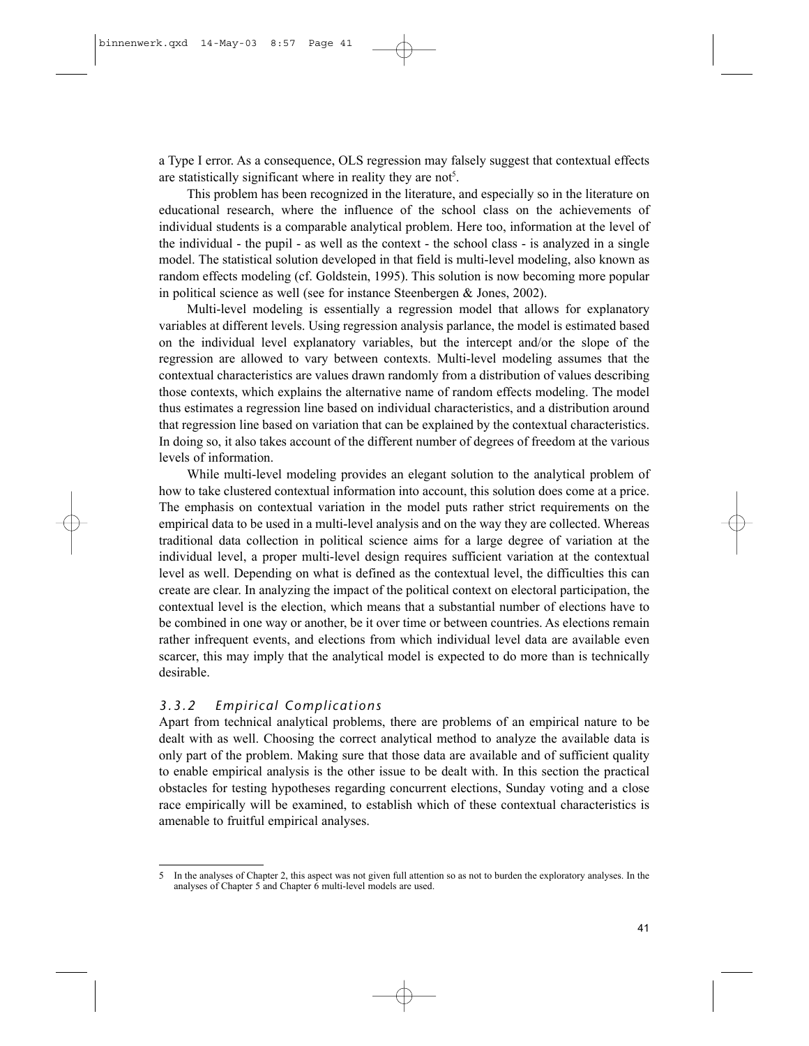a Type I error. As a consequence, OLS regression may falsely suggest that contextual effects are statistically significant where in reality they are not[5].

This problem has been recognized in the literature, and especially so in the literature on educational research, where the influence of the school class on the achievements of individual students is a comparable analytical problem. Here too, information at the level of the individual - the pupil - as well as the context - the school class - is analyzed in a single model. The statistical solution developed in that field is multi-level modeling, also known as random effects modeling (cf. Goldstein, 1995). This solution is now becoming more popular in political science as well (see for instance Steenbergen & Jones, 2002).

Multi-level modeling is essentially a regression model that allows for explanatory variables at different levels. Using regression analysis parlance, the model is estimated based on the individual level explanatory variables, but the intercept and/or the slope of the regression are allowed to vary between contexts. Multi-level modeling assumes that the contextual characteristics are values drawn randomly from a distribution of values describing those contexts, which explains the alternative name of random effects modeling. The model thus estimates a regression line based on individual characteristics, and a distribution around that regression line based on variation that can be explained by the contextual characteristics. In doing so, it also takes account of the different number of degrees of freedom at the various levels of information.

While multi-level modeling provides an elegant solution to the analytical problem of how to take clustered contextual information into account, this solution does come at a price. The emphasis on contextual variation in the model puts rather strict requirements on the empirical data to be used in a multi-level analysis and on the way they are collected. Whereas traditional data collection in political science aims for a large degree of variation at the individual level, a proper multi-level design requires sufficient variation at the contextual level as well. Depending on what is defined as the contextual level, the difficulties this can create are clear. In analyzing the impact of the political context on electoral participation, the contextual level is the election, which means that a substantial number of elections have to be combined in one way or another, be it over time or between countries. As elections remain rather infrequent events, and elections from which individual level data are available even scarcer, this may imply that the analytical model is expected to do more than is technically desirable.

### *3.3.2 Empirical Complications*

Apart from technical analytical problems, there are problems of an empirical nature to be dealt with as well. Choosing the correct analytical method to analyze the available data is only part of the problem. Making sure that those data are available and of sufficient quality to enable empirical analysis is the other issue to be dealt with. In this section the practical obstacles for testing hypotheses regarding concurrent elections, Sunday voting and a close race empirically will be examined, to establish which of these contextual characteristics is amenable to fruitful empirical analyses.

---

5 In the analyses of Chapter 2, this aspect was not given full attention so as not to burden the exploratory analyses. In the analyses of Chapter 5 and Chapter 6 multi-level models are used.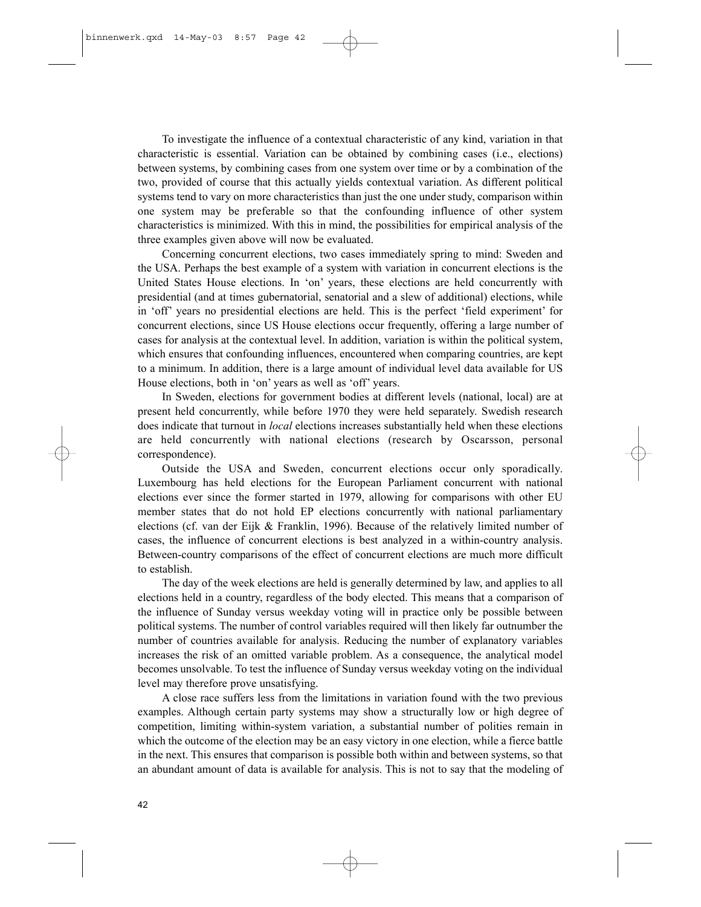To investigate the influence of a contextual characteristic of any kind, variation in that characteristic is essential. Variation can be obtained by combining cases (i.e., elections) between systems, by combining cases from one system over time or by a combination of the two, provided of course that this actually yields contextual variation. As different political systems tend to vary on more characteristics than just the one under study, comparison within one system may be preferable so that the confounding influence of other system characteristics is minimized. With this in mind, the possibilities for empirical analysis of the three examples given above will now be evaluated.

Concerning concurrent elections, two cases immediately spring to mind: Sweden and the USA. Perhaps the best example of a system with variation in concurrent elections is the United States House elections. In 'on' years, these elections are held concurrently with presidential (and at times gubernatorial, senatorial and a slew of additional) elections, while in 'off' years no presidential elections are held. This is the perfect 'field experiment' for concurrent elections, since US House elections occur frequently, offering a large number of cases for analysis at the contextual level. In addition, variation is within the political system, which ensures that confounding influences, encountered when comparing countries, are kept to a minimum. In addition, there is a large amount of individual level data available for US House elections, both in 'on' years as well as 'off' years.

In Sweden, elections for government bodies at different levels (national, local) are at present held concurrently, while before 1970 they were held separately. Swedish research does indicate that turnout in *local* elections increases substantially held when these elections are held concurrently with national elections (research by Oscarsson, personal correspondence).

Outside the USA and Sweden, concurrent elections occur only sporadically. Luxembourg has held elections for the European Parliament concurrent with national elections ever since the former started in 1979, allowing for comparisons with other EU member states that do not hold EP elections concurrently with national parliamentary elections (cf. van der Eijk & Franklin, 1996). Because of the relatively limited number of cases, the influence of concurrent elections is best analyzed in a within-country analysis. Between-country comparisons of the effect of concurrent elections are much more difficult to establish.

The day of the week elections are held is generally determined by law, and applies to all elections held in a country, regardless of the body elected. This means that a comparison of the influence of Sunday versus weekday voting will in practice only be possible between political systems. The number of control variables required will then likely far outnumber the number of countries available for analysis. Reducing the number of explanatory variables increases the risk of an omitted variable problem. As a consequence, the analytical model becomes unsolvable. To test the influence of Sunday versus weekday voting on the individual level may therefore prove unsatisfying.

A close race suffers less from the limitations in variation found with the two previous examples. Although certain party systems may show a structurally low or high degree of competition, limiting within-system variation, a substantial number of polities remain in which the outcome of the election may be an easy victory in one election, while a fierce battle in the next. This ensures that comparison is possible both within and between systems, so that an abundant amount of data is available for analysis. This is not to say that the modeling of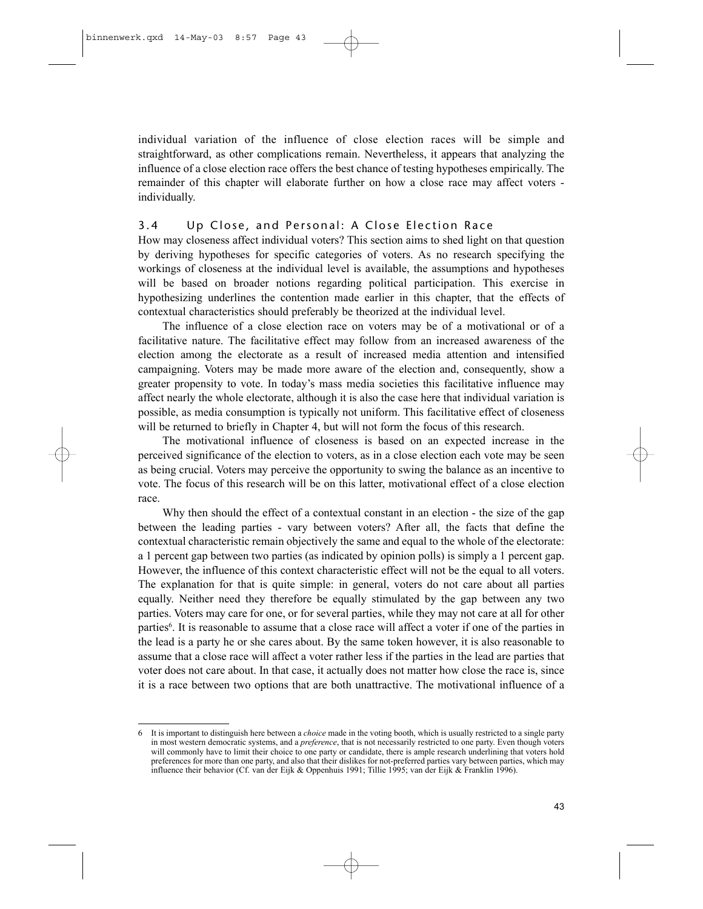individual variation of the influence of close election races will be simple and straightforward, as other complications remain. Nevertheless, it appears that analyzing the influence of a close election race offers the best chance of testing hypotheses empirically. The remainder of this chapter will elaborate further on how a close race may affect voters - individually.

## 3.4 Up Close, and Personal: A Close Election Race

How may closeness affect individual voters? This section aims to shed light on that question by deriving hypotheses for specific categories of voters. As no research specifying the workings of closeness at the individual level is available, the assumptions and hypotheses will be based on broader notions regarding political participation. This exercise in hypothesizing underlines the contention made earlier in this chapter, that the effects of contextual characteristics should preferably be theorized at the individual level.

The influence of a close election race on voters may be of a motivational or of a facilitative nature. The facilitative effect may follow from an increased awareness of the election among the electorate as a result of increased media attention and intensified campaigning. Voters may be made more aware of the election and, consequently, show a greater propensity to vote. In today's mass media societies this facilitative influence may affect nearly the whole electorate, although it is also the case here that individual variation is possible, as media consumption is typically not uniform. This facilitative effect of closeness will be returned to briefly in Chapter 4, but will not form the focus of this research.

The motivational influence of closeness is based on an expected increase in the perceived significance of the election to voters, as in a close election each vote may be seen as being crucial. Voters may perceive the opportunity to swing the balance as an incentive to vote. The focus of this research will be on this latter, motivational effect of a close election race.

Why then should the effect of a contextual constant in an election - the size of the gap between the leading parties - vary between voters? After all, the facts that define the contextual characteristic remain objectively the same and equal to the whole of the electorate: a 1 percent gap between two parties (as indicated by opinion polls) is simply a 1 percent gap. However, the influence of this context characteristic effect will not be the equal to all voters. The explanation for that is quite simple: in general, voters do not care about all parties equally. Neither need they therefore be equally stimulated by the gap between any two parties. Voters may care for one, or for several parties, while they may not care at all for other parties[6]. It is reasonable to assume that a close race will affect a voter if one of the parties in the lead is a party he or she cares about. By the same token however, it is also reasonable to assume that a close race will affect a voter rather less if the parties in the lead are parties that voter does not care about. In that case, it actually does not matter how close the race is, since it is a race between two options that are both unattractive. The motivational influence of a

---

6 It is important to distinguish here between a *choice* made in the voting booth, which is usually restricted to a single party in most western democratic systems, and a *preference*, that is not necessarily restricted to one party. Even though voters will commonly have to limit their choice to one party or candidate, there is ample research underlining that voters hold preferences for more than one party, and also that their dislikes for not-preferred parties vary between parties, which may influence their behavior (Cf. van der Eijk & Oppenhuis 1991; Tillie 1995; van der Eijk & Franklin 1996).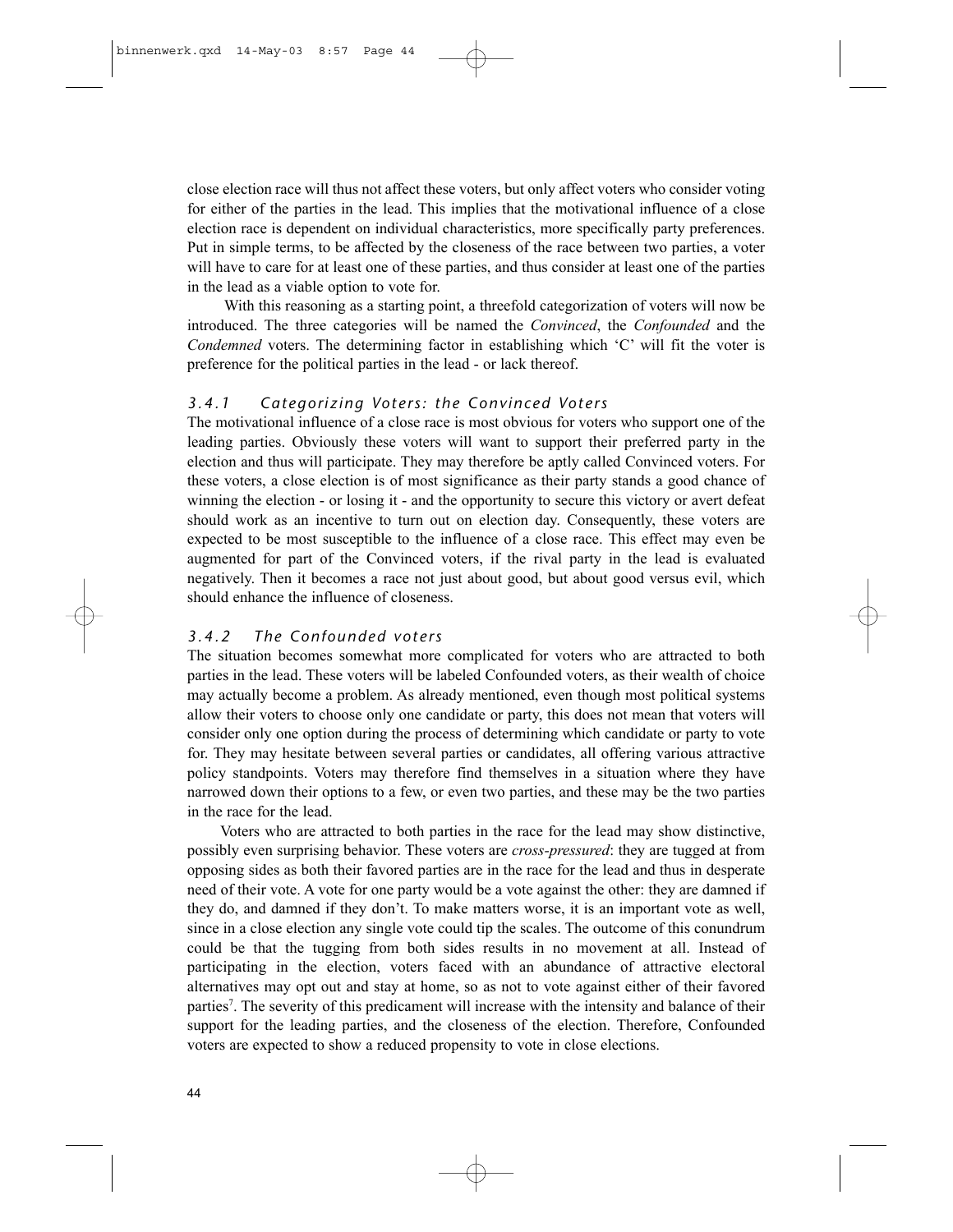close election race will thus not affect these voters, but only affect voters who consider voting for either of the parties in the lead. This implies that the motivational influence of a close election race is dependent on individual characteristics, more specifically party preferences. Put in simple terms, to be affected by the closeness of the race between two parties, a voter will have to care for at least one of these parties, and thus consider at least one of the parties in the lead as a viable option to vote for.

With this reasoning as a starting point, a threefold categorization of voters will now be introduced. The three categories will be named the *Convinced*, the *Confounded* and the *Condemned* voters. The determining factor in establishing which 'C' will fit the voter is preference for the political parties in the lead - or lack thereof.

### *3.4.1 Categorizing Voters: the Convinced Voters*

The motivational influence of a close race is most obvious for voters who support one of the leading parties. Obviously these voters will want to support their preferred party in the election and thus will participate. They may therefore be aptly called Convinced voters. For these voters, a close election is of most significance as their party stands a good chance of winning the election - or losing it - and the opportunity to secure this victory or avert defeat should work as an incentive to turn out on election day. Consequently, these voters are expected to be most susceptible to the influence of a close race. This effect may even be augmented for part of the Convinced voters, if the rival party in the lead is evaluated negatively. Then it becomes a race not just about good, but about good versus evil, which should enhance the influence of closeness.

### *3.4.2 The Confounded voters*

The situation becomes somewhat more complicated for voters who are attracted to both parties in the lead. These voters will be labeled Confounded voters, as their wealth of choice may actually become a problem. As already mentioned, even though most political systems allow their voters to choose only one candidate or party, this does not mean that voters will consider only one option during the process of determining which candidate or party to vote for. They may hesitate between several parties or candidates, all offering various attractive policy standpoints. Voters may therefore find themselves in a situation where they have narrowed down their options to a few, or even two parties, and these may be the two parties in the race for the lead.

Voters who are attracted to both parties in the race for the lead may show distinctive, possibly even surprising behavior. These voters are *cross-pressured*: they are tugged at from opposing sides as both their favored parties are in the race for the lead and thus in desperate need of their vote. A vote for one party would be a vote against the other: they are damned if they do, and damned if they don't. To make matters worse, it is an important vote as well, since in a close election any single vote could tip the scales. The outcome of this conundrum could be that the tugging from both sides results in no movement at all. Instead of participating in the election, voters faced with an abundance of attractive electoral alternatives may opt out and stay at home, so as not to vote against either of their favored parties[7]. The severity of this predicament will increase with the intensity and balance of their support for the leading parties, and the closeness of the election. Therefore, Confounded voters are expected to show a reduced propensity to vote in close elections.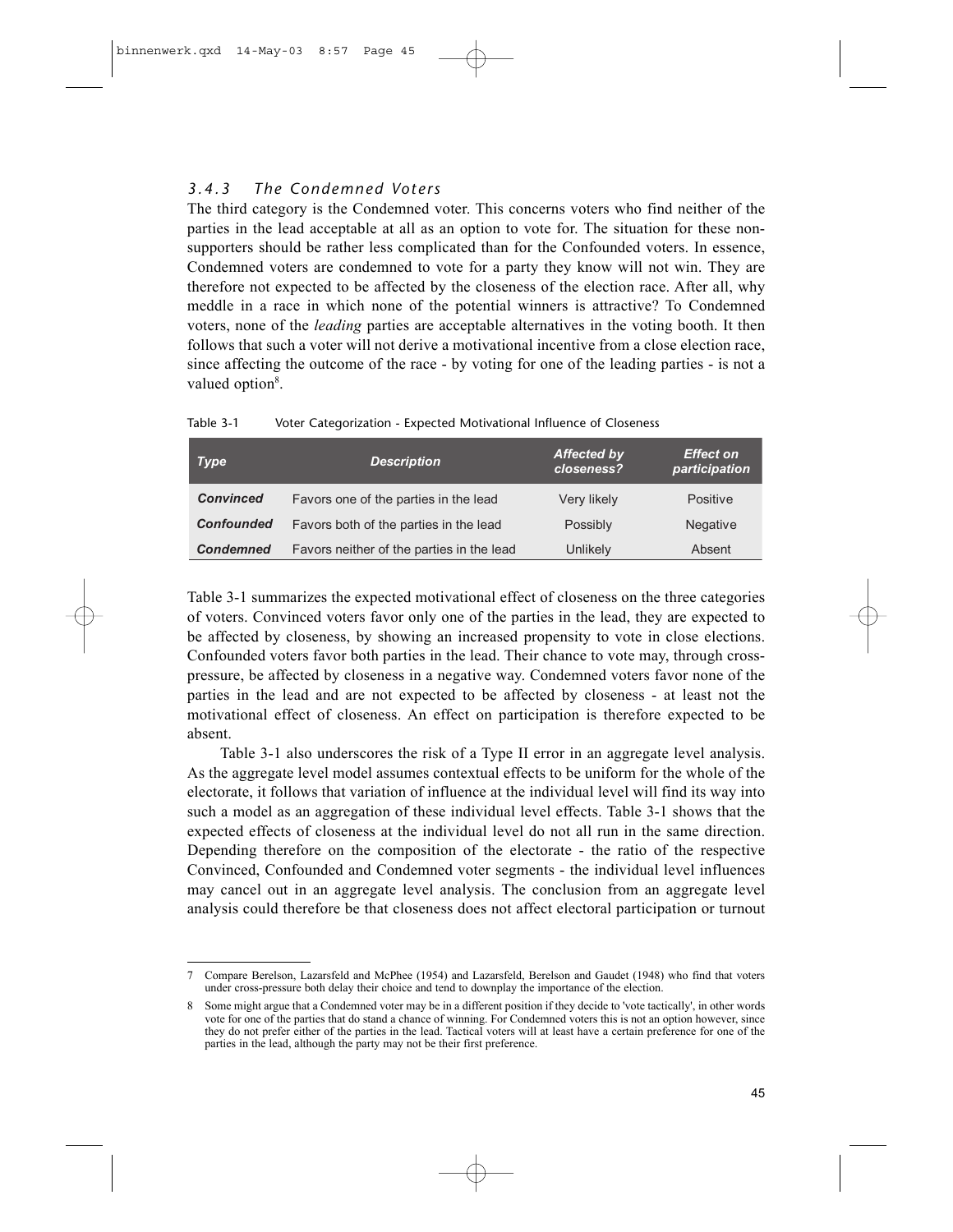### 3.4.3 The Condemned Voters

The third category is the Condemned voter. This concerns voters who find neither of the parties in the lead acceptable at all as an option to vote for. The situation for these non-supporters should be rather less complicated than for the Confounded voters. In essence, Condemned voters are condemned to vote for a party they know will not win. They are therefore not expected to be affected by the closeness of the election race. After all, why meddle in a race in which none of the potential winners is attractive? To Condemned voters, none of the *leading* parties are acceptable alternatives in the voting booth. It then follows that such a voter will not derive a motivational incentive from a close election race, since affecting the outcome of the race - by voting for one of the leading parties - is not a valued option[8].

Table 3-1 Voter Categorization - Expected Motivational Influence of Closeness

| *Type* | *Description* | *Affected by closeness?* | *Effect on participation* |
|---|---|---|---|
| ***Convinced*** | Favors one of the parties in the lead | Very likely | Positive |
| ***Confounded*** | Favors both of the parties in the lead | Possibly | Negative |
| ***Condemned*** | Favors neither of the parties in the lead | Unlikely | Absent |

Table 3-1 summarizes the expected motivational effect of closeness on the three categories of voters. Convinced voters favor only one of the parties in the lead, they are expected to be affected by closeness, by showing an increased propensity to vote in close elections. Confounded voters favor both parties in the lead. Their chance to vote may, through cross-pressure, be affected by closeness in a negative way. Condemned voters favor none of the parties in the lead and are not expected to be affected by closeness - at least not the motivational effect of closeness. An effect on participation is therefore expected to be absent.

Table 3-1 also underscores the risk of a Type II error in an aggregate level analysis. As the aggregate level model assumes contextual effects to be uniform for the whole of the electorate, it follows that variation of influence at the individual level will find its way into such a model as an aggregation of these individual level effects. Table 3-1 shows that the expected effects of closeness at the individual level do not all run in the same direction. Depending therefore on the composition of the electorate - the ratio of the respective Convinced, Confounded and Condemned voter segments - the individual level influences may cancel out in an aggregate level analysis. The conclusion from an aggregate level analysis could therefore be that closeness does not affect electoral participation or turnout

---

7 Compare Berelson, Lazarsfeld and McPhee (1954) and Lazarsfeld, Berelson and Gaudet (1948) who find that voters under cross-pressure both delay their choice and tend to downplay the importance of the election.

8 Some might argue that a Condemned voter may be in a different position if they decide to 'vote tactically', in other words vote for one of the parties that do stand a chance of winning. For Condemned voters this is not an option however, since they do not prefer either of the parties in the lead. Tactical voters will at least have a certain preference for one of the parties in the lead, although the party may not be their first preference.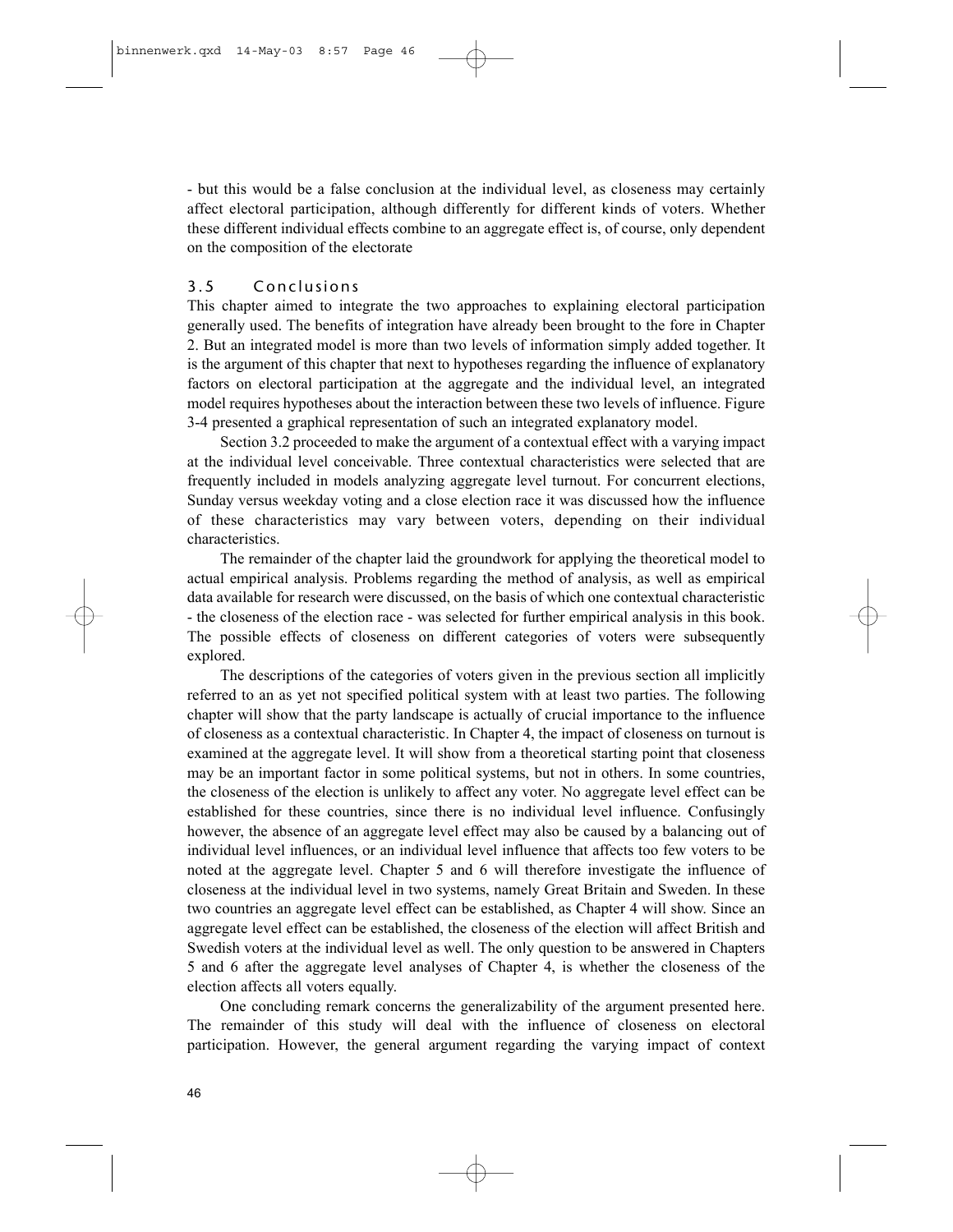- but this would be a false conclusion at the individual level, as closeness may certainly affect electoral participation, although differently for different kinds of voters. Whether these different individual effects combine to an aggregate effect is, of course, only dependent on the composition of the electorate

## 3.5 Conclusions

This chapter aimed to integrate the two approaches to explaining electoral participation generally used. The benefits of integration have already been brought to the fore in Chapter 2. But an integrated model is more than two levels of information simply added together. It is the argument of this chapter that next to hypotheses regarding the influence of explanatory factors on electoral participation at the aggregate and the individual level, an integrated model requires hypotheses about the interaction between these two levels of influence. Figure 3-4 presented a graphical representation of such an integrated explanatory model.

Section 3.2 proceeded to make the argument of a contextual effect with a varying impact at the individual level conceivable. Three contextual characteristics were selected that are frequently included in models analyzing aggregate level turnout. For concurrent elections, Sunday versus weekday voting and a close election race it was discussed how the influence of these characteristics may vary between voters, depending on their individual characteristics.

The remainder of the chapter laid the groundwork for applying the theoretical model to actual empirical analysis. Problems regarding the method of analysis, as well as empirical data available for research were discussed, on the basis of which one contextual characteristic - the closeness of the election race - was selected for further empirical analysis in this book. The possible effects of closeness on different categories of voters were subsequently explored.

The descriptions of the categories of voters given in the previous section all implicitly referred to an as yet not specified political system with at least two parties. The following chapter will show that the party landscape is actually of crucial importance to the influence of closeness as a contextual characteristic. In Chapter 4, the impact of closeness on turnout is examined at the aggregate level. It will show from a theoretical starting point that closeness may be an important factor in some political systems, but not in others. In some countries, the closeness of the election is unlikely to affect any voter. No aggregate level effect can be established for these countries, since there is no individual level influence. Confusingly however, the absence of an aggregate level effect may also be caused by a balancing out of individual level influences, or an individual level influence that affects too few voters to be noted at the aggregate level. Chapter 5 and 6 will therefore investigate the influence of closeness at the individual level in two systems, namely Great Britain and Sweden. In these two countries an aggregate level effect can be established, as Chapter 4 will show. Since an aggregate level effect can be established, the closeness of the election will affect British and Swedish voters at the individual level as well. The only question to be answered in Chapters 5 and 6 after the aggregate level analyses of Chapter 4, is whether the closeness of the election affects all voters equally.

One concluding remark concerns the generalizability of the argument presented here. The remainder of this study will deal with the influence of closeness on electoral participation. However, the general argument regarding the varying impact of context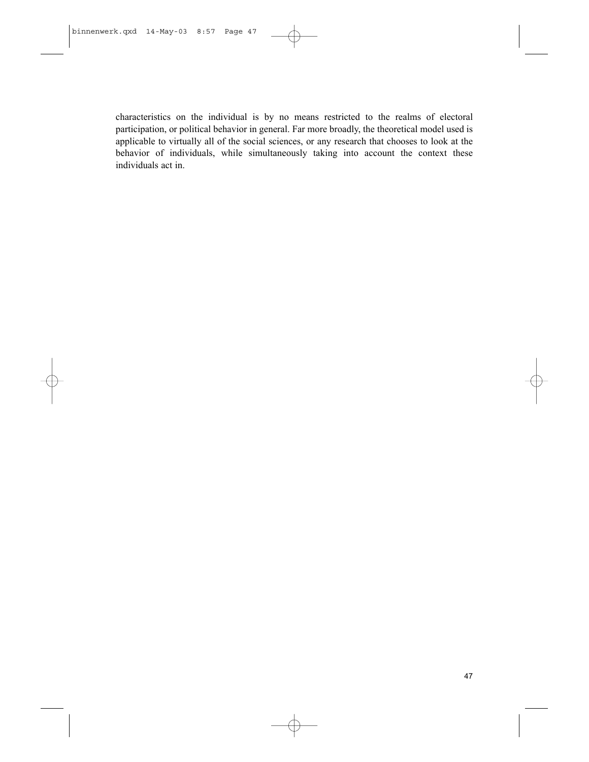characteristics on the individual is by no means restricted to the realms of electoral participation, or political behavior in general. Far more broadly, the theoretical model used is applicable to virtually all of the social sciences, or any research that chooses to look at the behavior of individuals, while simultaneously taking into account the context these individuals act in.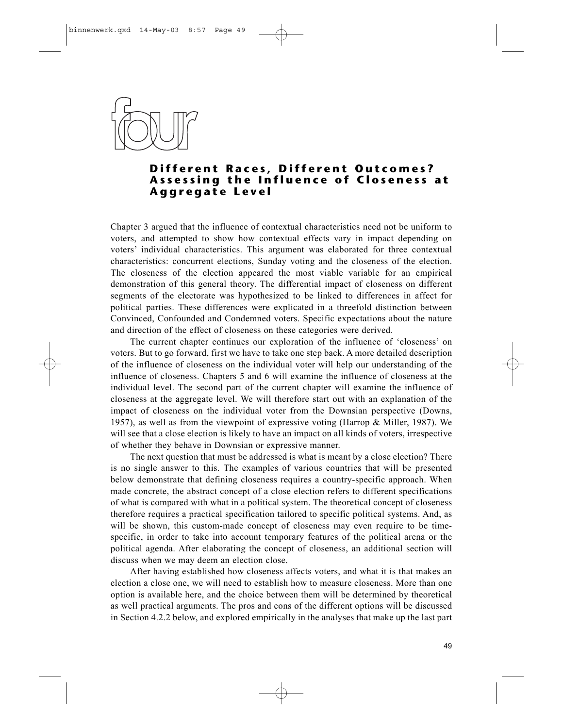# four

## Different Races, Different Outcomes? Assessing the Influence of Closeness at Aggregate Level

Chapter 3 argued that the influence of contextual characteristics need not be uniform to voters, and attempted to show how contextual effects vary in impact depending on voters' individual characteristics. This argument was elaborated for three contextual characteristics: concurrent elections, Sunday voting and the closeness of the election. The closeness of the election appeared the most viable variable for an empirical demonstration of this general theory. The differential impact of closeness on different segments of the electorate was hypothesized to be linked to differences in affect for political parties. These differences were explicated in a threefold distinction between Convinced, Confounded and Condemned voters. Specific expectations about the nature and direction of the effect of closeness on these categories were derived.

The current chapter continues our exploration of the influence of 'closeness' on voters. But to go forward, first we have to take one step back. A more detailed description of the influence of closeness on the individual voter will help our understanding of the influence of closeness. Chapters 5 and 6 will examine the influence of closeness at the individual level. The second part of the current chapter will examine the influence of closeness at the aggregate level. We will therefore start out with an explanation of the impact of closeness on the individual voter from the Downsian perspective (Downs, 1957), as well as from the viewpoint of expressive voting (Harrop & Miller, 1987). We will see that a close election is likely to have an impact on all kinds of voters, irrespective of whether they behave in Downsian or expressive manner.

The next question that must be addressed is what is meant by a close election? There is no single answer to this. The examples of various countries that will be presented below demonstrate that defining closeness requires a country-specific approach. When made concrete, the abstract concept of a close election refers to different specifications of what is compared with what in a political system. The theoretical concept of closeness therefore requires a practical specification tailored to specific political systems. And, as will be shown, this custom-made concept of closeness may even require to be time-specific, in order to take into account temporary features of the political arena or the political agenda. After elaborating the concept of closeness, an additional section will discuss when we may deem an election close.

After having established how closeness affects voters, and what it is that makes an election a close one, we will need to establish how to measure closeness. More than one option is available here, and the choice between them will be determined by theoretical as well practical arguments. The pros and cons of the different options will be discussed in Section 4.2.2 below, and explored empirically in the analyses that make up the last part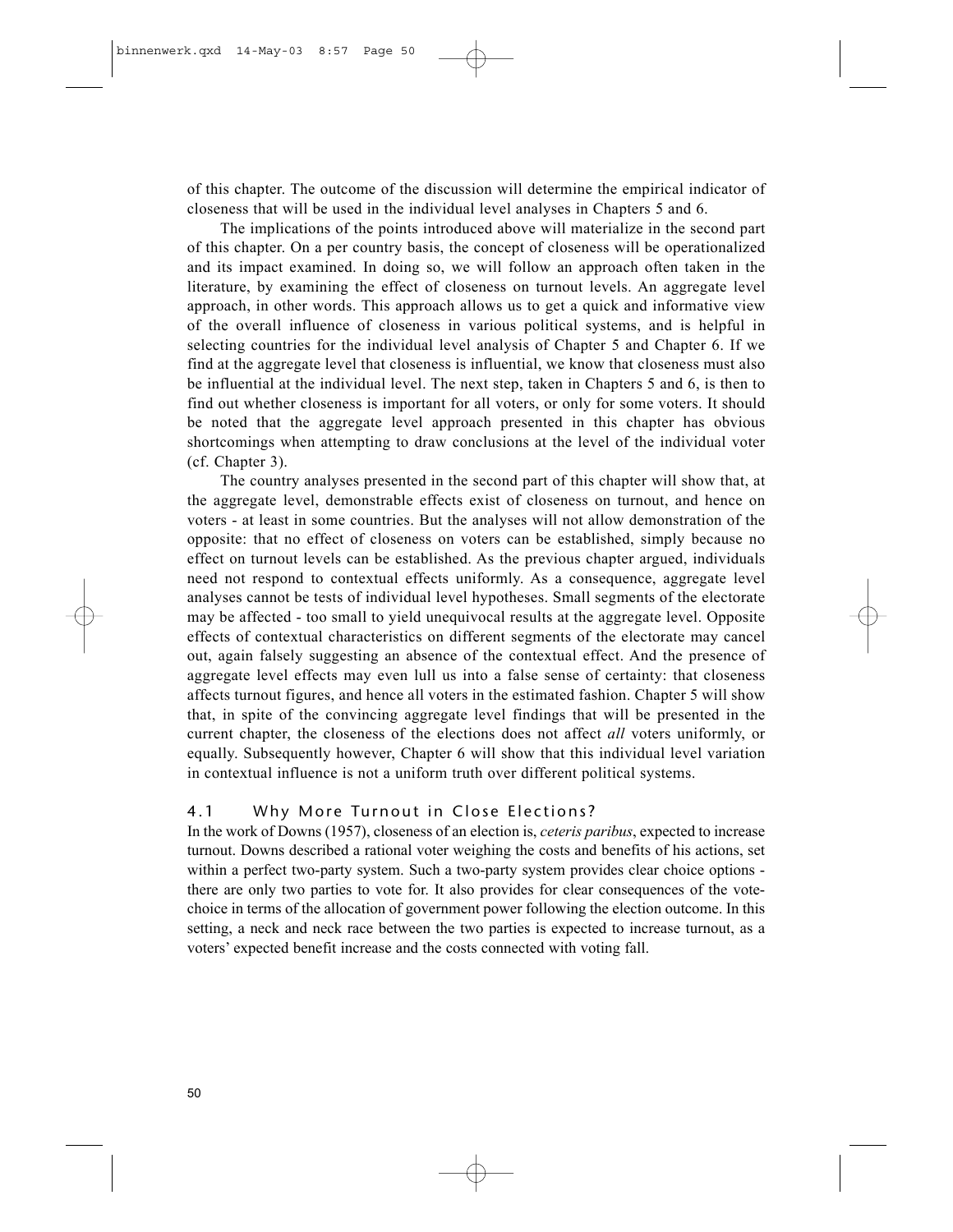of this chapter. The outcome of the discussion will determine the empirical indicator of closeness that will be used in the individual level analyses in Chapters 5 and 6.

The implications of the points introduced above will materialize in the second part of this chapter. On a per country basis, the concept of closeness will be operationalized and its impact examined. In doing so, we will follow an approach often taken in the literature, by examining the effect of closeness on turnout levels. An aggregate level approach, in other words. This approach allows us to get a quick and informative view of the overall influence of closeness in various political systems, and is helpful in selecting countries for the individual level analysis of Chapter 5 and Chapter 6. If we find at the aggregate level that closeness is influential, we know that closeness must also be influential at the individual level. The next step, taken in Chapters 5 and 6, is then to find out whether closeness is important for all voters, or only for some voters. It should be noted that the aggregate level approach presented in this chapter has obvious shortcomings when attempting to draw conclusions at the level of the individual voter (cf. Chapter 3).

The country analyses presented in the second part of this chapter will show that, at the aggregate level, demonstrable effects exist of closeness on turnout, and hence on voters - at least in some countries. But the analyses will not allow demonstration of the opposite: that no effect of closeness on voters can be established, simply because no effect on turnout levels can be established. As the previous chapter argued, individuals need not respond to contextual effects uniformly. As a consequence, aggregate level analyses cannot be tests of individual level hypotheses. Small segments of the electorate may be affected - too small to yield unequivocal results at the aggregate level. Opposite effects of contextual characteristics on different segments of the electorate may cancel out, again falsely suggesting an absence of the contextual effect. And the presence of aggregate level effects may even lull us into a false sense of certainty: that closeness affects turnout figures, and hence all voters in the estimated fashion. Chapter 5 will show that, in spite of the convincing aggregate level findings that will be presented in the current chapter, the closeness of the elections does not affect *all* voters uniformly, or equally. Subsequently however, Chapter 6 will show that this individual level variation in contextual influence is not a uniform truth over different political systems.

## 4.1 Why More Turnout in Close Elections?

In the work of Downs (1957), closeness of an election is, *ceteris paribus*, expected to increase turnout. Downs described a rational voter weighing the costs and benefits of his actions, set within a perfect two-party system. Such a two-party system provides clear choice options - there are only two parties to vote for. It also provides for clear consequences of the vote-choice in terms of the allocation of government power following the election outcome. In this setting, a neck and neck race between the two parties is expected to increase turnout, as a voters' expected benefit increase and the costs connected with voting fall.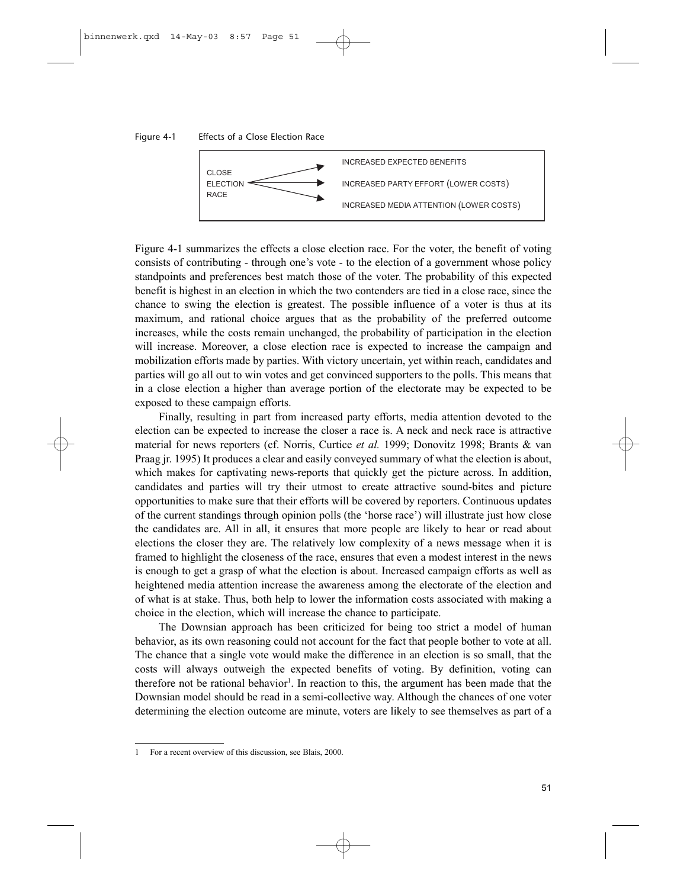Figure 4-1 Effects of a Close Election Race

| CLOSE ELECTION RACE | → | INCREASED EXPECTED BENEFITS |
|---|---|---|
| | → | INCREASED PARTY EFFORT (LOWER COSTS) |
| | → | INCREASED MEDIA ATTENTION (LOWER COSTS) |

Figure 4-1 summarizes the effects a close election race. For the voter, the benefit of voting consists of contributing - through one's vote - to the election of a government whose policy standpoints and preferences best match those of the voter. The probability of this expected benefit is highest in an election in which the two contenders are tied in a close race, since the chance to swing the election is greatest. The possible influence of a voter is thus at its maximum, and rational choice argues that as the probability of the preferred outcome increases, while the costs remain unchanged, the probability of participation in the election will increase. Moreover, a close election race is expected to increase the campaign and mobilization efforts made by parties. With victory uncertain, yet within reach, candidates and parties will go all out to win votes and get convinced supporters to the polls. This means that in a close election a higher than average portion of the electorate may be expected to be exposed to these campaign efforts.

Finally, resulting in part from increased party efforts, media attention devoted to the election can be expected to increase the closer a race is. A neck and neck race is attractive material for news reporters (cf. Norris, Curtice *et al.* 1999; Donovitz 1998; Brants & van Praag jr. 1995) It produces a clear and easily conveyed summary of what the election is about, which makes for captivating news-reports that quickly get the picture across. In addition, candidates and parties will try their utmost to create attractive sound-bites and picture opportunities to make sure that their efforts will be covered by reporters. Continuous updates of the current standings through opinion polls (the 'horse race') will illustrate just how close the candidates are. All in all, it ensures that more people are likely to hear or read about elections the closer they are. The relatively low complexity of a news message when it is framed to highlight the closeness of the race, ensures that even a modest interest in the news is enough to get a grasp of what the election is about. Increased campaign efforts as well as heightened media attention increase the awareness among the electorate of the election and of what is at stake. Thus, both help to lower the information costs associated with making a choice in the election, which will increase the chance to participate.

The Downsian approach has been criticized for being too strict a model of human behavior, as its own reasoning could not account for the fact that people bother to vote at all. The chance that a single vote would make the difference in an election is so small, that the costs will always outweigh the expected benefits of voting. By definition, voting can therefore not be rational behavior[1]. In reaction to this, the argument has been made that the Downsian model should be read in a semi-collective way. Although the chances of one voter determining the election outcome are minute, voters are likely to see themselves as part of a

---

1 For a recent overview of this discussion, see Blais, 2000.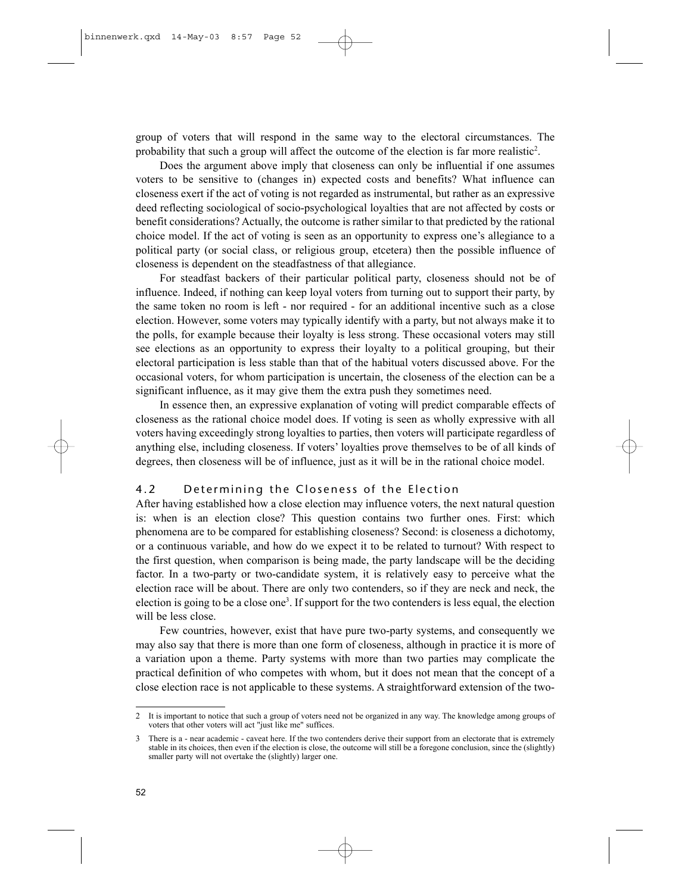group of voters that will respond in the same way to the electoral circumstances. The probability that such a group will affect the outcome of the election is far more realistic[2].

Does the argument above imply that closeness can only be influential if one assumes voters to be sensitive to (changes in) expected costs and benefits? What influence can closeness exert if the act of voting is not regarded as instrumental, but rather as an expressive deed reflecting sociological of socio-psychological loyalties that are not affected by costs or benefit considerations? Actually, the outcome is rather similar to that predicted by the rational choice model. If the act of voting is seen as an opportunity to express one's allegiance to a political party (or social class, or religious group, etcetera) then the possible influence of closeness is dependent on the steadfastness of that allegiance.

For steadfast backers of their particular political party, closeness should not be of influence. Indeed, if nothing can keep loyal voters from turning out to support their party, by the same token no room is left - nor required - for an additional incentive such as a close election. However, some voters may typically identify with a party, but not always make it to the polls, for example because their loyalty is less strong. These occasional voters may still see elections as an opportunity to express their loyalty to a political grouping, but their electoral participation is less stable than that of the habitual voters discussed above. For the occasional voters, for whom participation is uncertain, the closeness of the election can be a significant influence, as it may give them the extra push they sometimes need.

In essence then, an expressive explanation of voting will predict comparable effects of closeness as the rational choice model does. If voting is seen as wholly expressive with all voters having exceedingly strong loyalties to parties, then voters will participate regardless of anything else, including closeness. If voters' loyalties prove themselves to be of all kinds of degrees, then closeness will be of influence, just as it will be in the rational choice model.

## 4.2 Determining the Closeness of the Election

After having established how a close election may influence voters, the next natural question is: when is an election close? This question contains two further ones. First: which phenomena are to be compared for establishing closeness? Second: is closeness a dichotomy, or a continuous variable, and how do we expect it to be related to turnout? With respect to the first question, when comparison is being made, the party landscape will be the deciding factor. In a two-party or two-candidate system, it is relatively easy to perceive what the election race will be about. There are only two contenders, so if they are neck and neck, the election is going to be a close one[3]. If support for the two contenders is less equal, the election will be less close.

Few countries, however, exist that have pure two-party systems, and consequently we may also say that there is more than one form of closeness, although in practice it is more of a variation upon a theme. Party systems with more than two parties may complicate the practical definition of who competes with whom, but it does not mean that the concept of a close election race is not applicable to these systems. A straightforward extension of the two-

---

2 It is important to notice that such a group of voters need not be organized in any way. The knowledge among groups of voters that other voters will act "just like me" suffices.

3 There is a - near academic - caveat here. If the two contenders derive their support from an electorate that is extremely stable in its choices, then even if the election is close, the outcome will still be a foregone conclusion, since the (slightly) smaller party will not overtake the (slightly) larger one.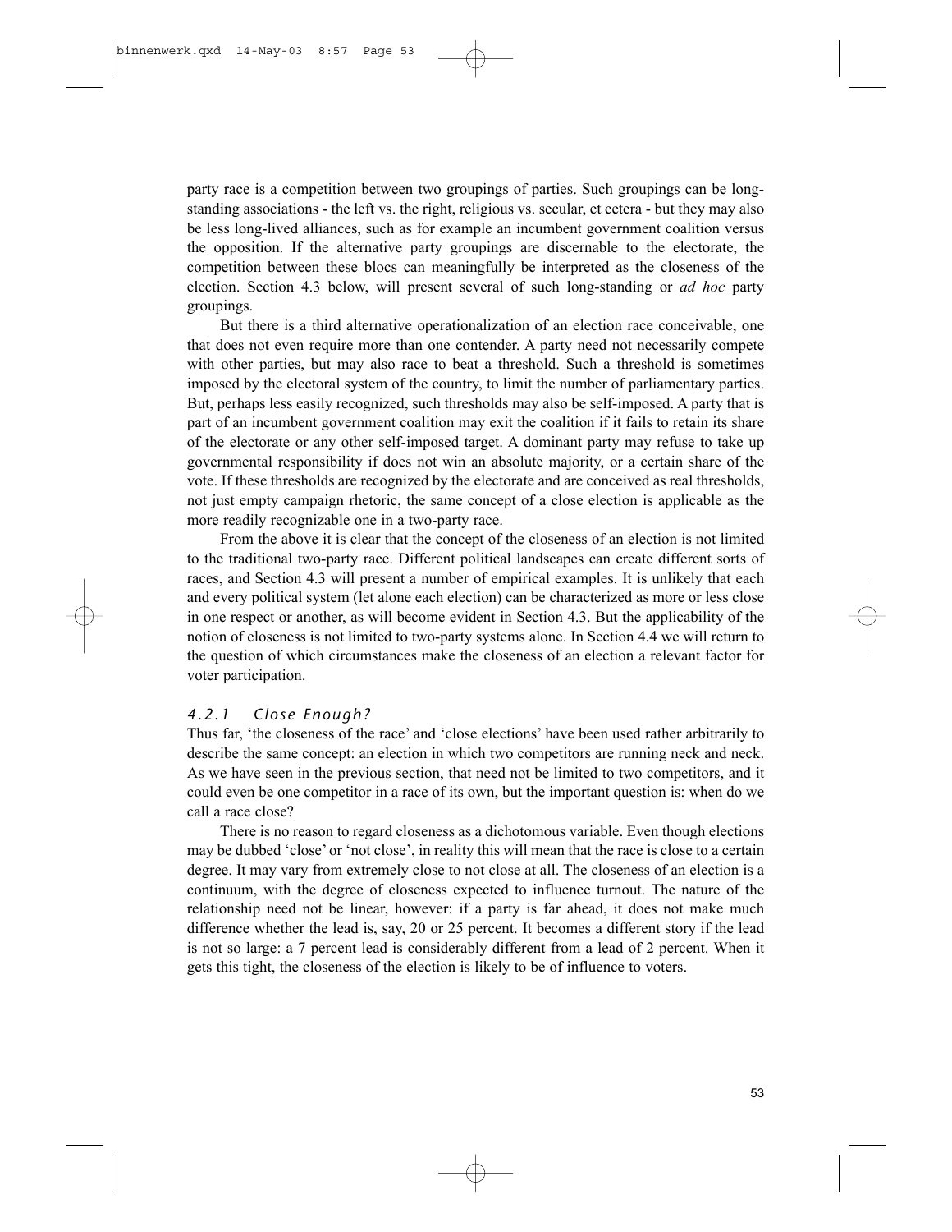party race is a competition between two groupings of parties. Such groupings can be long-standing associations - the left vs. the right, religious vs. secular, et cetera - but they may also be less long-lived alliances, such as for example an incumbent government coalition versus the opposition. If the alternative party groupings are discernable to the electorate, the competition between these blocs can meaningfully be interpreted as the closeness of the election. Section 4.3 below, will present several of such long-standing or *ad hoc* party groupings.

But there is a third alternative operationalization of an election race conceivable, one that does not even require more than one contender. A party need not necessarily compete with other parties, but may also race to beat a threshold. Such a threshold is sometimes imposed by the electoral system of the country, to limit the number of parliamentary parties. But, perhaps less easily recognized, such thresholds may also be self-imposed. A party that is part of an incumbent government coalition may exit the coalition if it fails to retain its share of the electorate or any other self-imposed target. A dominant party may refuse to take up governmental responsibility if does not win an absolute majority, or a certain share of the vote. If these thresholds are recognized by the electorate and are conceived as real thresholds, not just empty campaign rhetoric, the same concept of a close election is applicable as the more readily recognizable one in a two-party race.

From the above it is clear that the concept of the closeness of an election is not limited to the traditional two-party race. Different political landscapes can create different sorts of races, and Section 4.3 will present a number of empirical examples. It is unlikely that each and every political system (let alone each election) can be characterized as more or less close in one respect or another, as will become evident in Section 4.3. But the applicability of the notion of closeness is not limited to two-party systems alone. In Section 4.4 we will return to the question of which circumstances make the closeness of an election a relevant factor for voter participation.

### *4.2.1 Close Enough?*

Thus far, 'the closeness of the race' and 'close elections' have been used rather arbitrarily to describe the same concept: an election in which two competitors are running neck and neck. As we have seen in the previous section, that need not be limited to two competitors, and it could even be one competitor in a race of its own, but the important question is: when do we call a race close?

There is no reason to regard closeness as a dichotomous variable. Even though elections may be dubbed 'close' or 'not close', in reality this will mean that the race is close to a certain degree. It may vary from extremely close to not close at all. The closeness of an election is a continuum, with the degree of closeness expected to influence turnout. The nature of the relationship need not be linear, however: if a party is far ahead, it does not make much difference whether the lead is, say, 20 or 25 percent. It becomes a different story if the lead is not so large: a 7 percent lead is considerably different from a lead of 2 percent. When it gets this tight, the closeness of the election is likely to be of influence to voters.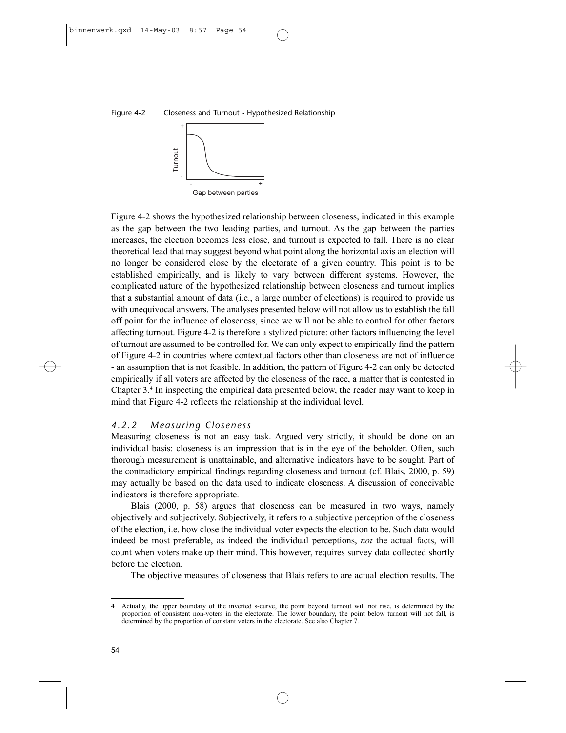Figure 4-2 Closeness and Turnout - Hypothesized Relationship

Figure 4-2 shows the hypothesized relationship between closeness, indicated in this example as the gap between the two leading parties, and turnout. As the gap between the parties increases, the election becomes less close, and turnout is expected to fall. There is no clear theoretical lead that may suggest beyond what point along the horizontal axis an election will no longer be considered close by the electorate of a given country. This point is to be established empirically, and is likely to vary between different systems. However, the complicated nature of the hypothesized relationship between closeness and turnout implies that a substantial amount of data (i.e., a large number of elections) is required to provide us with unequivocal answers. The analyses presented below will not allow us to establish the fall off point for the influence of closeness, since we will not be able to control for other factors affecting turnout. Figure 4-2 is therefore a stylized picture: other factors influencing the level of turnout are assumed to be controlled for. We can only expect to empirically find the pattern of Figure 4-2 in countries where contextual factors other than closeness are not of influence - an assumption that is not feasible. In addition, the pattern of Figure 4-2 can only be detected empirically if all voters are affected by the closeness of the race, a matter that is contested in Chapter 3.[4] In inspecting the empirical data presented below, the reader may want to keep in mind that Figure 4-2 reflects the relationship at the individual level.

### *4.2.2 Measuring Closeness*

Measuring closeness is not an easy task. Argued very strictly, it should be done on an individual basis: closeness is an impression that is in the eye of the beholder. Often, such thorough measurement is unattainable, and alternative indicators have to be sought. Part of the contradictory empirical findings regarding closeness and turnout (cf. Blais, 2000, p. 59) may actually be based on the data used to indicate closeness. A discussion of conceivable indicators is therefore appropriate.

Blais (2000, p. 58) argues that closeness can be measured in two ways, namely objectively and subjectively. Subjectively, it refers to a subjective perception of the closeness of the election, i.e. how close the individual voter expects the election to be. Such data would indeed be most preferable, as indeed the individual perceptions, *not* the actual facts, will count when voters make up their mind. This however, requires survey data collected shortly before the election.

The objective measures of closeness that Blais refers to are actual election results. The

---

4 Actually, the upper boundary of the inverted s-curve, the point beyond turnout will not rise, is determined by the proportion of consistent non-voters in the electorate. The lower boundary, the point below turnout will not fall, is determined by the proportion of constant voters in the electorate. See also Chapter 7.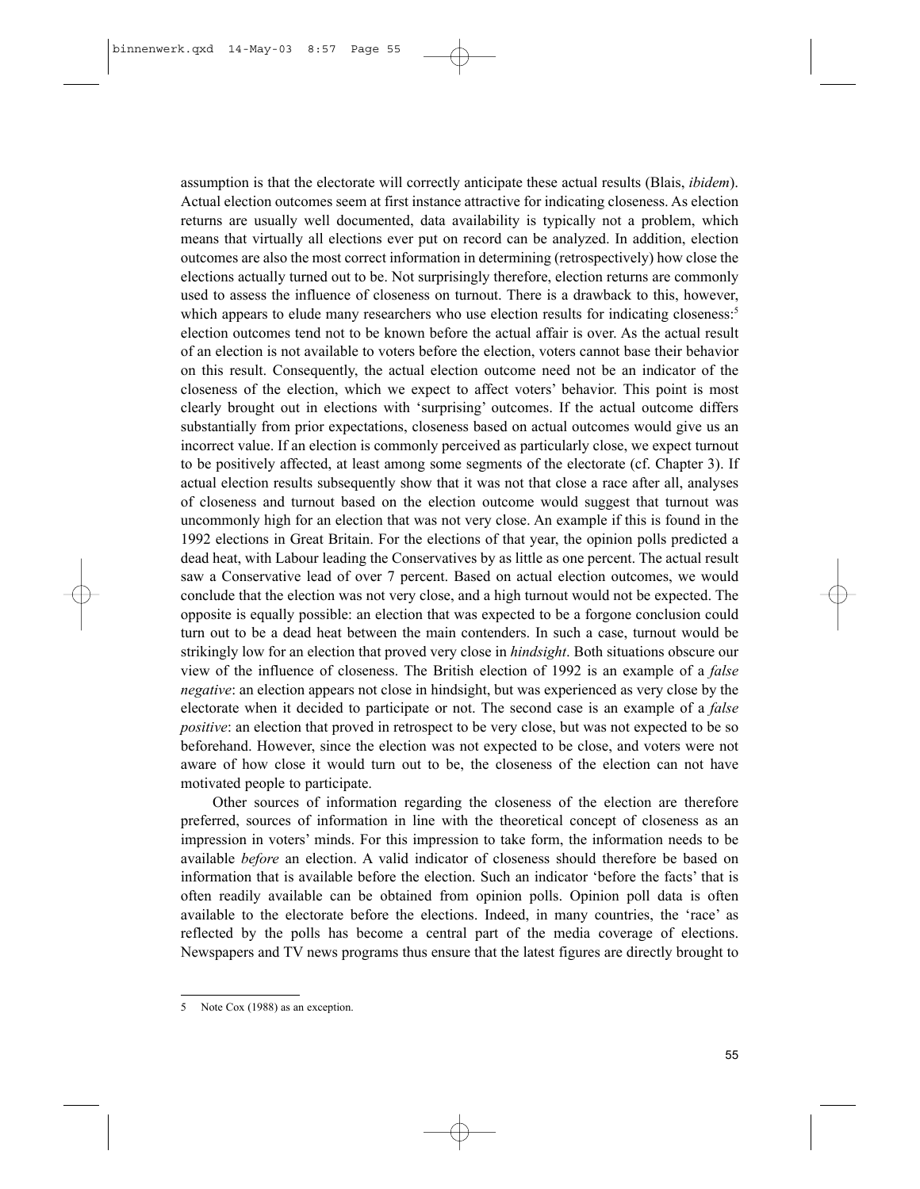assumption is that the electorate will correctly anticipate these actual results (Blais, *ibidem*). Actual election outcomes seem at first instance attractive for indicating closeness. As election returns are usually well documented, data availability is typically not a problem, which means that virtually all elections ever put on record can be analyzed. In addition, election outcomes are also the most correct information in determining (retrospectively) how close the elections actually turned out to be. Not surprisingly therefore, election returns are commonly used to assess the influence of closeness on turnout. There is a drawback to this, however, which appears to elude many researchers who use election results for indicating closeness:[5] election outcomes tend not to be known before the actual affair is over. As the actual result of an election is not available to voters before the election, voters cannot base their behavior on this result. Consequently, the actual election outcome need not be an indicator of the closeness of the election, which we expect to affect voters' behavior. This point is most clearly brought out in elections with 'surprising' outcomes. If the actual outcome differs substantially from prior expectations, closeness based on actual outcomes would give us an incorrect value. If an election is commonly perceived as particularly close, we expect turnout to be positively affected, at least among some segments of the electorate (cf. Chapter 3). If actual election results subsequently show that it was not that close a race after all, analyses of closeness and turnout based on the election outcome would suggest that turnout was uncommonly high for an election that was not very close. An example if this is found in the 1992 elections in Great Britain. For the elections of that year, the opinion polls predicted a dead heat, with Labour leading the Conservatives by as little as one percent. The actual result saw a Conservative lead of over 7 percent. Based on actual election outcomes, we would conclude that the election was not very close, and a high turnout would not be expected. The opposite is equally possible: an election that was expected to be a forgone conclusion could turn out to be a dead heat between the main contenders. In such a case, turnout would be strikingly low for an election that proved very close in *hindsight*. Both situations obscure our view of the influence of closeness. The British election of 1992 is an example of a *false negative*: an election appears not close in hindsight, but was experienced as very close by the electorate when it decided to participate or not. The second case is an example of a *false positive*: an election that proved in retrospect to be very close, but was not expected to be so beforehand. However, since the election was not expected to be close, and voters were not aware of how close it would turn out to be, the closeness of the election can not have motivated people to participate.

Other sources of information regarding the closeness of the election are therefore preferred, sources of information in line with the theoretical concept of closeness as an impression in voters' minds. For this impression to take form, the information needs to be available *before* an election. A valid indicator of closeness should therefore be based on information that is available before the election. Such an indicator 'before the facts' that is often readily available can be obtained from opinion polls. Opinion poll data is often available to the electorate before the elections. Indeed, in many countries, the 'race' as reflected by the polls has become a central part of the media coverage of elections. Newspapers and TV news programs thus ensure that the latest figures are directly brought to

5 Note Cox (1988) as an exception.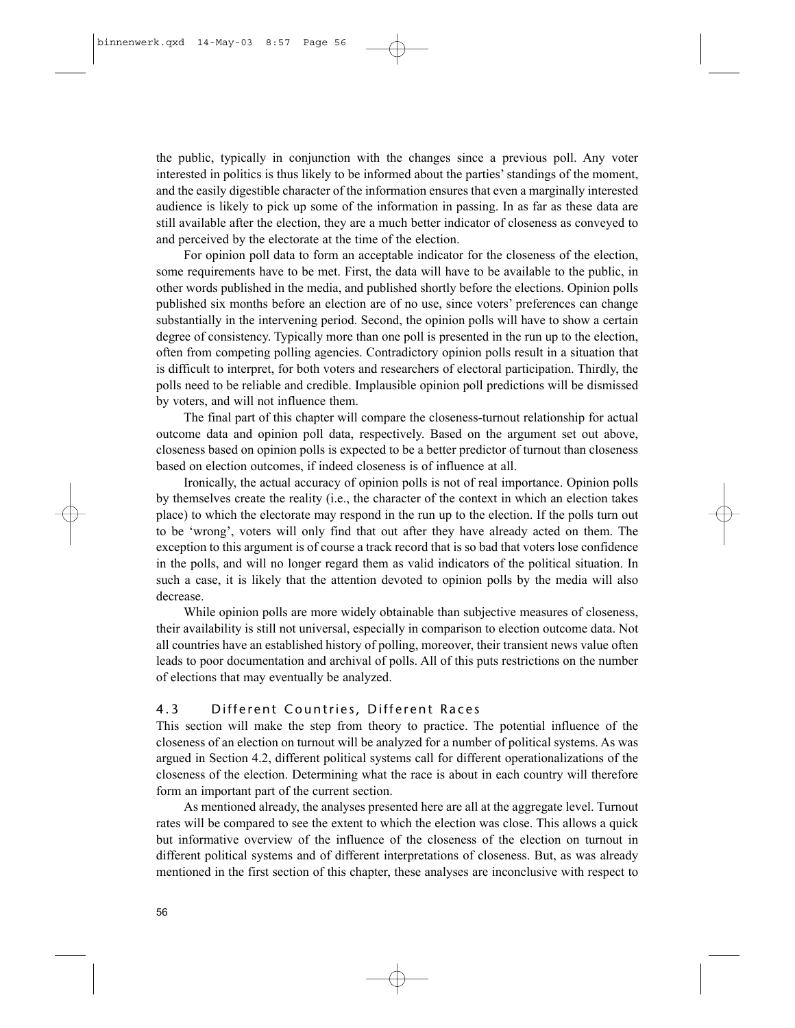the public, typically in conjunction with the changes since a previous poll. Any voter interested in politics is thus likely to be informed about the parties' standings of the moment, and the easily digestible character of the information ensures that even a marginally interested audience is likely to pick up some of the information in passing. In as far as these data are still available after the election, they are a much better indicator of closeness as conveyed to and perceived by the electorate at the time of the election.

For opinion poll data to form an acceptable indicator for the closeness of the election, some requirements have to be met. First, the data will have to be available to the public, in other words published in the media, and published shortly before the elections. Opinion polls published six months before an election are of no use, since voters' preferences can change substantially in the intervening period. Second, the opinion polls will have to show a certain degree of consistency. Typically more than one poll is presented in the run up to the election, often from competing polling agencies. Contradictory opinion polls result in a situation that is difficult to interpret, for both voters and researchers of electoral participation. Thirdly, the polls need to be reliable and credible. Implausible opinion poll predictions will be dismissed by voters, and will not influence them.

The final part of this chapter will compare the closeness-turnout relationship for actual outcome data and opinion poll data, respectively. Based on the argument set out above, closeness based on opinion polls is expected to be a better predictor of turnout than closeness based on election outcomes, if indeed closeness is of influence at all.

Ironically, the actual accuracy of opinion polls is not of real importance. Opinion polls by themselves create the reality (i.e., the character of the context in which an election takes place) to which the electorate may respond in the run up to the election. If the polls turn out to be 'wrong', voters will only find that out after they have already acted on them. The exception to this argument is of course a track record that is so bad that voters lose confidence in the polls, and will no longer regard them as valid indicators of the political situation. In such a case, it is likely that the attention devoted to opinion polls by the media will also decrease.

While opinion polls are more widely obtainable than subjective measures of closeness, their availability is still not universal, especially in comparison to election outcome data. Not all countries have an established history of polling, moreover, their transient news value often leads to poor documentation and archival of polls. All of this puts restrictions on the number of elections that may eventually be analyzed.

## 4.3 Different Countries, Different Races

This section will make the step from theory to practice. The potential influence of the closeness of an election on turnout will be analyzed for a number of political systems. As was argued in Section 4.2, different political systems call for different operationalizations of the closeness of the election. Determining what the race is about in each country will therefore form an important part of the current section.

As mentioned already, the analyses presented here are all at the aggregate level. Turnout rates will be compared to see the extent to which the election was close. This allows a quick but informative overview of the influence of the closeness of the election on turnout in different political systems and of different interpretations of closeness. But, as was already mentioned in the first section of this chapter, these analyses are inconclusive with respect to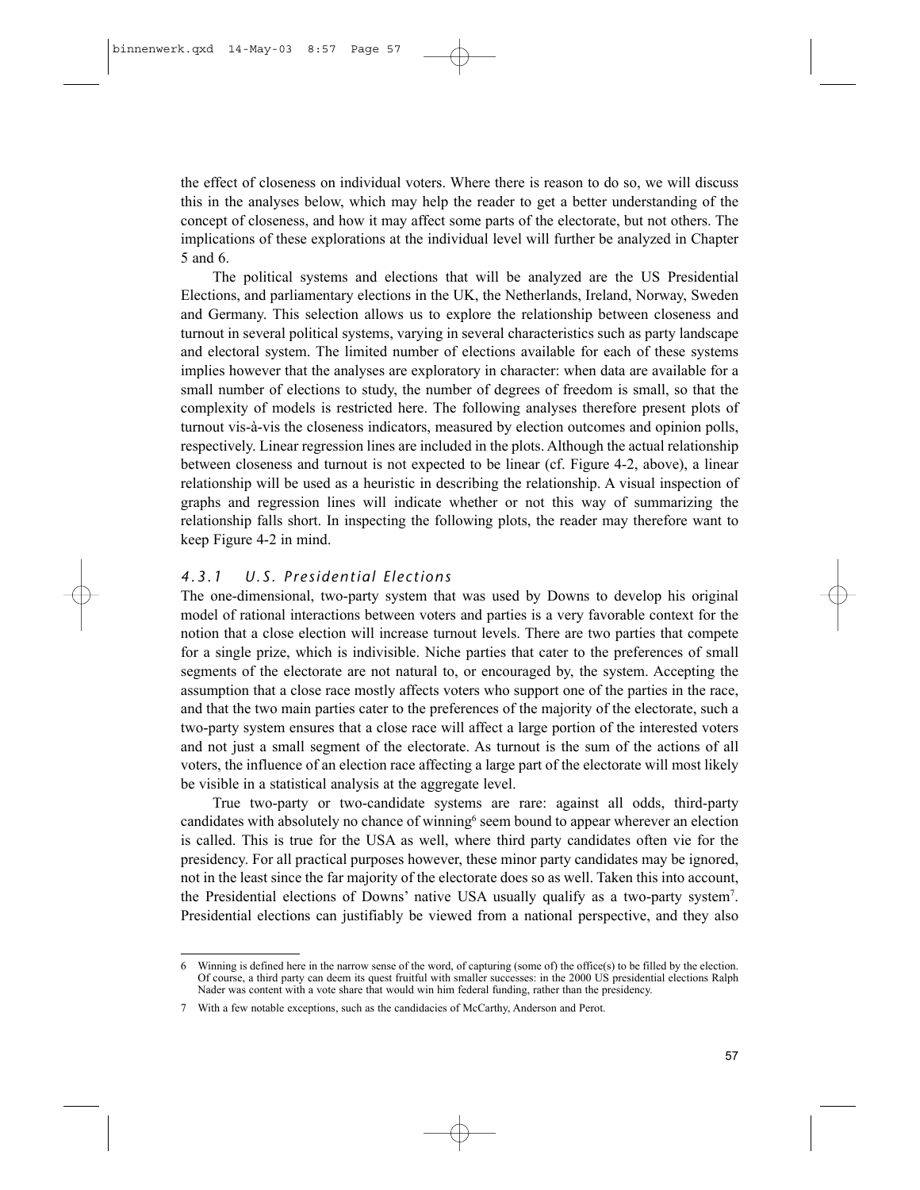the effect of closeness on individual voters. Where there is reason to do so, we will discuss this in the analyses below, which may help the reader to get a better understanding of the concept of closeness, and how it may affect some parts of the electorate, but not others. The implications of these explorations at the individual level will further be analyzed in Chapter 5 and 6.

The political systems and elections that will be analyzed are the US Presidential Elections, and parliamentary elections in the UK, the Netherlands, Ireland, Norway, Sweden and Germany. This selection allows us to explore the relationship between closeness and turnout in several political systems, varying in several characteristics such as party landscape and electoral system. The limited number of elections available for each of these systems implies however that the analyses are exploratory in character: when data are available for a small number of elections to study, the number of degrees of freedom is small, so that the complexity of models is restricted here. The following analyses therefore present plots of turnout vis-à-vis the closeness indicators, measured by election outcomes and opinion polls, respectively. Linear regression lines are included in the plots. Although the actual relationship between closeness and turnout is not expected to be linear (cf. Figure 4-2, above), a linear relationship will be used as a heuristic in describing the relationship. A visual inspection of graphs and regression lines will indicate whether or not this way of summarizing the relationship falls short. In inspecting the following plots, the reader may therefore want to keep Figure 4-2 in mind.

### *4.3.1 U.S. Presidential Elections*

The one-dimensional, two-party system that was used by Downs to develop his original model of rational interactions between voters and parties is a very favorable context for the notion that a close election will increase turnout levels. There are two parties that compete for a single prize, which is indivisible. Niche parties that cater to the preferences of small segments of the electorate are not natural to, or encouraged by, the system. Accepting the assumption that a close race mostly affects voters who support one of the parties in the race, and that the two main parties cater to the preferences of the majority of the electorate, such a two-party system ensures that a close race will affect a large portion of the interested voters and not just a small segment of the electorate. As turnout is the sum of the actions of all voters, the influence of an election race affecting a large part of the electorate will most likely be visible in a statistical analysis at the aggregate level.

True two-party or two-candidate systems are rare: against all odds, third-party candidates with absolutely no chance of winning[6] seem bound to appear wherever an election is called. This is true for the USA as well, where third party candidates often vie for the presidency. For all practical purposes however, these minor party candidates may be ignored, not in the least since the far majority of the electorate does so as well. Taken this into account, the Presidential elections of Downs' native USA usually qualify as a two-party system[7]. Presidential elections can justifiably be viewed from a national perspective, and they also

---

6 Winning is defined here in the narrow sense of the word, of capturing (some of) the office(s) to be filled by the election. Of course, a third party can deem its quest fruitful with smaller successes: in the 2000 US presidential elections Ralph Nader was content with a vote share that would win him federal funding, rather than the presidency.

7 With a few notable exceptions, such as the candidacies of McCarthy, Anderson and Perot.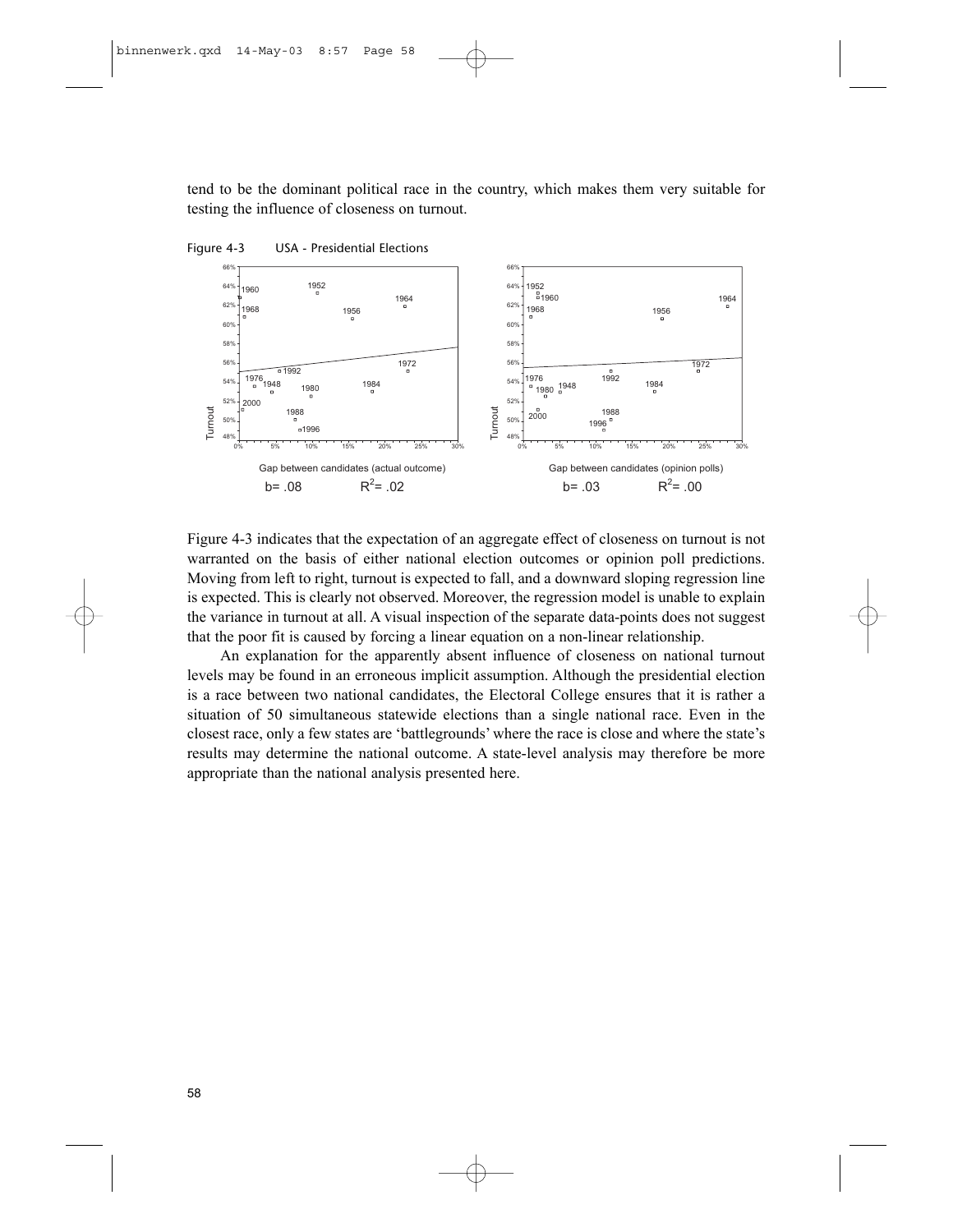tend to be the dominant political race in the country, which makes them very suitable for testing the influence of closeness on turnout.

Figure 4-3 USA - Presidential Elections

Gap between candidates (actual outcome) $b= .08$ $R^2= .02$

Gap between candidates (opinion polls) $b= .03$ $R^2= .00$

Figure 4-3 indicates that the expectation of an aggregate effect of closeness on turnout is not warranted on the basis of either national election outcomes or opinion poll predictions. Moving from left to right, turnout is expected to fall, and a downward sloping regression line is expected. This is clearly not observed. Moreover, the regression model is unable to explain the variance in turnout at all. A visual inspection of the separate data-points does not suggest that the poor fit is caused by forcing a linear equation on a non-linear relationship.

An explanation for the apparently absent influence of closeness on national turnout levels may be found in an erroneous implicit assumption. Although the presidential election is a race between two national candidates, the Electoral College ensures that it is rather a situation of 50 simultaneous statewide elections than a single national race. Even in the closest race, only a few states are 'battlegrounds' where the race is close and where the state's results may determine the national outcome. A state-level analysis may therefore be more appropriate than the national analysis presented here.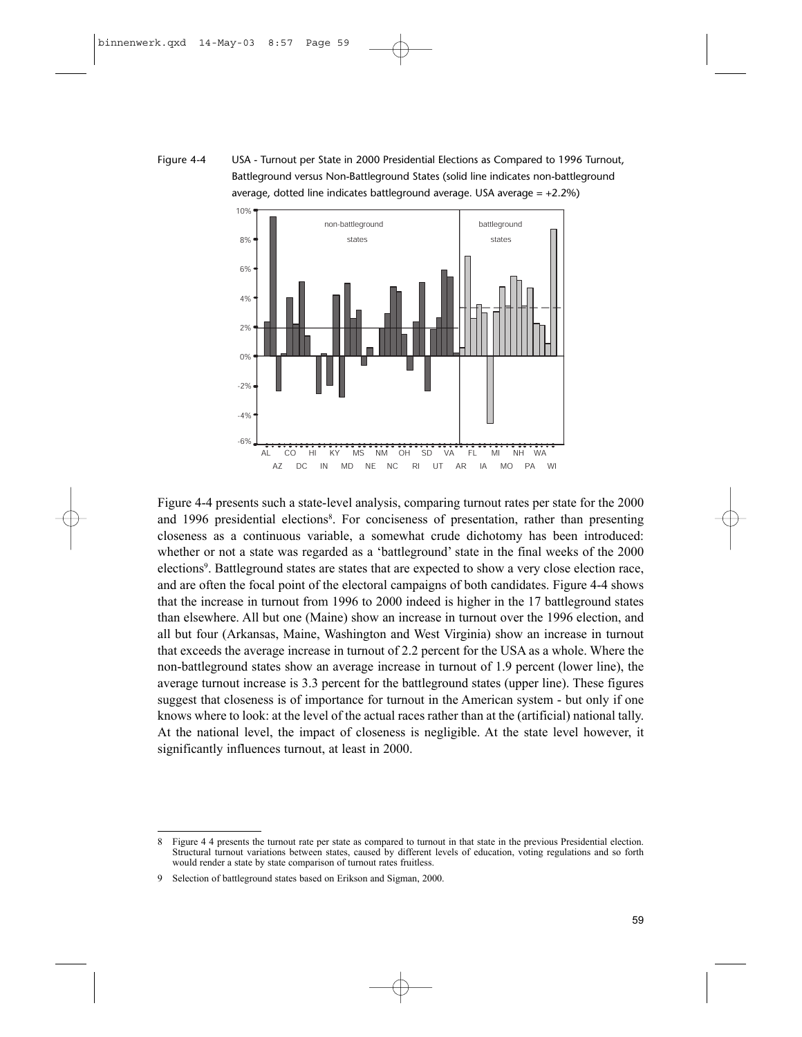Figure 4-4 USA - Turnout per State in 2000 Presidential Elections as Compared to 1996 Turnout, Battleground versus Non-Battleground States (solid line indicates non-battleground average, dotted line indicates battleground average. USA average = +2.2%)

Figure 4-4 presents such a state-level analysis, comparing turnout rates per state for the 2000 and 1996 presidential elections[8]. For conciseness of presentation, rather than presenting closeness as a continuous variable, a somewhat crude dichotomy has been introduced: whether or not a state was regarded as a 'battleground' state in the final weeks of the 2000 elections[9]. Battleground states are states that are expected to show a very close election race, and are often the focal point of the electoral campaigns of both candidates. Figure 4-4 shows that the increase in turnout from 1996 to 2000 indeed is higher in the 17 battleground states than elsewhere. All but one (Maine) show an increase in turnout over the 1996 election, and all but four (Arkansas, Maine, Washington and West Virginia) show an increase in turnout that exceeds the average increase in turnout of 2.2 percent for the USA as a whole. Where the non-battleground states show an average increase in turnout of 1.9 percent (lower line), the average turnout increase is 3.3 percent for the battleground states (upper line). These figures suggest that closeness is of importance for turnout in the American system - but only if one knows where to look: at the level of the actual races rather than at the (artificial) national tally. At the national level, the impact of closeness is negligible. At the state level however, it significantly influences turnout, at least in 2000.

8 Figure 4 4 presents the turnout rate per state as compared to turnout in that state in the previous Presidential election. Structural turnout variations between states, caused by different levels of education, voting regulations and so forth would render a state by state comparison of turnout rates fruitless.

9 Selection of battleground states based on Erikson and Sigman, 2000.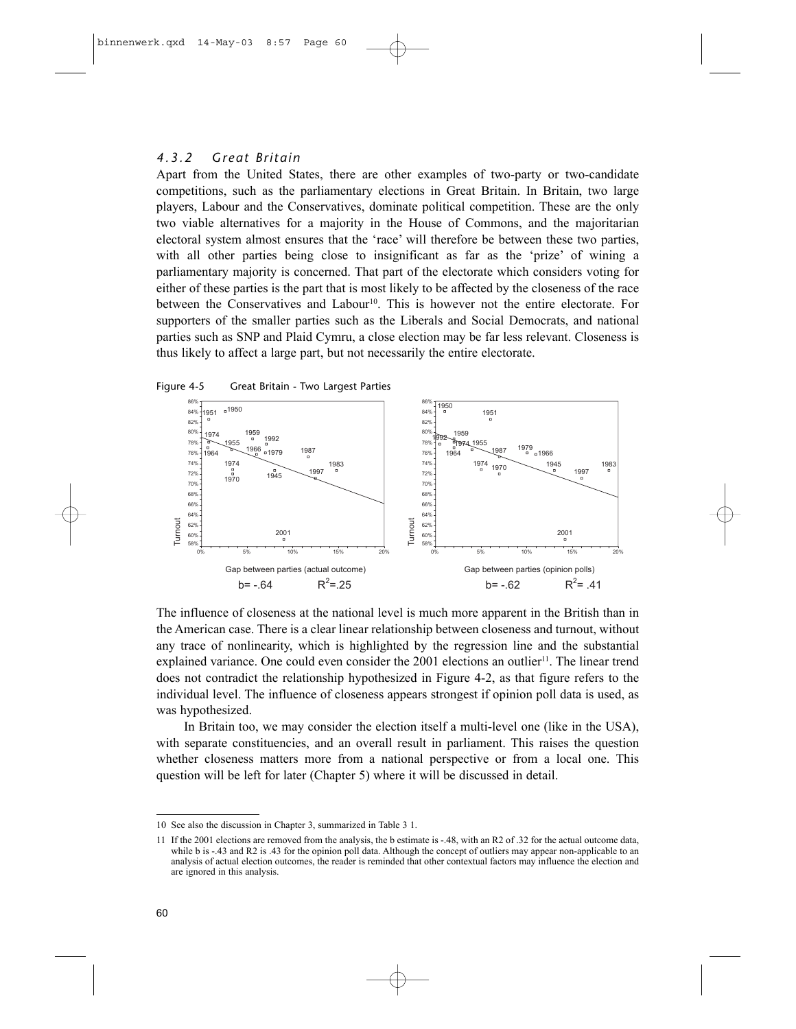### 4.3.2 Great Britain

Apart from the United States, there are other examples of two-party or two-candidate competitions, such as the parliamentary elections in Great Britain. In Britain, two large players, Labour and the Conservatives, dominate political competition. These are the only two viable alternatives for a majority in the House of Commons, and the majoritarian electoral system almost ensures that the 'race' will therefore be between these two parties, with all other parties being close to insignificant as far as the 'prize' of wining a parliamentary majority is concerned. That part of the electorate which considers voting for either of these parties is the part that is most likely to be affected by the closeness of the race between the Conservatives and Labour[10]. This is however not the entire electorate. For supporters of the smaller parties such as the Liberals and Social Democrats, and national parties such as SNP and Plaid Cymru, a close election may be far less relevant. Closeness is thus likely to affect a large part, but not necessarily the entire electorate.

Figure 4-5 Great Britain - Two Largest Parties

Gap between parties (actual outcome): $b = -.64$ $R^2 = .25$

Gap between parties (opinion polls): $b = -.62$ $R^2 = .41$

The influence of closeness at the national level is much more apparent in the British than in the American case. There is a clear linear relationship between closeness and turnout, without any trace of nonlinearity, which is highlighted by the regression line and the substantial explained variance. One could even consider the 2001 elections an outlier[11]. The linear trend does not contradict the relationship hypothesized in Figure 4-2, as that figure refers to the individual level. The influence of closeness appears strongest if opinion poll data is used, as was hypothesized.

In Britain too, we may consider the election itself a multi-level one (like in the USA), with separate constituencies, and an overall result in parliament. This raises the question whether closeness matters more from a national perspective or from a local one. This question will be left for later (Chapter 5) where it will be discussed in detail.

---

10 See also the discussion in Chapter 3, summarized in Table 3 1.

11 If the 2001 elections are removed from the analysis, the b estimate is -.48, with an R2 of .32 for the actual outcome data, while b is -.43 and R2 is .43 for the opinion poll data. Although the concept of outliers may appear non-applicable to an analysis of actual election outcomes, the reader is reminded that other contextual factors may influence the election and are ignored in this analysis.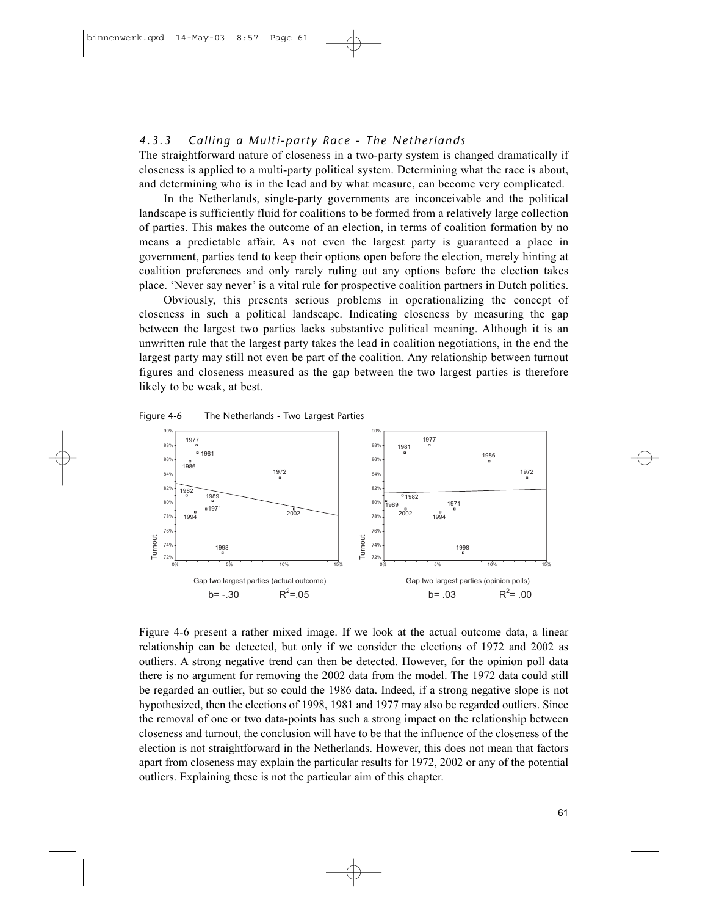### 4.3.3 *Calling a Multi-party Race - The Netherlands*

The straightforward nature of closeness in a two-party system is changed dramatically if closeness is applied to a multi-party political system. Determining what the race is about, and determining who is in the lead and by what measure, can become very complicated.

In the Netherlands, single-party governments are inconceivable and the political landscape is sufficiently fluid for coalitions to be formed from a relatively large collection of parties. This makes the outcome of an election, in terms of coalition formation by no means a predictable affair. As not even the largest party is guaranteed a place in government, parties tend to keep their options open before the election, merely hinting at coalition preferences and only rarely ruling out any options before the election takes place. 'Never say never' is a vital rule for prospective coalition partners in Dutch politics.

Obviously, this presents serious problems in operationalizing the concept of closeness in such a political landscape. Indicating closeness by measuring the gap between the largest two parties lacks substantive political meaning. Although it is an unwritten rule that the largest party takes the lead in coalition negotiations, in the end the largest party may still not even be part of the coalition. Any relationship between turnout figures and closeness measured as the gap between the two largest parties is therefore likely to be weak, at best.

Figure 4-6 The Netherlands - Two Largest Parties

Gap two largest parties (actual outcome): $b = -.30$ $R^2 = .05$

Gap two largest parties (opinion polls): $b = .03$ $R^2 = .00$

Figure 4-6 present a rather mixed image. If we look at the actual outcome data, a linear relationship can be detected, but only if we consider the elections of 1972 and 2002 as outliers. A strong negative trend can then be detected. However, for the opinion poll data there is no argument for removing the 2002 data from the model. The 1972 data could still be regarded an outlier, but so could the 1986 data. Indeed, if a strong negative slope is not hypothesized, then the elections of 1998, 1981 and 1977 may also be regarded outliers. Since the removal of one or two data-points has such a strong impact on the relationship between closeness and turnout, the conclusion will have to be that the influence of the closeness of the election is not straightforward in the Netherlands. However, this does not mean that factors apart from closeness may explain the particular results for 1972, 2002 or any of the potential outliers. Explaining these is not the particular aim of this chapter.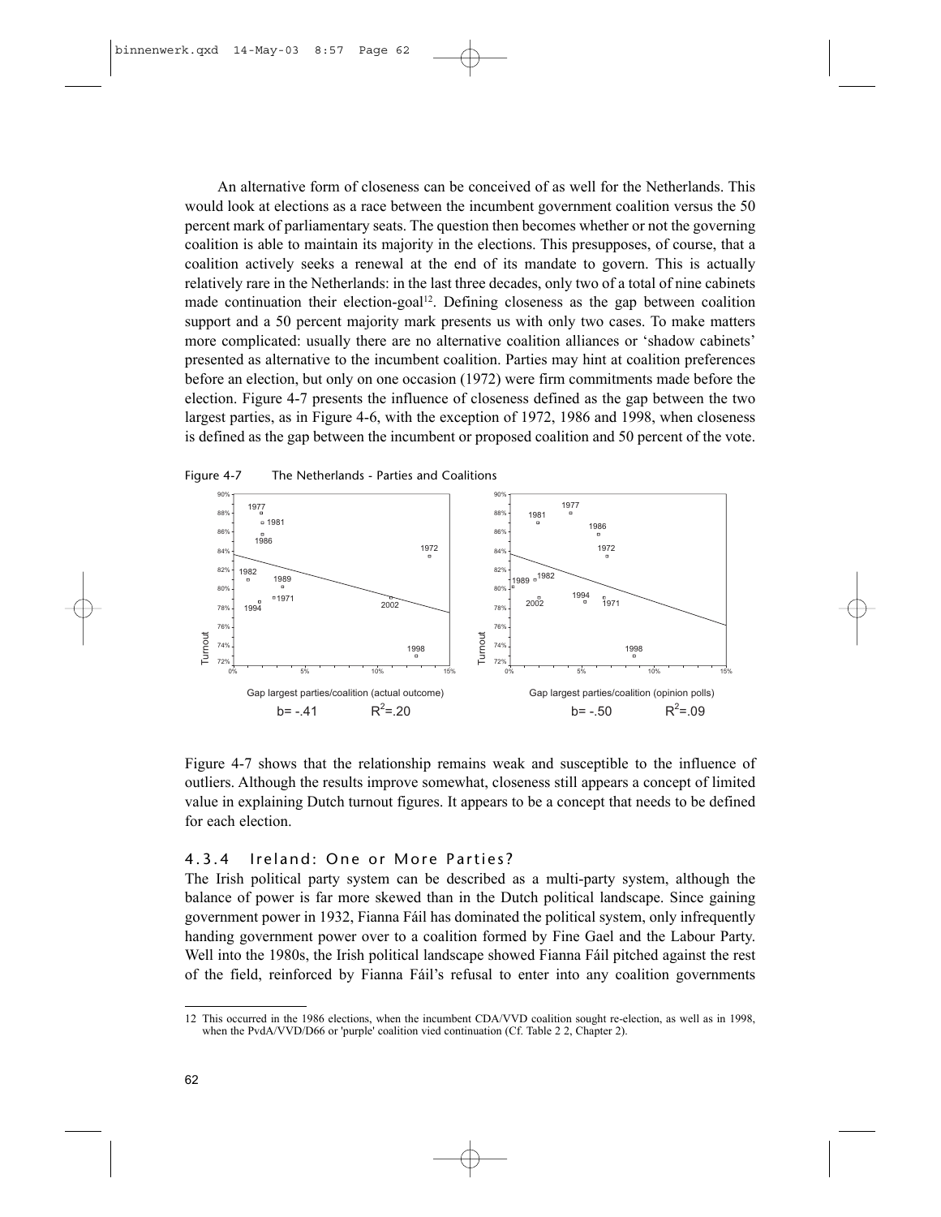An alternative form of closeness can be conceived of as well for the Netherlands. This would look at elections as a race between the incumbent government coalition versus the 50 percent mark of parliamentary seats. The question then becomes whether or not the governing coalition is able to maintain its majority in the elections. This presupposes, of course, that a coalition actively seeks a renewal at the end of its mandate to govern. This is actually relatively rare in the Netherlands: in the last three decades, only two of a total of nine cabinets made continuation their election-goal[12]. Defining closeness as the gap between coalition support and a 50 percent majority mark presents us with only two cases. To make matters more complicated: usually there are no alternative coalition alliances or 'shadow cabinets' presented as alternative to the incumbent coalition. Parties may hint at coalition preferences before an election, but only on one occasion (1972) were firm commitments made before the election. Figure 4-7 presents the influence of closeness defined as the gap between the two largest parties, as in Figure 4-6, with the exception of 1972, 1986 and 1998, when closeness is defined as the gap between the incumbent or proposed coalition and 50 percent of the vote.

Figure 4-7 The Netherlands - Parties and Coalitions

Gap largest parties/coalition (actual outcome): b= -.41 $R^2$=.20

Gap largest parties/coalition (opinion polls): b= -.50 $R^2$=.09

Figure 4-7 shows that the relationship remains weak and susceptible to the influence of outliers. Although the results improve somewhat, closeness still appears a concept of limited value in explaining Dutch turnout figures. It appears to be a concept that needs to be defined for each election.

### 4.3.4 Ireland: One or More Parties?

The Irish political party system can be described as a multi-party system, although the balance of power is far more skewed than in the Dutch political landscape. Since gaining government power in 1932, Fianna Fáil has dominated the political system, only infrequently handing government power over to a coalition formed by Fine Gael and the Labour Party. Well into the 1980s, the Irish political landscape showed Fianna Fáil pitched against the rest of the field, reinforced by Fianna Fáil's refusal to enter into any coalition governments

12 This occurred in the 1986 elections, when the incumbent CDA/VVD coalition sought re-election, as well as in 1998, when the PvdA/VVD/D66 or 'purple' coalition vied continuation (Cf. Table 2 2, Chapter 2).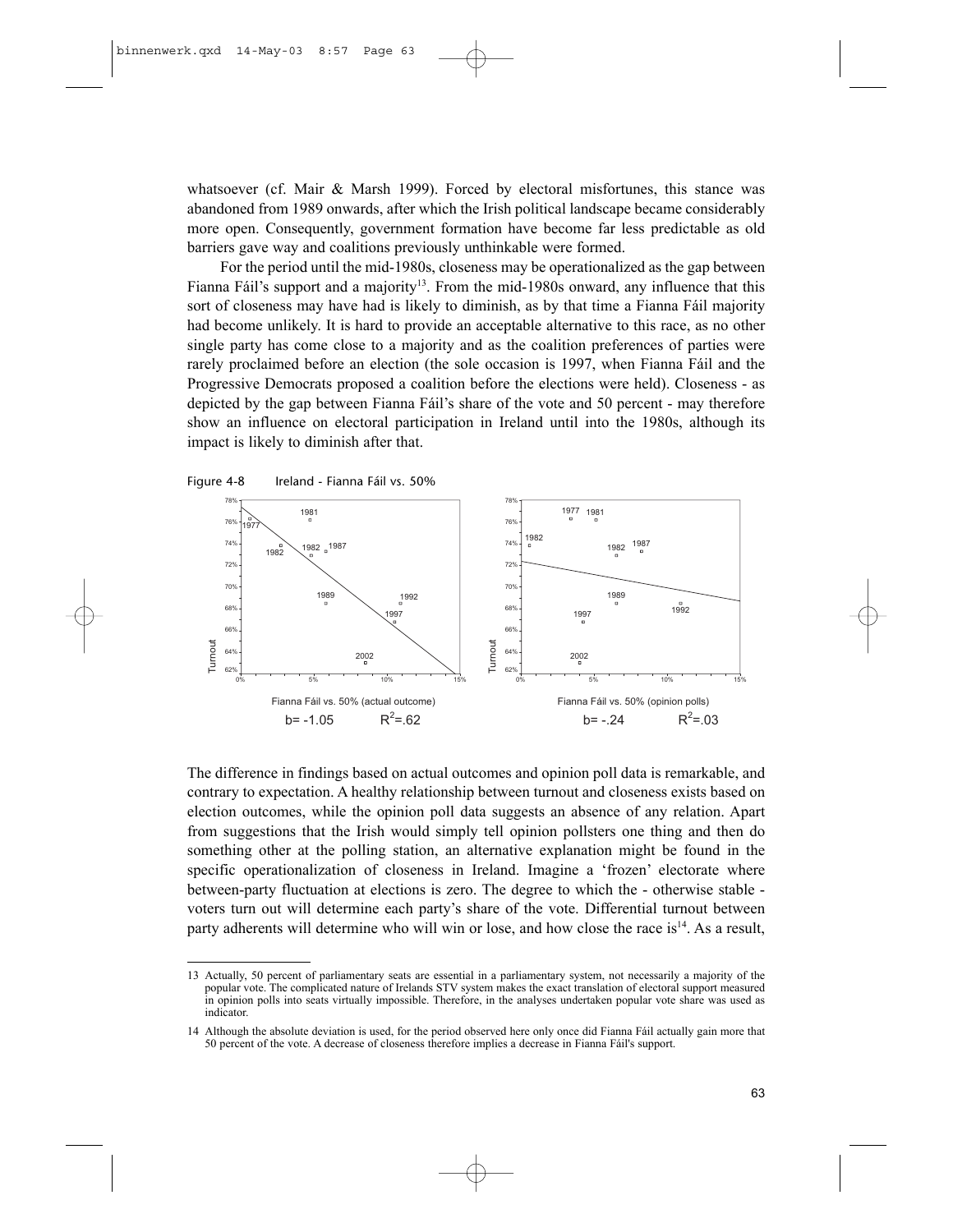whatsoever (cf. Mair & Marsh 1999). Forced by electoral misfortunes, this stance was abandoned from 1989 onwards, after which the Irish political landscape became considerably more open. Consequently, government formation have become far less predictable as old barriers gave way and coalitions previously unthinkable were formed.

For the period until the mid-1980s, closeness may be operationalized as the gap between Fianna Fáil's support and a majority[13]. From the mid-1980s onward, any influence that this sort of closeness may have had is likely to diminish, as by that time a Fianna Fáil majority had become unlikely. It is hard to provide an acceptable alternative to this race, as no other single party has come close to a majority and as the coalition preferences of parties were rarely proclaimed before an election (the sole occasion is 1997, when Fianna Fáil and the Progressive Democrats proposed a coalition before the elections were held). Closeness - as depicted by the gap between Fianna Fáil's share of the vote and 50 percent - may therefore show an influence on electoral participation in Ireland until into the 1980s, although its impact is likely to diminish after that.

Figure 4-8 Ireland - Fianna Fáil vs. 50%

Fianna Fáil vs. 50% (actual outcome) — b= -1.05 $R^2$=.62

Fianna Fáil vs. 50% (opinion polls) — b= -.24 $R^2$=.03

The difference in findings based on actual outcomes and opinion poll data is remarkable, and contrary to expectation. A healthy relationship between turnout and closeness exists based on election outcomes, while the opinion poll data suggests an absence of any relation. Apart from suggestions that the Irish would simply tell opinion pollsters one thing and then do something other at the polling station, an alternative explanation might be found in the specific operationalization of closeness in Ireland. Imagine a 'frozen' electorate where between-party fluctuation at elections is zero. The degree to which the - otherwise stable - voters turn out will determine each party's share of the vote. Differential turnout between party adherents will determine who will win or lose, and how close the race is[14]. As a result,

13 Actually, 50 percent of parliamentary seats are essential in a parliamentary system, not necessarily a majority of the popular vote. The complicated nature of Irelands STV system makes the exact translation of electoral support measured in opinion polls into seats virtually impossible. Therefore, in the analyses undertaken popular vote share was used as indicator.

14 Although the absolute deviation is used, for the period observed here only once did Fianna Fáil actually gain more that 50 percent of the vote. A decrease of closeness therefore implies a decrease in Fianna Fáil's support.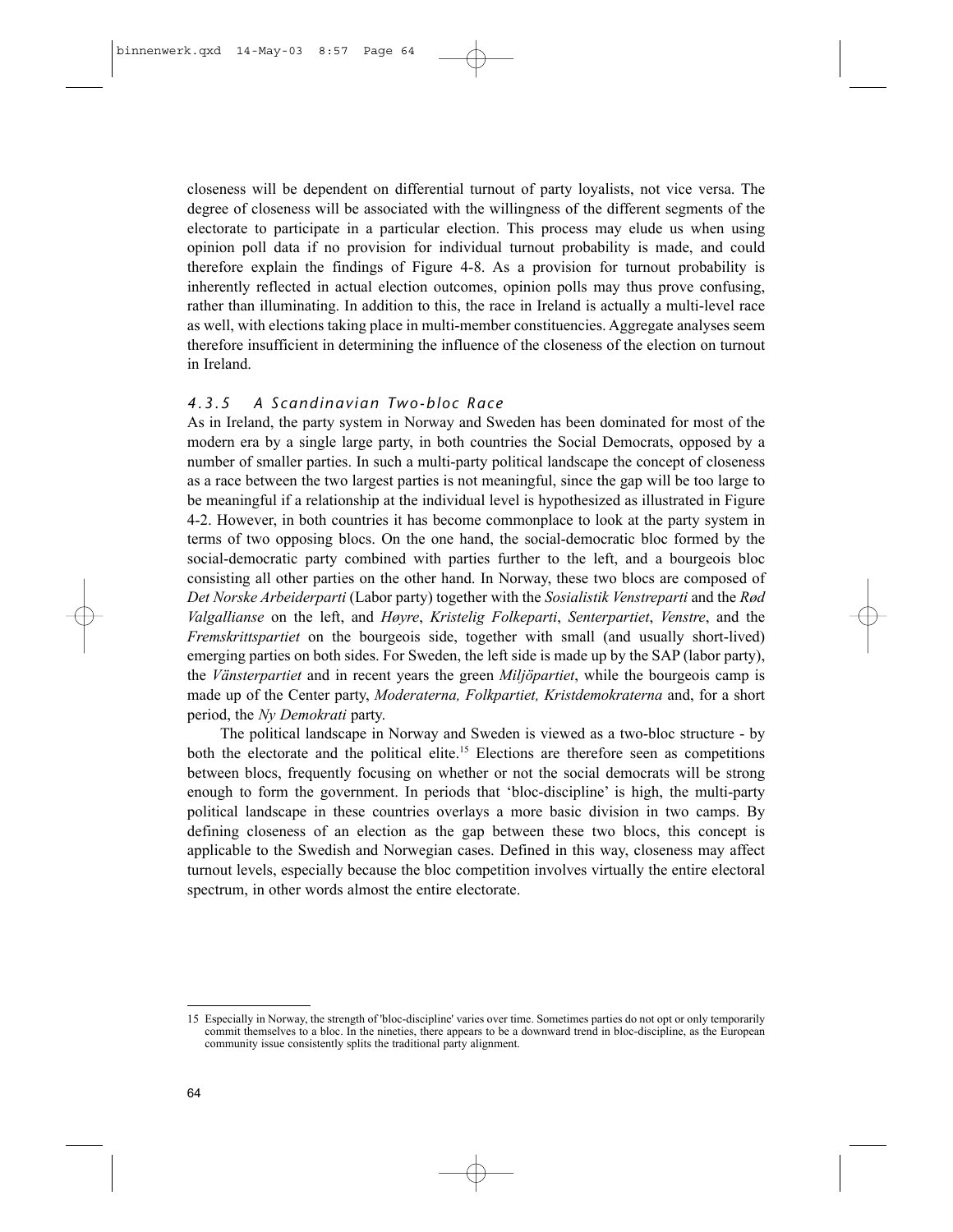closeness will be dependent on differential turnout of party loyalists, not vice versa. The degree of closeness will be associated with the willingness of the different segments of the electorate to participate in a particular election. This process may elude us when using opinion poll data if no provision for individual turnout probability is made, and could therefore explain the findings of Figure 4-8. As a provision for turnout probability is inherently reflected in actual election outcomes, opinion polls may thus prove confusing, rather than illuminating. In addition to this, the race in Ireland is actually a multi-level race as well, with elections taking place in multi-member constituencies. Aggregate analyses seem therefore insufficient in determining the influence of the closeness of the election on turnout in Ireland.

### *4.3.5 A Scandinavian Two-bloc Race*

As in Ireland, the party system in Norway and Sweden has been dominated for most of the modern era by a single large party, in both countries the Social Democrats, opposed by a number of smaller parties. In such a multi-party political landscape the concept of closeness as a race between the two largest parties is not meaningful, since the gap will be too large to be meaningful if a relationship at the individual level is hypothesized as illustrated in Figure 4-2. However, in both countries it has become commonplace to look at the party system in terms of two opposing blocs. On the one hand, the social-democratic bloc formed by the social-democratic party combined with parties further to the left, and a bourgeois bloc consisting all other parties on the other hand. In Norway, these two blocs are composed of *Det Norske Arbeiderparti* (Labor party) together with the *Sosialistik Venstreparti* and the *Rød Valgallianse* on the left, and *Høyre*, *Kristelig Folkeparti*, *Senterpartiet*, *Venstre*, and the *Fremskrittspartiet* on the bourgeois side, together with small (and usually short-lived) emerging parties on both sides. For Sweden, the left side is made up by the SAP (labor party), the *Vänsterpartiet* and in recent years the green *Miljöpartiet*, while the bourgeois camp is made up of the Center party, *Moderaterna, Folkpartiet, Kristdemokraterna* and, for a short period, the *Ny Demokrati* party.

The political landscape in Norway and Sweden is viewed as a two-bloc structure - by both the electorate and the political elite.[15] Elections are therefore seen as competitions between blocs, frequently focusing on whether or not the social democrats will be strong enough to form the government. In periods that 'bloc-discipline' is high, the multi-party political landscape in these countries overlays a more basic division in two camps. By defining closeness of an election as the gap between these two blocs, this concept is applicable to the Swedish and Norwegian cases. Defined in this way, closeness may affect turnout levels, especially because the bloc competition involves virtually the entire electoral spectrum, in other words almost the entire electorate.

---

15 Especially in Norway, the strength of 'bloc-discipline' varies over time. Sometimes parties do not opt or only temporarily commit themselves to a bloc. In the nineties, there appears to be a downward trend in bloc-discipline, as the European community issue consistently splits the traditional party alignment.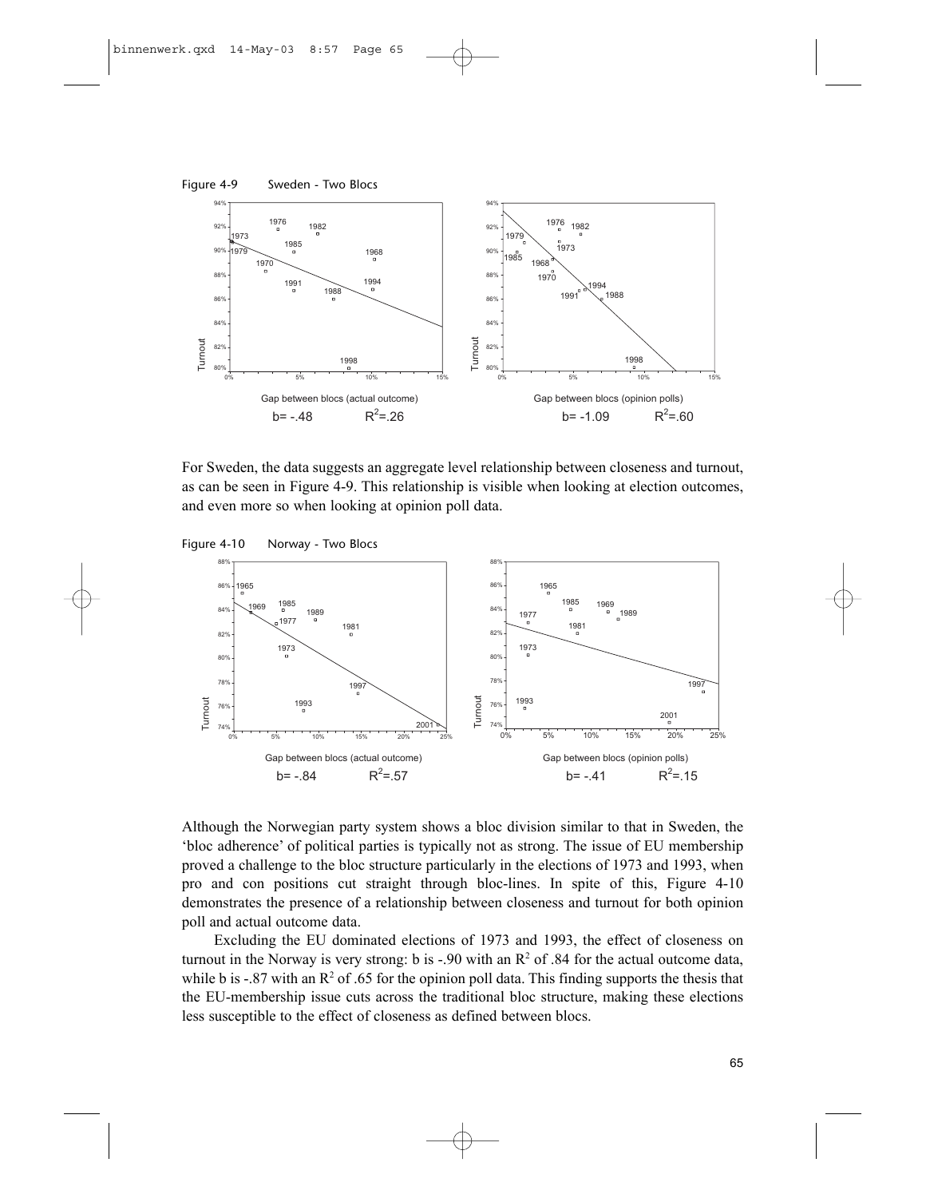Figure 4-9 Sweden - Two Blocs

Gap between blocs (actual outcome)
b= -.48 $R^2$=.26

Gap between blocs (opinion polls)
b= -1.09 $R^2$=.60

For Sweden, the data suggests an aggregate level relationship between closeness and turnout, as can be seen in Figure 4-9. This relationship is visible when looking at election outcomes, and even more so when looking at opinion poll data.

Figure 4-10 Norway - Two Blocs

Gap between blocs (actual outcome)
b= -.84 $R^2$=.57

Gap between blocs (opinion polls)
b= -.41 $R^2$=.15

Although the Norwegian party system shows a bloc division similar to that in Sweden, the 'bloc adherence' of political parties is typically not as strong. The issue of EU membership proved a challenge to the bloc structure particularly in the elections of 1973 and 1993, when pro and con positions cut straight through bloc-lines. In spite of this, Figure 4-10 demonstrates the presence of a relationship between closeness and turnout for both opinion poll and actual outcome data.

Excluding the EU dominated elections of 1973 and 1993, the effect of closeness on turnout in the Norway is very strong: b is -.90 with an $R^2$ of .84 for the actual outcome data, while b is -.87 with an $R^2$ of .65 for the opinion poll data. This finding supports the thesis that the EU-membership issue cuts across the traditional bloc structure, making these elections less susceptible to the effect of closeness as defined between blocs.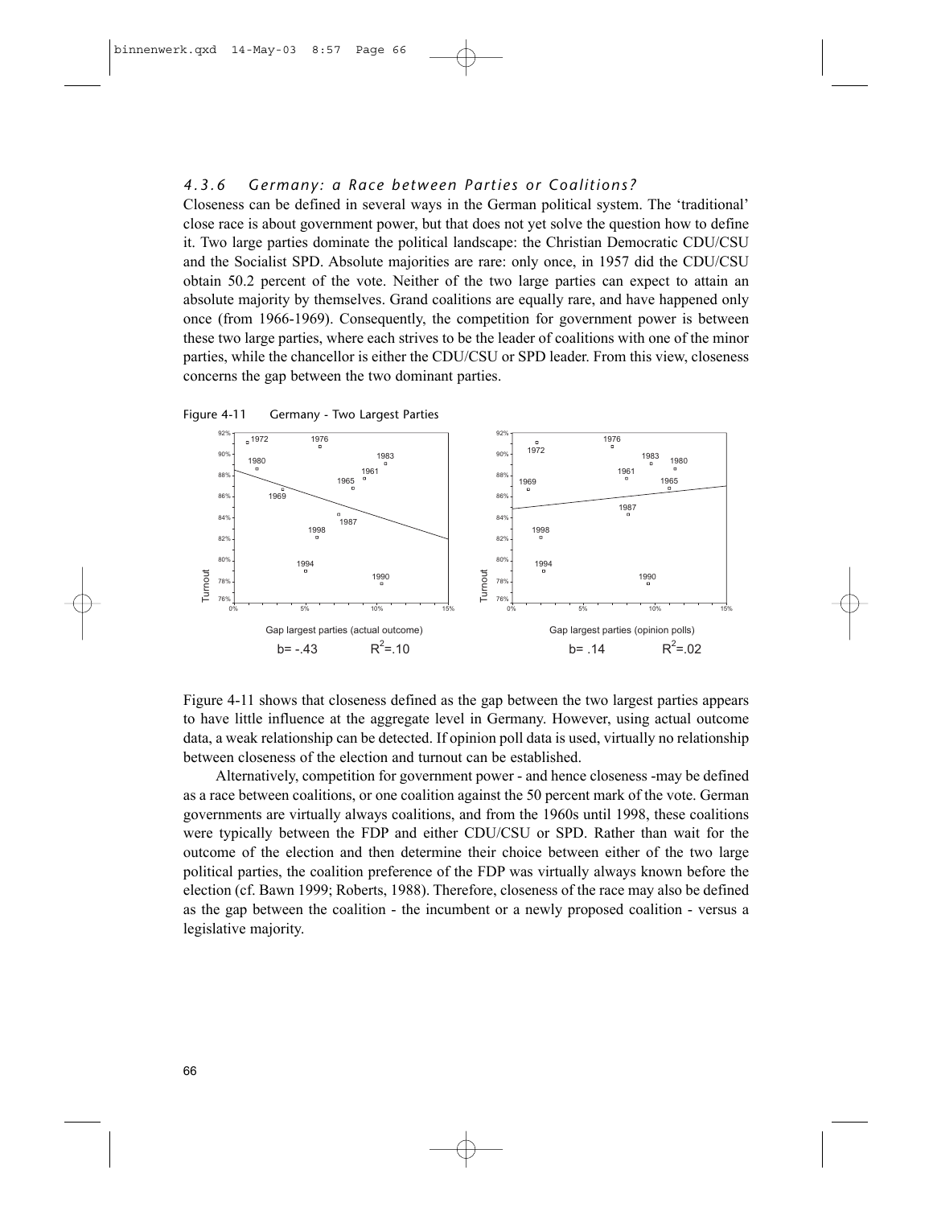### 4.3.6 Germany: a Race between Parties or Coalitions?

Closeness can be defined in several ways in the German political system. The 'traditional' close race is about government power, but that does not yet solve the question how to define it. Two large parties dominate the political landscape: the Christian Democratic CDU/CSU and the Socialist SPD. Absolute majorities are rare: only once, in 1957 did the CDU/CSU obtain 50.2 percent of the vote. Neither of the two large parties can expect to attain an absolute majority by themselves. Grand coalitions are equally rare, and have happened only once (from 1966-1969). Consequently, the competition for government power is between these two large parties, where each strives to be the leader of coalitions with one of the minor parties, while the chancellor is either the CDU/CSU or SPD leader. From this view, closeness concerns the gap between the two dominant parties.

Figure 4-11 Germany - Two Largest Parties

Gap largest parties (actual outcome): $b = -.43$, $R^2 = .10$

Gap largest parties (opinion polls): $b = .14$, $R^2 = .02$

Figure 4-11 shows that closeness defined as the gap between the two largest parties appears to have little influence at the aggregate level in Germany. However, using actual outcome data, a weak relationship can be detected. If opinion poll data is used, virtually no relationship between closeness of the election and turnout can be established.

Alternatively, competition for government power - and hence closeness -may be defined as a race between coalitions, or one coalition against the 50 percent mark of the vote. German governments are virtually always coalitions, and from the 1960s until 1998, these coalitions were typically between the FDP and either CDU/CSU or SPD. Rather than wait for the outcome of the election and then determine their choice between either of the two large political parties, the coalition preference of the FDP was virtually always known before the election (cf. Bawn 1999; Roberts, 1988). Therefore, closeness of the race may also be defined as the gap between the coalition - the incumbent or a newly proposed coalition - versus a legislative majority.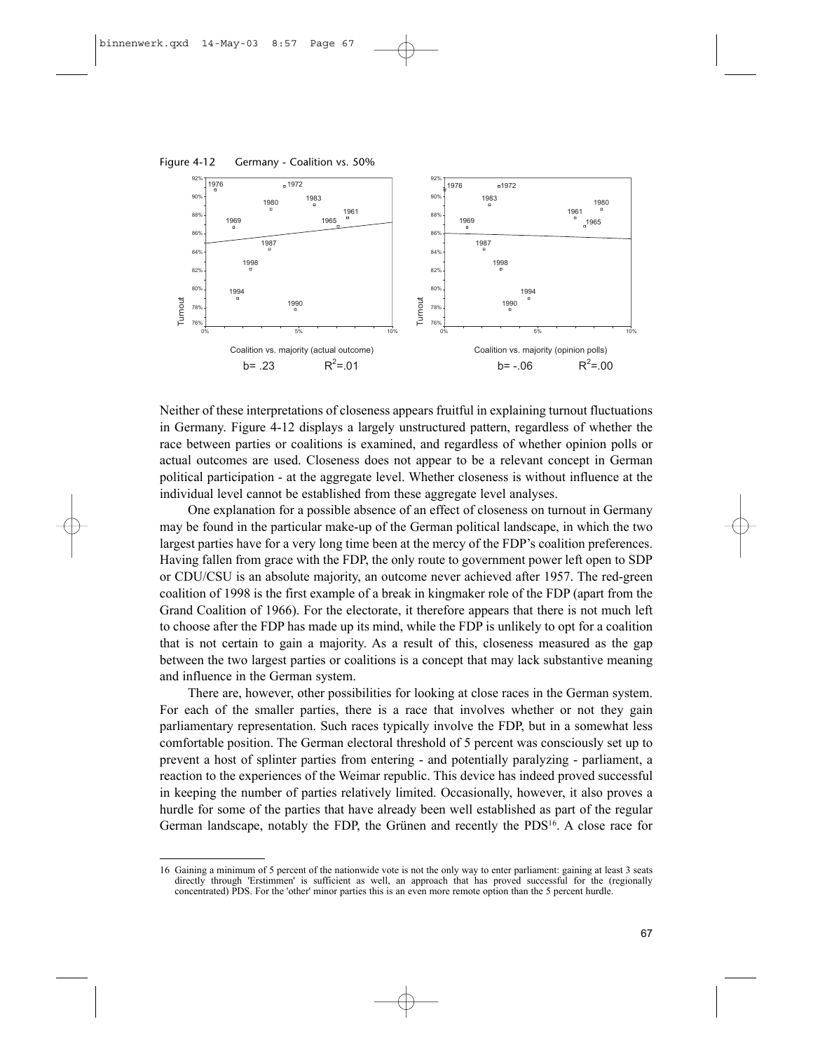Figure 4-12 Germany - Coalition vs. 50%

Coalition vs. majority (actual outcome)
b= .23 $R^2$=.01

Coalition vs. majority (opinion polls)
b= -.06 $R^2$=.00

Neither of these interpretations of closeness appears fruitful in explaining turnout fluctuations in Germany. Figure 4-12 displays a largely unstructured pattern, regardless of whether the race between parties or coalitions is examined, and regardless of whether opinion polls or actual outcomes are used. Closeness does not appear to be a relevant concept in German political participation - at the aggregate level. Whether closeness is without influence at the individual level cannot be established from these aggregate level analyses.

One explanation for a possible absence of an effect of closeness on turnout in Germany may be found in the particular make-up of the German political landscape, in which the two largest parties have for a very long time been at the mercy of the FDP's coalition preferences. Having fallen from grace with the FDP, the only route to government power left open to SDP or CDU/CSU is an absolute majority, an outcome never achieved after 1957. The red-green coalition of 1998 is the first example of a break in kingmaker role of the FDP (apart from the Grand Coalition of 1966). For the electorate, it therefore appears that there is not much left to choose after the FDP has made up its mind, while the FDP is unlikely to opt for a coalition that is not certain to gain a majority. As a result of this, closeness measured as the gap between the two largest parties or coalitions is a concept that may lack substantive meaning and influence in the German system.

There are, however, other possibilities for looking at close races in the German system. For each of the smaller parties, there is a race that involves whether or not they gain parliamentary representation. Such races typically involve the FDP, but in a somewhat less comfortable position. The German electoral threshold of 5 percent was consciously set up to prevent a host of splinter parties from entering - and potentially paralyzing - parliament, a reaction to the experiences of the Weimar republic. This device has indeed proved successful in keeping the number of parties relatively limited. Occasionally, however, it also proves a hurdle for some of the parties that have already been well established as part of the regular German landscape, notably the FDP, the Grünen and recently the PDS[16]. A close race for

16 Gaining a minimum of 5 percent of the nationwide vote is not the only way to enter parliament: gaining at least 3 seats directly through 'Erstimmen' is sufficient as well, an approach that has proved successful for the (regionally concentrated) PDS. For the 'other' minor parties this is an even more remote option than the 5 percent hurdle.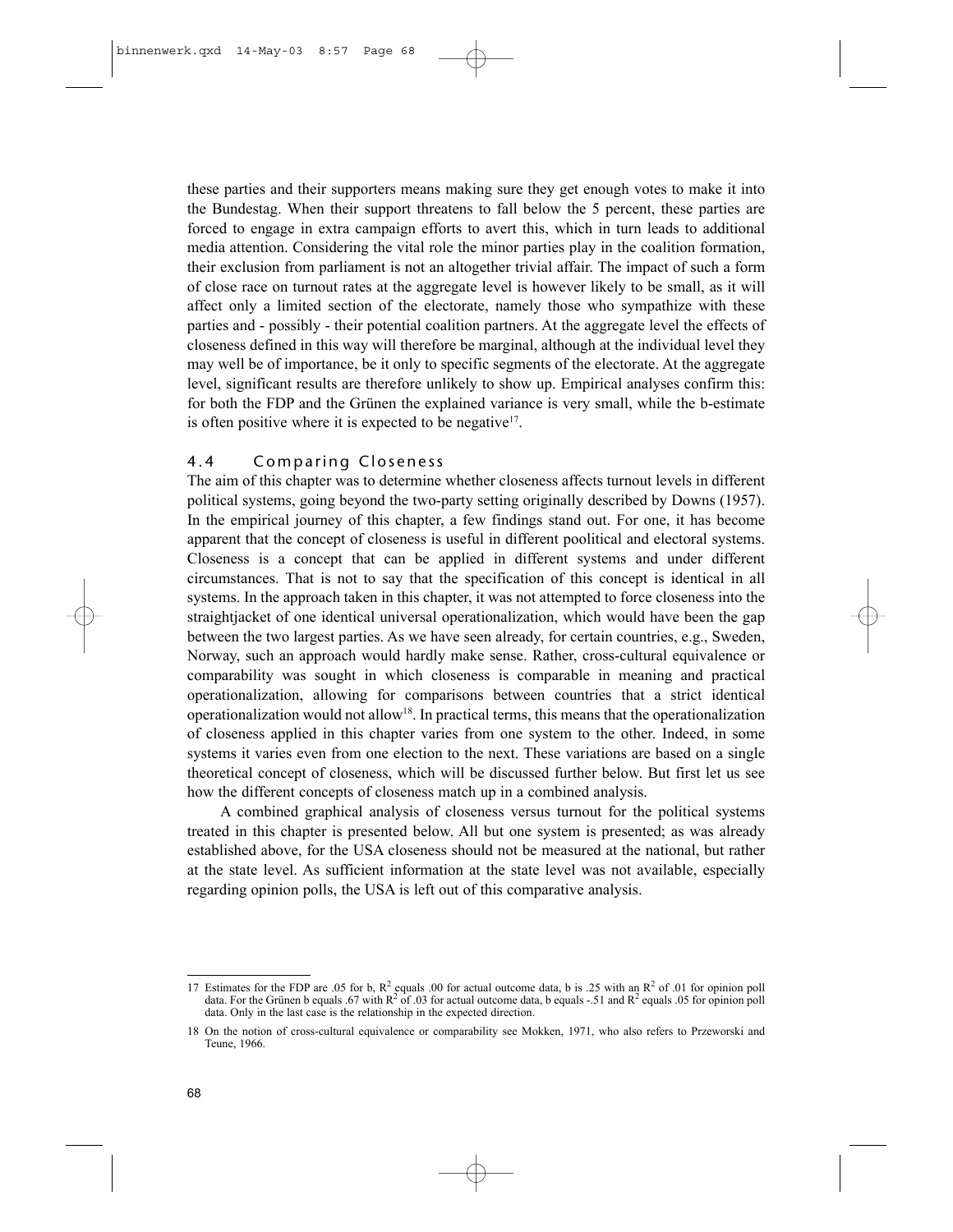these parties and their supporters means making sure they get enough votes to make it into the Bundestag. When their support threatens to fall below the 5 percent, these parties are forced to engage in extra campaign efforts to avert this, which in turn leads to additional media attention. Considering the vital role the minor parties play in the coalition formation, their exclusion from parliament is not an altogether trivial affair. The impact of such a form of close race on turnout rates at the aggregate level is however likely to be small, as it will affect only a limited section of the electorate, namely those who sympathize with these parties and - possibly - their potential coalition partners. At the aggregate level the effects of closeness defined in this way will therefore be marginal, although at the individual level they may well be of importance, be it only to specific segments of the electorate. At the aggregate level, significant results are therefore unlikely to show up. Empirical analyses confirm this: for both the FDP and the Grünen the explained variance is very small, while the b-estimate is often positive where it is expected to be negative[17].

## 4.4 Comparing Closeness

The aim of this chapter was to determine whether closeness affects turnout levels in different political systems, going beyond the two-party setting originally described by Downs (1957). In the empirical journey of this chapter, a few findings stand out. For one, it has become apparent that the concept of closeness is useful in different poolitical and electoral systems. Closeness is a concept that can be applied in different systems and under different circumstances. That is not to say that the specification of this concept is identical in all systems. In the approach taken in this chapter, it was not attempted to force closeness into the straightjacket of one identical universal operationalization, which would have been the gap between the two largest parties. As we have seen already, for certain countries, e.g., Sweden, Norway, such an approach would hardly make sense. Rather, cross-cultural equivalence or comparability was sought in which closeness is comparable in meaning and practical operationalization, allowing for comparisons between countries that a strict identical operationalization would not allow[18]. In practical terms, this means that the operationalization of closeness applied in this chapter varies from one system to the other. Indeed, in some systems it varies even from one election to the next. These variations are based on a single theoretical concept of closeness, which will be discussed further below. But first let us see how the different concepts of closeness match up in a combined analysis.

A combined graphical analysis of closeness versus turnout for the political systems treated in this chapter is presented below. All but one system is presented; as was already established above, for the USA closeness should not be measured at the national, but rather at the state level. As sufficient information at the state level was not available, especially regarding opinion polls, the USA is left out of this comparative analysis.

---

17 Estimates for the FDP are .05 for b, $R^2$ equals .00 for actual outcome data, b is .25 with an $R^2$ of .01 for opinion poll data. For the Grünen b equals .67 with $R^2$ of .03 for actual outcome data, b equals -.51 and $R^2$ equals .05 for opinion poll data. Only in the last case is the relationship in the expected direction.

18 On the notion of cross-cultural equivalence or comparability see Mokken, 1971, who also refers to Przeworski and Teune, 1966.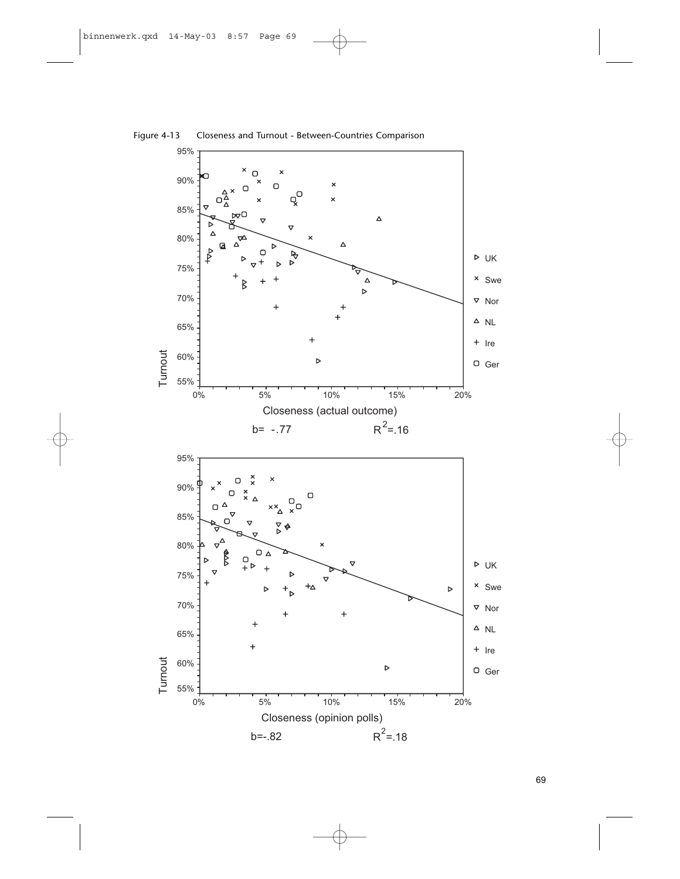Figure 4-13 Closeness and Turnout - Between-Countries Comparison

b= -.77 $R^2$=.16

b=-.82 $R^2$=.18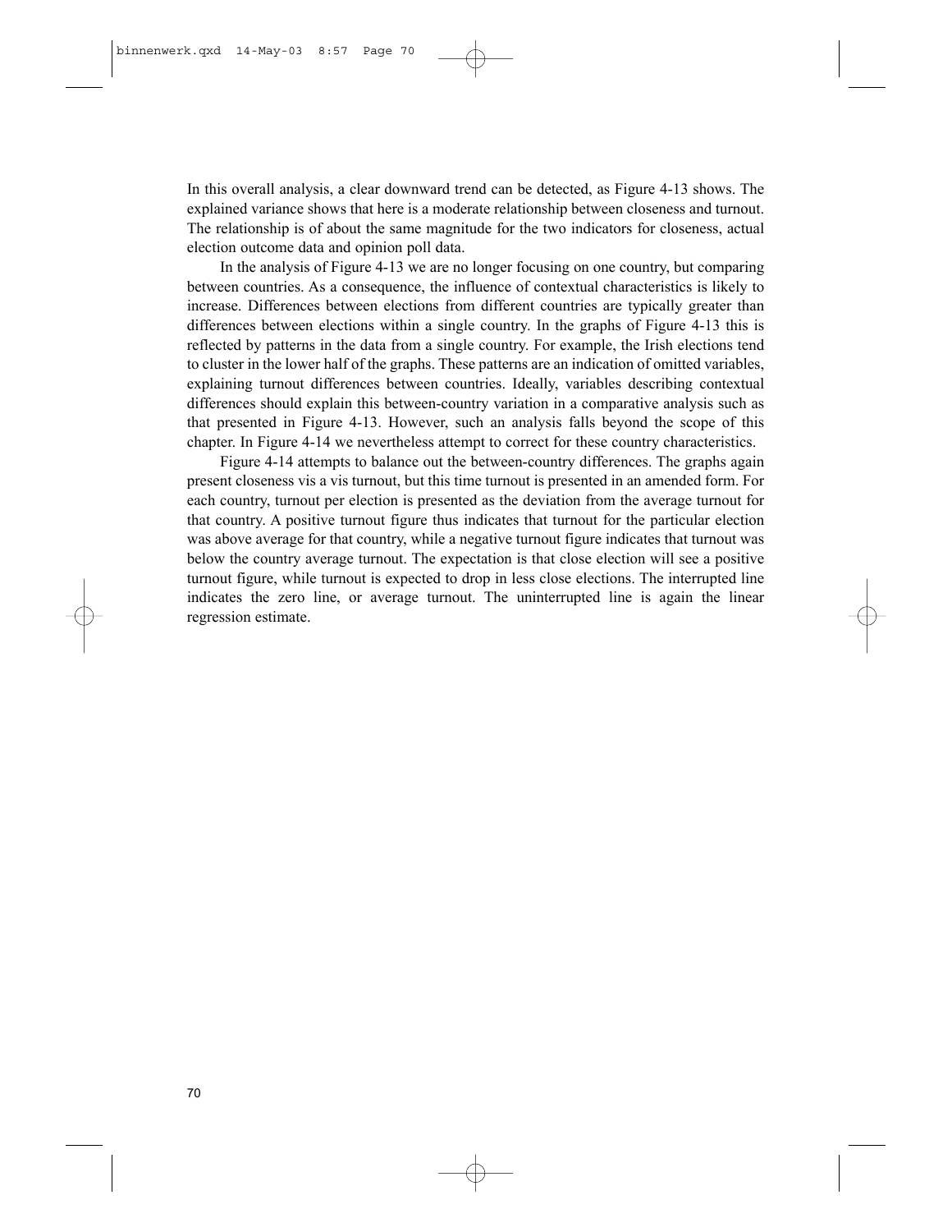In this overall analysis, a clear downward trend can be detected, as Figure 4-13 shows. The explained variance shows that here is a moderate relationship between closeness and turnout. The relationship is of about the same magnitude for the two indicators for closeness, actual election outcome data and opinion poll data.

In the analysis of Figure 4-13 we are no longer focusing on one country, but comparing between countries. As a consequence, the influence of contextual characteristics is likely to increase. Differences between elections from different countries are typically greater than differences between elections within a single country. In the graphs of Figure 4-13 this is reflected by patterns in the data from a single country. For example, the Irish elections tend to cluster in the lower half of the graphs. These patterns are an indication of omitted variables, explaining turnout differences between countries. Ideally, variables describing contextual differences should explain this between-country variation in a comparative analysis such as that presented in Figure 4-13. However, such an analysis falls beyond the scope of this chapter. In Figure 4-14 we nevertheless attempt to correct for these country characteristics.

Figure 4-14 attempts to balance out the between-country differences. The graphs again present closeness vis a vis turnout, but this time turnout is presented in an amended form. For each country, turnout per election is presented as the deviation from the average turnout for that country. A positive turnout figure thus indicates that turnout for the particular election was above average for that country, while a negative turnout figure indicates that turnout was below the country average turnout. The expectation is that close election will see a positive turnout figure, while turnout is expected to drop in less close elections. The interrupted line indicates the zero line, or average turnout. The uninterrupted line is again the linear regression estimate.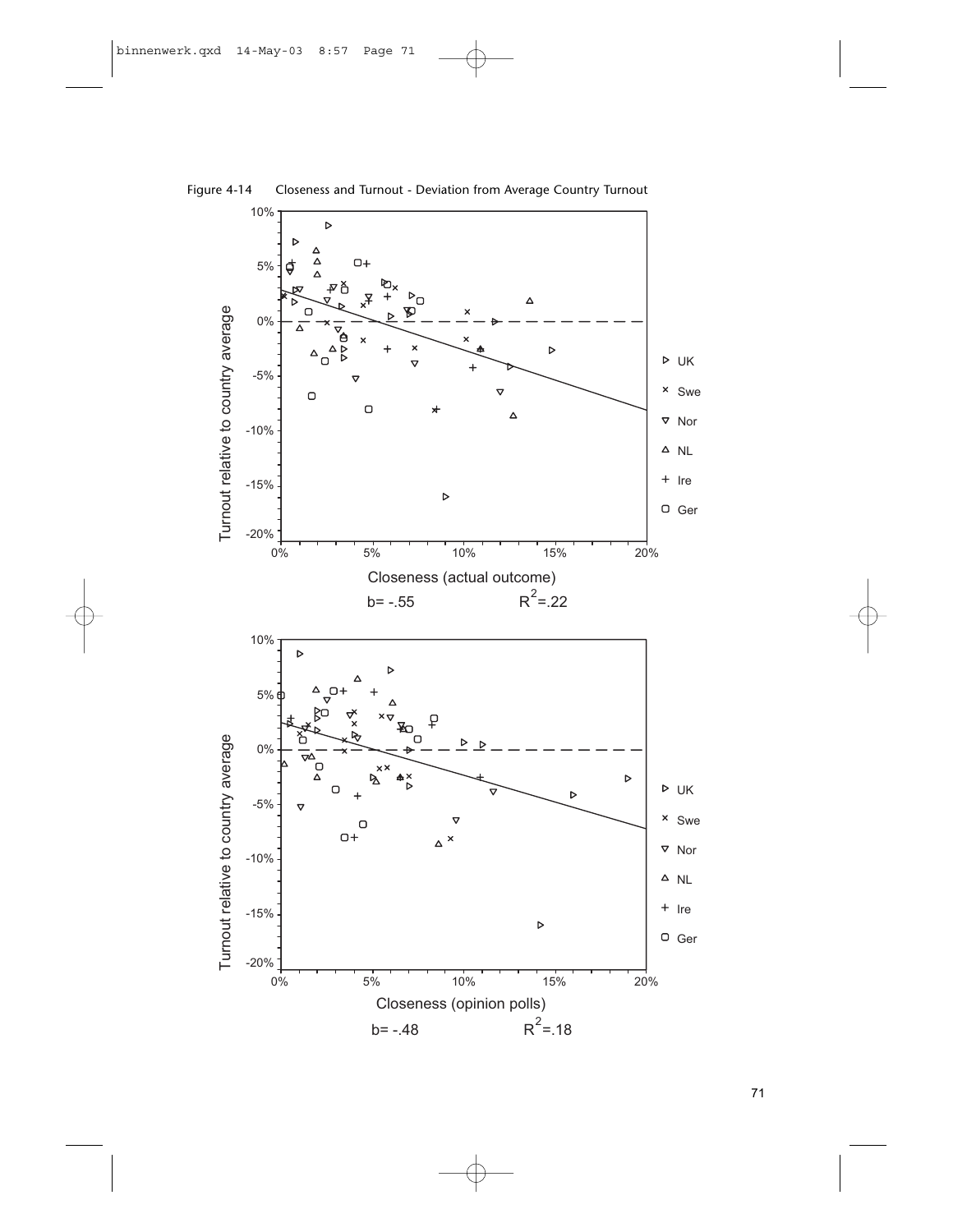Figure 4-14 Closeness and Turnout - Deviation from Average Country Turnout

Closeness (actual outcome)

b= -.55 $R^2$=.22

Closeness (opinion polls)

b= -.48 $R^2$=.18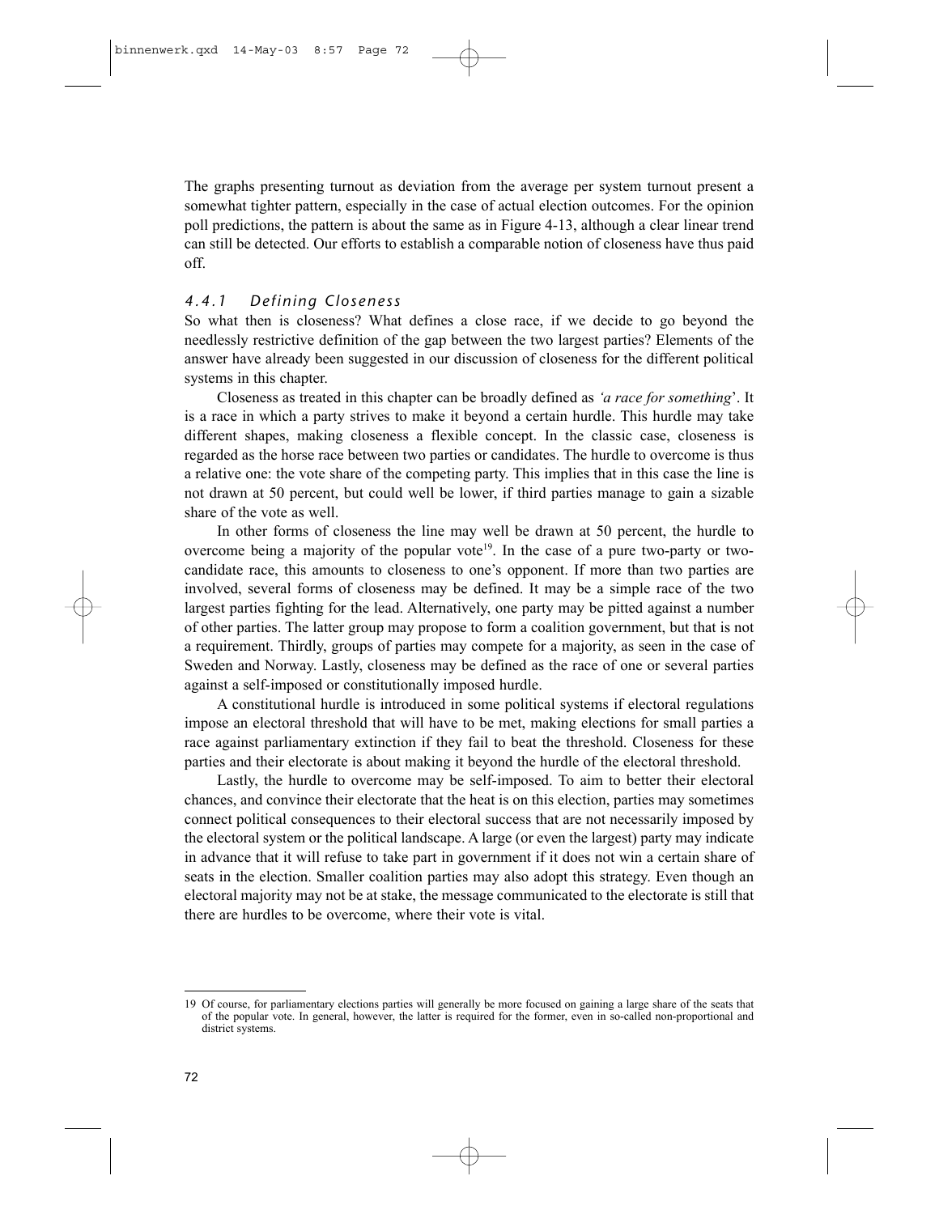The graphs presenting turnout as deviation from the average per system turnout present a somewhat tighter pattern, especially in the case of actual election outcomes. For the opinion poll predictions, the pattern is about the same as in Figure 4-13, although a clear linear trend can still be detected. Our efforts to establish a comparable notion of closeness have thus paid off.

### *4.4.1 Defining Closeness*

So what then is closeness? What defines a close race, if we decide to go beyond the needlessly restrictive definition of the gap between the two largest parties? Elements of the answer have already been suggested in our discussion of closeness for the different political systems in this chapter.

Closeness as treated in this chapter can be broadly defined as *'a race for something*'. It is a race in which a party strives to make it beyond a certain hurdle. This hurdle may take different shapes, making closeness a flexible concept. In the classic case, closeness is regarded as the horse race between two parties or candidates. The hurdle to overcome is thus a relative one: the vote share of the competing party. This implies that in this case the line is not drawn at 50 percent, but could well be lower, if third parties manage to gain a sizable share of the vote as well.

In other forms of closeness the line may well be drawn at 50 percent, the hurdle to overcome being a majority of the popular vote[19]. In the case of a pure two-party or two-candidate race, this amounts to closeness to one's opponent. If more than two parties are involved, several forms of closeness may be defined. It may be a simple race of the two largest parties fighting for the lead. Alternatively, one party may be pitted against a number of other parties. The latter group may propose to form a coalition government, but that is not a requirement. Thirdly, groups of parties may compete for a majority, as seen in the case of Sweden and Norway. Lastly, closeness may be defined as the race of one or several parties against a self-imposed or constitutionally imposed hurdle.

A constitutional hurdle is introduced in some political systems if electoral regulations impose an electoral threshold that will have to be met, making elections for small parties a race against parliamentary extinction if they fail to beat the threshold. Closeness for these parties and their electorate is about making it beyond the hurdle of the electoral threshold.

Lastly, the hurdle to overcome may be self-imposed. To aim to better their electoral chances, and convince their electorate that the heat is on this election, parties may sometimes connect political consequences to their electoral success that are not necessarily imposed by the electoral system or the political landscape. A large (or even the largest) party may indicate in advance that it will refuse to take part in government if it does not win a certain share of seats in the election. Smaller coalition parties may also adopt this strategy. Even though an electoral majority may not be at stake, the message communicated to the electorate is still that there are hurdles to be overcome, where their vote is vital.

---

19 Of course, for parliamentary elections parties will generally be more focused on gaining a large share of the seats that of the popular vote. In general, however, the latter is required for the former, even in so-called non-proportional and district systems.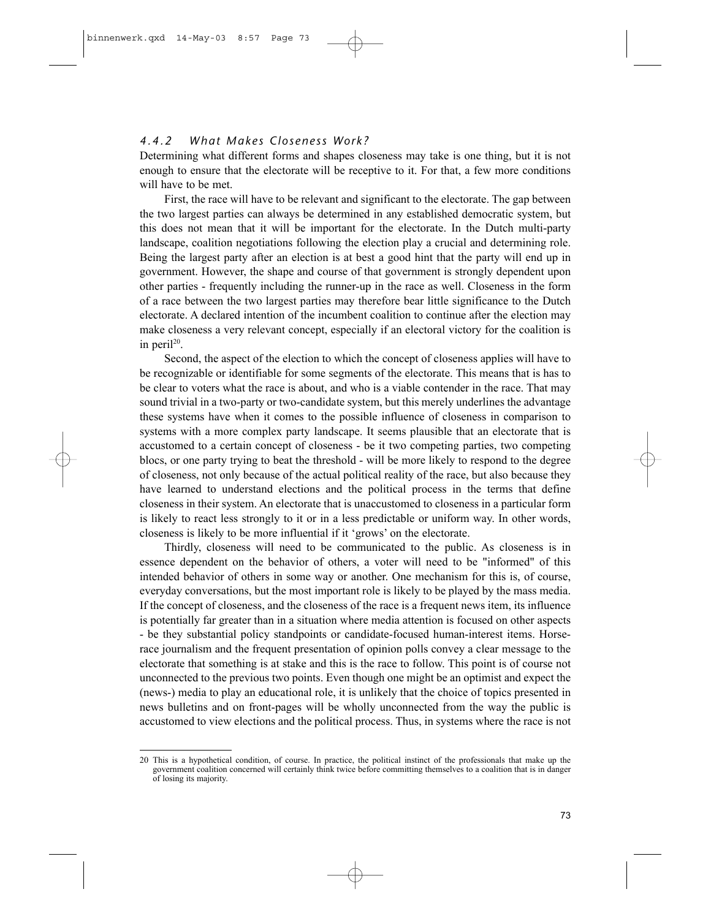### 4.4.2 What Makes Closeness Work?

Determining what different forms and shapes closeness may take is one thing, but it is not enough to ensure that the electorate will be receptive to it. For that, a few more conditions will have to be met.

First, the race will have to be relevant and significant to the electorate. The gap between the two largest parties can always be determined in any established democratic system, but this does not mean that it will be important for the electorate. In the Dutch multi-party landscape, coalition negotiations following the election play a crucial and determining role. Being the largest party after an election is at best a good hint that the party will end up in government. However, the shape and course of that government is strongly dependent upon other parties - frequently including the runner-up in the race as well. Closeness in the form of a race between the two largest parties may therefore bear little significance to the Dutch electorate. A declared intention of the incumbent coalition to continue after the election may make closeness a very relevant concept, especially if an electoral victory for the coalition is in peril[20].

Second, the aspect of the election to which the concept of closeness applies will have to be recognizable or identifiable for some segments of the electorate. This means that is has to be clear to voters what the race is about, and who is a viable contender in the race. That may sound trivial in a two-party or two-candidate system, but this merely underlines the advantage these systems have when it comes to the possible influence of closeness in comparison to systems with a more complex party landscape. It seems plausible that an electorate that is accustomed to a certain concept of closeness - be it two competing parties, two competing blocs, or one party trying to beat the threshold - will be more likely to respond to the degree of closeness, not only because of the actual political reality of the race, but also because they have learned to understand elections and the political process in the terms that define closeness in their system. An electorate that is unaccustomed to closeness in a particular form is likely to react less strongly to it or in a less predictable or uniform way. In other words, closeness is likely to be more influential if it 'grows' on the electorate.

Thirdly, closeness will need to be communicated to the public. As closeness is in essence dependent on the behavior of others, a voter will need to be "informed" of this intended behavior of others in some way or another. One mechanism for this is, of course, everyday conversations, but the most important role is likely to be played by the mass media. If the concept of closeness, and the closeness of the race is a frequent news item, its influence is potentially far greater than in a situation where media attention is focused on other aspects - be they substantial policy standpoints or candidate-focused human-interest items. Horse-race journalism and the frequent presentation of opinion polls convey a clear message to the electorate that something is at stake and this is the race to follow. This point is of course not unconnected to the previous two points. Even though one might be an optimist and expect the (news-) media to play an educational role, it is unlikely that the choice of topics presented in news bulletins and on front-pages will be wholly unconnected from the way the public is accustomed to view elections and the political process. Thus, in systems where the race is not

---

20 This is a hypothetical condition, of course. In practice, the political instinct of the professionals that make up the government coalition concerned will certainly think twice before committing themselves to a coalition that is in danger of losing its majority.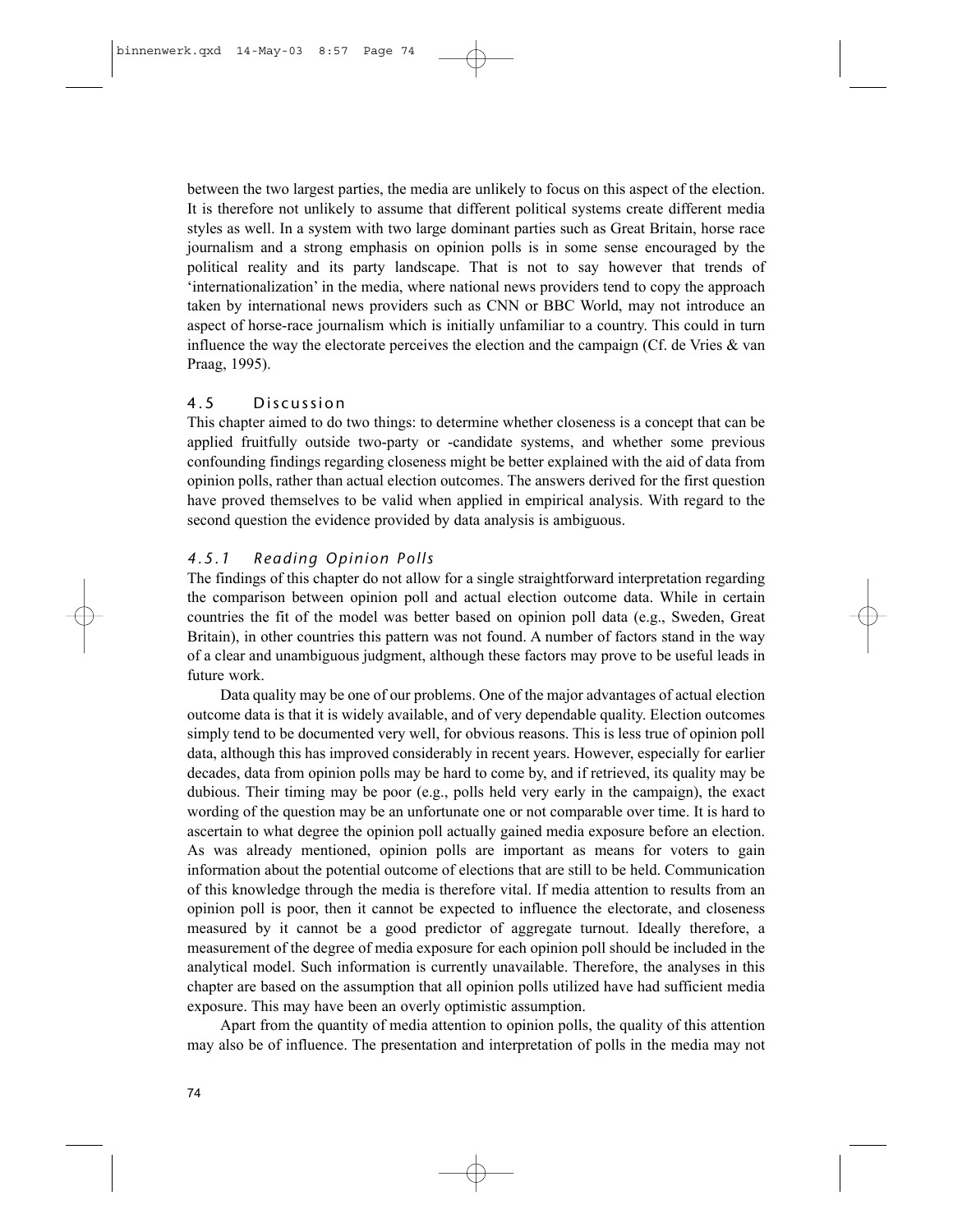between the two largest parties, the media are unlikely to focus on this aspect of the election. It is therefore not unlikely to assume that different political systems create different media styles as well. In a system with two large dominant parties such as Great Britain, horse race journalism and a strong emphasis on opinion polls is in some sense encouraged by the political reality and its party landscape. That is not to say however that trends of 'internationalization' in the media, where national news providers tend to copy the approach taken by international news providers such as CNN or BBC World, may not introduce an aspect of horse-race journalism which is initially unfamiliar to a country. This could in turn influence the way the electorate perceives the election and the campaign (Cf. de Vries & van Praag, 1995).

## 4.5 Discussion

This chapter aimed to do two things: to determine whether closeness is a concept that can be applied fruitfully outside two-party or -candidate systems, and whether some previous confounding findings regarding closeness might be better explained with the aid of data from opinion polls, rather than actual election outcomes. The answers derived for the first question have proved themselves to be valid when applied in empirical analysis. With regard to the second question the evidence provided by data analysis is ambiguous.

### *4.5.1 Reading Opinion Polls*

The findings of this chapter do not allow for a single straightforward interpretation regarding the comparison between opinion poll and actual election outcome data. While in certain countries the fit of the model was better based on opinion poll data (e.g., Sweden, Great Britain), in other countries this pattern was not found. A number of factors stand in the way of a clear and unambiguous judgment, although these factors may prove to be useful leads in future work.

Data quality may be one of our problems. One of the major advantages of actual election outcome data is that it is widely available, and of very dependable quality. Election outcomes simply tend to be documented very well, for obvious reasons. This is less true of opinion poll data, although this has improved considerably in recent years. However, especially for earlier decades, data from opinion polls may be hard to come by, and if retrieved, its quality may be dubious. Their timing may be poor (e.g., polls held very early in the campaign), the exact wording of the question may be an unfortunate one or not comparable over time. It is hard to ascertain to what degree the opinion poll actually gained media exposure before an election. As was already mentioned, opinion polls are important as means for voters to gain information about the potential outcome of elections that are still to be held. Communication of this knowledge through the media is therefore vital. If media attention to results from an opinion poll is poor, then it cannot be expected to influence the electorate, and closeness measured by it cannot be a good predictor of aggregate turnout. Ideally therefore, a measurement of the degree of media exposure for each opinion poll should be included in the analytical model. Such information is currently unavailable. Therefore, the analyses in this chapter are based on the assumption that all opinion polls utilized have had sufficient media exposure. This may have been an overly optimistic assumption.

Apart from the quantity of media attention to opinion polls, the quality of this attention may also be of influence. The presentation and interpretation of polls in the media may not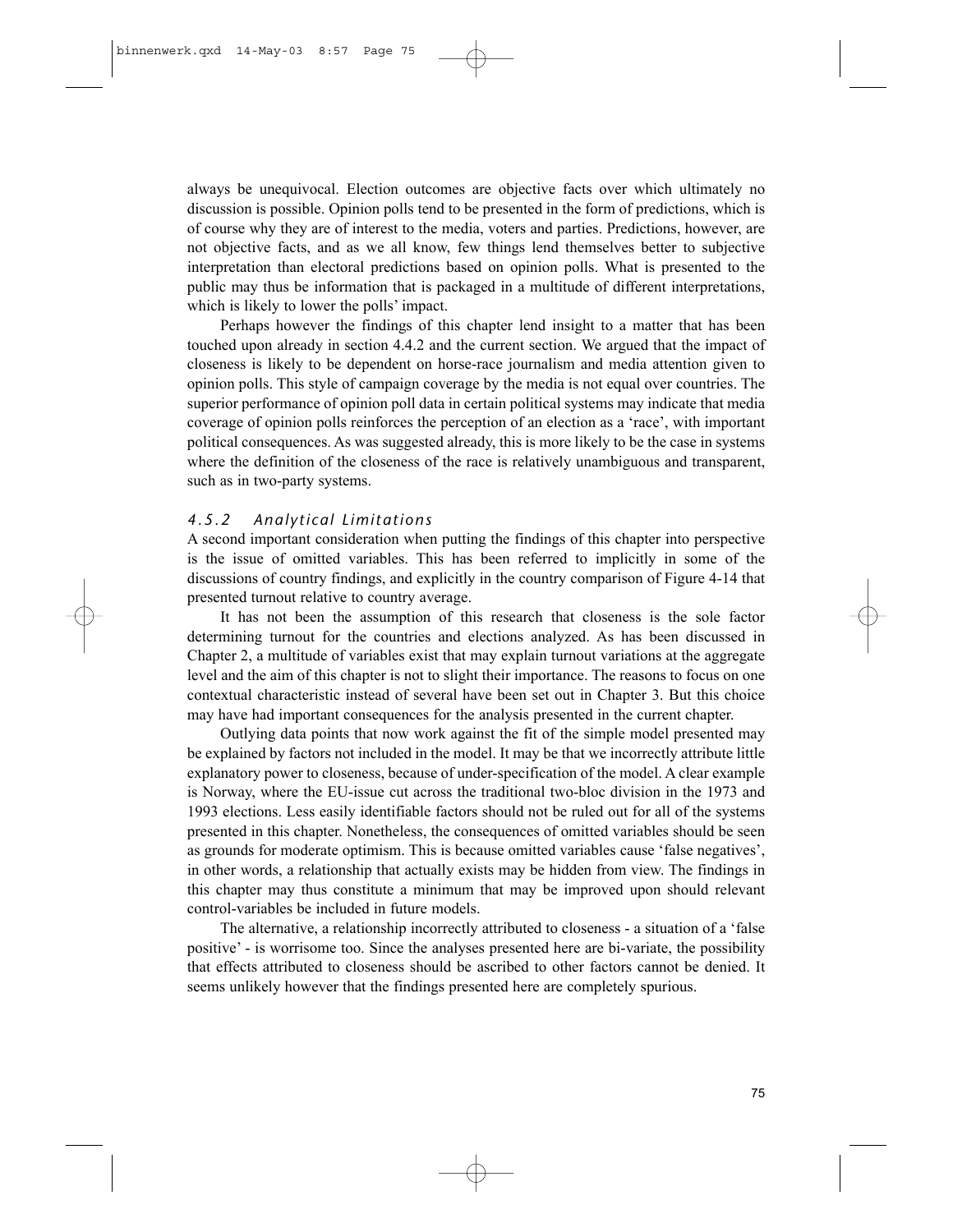always be unequivocal. Election outcomes are objective facts over which ultimately no discussion is possible. Opinion polls tend to be presented in the form of predictions, which is of course why they are of interest to the media, voters and parties. Predictions, however, are not objective facts, and as we all know, few things lend themselves better to subjective interpretation than electoral predictions based on opinion polls. What is presented to the public may thus be information that is packaged in a multitude of different interpretations, which is likely to lower the polls' impact.

Perhaps however the findings of this chapter lend insight to a matter that has been touched upon already in section 4.4.2 and the current section. We argued that the impact of closeness is likely to be dependent on horse-race journalism and media attention given to opinion polls. This style of campaign coverage by the media is not equal over countries. The superior performance of opinion poll data in certain political systems may indicate that media coverage of opinion polls reinforces the perception of an election as a 'race', with important political consequences. As was suggested already, this is more likely to be the case in systems where the definition of the closeness of the race is relatively unambiguous and transparent, such as in two-party systems.

### *4.5.2 Analytical Limitations*

A second important consideration when putting the findings of this chapter into perspective is the issue of omitted variables. This has been referred to implicitly in some of the discussions of country findings, and explicitly in the country comparison of Figure 4-14 that presented turnout relative to country average.

It has not been the assumption of this research that closeness is the sole factor determining turnout for the countries and elections analyzed. As has been discussed in Chapter 2, a multitude of variables exist that may explain turnout variations at the aggregate level and the aim of this chapter is not to slight their importance. The reasons to focus on one contextual characteristic instead of several have been set out in Chapter 3. But this choice may have had important consequences for the analysis presented in the current chapter.

Outlying data points that now work against the fit of the simple model presented may be explained by factors not included in the model. It may be that we incorrectly attribute little explanatory power to closeness, because of under-specification of the model. A clear example is Norway, where the EU-issue cut across the traditional two-bloc division in the 1973 and 1993 elections. Less easily identifiable factors should not be ruled out for all of the systems presented in this chapter. Nonetheless, the consequences of omitted variables should be seen as grounds for moderate optimism. This is because omitted variables cause 'false negatives', in other words, a relationship that actually exists may be hidden from view. The findings in this chapter may thus constitute a minimum that may be improved upon should relevant control-variables be included in future models.

The alternative, a relationship incorrectly attributed to closeness - a situation of a 'false positive' - is worrisome too. Since the analyses presented here are bi-variate, the possibility that effects attributed to closeness should be ascribed to other factors cannot be denied. It seems unlikely however that the findings presented here are completely spurious.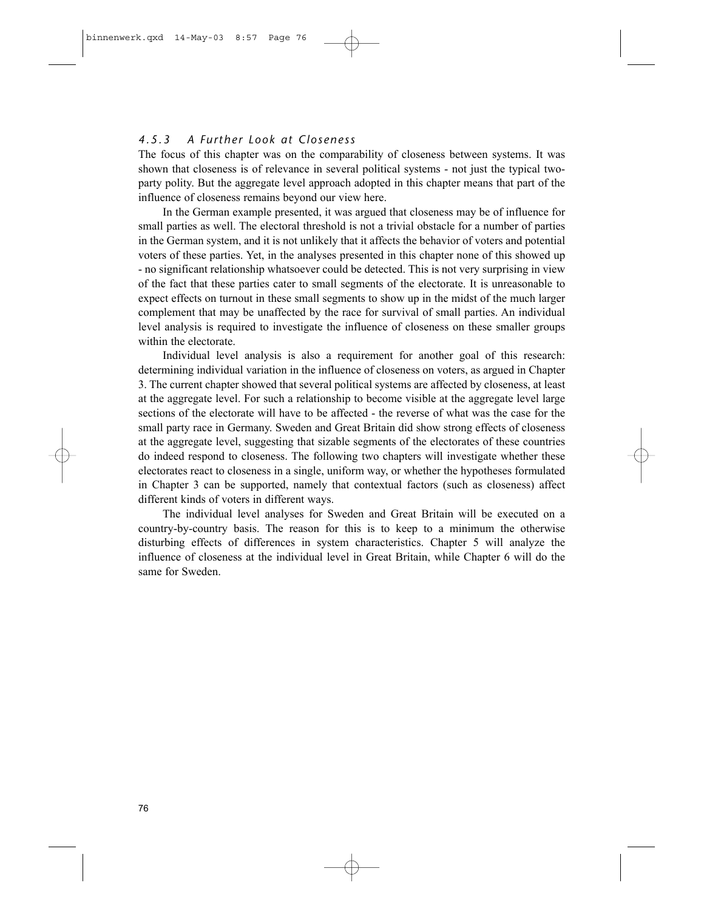### 4.5.3 A Further Look at Closeness

The focus of this chapter was on the comparability of closeness between systems. It was shown that closeness is of relevance in several political systems - not just the typical two-party polity. But the aggregate level approach adopted in this chapter means that part of the influence of closeness remains beyond our view here.

In the German example presented, it was argued that closeness may be of influence for small parties as well. The electoral threshold is not a trivial obstacle for a number of parties in the German system, and it is not unlikely that it affects the behavior of voters and potential voters of these parties. Yet, in the analyses presented in this chapter none of this showed up - no significant relationship whatsoever could be detected. This is not very surprising in view of the fact that these parties cater to small segments of the electorate. It is unreasonable to expect effects on turnout in these small segments to show up in the midst of the much larger complement that may be unaffected by the race for survival of small parties. An individual level analysis is required to investigate the influence of closeness on these smaller groups within the electorate.

Individual level analysis is also a requirement for another goal of this research: determining individual variation in the influence of closeness on voters, as argued in Chapter 3. The current chapter showed that several political systems are affected by closeness, at least at the aggregate level. For such a relationship to become visible at the aggregate level large sections of the electorate will have to be affected - the reverse of what was the case for the small party race in Germany. Sweden and Great Britain did show strong effects of closeness at the aggregate level, suggesting that sizable segments of the electorates of these countries do indeed respond to closeness. The following two chapters will investigate whether these electorates react to closeness in a single, uniform way, or whether the hypotheses formulated in Chapter 3 can be supported, namely that contextual factors (such as closeness) affect different kinds of voters in different ways.

The individual level analyses for Sweden and Great Britain will be executed on a country-by-country basis. The reason for this is to keep to a minimum the otherwise disturbing effects of differences in system characteristics. Chapter 5 will analyze the influence of closeness at the individual level in Great Britain, while Chapter 6 will do the same for Sweden.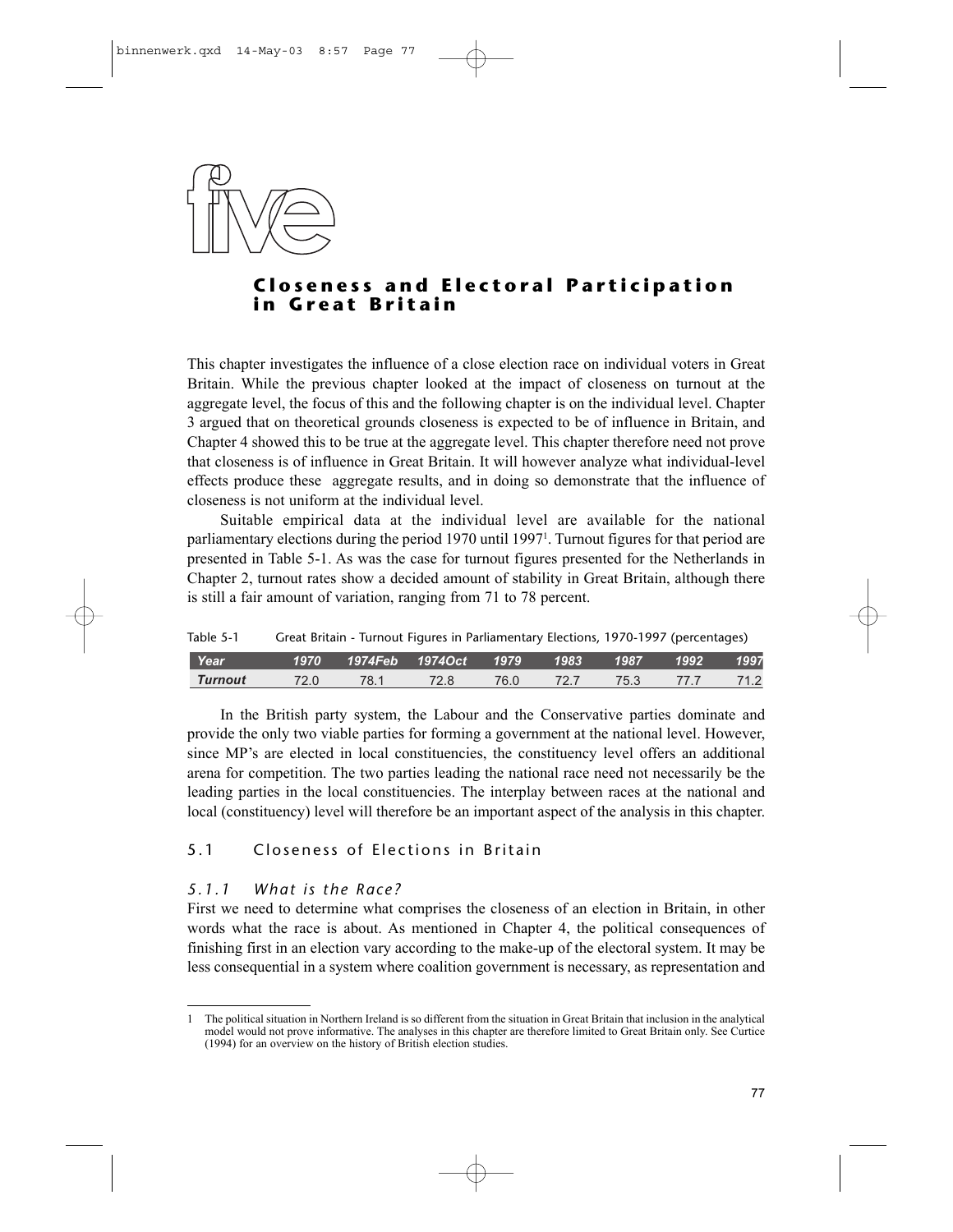# five

## Closeness and Electoral Participation in Great Britain

This chapter investigates the influence of a close election race on individual voters in Great Britain. While the previous chapter looked at the impact of closeness on turnout at the aggregate level, the focus of this and the following chapter is on the individual level. Chapter 3 argued that on theoretical grounds closeness is expected to be of influence in Britain, and Chapter 4 showed this to be true at the aggregate level. This chapter therefore need not prove that closeness is of influence in Great Britain. It will however analyze what individual-level effects produce these aggregate results, and in doing so demonstrate that the influence of closeness is not uniform at the individual level.

Suitable empirical data at the individual level are available for the national parliamentary elections during the period 1970 until 1997[1]. Turnout figures for that period are presented in Table 5-1. As was the case for turnout figures presented for the Netherlands in Chapter 2, turnout rates show a decided amount of stability in Great Britain, although there is still a fair amount of variation, ranging from 71 to 78 percent.

Table 5-1 Great Britain - Turnout Figures in Parliamentary Elections, 1970-1997 (percentages)

| *Year* | *1970* | *1974Feb* | *1974Oct* | *1979* | *1983* | *1987* | *1992* | *1997* |
|---|---|---|---|---|---|---|---|---|
| *Turnout* | 72.0 | 78.1 | 72.8 | 76.0 | 72.7 | 75.3 | 77.7 | 71.2 |

In the British party system, the Labour and the Conservative parties dominate and provide the only two viable parties for forming a government at the national level. However, since MP's are elected in local constituencies, the constituency level offers an additional arena for competition. The two parties leading the national race need not necessarily be the leading parties in the local constituencies. The interplay between races at the national and local (constituency) level will therefore be an important aspect of the analysis in this chapter.

### 5.1 Closeness of Elections in Britain

#### *5.1.1 What is the Race?*

First we need to determine what comprises the closeness of an election in Britain, in other words what the race is about. As mentioned in Chapter 4, the political consequences of finishing first in an election vary according to the make-up of the electoral system. It may be less consequential in a system where coalition government is necessary, as representation and

---

1 The political situation in Northern Ireland is so different from the situation in Great Britain that inclusion in the analytical model would not prove informative. The analyses in this chapter are therefore limited to Great Britain only. See Curtice (1994) for an overview on the history of British election studies.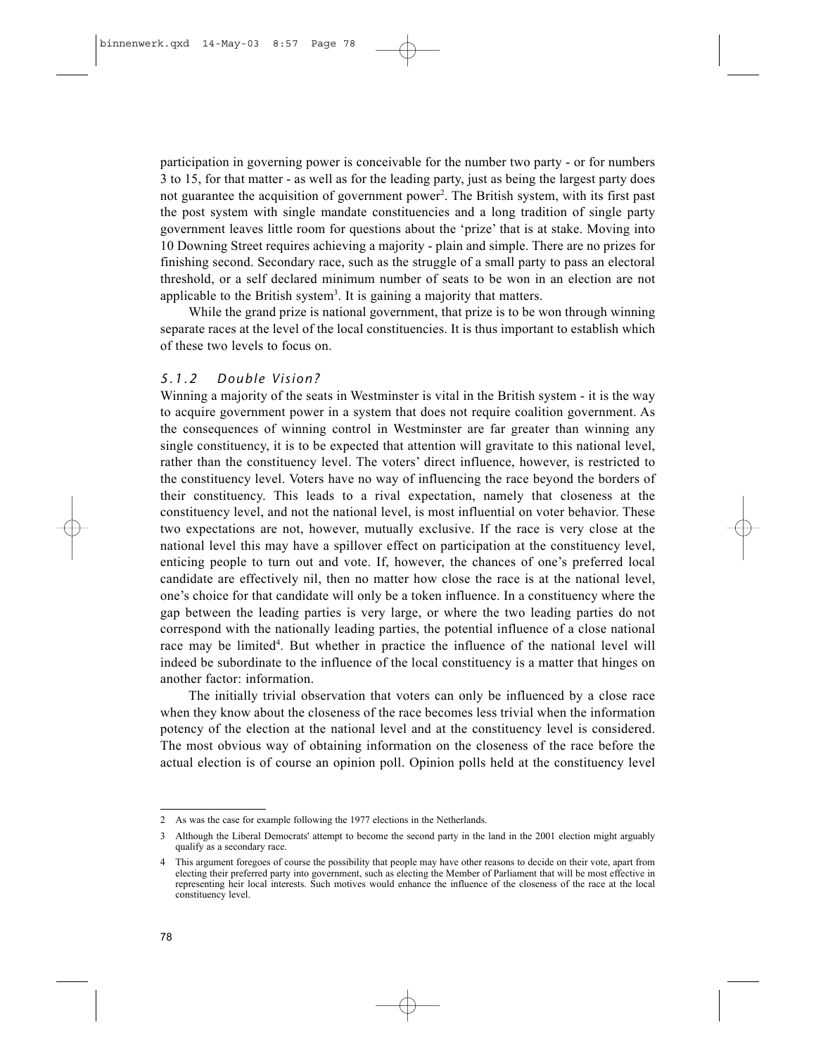participation in governing power is conceivable for the number two party - or for numbers 3 to 15, for that matter - as well as for the leading party, just as being the largest party does not guarantee the acquisition of government power[2]. The British system, with its first past the post system with single mandate constituencies and a long tradition of single party government leaves little room for questions about the 'prize' that is at stake. Moving into 10 Downing Street requires achieving a majority - plain and simple. There are no prizes for finishing second. Secondary race, such as the struggle of a small party to pass an electoral threshold, or a self declared minimum number of seats to be won in an election are not applicable to the British system[3]. It is gaining a majority that matters.

While the grand prize is national government, that prize is to be won through winning separate races at the level of the local constituencies. It is thus important to establish which of these two levels to focus on.

### *5.1.2 Double Vision?*

Winning a majority of the seats in Westminster is vital in the British system - it is the way to acquire government power in a system that does not require coalition government. As the consequences of winning control in Westminster are far greater than winning any single constituency, it is to be expected that attention will gravitate to this national level, rather than the constituency level. The voters' direct influence, however, is restricted to the constituency level. Voters have no way of influencing the race beyond the borders of their constituency. This leads to a rival expectation, namely that closeness at the constituency level, and not the national level, is most influential on voter behavior. These two expectations are not, however, mutually exclusive. If the race is very close at the national level this may have a spillover effect on participation at the constituency level, enticing people to turn out and vote. If, however, the chances of one's preferred local candidate are effectively nil, then no matter how close the race is at the national level, one's choice for that candidate will only be a token influence. In a constituency where the gap between the leading parties is very large, or where the two leading parties do not correspond with the nationally leading parties, the potential influence of a close national race may be limited[4]. But whether in practice the influence of the national level will indeed be subordinate to the influence of the local constituency is a matter that hinges on another factor: information.

The initially trivial observation that voters can only be influenced by a close race when they know about the closeness of the race becomes less trivial when the information potency of the election at the national level and at the constituency level is considered. The most obvious way of obtaining information on the closeness of the race before the actual election is of course an opinion poll. Opinion polls held at the constituency level

---

2 As was the case for example following the 1977 elections in the Netherlands.

3 Although the Liberal Democrats' attempt to become the second party in the land in the 2001 election might arguably qualify as a secondary race.

4 This argument foregoes of course the possibility that people may have other reasons to decide on their vote, apart from electing their preferred party into government, such as electing the Member of Parliament that will be most effective in representing heir local interests. Such motives would enhance the influence of the closeness of the race at the local constituency level.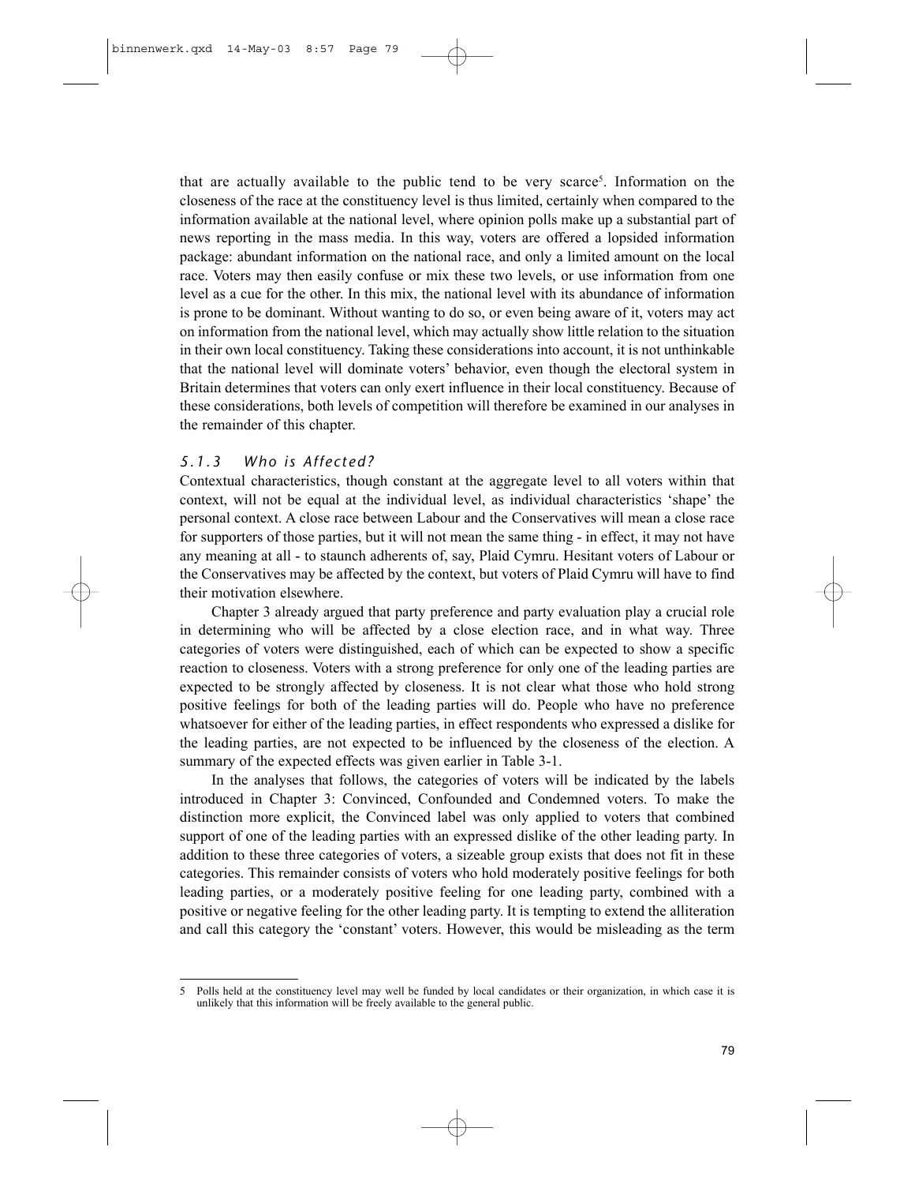that are actually available to the public tend to be very scarce[5]. Information on the closeness of the race at the constituency level is thus limited, certainly when compared to the information available at the national level, where opinion polls make up a substantial part of news reporting in the mass media. In this way, voters are offered a lopsided information package: abundant information on the national race, and only a limited amount on the local race. Voters may then easily confuse or mix these two levels, or use information from one level as a cue for the other. In this mix, the national level with its abundance of information is prone to be dominant. Without wanting to do so, or even being aware of it, voters may act on information from the national level, which may actually show little relation to the situation in their own local constituency. Taking these considerations into account, it is not unthinkable that the national level will dominate voters' behavior, even though the electoral system in Britain determines that voters can only exert influence in their local constituency. Because of these considerations, both levels of competition will therefore be examined in our analyses in the remainder of this chapter.

### *5.1.3 Who is Affected?*

Contextual characteristics, though constant at the aggregate level to all voters within that context, will not be equal at the individual level, as individual characteristics 'shape' the personal context. A close race between Labour and the Conservatives will mean a close race for supporters of those parties, but it will not mean the same thing - in effect, it may not have any meaning at all - to staunch adherents of, say, Plaid Cymru. Hesitant voters of Labour or the Conservatives may be affected by the context, but voters of Plaid Cymru will have to find their motivation elsewhere.

Chapter 3 already argued that party preference and party evaluation play a crucial role in determining who will be affected by a close election race, and in what way. Three categories of voters were distinguished, each of which can be expected to show a specific reaction to closeness. Voters with a strong preference for only one of the leading parties are expected to be strongly affected by closeness. It is not clear what those who hold strong positive feelings for both of the leading parties will do. People who have no preference whatsoever for either of the leading parties, in effect respondents who expressed a dislike for the leading parties, are not expected to be influenced by the closeness of the election. A summary of the expected effects was given earlier in Table 3-1.

In the analyses that follows, the categories of voters will be indicated by the labels introduced in Chapter 3: Convinced, Confounded and Condemned voters. To make the distinction more explicit, the Convinced label was only applied to voters that combined support of one of the leading parties with an expressed dislike of the other leading party. In addition to these three categories of voters, a sizeable group exists that does not fit in these categories. This remainder consists of voters who hold moderately positive feelings for both leading parties, or a moderately positive feeling for one leading party, combined with a positive or negative feeling for the other leading party. It is tempting to extend the alliteration and call this category the 'constant' voters. However, this would be misleading as the term

---

5 Polls held at the constituency level may well be funded by local candidates or their organization, in which case it is unlikely that this information will be freely available to the general public.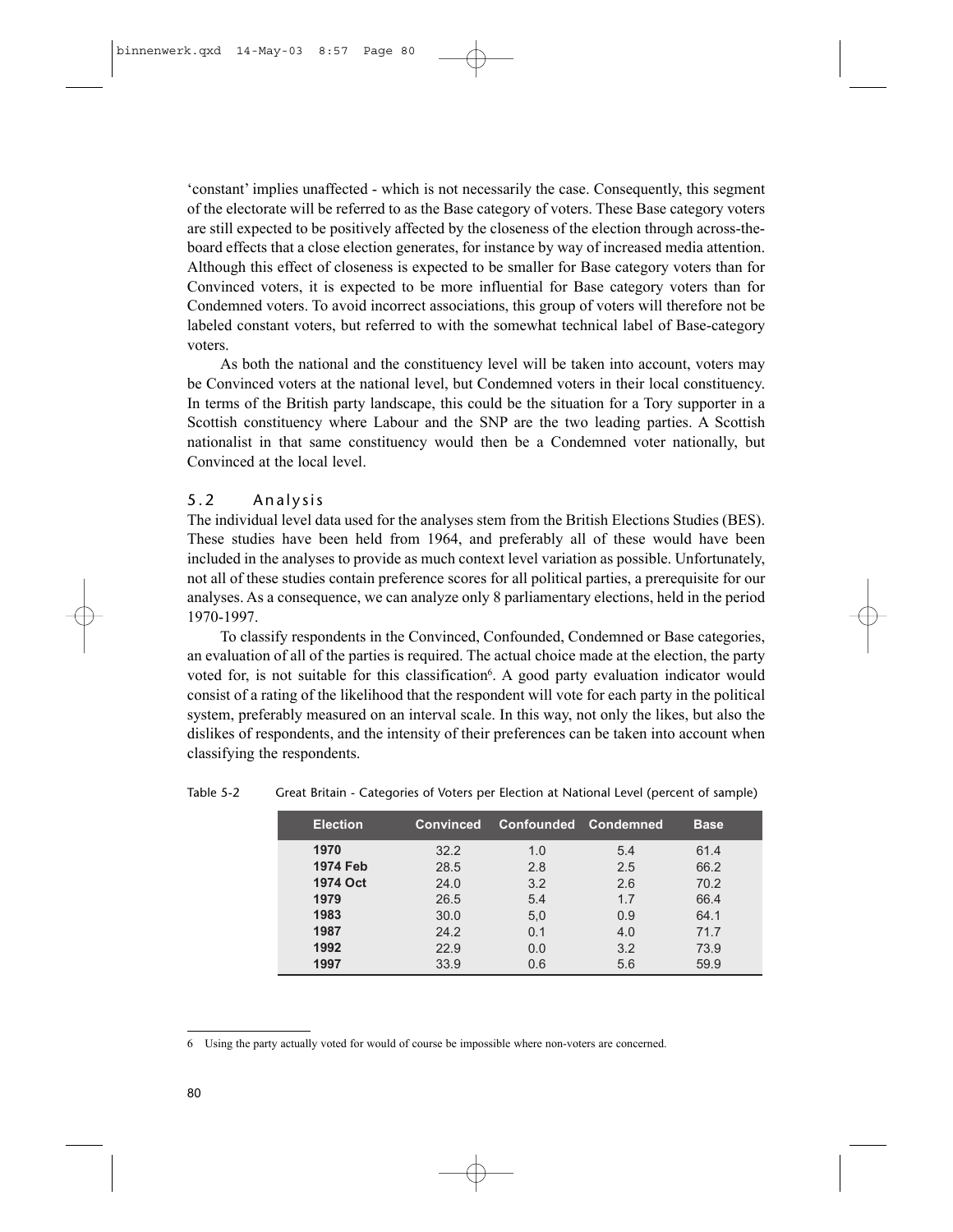'constant' implies unaffected - which is not necessarily the case. Consequently, this segment of the electorate will be referred to as the Base category of voters. These Base category voters are still expected to be positively affected by the closeness of the election through across-the-board effects that a close election generates, for instance by way of increased media attention. Although this effect of closeness is expected to be smaller for Base category voters than for Convinced voters, it is expected to be more influential for Base category voters than for Condemned voters. To avoid incorrect associations, this group of voters will therefore not be labeled constant voters, but referred to with the somewhat technical label of Base-category voters.

As both the national and the constituency level will be taken into account, voters may be Convinced voters at the national level, but Condemned voters in their local constituency. In terms of the British party landscape, this could be the situation for a Tory supporter in a Scottish constituency where Labour and the SNP are the two leading parties. A Scottish nationalist in that same constituency would then be a Condemned voter nationally, but Convinced at the local level.

## 5.2 Analysis

The individual level data used for the analyses stem from the British Elections Studies (BES). These studies have been held from 1964, and preferably all of these would have been included in the analyses to provide as much context level variation as possible. Unfortunately, not all of these studies contain preference scores for all political parties, a prerequisite for our analyses. As a consequence, we can analyze only 8 parliamentary elections, held in the period 1970-1997.

To classify respondents in the Convinced, Confounded, Condemned or Base categories, an evaluation of all of the parties is required. The actual choice made at the election, the party voted for, is not suitable for this classification[6]. A good party evaluation indicator would consist of a rating of the likelihood that the respondent will vote for each party in the political system, preferably measured on an interval scale. In this way, not only the likes, but also the dislikes of respondents, and the intensity of their preferences can be taken into account when classifying the respondents.

Table 5-2 Great Britain - Categories of Voters per Election at National Level (percent of sample)

| Election | Convinced | Confounded | Condemned | Base |
|---|---|---|---|---|
| **1970** | 32.2 | 1.0 | 5.4 | 61.4 |
| **1974 Feb** | 28.5 | 2.8 | 2.5 | 66.2 |
| **1974 Oct** | 24.0 | 3.2 | 2.6 | 70.2 |
| **1979** | 26.5 | 5.4 | 1.7 | 66.4 |
| **1983** | 30.0 | 5,0 | 0.9 | 64.1 |
| **1987** | 24.2 | 0.1 | 4.0 | 71.7 |
| **1992** | 22.9 | 0.0 | 3.2 | 73.9 |
| **1997** | 33.9 | 0.6 | 5.6 | 59.9 |

6 Using the party actually voted for would of course be impossible where non-voters are concerned.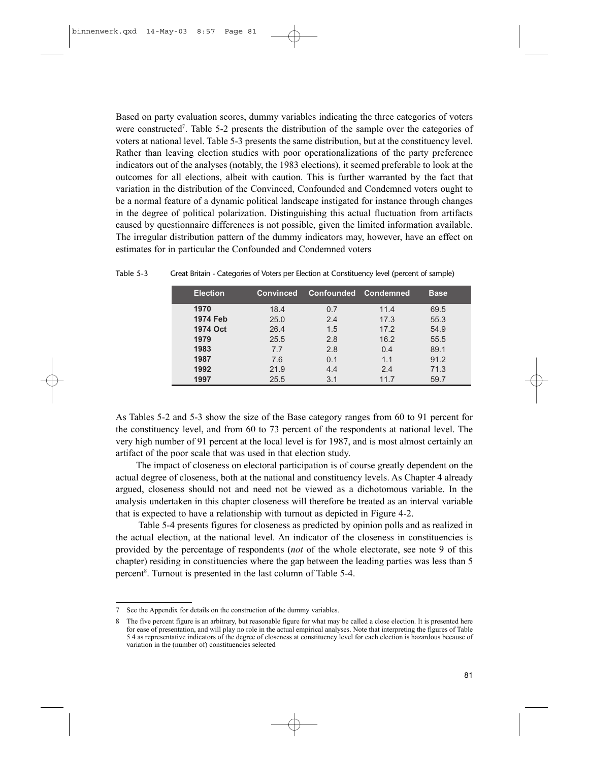Based on party evaluation scores, dummy variables indicating the three categories of voters were constructed[7]. Table 5-2 presents the distribution of the sample over the categories of voters at national level. Table 5-3 presents the same distribution, but at the constituency level. Rather than leaving election studies with poor operationalizations of the party preference indicators out of the analyses (notably, the 1983 elections), it seemed preferable to look at the outcomes for all elections, albeit with caution. This is further warranted by the fact that variation in the distribution of the Convinced, Confounded and Condemned voters ought to be a normal feature of a dynamic political landscape instigated for instance through changes in the degree of political polarization. Distinguishing this actual fluctuation from artifacts caused by questionnaire differences is not possible, given the limited information available. The irregular distribution pattern of the dummy indicators may, however, have an effect on estimates for in particular the Confounded and Condemned voters

Table 5-3 Great Britain - Categories of Voters per Election at Constituency level (percent of sample)

| Election | Convinced | Confounded | Condemned | Base |
|---|---|---|---|---|
| **1970** | 18.4 | 0.7 | 11.4 | 69.5 |
| **1974 Feb** | 25.0 | 2.4 | 17.3 | 55.3 |
| **1974 Oct** | 26.4 | 1.5 | 17.2 | 54.9 |
| **1979** | 25.5 | 2.8 | 16.2 | 55.5 |
| **1983** | 7.7 | 2.8 | 0.4 | 89.1 |
| **1987** | 7.6 | 0.1 | 1.1 | 91.2 |
| **1992** | 21.9 | 4.4 | 2.4 | 71.3 |
| **1997** | 25.5 | 3.1 | 11.7 | 59.7 |

As Tables 5-2 and 5-3 show the size of the Base category ranges from 60 to 91 percent for the constituency level, and from 60 to 73 percent of the respondents at national level. The very high number of 91 percent at the local level is for 1987, and is most almost certainly an artifact of the poor scale that was used in that election study.

The impact of closeness on electoral participation is of course greatly dependent on the actual degree of closeness, both at the national and constituency levels. As Chapter 4 already argued, closeness should not and need not be viewed as a dichotomous variable. In the analysis undertaken in this chapter closeness will therefore be treated as an interval variable that is expected to have a relationship with turnout as depicted in Figure 4-2.

Table 5-4 presents figures for closeness as predicted by opinion polls and as realized in the actual election, at the national level. An indicator of the closeness in constituencies is provided by the percentage of respondents (*not* of the whole electorate, see note 9 of this chapter) residing in constituencies where the gap between the leading parties was less than 5 percent[8]. Turnout is presented in the last column of Table 5-4.

---

7 See the Appendix for details on the construction of the dummy variables.

8 The five percent figure is an arbitrary, but reasonable figure for what may be called a close election. It is presented here for ease of presentation, and will play no role in the actual empirical analyses. Note that interpreting the figures of Table 5 4 as representative indicators of the degree of closeness at constituency level for each election is hazardous because of variation in the (number of) constituencies selected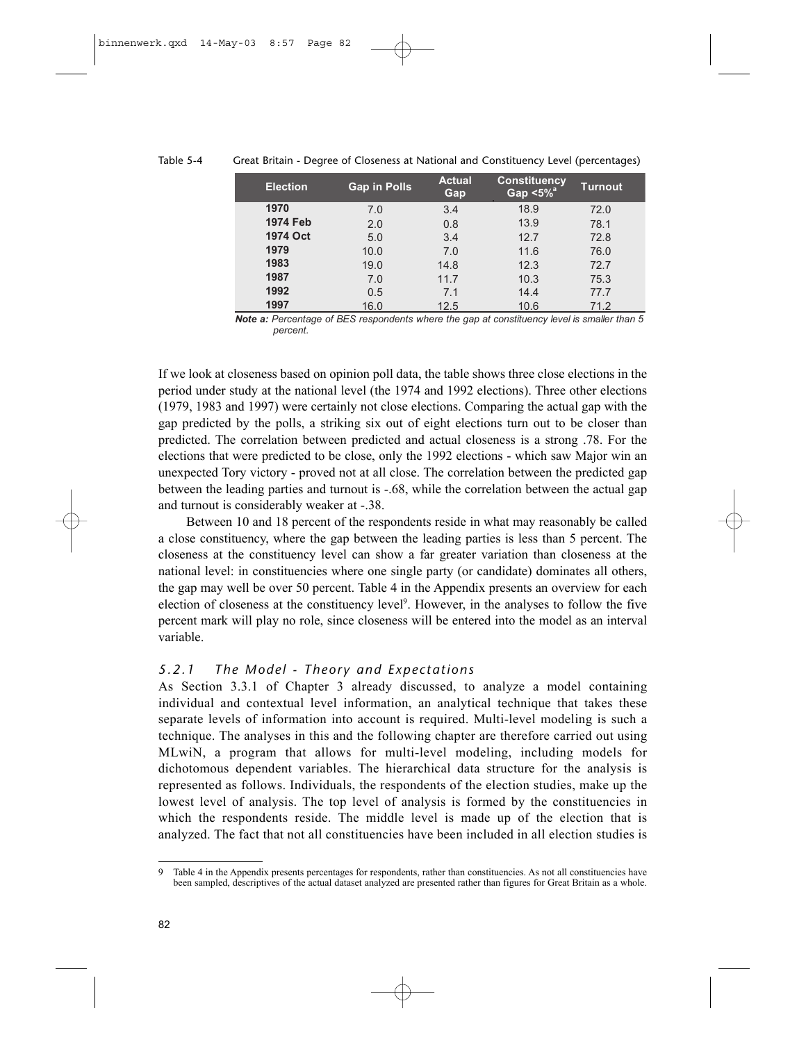Table 5-4 Great Britain - Degree of Closeness at National and Constituency Level (percentages)

| Election | Gap in Polls | Actual Gap | Constituency Gap <5%[a] | Turnout |
|---|---|---|---|---|
| 1970 | 7.0 | 3.4 | 18.9 | 72.0 |
| 1974 Feb | 2.0 | 0.8 | 13.9 | 78.1 |
| 1974 Oct | 5.0 | 3.4 | 12.7 | 72.8 |
| 1979 | 10.0 | 7.0 | 11.6 | 76.0 |
| 1983 | 19.0 | 14.8 | 12.3 | 72.7 |
| 1987 | 7.0 | 11.7 | 10.3 | 75.3 |
| 1992 | 0.5 | 7.1 | 14.4 | 77.7 |
| 1997 | 16.0 | 12.5 | 10.6 | 71.2 |

***Note a:*** *Percentage of BES respondents where the gap at constituency level is smaller than 5 percent.*

If we look at closeness based on opinion poll data, the table shows three close elections in the period under study at the national level (the 1974 and 1992 elections). Three other elections (1979, 1983 and 1997) were certainly not close elections. Comparing the actual gap with the gap predicted by the polls, a striking six out of eight elections turn out to be closer than predicted. The correlation between predicted and actual closeness is a strong .78. For the elections that were predicted to be close, only the 1992 elections - which saw Major win an unexpected Tory victory - proved not at all close. The correlation between the predicted gap between the leading parties and turnout is -.68, while the correlation between the actual gap and turnout is considerably weaker at -.38.

Between 10 and 18 percent of the respondents reside in what may reasonably be called a close constituency, where the gap between the leading parties is less than 5 percent. The closeness at the constituency level can show a far greater variation than closeness at the national level: in constituencies where one single party (or candidate) dominates all others, the gap may well be over 50 percent. Table 4 in the Appendix presents an overview for each election of closeness at the constituency level[9]. However, in the analyses to follow the five percent mark will play no role, since closeness will be entered into the model as an interval variable.

### *5.2.1 The Model - Theory and Expectations*

As Section 3.3.1 of Chapter 3 already discussed, to analyze a model containing individual and contextual level information, an analytical technique that takes these separate levels of information into account is required. Multi-level modeling is such a technique. The analyses in this and the following chapter are therefore carried out using MLwiN, a program that allows for multi-level modeling, including models for dichotomous dependent variables. The hierarchical data structure for the analysis is represented as follows. Individuals, the respondents of the election studies, make up the lowest level of analysis. The top level of analysis is formed by the constituencies in which the respondents reside. The middle level is made up of the election that is analyzed. The fact that not all constituencies have been included in all election studies is

---

9 Table 4 in the Appendix presents percentages for respondents, rather than constituencies. As not all constituencies have been sampled, descriptives of the actual dataset analyzed are presented rather than figures for Great Britain as a whole.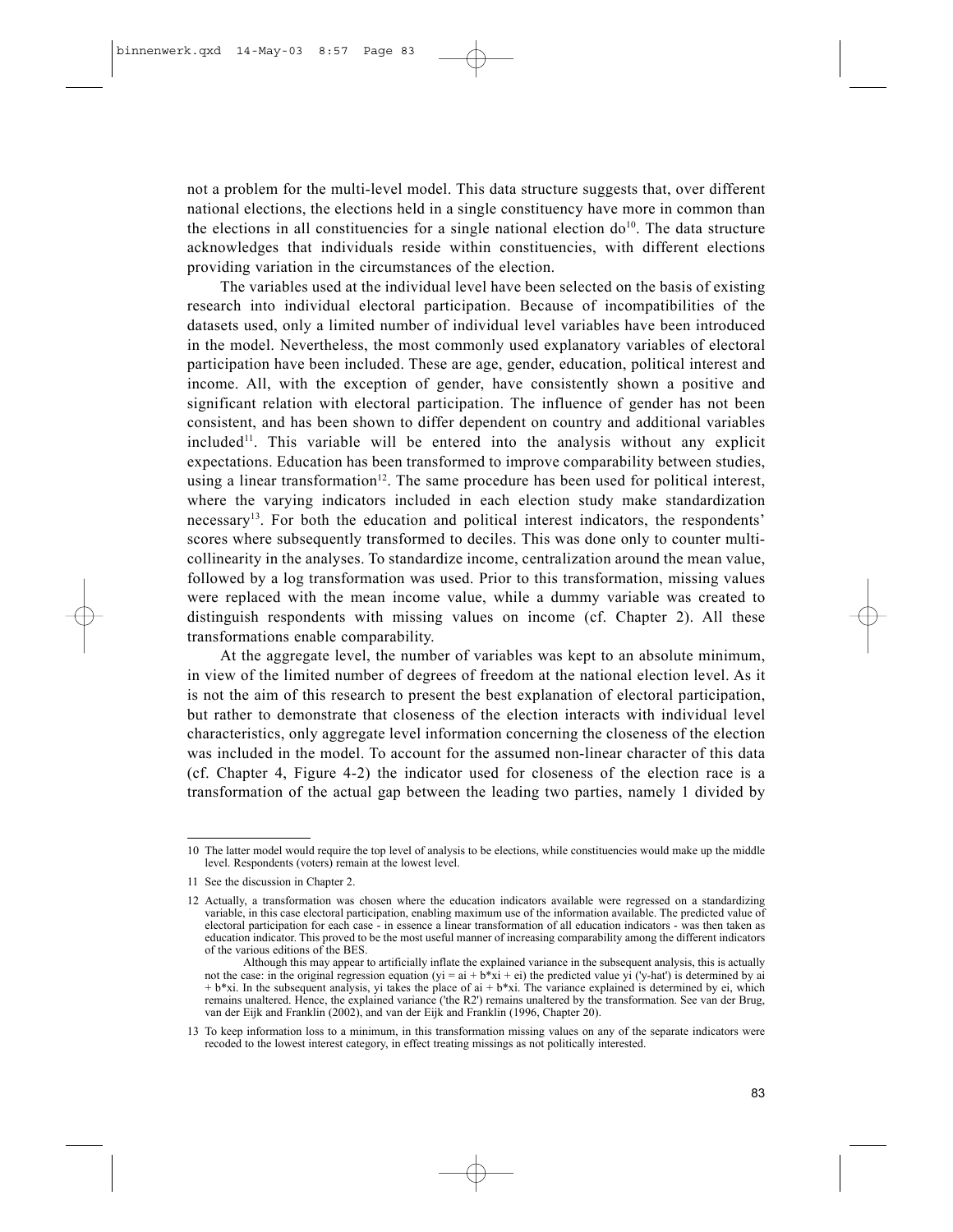not a problem for the multi-level model. This data structure suggests that, over different national elections, the elections held in a single constituency have more in common than the elections in all constituencies for a single national election do[10]. The data structure acknowledges that individuals reside within constituencies, with different elections providing variation in the circumstances of the election.

The variables used at the individual level have been selected on the basis of existing research into individual electoral participation. Because of incompatibilities of the datasets used, only a limited number of individual level variables have been introduced in the model. Nevertheless, the most commonly used explanatory variables of electoral participation have been included. These are age, gender, education, political interest and income. All, with the exception of gender, have consistently shown a positive and significant relation with electoral participation. The influence of gender has not been consistent, and has been shown to differ dependent on country and additional variables included[11]. This variable will be entered into the analysis without any explicit expectations. Education has been transformed to improve comparability between studies, using a linear transformation[12]. The same procedure has been used for political interest, where the varying indicators included in each election study make standardization necessary[13]. For both the education and political interest indicators, the respondents' scores where subsequently transformed to deciles. This was done only to counter multi-collinearity in the analyses. To standardize income, centralization around the mean value, followed by a log transformation was used. Prior to this transformation, missing values were replaced with the mean income value, while a dummy variable was created to distinguish respondents with missing values on income (cf. Chapter 2). All these transformations enable comparability.

At the aggregate level, the number of variables was kept to an absolute minimum, in view of the limited number of degrees of freedom at the national election level. As it is not the aim of this research to present the best explanation of electoral participation, but rather to demonstrate that closeness of the election interacts with individual level characteristics, only aggregate level information concerning the closeness of the election was included in the model. To account for the assumed non-linear character of this data (cf. Chapter 4, Figure 4-2) the indicator used for closeness of the election race is a transformation of the actual gap between the leading two parties, namely 1 divided by

---

10 The latter model would require the top level of analysis to be elections, while constituencies would make up the middle level. Respondents (voters) remain at the lowest level.

11 See the discussion in Chapter 2.

12 Actually, a transformation was chosen where the education indicators available were regressed on a standardizing variable, in this case electoral participation, enabling maximum use of the information available. The predicted value of electoral participation for each case - in essence a linear transformation of all education indicators - was then taken as education indicator. This proved to be the most useful manner of increasing comparability among the different indicators of the various editions of the BES.

Although this may appear to artificially inflate the explained variance in the subsequent analysis, this is actually not the case: in the original regression equation ($y_i = a_i + b^*x_i + e_i$) the predicted value $y_i$ ('y-hat') is determined by $a_i + b^*x_i$. In the subsequent analysis, $y_i$ takes the place of $a_i + b^*x_i$. The variance explained is determined by $e_i$, which remains unaltered. Hence, the explained variance ('the R2') remains unaltered by the transformation. See van der Brug, van der Eijk and Franklin (2002), and van der Eijk and Franklin (1996, Chapter 20).

13 To keep information loss to a minimum, in this transformation missing values on any of the separate indicators were recoded to the lowest interest category, in effect treating missings as not politically interested.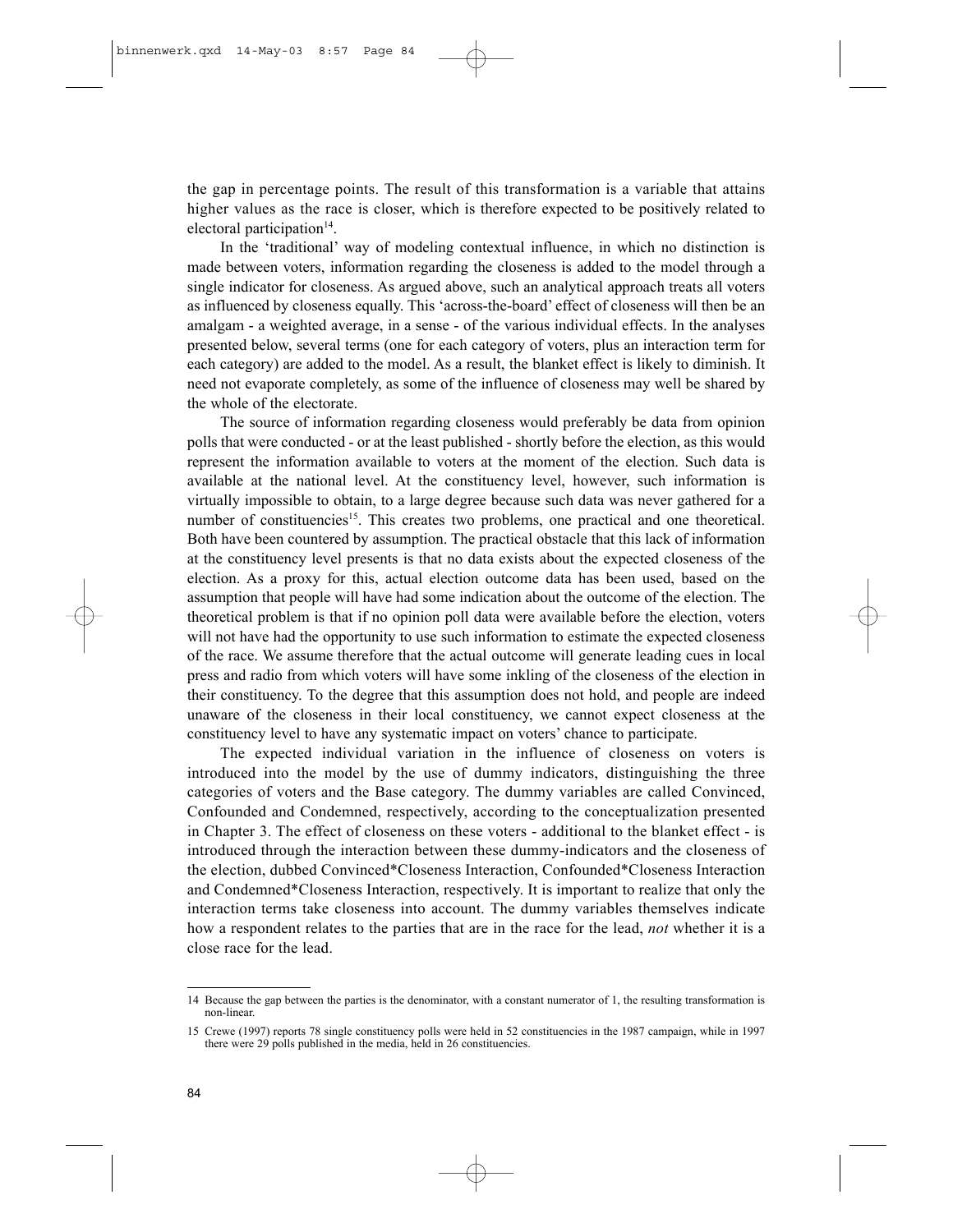the gap in percentage points. The result of this transformation is a variable that attains higher values as the race is closer, which is therefore expected to be positively related to electoral participation[14].

In the 'traditional' way of modeling contextual influence, in which no distinction is made between voters, information regarding the closeness is added to the model through a single indicator for closeness. As argued above, such an analytical approach treats all voters as influenced by closeness equally. This 'across-the-board' effect of closeness will then be an amalgam - a weighted average, in a sense - of the various individual effects. In the analyses presented below, several terms (one for each category of voters, plus an interaction term for each category) are added to the model. As a result, the blanket effect is likely to diminish. It need not evaporate completely, as some of the influence of closeness may well be shared by the whole of the electorate.

The source of information regarding closeness would preferably be data from opinion polls that were conducted - or at the least published - shortly before the election, as this would represent the information available to voters at the moment of the election. Such data is available at the national level. At the constituency level, however, such information is virtually impossible to obtain, to a large degree because such data was never gathered for a number of constituencies[15]. This creates two problems, one practical and one theoretical. Both have been countered by assumption. The practical obstacle that this lack of information at the constituency level presents is that no data exists about the expected closeness of the election. As a proxy for this, actual election outcome data has been used, based on the assumption that people will have had some indication about the outcome of the election. The theoretical problem is that if no opinion poll data were available before the election, voters will not have had the opportunity to use such information to estimate the expected closeness of the race. We assume therefore that the actual outcome will generate leading cues in local press and radio from which voters will have some inkling of the closeness of the election in their constituency. To the degree that this assumption does not hold, and people are indeed unaware of the closeness in their local constituency, we cannot expect closeness at the constituency level to have any systematic impact on voters' chance to participate.

The expected individual variation in the influence of closeness on voters is introduced into the model by the use of dummy indicators, distinguishing the three categories of voters and the Base category. The dummy variables are called Convinced, Confounded and Condemned, respectively, according to the conceptualization presented in Chapter 3. The effect of closeness on these voters - additional to the blanket effect - is introduced through the interaction between these dummy-indicators and the closeness of the election, dubbed Convinced*Closeness Interaction, Confounded*Closeness Interaction and Condemned*Closeness Interaction, respectively. It is important to realize that only the interaction terms take closeness into account. The dummy variables themselves indicate how a respondent relates to the parties that are in the race for the lead, *not* whether it is a close race for the lead.

---

14 Because the gap between the parties is the denominator, with a constant numerator of 1, the resulting transformation is non-linear.

15 Crewe (1997) reports 78 single constituency polls were held in 52 constituencies in the 1987 campaign, while in 1997 there were 29 polls published in the media, held in 26 constituencies.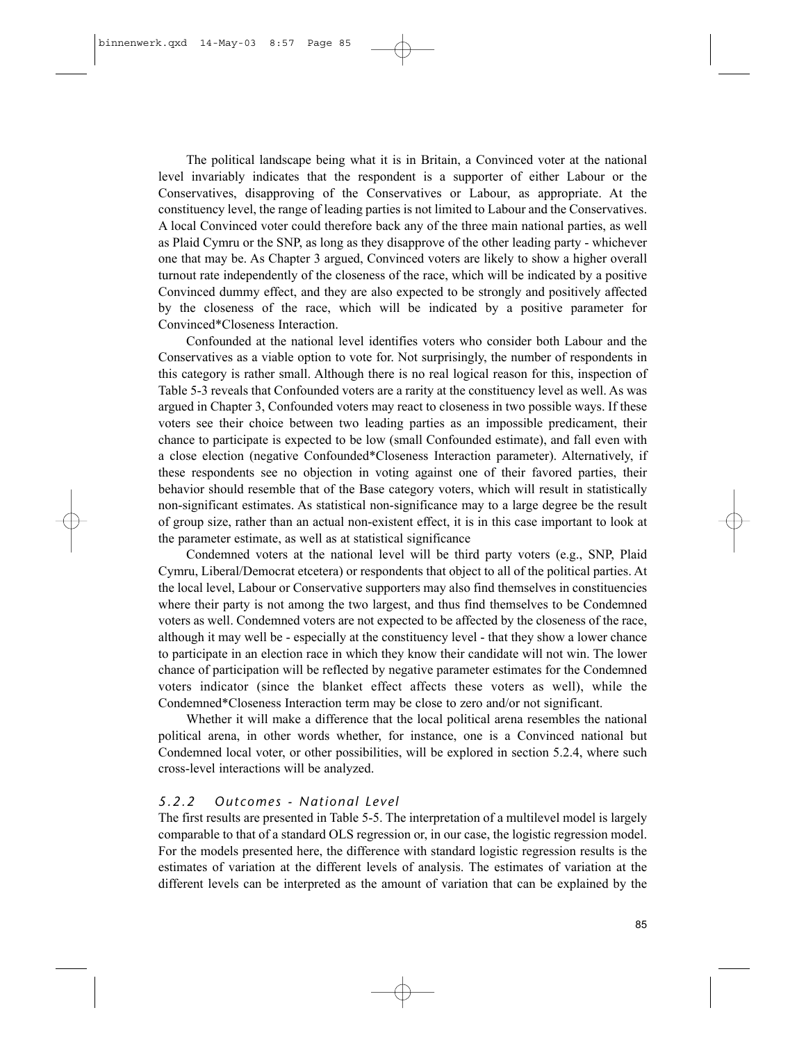The political landscape being what it is in Britain, a Convinced voter at the national level invariably indicates that the respondent is a supporter of either Labour or the Conservatives, disapproving of the Conservatives or Labour, as appropriate. At the constituency level, the range of leading parties is not limited to Labour and the Conservatives. A local Convinced voter could therefore back any of the three main national parties, as well as Plaid Cymru or the SNP, as long as they disapprove of the other leading party - whichever one that may be. As Chapter 3 argued, Convinced voters are likely to show a higher overall turnout rate independently of the closeness of the race, which will be indicated by a positive Convinced dummy effect, and they are also expected to be strongly and positively affected by the closeness of the race, which will be indicated by a positive parameter for Convinced*Closeness Interaction.

Confounded at the national level identifies voters who consider both Labour and the Conservatives as a viable option to vote for. Not surprisingly, the number of respondents in this category is rather small. Although there is no real logical reason for this, inspection of Table 5-3 reveals that Confounded voters are a rarity at the constituency level as well. As was argued in Chapter 3, Confounded voters may react to closeness in two possible ways. If these voters see their choice between two leading parties as an impossible predicament, their chance to participate is expected to be low (small Confounded estimate), and fall even with a close election (negative Confounded*Closeness Interaction parameter). Alternatively, if these respondents see no objection in voting against one of their favored parties, their behavior should resemble that of the Base category voters, which will result in statistically non-significant estimates. As statistical non-significance may to a large degree be the result of group size, rather than an actual non-existent effect, it is in this case important to look at the parameter estimate, as well as at statistical significance

Condemned voters at the national level will be third party voters (e.g., SNP, Plaid Cymru, Liberal/Democrat etcetera) or respondents that object to all of the political parties. At the local level, Labour or Conservative supporters may also find themselves in constituencies where their party is not among the two largest, and thus find themselves to be Condemned voters as well. Condemned voters are not expected to be affected by the closeness of the race, although it may well be - especially at the constituency level - that they show a lower chance to participate in an election race in which they know their candidate will not win. The lower chance of participation will be reflected by negative parameter estimates for the Condemned voters indicator (since the blanket effect affects these voters as well), while the Condemned*Closeness Interaction term may be close to zero and/or not significant.

Whether it will make a difference that the local political arena resembles the national political arena, in other words whether, for instance, one is a Convinced national but Condemned local voter, or other possibilities, will be explored in section 5.2.4, where such cross-level interactions will be analyzed.

### 5.2.2 Outcomes - National Level

The first results are presented in Table 5-5. The interpretation of a multilevel model is largely comparable to that of a standard OLS regression or, in our case, the logistic regression model. For the models presented here, the difference with standard logistic regression results is the estimates of variation at the different levels of analysis. The estimates of variation at the different levels can be interpreted as the amount of variation that can be explained by the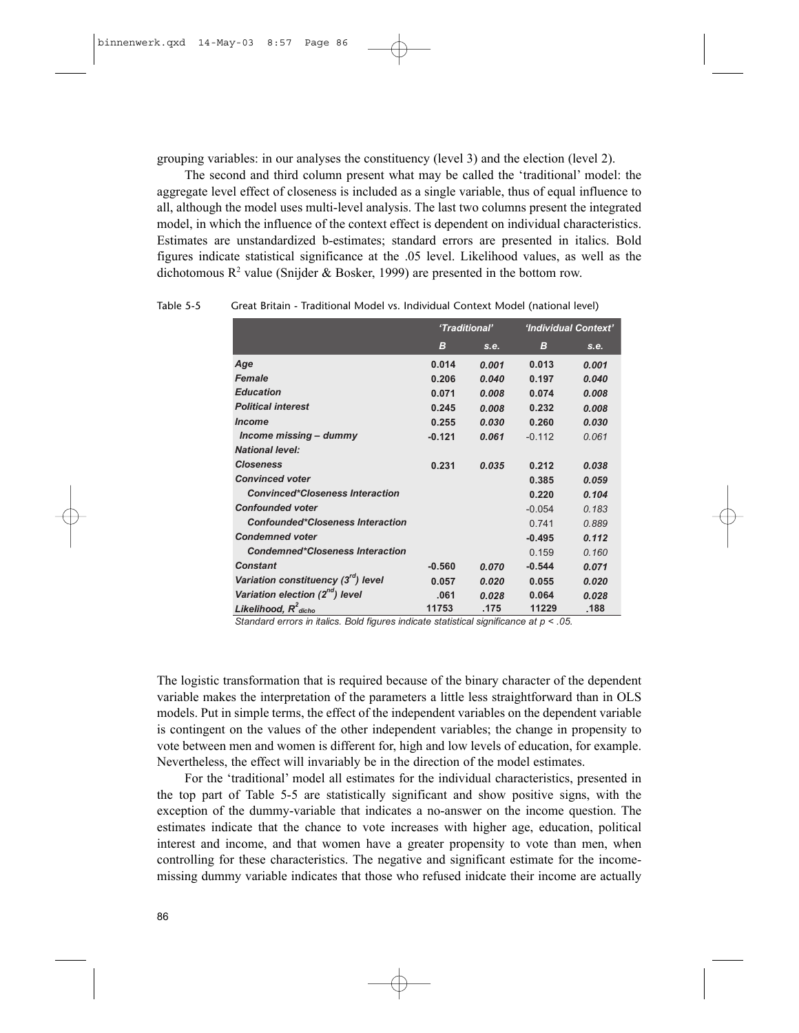grouping variables: in our analyses the constituency (level 3) and the election (level 2).

The second and third column present what may be called the 'traditional' model: the aggregate level effect of closeness is included as a single variable, thus of equal influence to all, although the model uses multi-level analysis. The last two columns present the integrated model, in which the influence of the context effect is dependent on individual characteristics. Estimates are unstandardized b-estimates; standard errors are presented in italics. Bold figures indicate statistical significance at the .05 level. Likelihood values, as well as the dichotomous $R^2$ value (Snijder & Bosker, 1999) are presented in the bottom row.

Table 5-5 Great Britain - Traditional Model vs. Individual Context Model (national level)

| | 'Traditional' | | 'Individual Context' | |
|---|---|---|---|---|
| | *B* | *s.e.* | *B* | *s.e.* |
| ***Age*** | **0.014** | ***0.001*** | **0.013** | ***0.001*** |
| ***Female*** | **0.206** | ***0.040*** | **0.197** | ***0.040*** |
| ***Education*** | **0.071** | ***0.008*** | **0.074** | ***0.008*** |
| ***Political interest*** | **0.245** | ***0.008*** | **0.232** | ***0.008*** |
| ***Income*** | **0.255** | ***0.030*** | **0.260** | ***0.030*** |
| ***Income missing – dummy*** | **-0.121** | ***0.061*** | -0.112 | *0.061* |
| ***National level:*** | | | | |
| ***Closeness*** | **0.231** | ***0.035*** | **0.212** | ***0.038*** |
| ***Convinced voter*** | | | **0.385** | ***0.059*** |
| ***Convinced*Closeness Interaction*** | | | **0.220** | ***0.104*** |
| ***Confounded voter*** | | | -0.054 | *0.183* |
| ***Confounded*Closeness Interaction*** | | | 0.741 | *0.889* |
| ***Condemned voter*** | | | **-0.495** | ***0.112*** |
| ***Condemned*Closeness Interaction*** | | | 0.159 | *0.160* |
| ***Constant*** | **-0.560** | ***0.070*** | **-0.544** | ***0.071*** |
| ***Variation constituency ($3^{rd}$) level*** | **0.057** | ***0.020*** | **0.055** | ***0.020*** |
| ***Variation election ($2^{nd}$) level*** | **.061** | ***0.028*** | **0.064** | ***0.028*** |
| ***Likelihood, $R^2_{dicho}$*** | **11753** | **.175** | **11229** | **.188** |

*Standard errors in italics. Bold figures indicate statistical significance at $p < .05$.*

The logistic transformation that is required because of the binary character of the dependent variable makes the interpretation of the parameters a little less straightforward than in OLS models. Put in simple terms, the effect of the independent variables on the dependent variable is contingent on the values of the other independent variables; the change in propensity to vote between men and women is different for, high and low levels of education, for example. Nevertheless, the effect will invariably be in the direction of the model estimates.

For the 'traditional' model all estimates for the individual characteristics, presented in the top part of Table 5-5 are statistically significant and show positive signs, with the exception of the dummy-variable that indicates a no-answer on the income question. The estimates indicate that the chance to vote increases with higher age, education, political interest and income, and that women have a greater propensity to vote than men, when controlling for these characteristics. The negative and significant estimate for the income-missing dummy variable indicates that those who refused inidcate their income are actually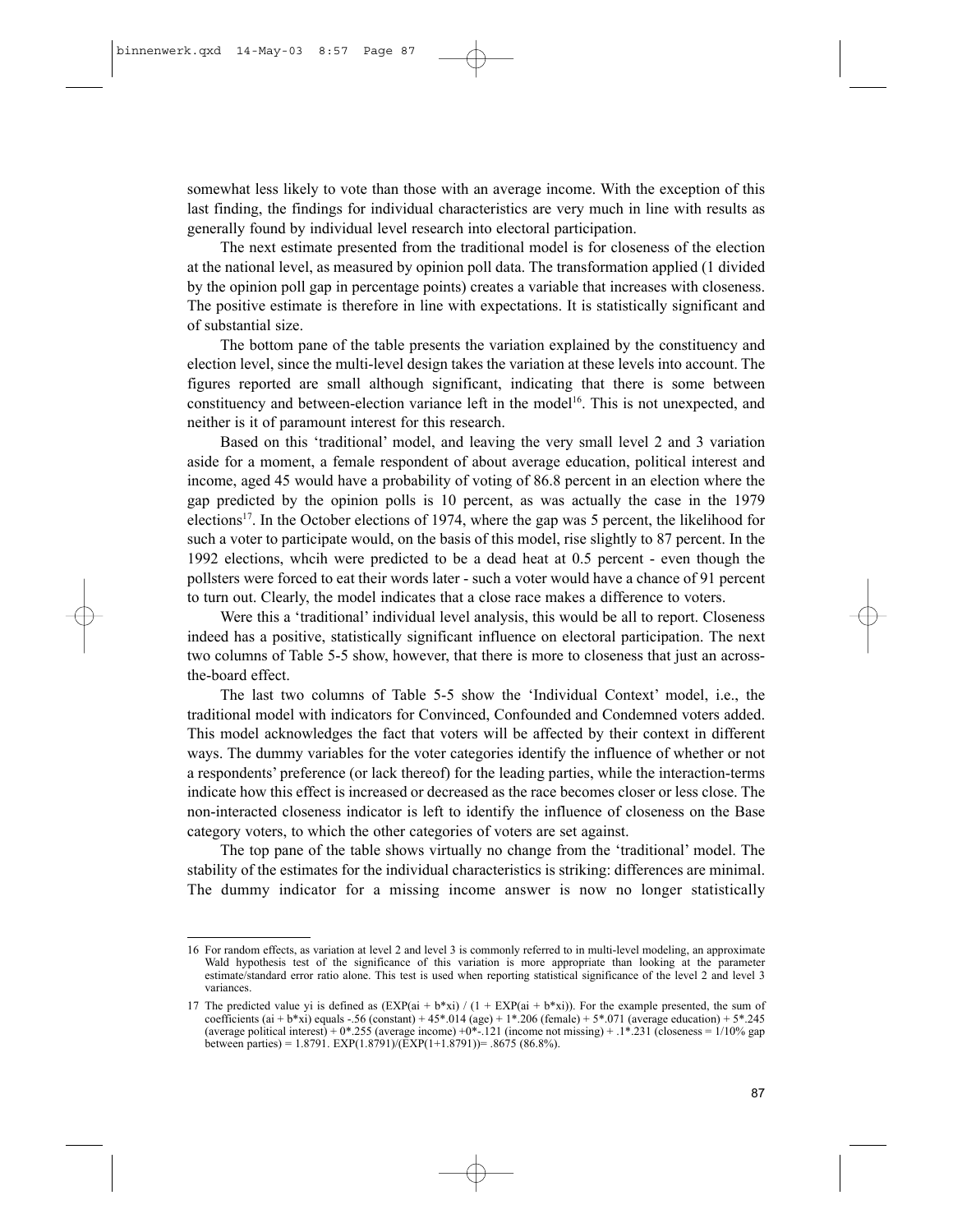somewhat less likely to vote than those with an average income. With the exception of this last finding, the findings for individual characteristics are very much in line with results as generally found by individual level research into electoral participation.

The next estimate presented from the traditional model is for closeness of the election at the national level, as measured by opinion poll data. The transformation applied (1 divided by the opinion poll gap in percentage points) creates a variable that increases with closeness. The positive estimate is therefore in line with expectations. It is statistically significant and of substantial size.

The bottom pane of the table presents the variation explained by the constituency and election level, since the multi-level design takes the variation at these levels into account. The figures reported are small although significant, indicating that there is some between constituency and between-election variance left in the model[16]. This is not unexpected, and neither is it of paramount interest for this research.

Based on this 'traditional' model, and leaving the very small level 2 and 3 variation aside for a moment, a female respondent of about average education, political interest and income, aged 45 would have a probability of voting of 86.8 percent in an election where the gap predicted by the opinion polls is 10 percent, as was actually the case in the 1979 elections[17]. In the October elections of 1974, where the gap was 5 percent, the likelihood for such a voter to participate would, on the basis of this model, rise slightly to 87 percent. In the 1992 elections, whcih were predicted to be a dead heat at 0.5 percent - even though the pollsters were forced to eat their words later - such a voter would have a chance of 91 percent to turn out. Clearly, the model indicates that a close race makes a difference to voters.

Were this a 'traditional' individual level analysis, this would be all to report. Closeness indeed has a positive, statistically significant influence on electoral participation. The next two columns of Table 5-5 show, however, that there is more to closeness that just an across-the-board effect.

The last two columns of Table 5-5 show the 'Individual Context' model, i.e., the traditional model with indicators for Convinced, Confounded and Condemned voters added. This model acknowledges the fact that voters will be affected by their context in different ways. The dummy variables for the voter categories identify the influence of whether or not a respondents' preference (or lack thereof) for the leading parties, while the interaction-terms indicate how this effect is increased or decreased as the race becomes closer or less close. The non-interacted closeness indicator is left to identify the influence of closeness on the Base category voters, to which the other categories of voters are set against.

The top pane of the table shows virtually no change from the 'traditional' model. The stability of the estimates for the individual characteristics is striking: differences are minimal. The dummy indicator for a missing income answer is now no longer statistically

16 For random effects, as variation at level 2 and level 3 is commonly referred to in multi-level modeling, an approximate Wald hypothesis test of the significance of this variation is more appropriate than looking at the parameter estimate/standard error ratio alone. This test is used when reporting statistical significance of the level 2 and level 3 variances.

17 The predicted value yi is defined as (EXP(ai + b*xi) / (1 + EXP(ai + b*xi)). For the example presented, the sum of coefficients (ai + b*xi) equals -.56 (constant) + 45*.014 (age) + 1*.206 (female) + 5*.071 (average education) + 5*.245 (average political interest) + 0*.255 (average income) +0*-.121 (income not missing) + .1*.231 (closeness = 1/10% gap between parties) = 1.8791. EXP(1.8791)/(EXP(1+1.8791))= .8675 (86.8%).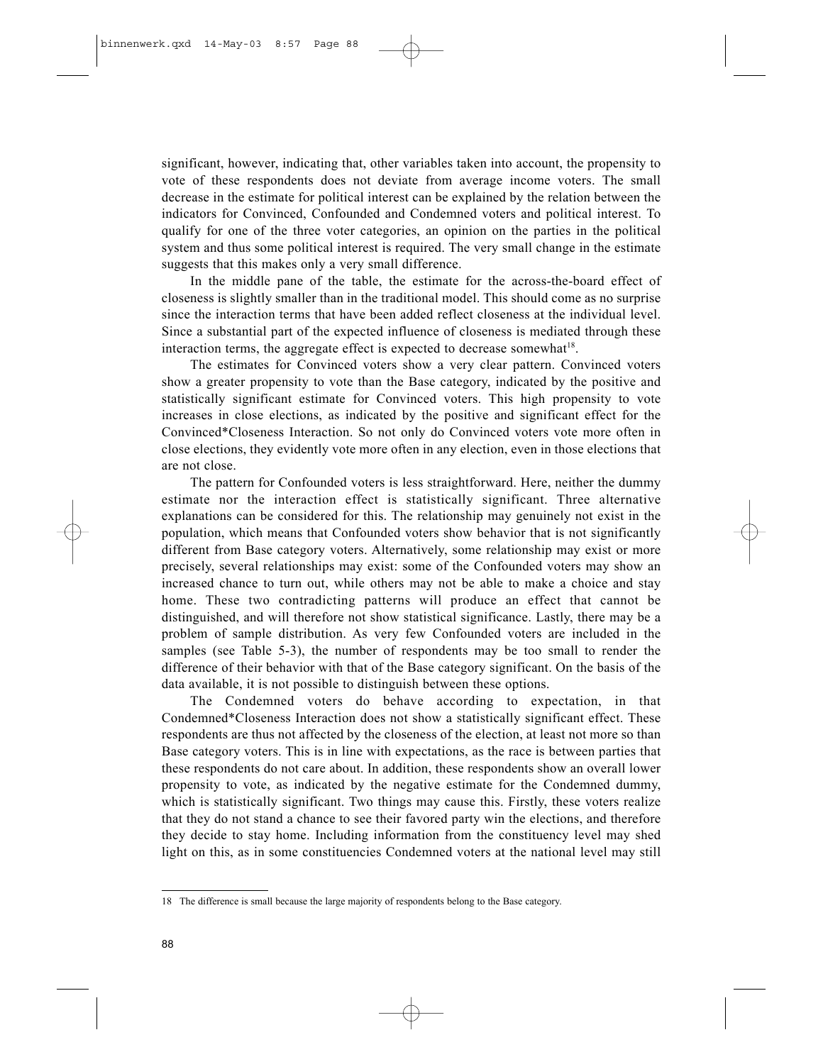significant, however, indicating that, other variables taken into account, the propensity to vote of these respondents does not deviate from average income voters. The small decrease in the estimate for political interest can be explained by the relation between the indicators for Convinced, Confounded and Condemned voters and political interest. To qualify for one of the three voter categories, an opinion on the parties in the political system and thus some political interest is required. The very small change in the estimate suggests that this makes only a very small difference.

In the middle pane of the table, the estimate for the across-the-board effect of closeness is slightly smaller than in the traditional model. This should come as no surprise since the interaction terms that have been added reflect closeness at the individual level. Since a substantial part of the expected influence of closeness is mediated through these interaction terms, the aggregate effect is expected to decrease somewhat[18].

The estimates for Convinced voters show a very clear pattern. Convinced voters show a greater propensity to vote than the Base category, indicated by the positive and statistically significant estimate for Convinced voters. This high propensity to vote increases in close elections, as indicated by the positive and significant effect for the Convinced*Closeness Interaction. So not only do Convinced voters vote more often in close elections, they evidently vote more often in any election, even in those elections that are not close.

The pattern for Confounded voters is less straightforward. Here, neither the dummy estimate nor the interaction effect is statistically significant. Three alternative explanations can be considered for this. The relationship may genuinely not exist in the population, which means that Confounded voters show behavior that is not significantly different from Base category voters. Alternatively, some relationship may exist or more precisely, several relationships may exist: some of the Confounded voters may show an increased chance to turn out, while others may not be able to make a choice and stay home. These two contradicting patterns will produce an effect that cannot be distinguished, and will therefore not show statistical significance. Lastly, there may be a problem of sample distribution. As very few Confounded voters are included in the samples (see Table 5-3), the number of respondents may be too small to render the difference of their behavior with that of the Base category significant. On the basis of the data available, it is not possible to distinguish between these options.

The Condemned voters do behave according to expectation, in that Condemned*Closeness Interaction does not show a statistically significant effect. These respondents are thus not affected by the closeness of the election, at least not more so than Base category voters. This is in line with expectations, as the race is between parties that these respondents do not care about. In addition, these respondents show an overall lower propensity to vote, as indicated by the negative estimate for the Condemned dummy, which is statistically significant. Two things may cause this. Firstly, these voters realize that they do not stand a chance to see their favored party win the elections, and therefore they decide to stay home. Including information from the constituency level may shed light on this, as in some constituencies Condemned voters at the national level may still

---

18 The difference is small because the large majority of respondents belong to the Base category.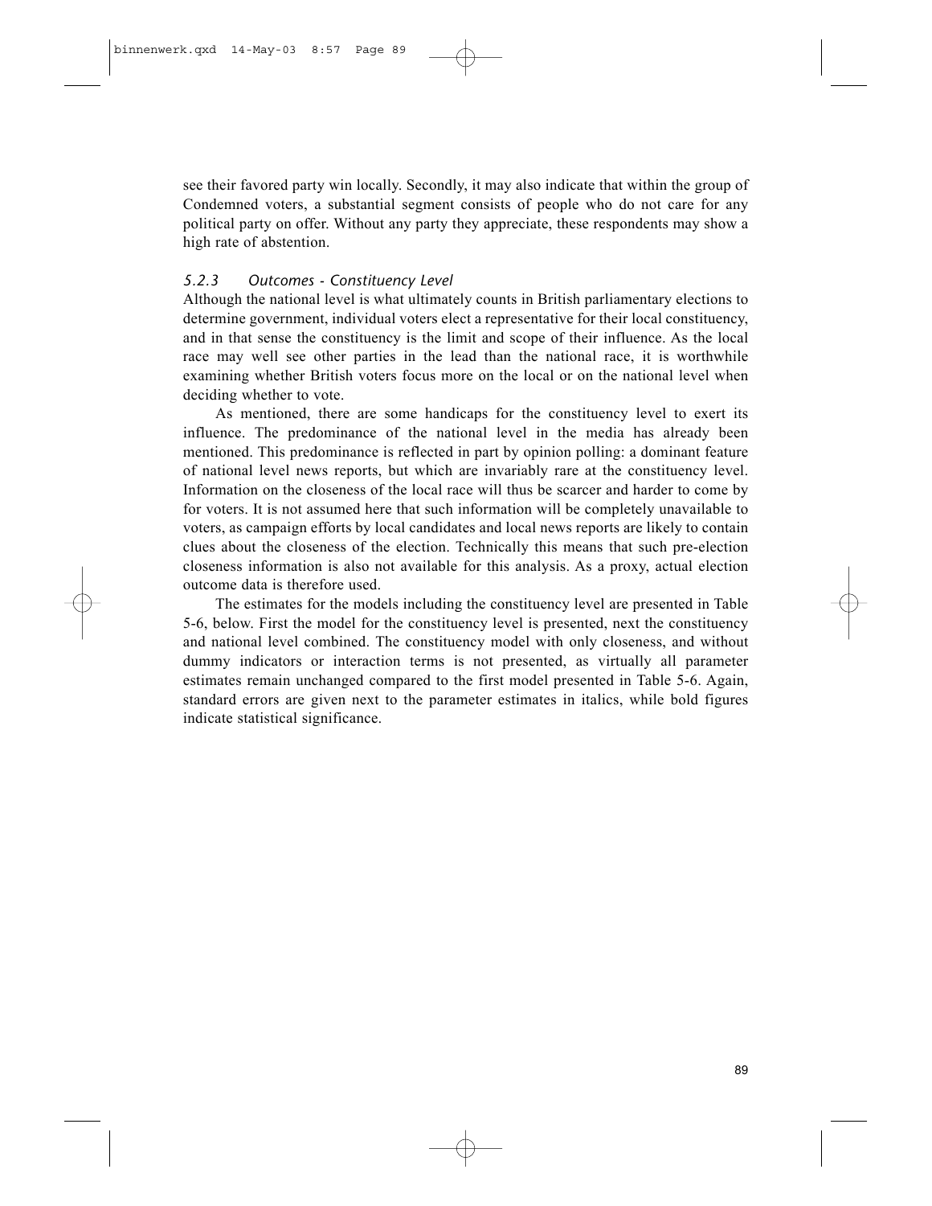see their favored party win locally. Secondly, it may also indicate that within the group of Condemned voters, a substantial segment consists of people who do not care for any political party on offer. Without any party they appreciate, these respondents may show a high rate of abstention.

### *5.2.3 Outcomes - Constituency Level*

Although the national level is what ultimately counts in British parliamentary elections to determine government, individual voters elect a representative for their local constituency, and in that sense the constituency is the limit and scope of their influence. As the local race may well see other parties in the lead than the national race, it is worthwhile examining whether British voters focus more on the local or on the national level when deciding whether to vote.

As mentioned, there are some handicaps for the constituency level to exert its influence. The predominance of the national level in the media has already been mentioned. This predominance is reflected in part by opinion polling: a dominant feature of national level news reports, but which are invariably rare at the constituency level. Information on the closeness of the local race will thus be scarcer and harder to come by for voters. It is not assumed here that such information will be completely unavailable to voters, as campaign efforts by local candidates and local news reports are likely to contain clues about the closeness of the election. Technically this means that such pre-election closeness information is also not available for this analysis. As a proxy, actual election outcome data is therefore used.

The estimates for the models including the constituency level are presented in Table 5-6, below. First the model for the constituency level is presented, next the constituency and national level combined. The constituency model with only closeness, and without dummy indicators or interaction terms is not presented, as virtually all parameter estimates remain unchanged compared to the first model presented in Table 5-6. Again, standard errors are given next to the parameter estimates in italics, while bold figures indicate statistical significance.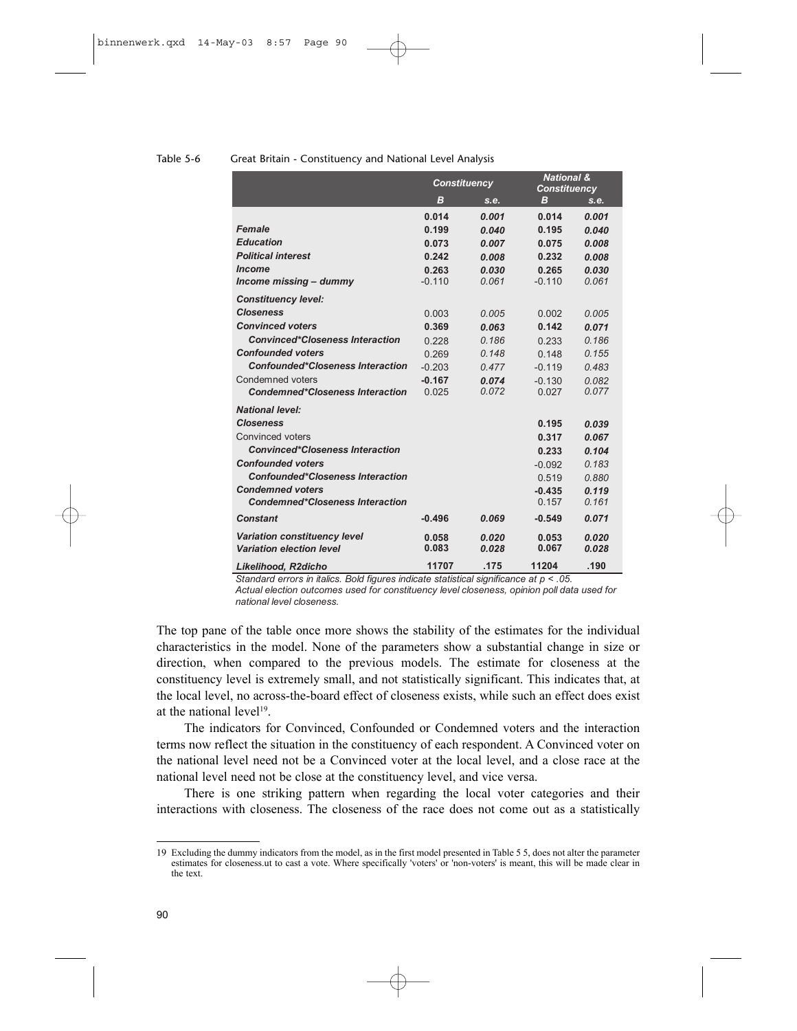Table 5-6 Great Britain - Constituency and National Level Analysis

| | Constituency | | National & Constituency | |
|---|---|---|---|---|
| | **B** | *s.e.* | **B** | *s.e.* |
| | **0.014** | ***0.001*** | **0.014** | ***0.001*** |
| ***Female*** | **0.199** | ***0.040*** | **0.195** | ***0.040*** |
| ***Education*** | **0.073** | ***0.007*** | **0.075** | ***0.008*** |
| ***Political interest*** | **0.242** | ***0.008*** | **0.232** | ***0.008*** |
| ***Income*** | **0.263** | ***0.030*** | **0.265** | ***0.030*** |
| ***Income missing – dummy*** | -0.110 | *0.061* | -0.110 | *0.061* |
| ***Constituency level:*** | | | | |
| ***Closeness*** | 0.003 | *0.005* | 0.002 | *0.005* |
| ***Convinced voters*** | **0.369** | ***0.063*** | **0.142** | ***0.071*** |
| ***Convinced*Closeness Interaction*** | 0.228 | *0.186* | 0.233 | *0.186* |
| ***Confounded voters*** | 0.269 | *0.148* | 0.148 | *0.155* |
| ***Confounded*Closeness Interaction*** | -0.203 | *0.477* | -0.119 | *0.483* |
| Condemned voters | **-0.167** | ***0.074*** | -0.130 | *0.082* |
| ***Condemned*Closeness Interaction*** | 0.025 | *0.072* | 0.027 | *0.077* |
| ***National level:*** | | | | |
| ***Closeness*** | | | **0.195** | ***0.039*** |
| Convinced voters | | | **0.317** | ***0.067*** |
| ***Convinced*Closeness Interaction*** | | | **0.233** | ***0.104*** |
| ***Confounded voters*** | | | -0.092 | *0.183* |
| ***Confounded*Closeness Interaction*** | | | 0.519 | *0.880* |
| ***Condemned voters*** | | | **-0.435** | ***0.119*** |
| ***Condemned*Closeness Interaction*** | | | 0.157 | *0.161* |
| ***Constant*** | **-0.496** | ***0.069*** | **-0.549** | ***0.071*** |
| ***Variation constituency level*** | **0.058** | ***0.020*** | **0.053** | ***0.020*** |
| ***Variation election level*** | **0.083** | ***0.028*** | **0.067** | ***0.028*** |
| ***Likelihood, R2dicho*** | **11707** | **.175** | **11204** | **.190** |

*Standard errors in italics. Bold figures indicate statistical significance at $p < .05$.*
*Actual election outcomes used for constituency level closeness, opinion poll data used for national level closeness.*

The top pane of the table once more shows the stability of the estimates for the individual characteristics in the model. None of the parameters show a substantial change in size or direction, when compared to the previous models. The estimate for closeness at the constituency level is extremely small, and not statistically significant. This indicates that, at the local level, no across-the-board effect of closeness exists, while such an effect does exist at the national level[19].

The indicators for Convinced, Confounded or Condemned voters and the interaction terms now reflect the situation in the constituency of each respondent. A Convinced voter on the national level need not be a Convinced voter at the local level, and a close race at the national level need not be close at the constituency level, and vice versa.

There is one striking pattern when regarding the local voter categories and their interactions with closeness. The closeness of the race does not come out as a statistically

---

19 Excluding the dummy indicators from the model, as in the first model presented in Table 5 5, does not alter the parameter estimates for closeness.ut to cast a vote. Where specifically 'voters' or 'non-voters' is meant, this will be made clear in the text.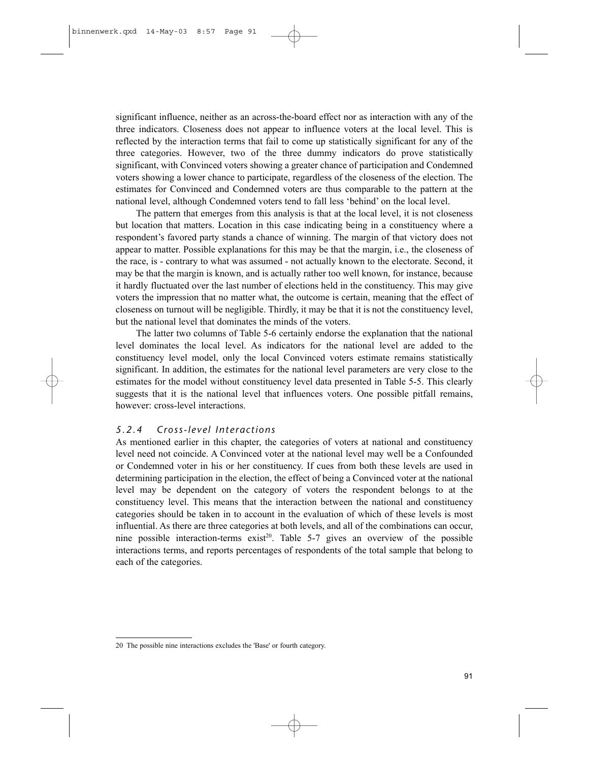significant influence, neither as an across-the-board effect nor as interaction with any of the three indicators. Closeness does not appear to influence voters at the local level. This is reflected by the interaction terms that fail to come up statistically significant for any of the three categories. However, two of the three dummy indicators do prove statistically significant, with Convinced voters showing a greater chance of participation and Condemned voters showing a lower chance to participate, regardless of the closeness of the election. The estimates for Convinced and Condemned voters are thus comparable to the pattern at the national level, although Condemned voters tend to fall less 'behind' on the local level.

The pattern that emerges from this analysis is that at the local level, it is not closeness but location that matters. Location in this case indicating being in a constituency where a respondent's favored party stands a chance of winning. The margin of that victory does not appear to matter. Possible explanations for this may be that the margin, i.e., the closeness of the race, is - contrary to what was assumed - not actually known to the electorate. Second, it may be that the margin is known, and is actually rather too well known, for instance, because it hardly fluctuated over the last number of elections held in the constituency. This may give voters the impression that no matter what, the outcome is certain, meaning that the effect of closeness on turnout will be negligible. Thirdly, it may be that it is not the constituency level, but the national level that dominates the minds of the voters.

The latter two columns of Table 5-6 certainly endorse the explanation that the national level dominates the local level. As indicators for the national level are added to the constituency level model, only the local Convinced voters estimate remains statistically significant. In addition, the estimates for the national level parameters are very close to the estimates for the model without constituency level data presented in Table 5-5. This clearly suggests that it is the national level that influences voters. One possible pitfall remains, however: cross-level interactions.

### *5.2.4 Cross-level Interactions*

As mentioned earlier in this chapter, the categories of voters at national and constituency level need not coincide. A Convinced voter at the national level may well be a Confounded or Condemned voter in his or her constituency. If cues from both these levels are used in determining participation in the election, the effect of being a Convinced voter at the national level may be dependent on the category of voters the respondent belongs to at the constituency level. This means that the interaction between the national and constituency categories should be taken in to account in the evaluation of which of these levels is most influential. As there are three categories at both levels, and all of the combinations can occur, nine possible interaction-terms exist[20]. Table 5-7 gives an overview of the possible interactions terms, and reports percentages of respondents of the total sample that belong to each of the categories.

---

20 The possible nine interactions excludes the 'Base' or fourth category.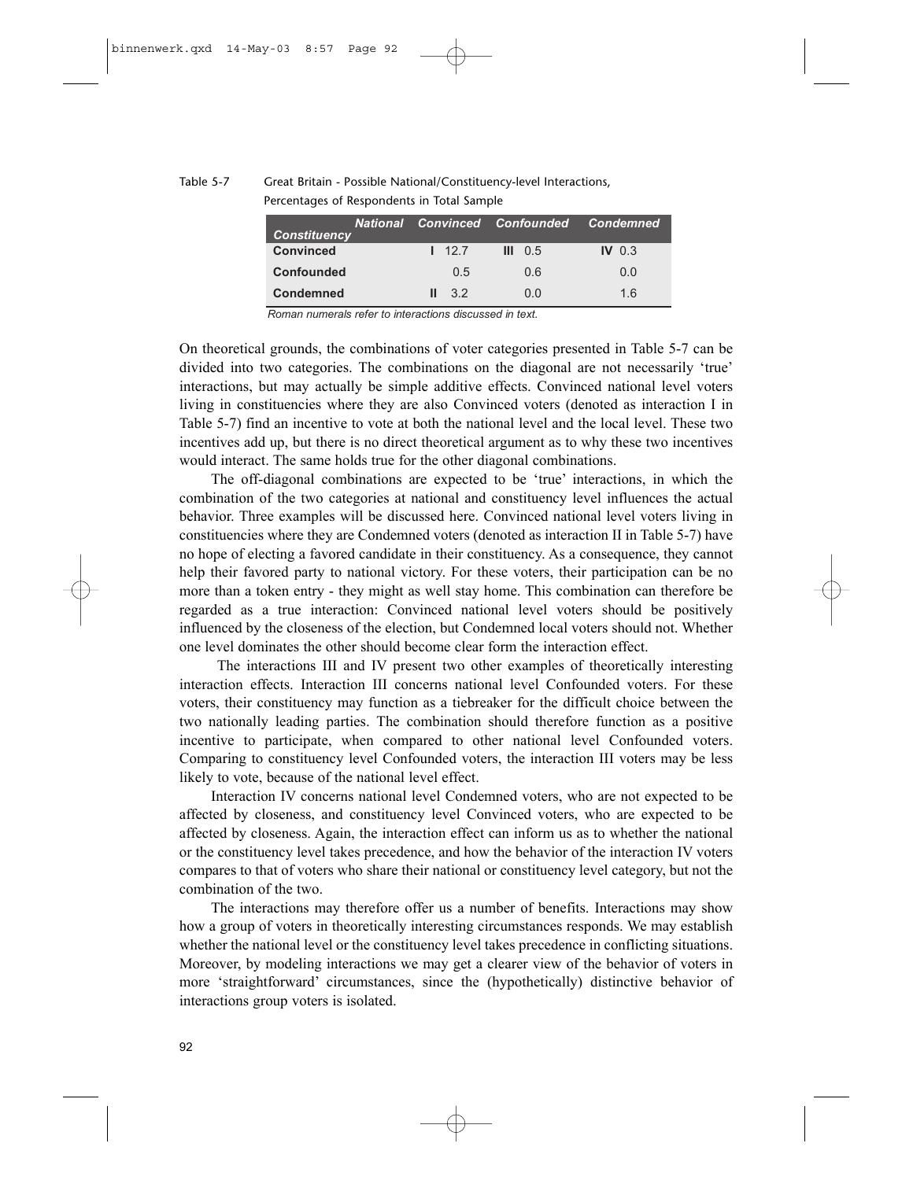Table 5-7 Great Britain - Possible National/Constituency-level Interactions, Percentages of Respondents in Total Sample

| *Constituency* / *National* | *Convinced* | *Confounded* | *Condemned* |
|---|---|---|---|
| **Convinced** | **I** 12.7 | **III** 0.5 | **IV** 0.3 |
| **Confounded** | 0.5 | 0.6 | 0.0 |
| **Condemned** | **II** 3.2 | 0.0 | 1.6 |

*Roman numerals refer to interactions discussed in text.*

On theoretical grounds, the combinations of voter categories presented in Table 5-7 can be divided into two categories. The combinations on the diagonal are not necessarily 'true' interactions, but may actually be simple additive effects. Convinced national level voters living in constituencies where they are also Convinced voters (denoted as interaction I in Table 5-7) find an incentive to vote at both the national level and the local level. These two incentives add up, but there is no direct theoretical argument as to why these two incentives would interact. The same holds true for the other diagonal combinations.

The off-diagonal combinations are expected to be 'true' interactions, in which the combination of the two categories at national and constituency level influences the actual behavior. Three examples will be discussed here. Convinced national level voters living in constituencies where they are Condemned voters (denoted as interaction II in Table 5-7) have no hope of electing a favored candidate in their constituency. As a consequence, they cannot help their favored party to national victory. For these voters, their participation can be no more than a token entry - they might as well stay home. This combination can therefore be regarded as a true interaction: Convinced national level voters should be positively influenced by the closeness of the election, but Condemned local voters should not. Whether one level dominates the other should become clear form the interaction effect.

The interactions III and IV present two other examples of theoretically interesting interaction effects. Interaction III concerns national level Confounded voters. For these voters, their constituency may function as a tiebreaker for the difficult choice between the two nationally leading parties. The combination should therefore function as a positive incentive to participate, when compared to other national level Confounded voters. Comparing to constituency level Confounded voters, the interaction III voters may be less likely to vote, because of the national level effect.

Interaction IV concerns national level Condemned voters, who are not expected to be affected by closeness, and constituency level Convinced voters, who are expected to be affected by closeness. Again, the interaction effect can inform us as to whether the national or the constituency level takes precedence, and how the behavior of the interaction IV voters compares to that of voters who share their national or constituency level category, but not the combination of the two.

The interactions may therefore offer us a number of benefits. Interactions may show how a group of voters in theoretically interesting circumstances responds. We may establish whether the national level or the constituency level takes precedence in conflicting situations. Moreover, by modeling interactions we may get a clearer view of the behavior of voters in more 'straightforward' circumstances, since the (hypothetically) distinctive behavior of interactions group voters is isolated.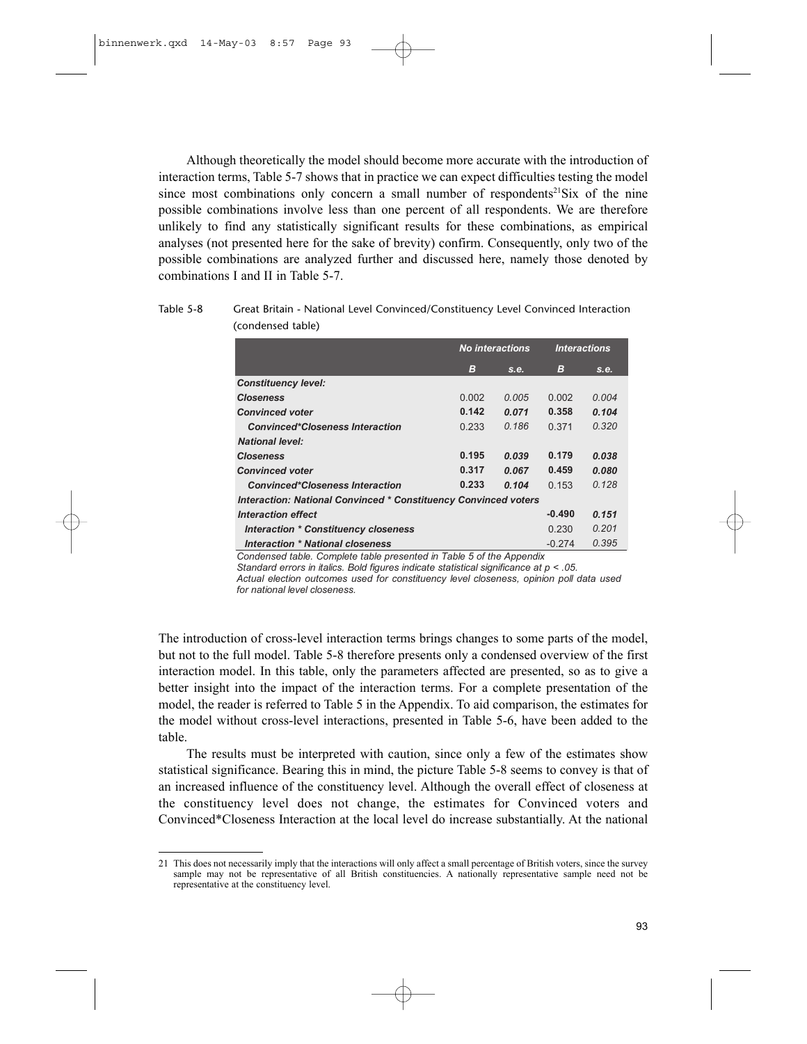Although theoretically the model should become more accurate with the introduction of interaction terms, Table 5-7 shows that in practice we can expect difficulties testing the model since most combinations only concern a small number of respondents[21]Six of the nine possible combinations involve less than one percent of all respondents. We are therefore unlikely to find any statistically significant results for these combinations, as empirical analyses (not presented here for the sake of brevity) confirm. Consequently, only two of the possible combinations are analyzed further and discussed here, namely those denoted by combinations I and II in Table 5-7.

Table 5-8 Great Britain - National Level Convinced/Constituency Level Convinced Interaction (condensed table)

| | ***No interactions*** | | ***Interactions*** | |
|---|---|---|---|---|
| | ***B*** | ***s.e.*** | ***B*** | ***s.e.*** |
| ***Constituency level:*** | | | | |
| ***Closeness*** | 0.002 | *0.005* | 0.002 | *0.004* |
| ***Convinced voter*** | **0.142** | ***0.071*** | **0.358** | ***0.104*** |
| ***Convinced*Closeness Interaction*** | 0.233 | *0.186* | 0.371 | *0.320* |
| ***National level:*** | | | | |
| ***Closeness*** | **0.195** | ***0.039*** | **0.179** | ***0.038*** |
| ***Convinced voter*** | **0.317** | ***0.067*** | **0.459** | ***0.080*** |
| ***Convinced*Closeness Interaction*** | **0.233** | ***0.104*** | 0.153 | *0.128* |
| ***Interaction: National Convinced * Constituency Convinced voters*** | | | | |
| ***Interaction effect*** | | | **-0.490** | ***0.151*** |
| ***Interaction * Constituency closeness*** | | | 0.230 | *0.201* |
| ***Interaction * National closeness*** | | | -0.274 | *0.395* |

*Condensed table. Complete table presented in Table 5 of the Appendix*
*Standard errors in italics. Bold figures indicate statistical significance at $p < .05$.*
*Actual election outcomes used for constituency level closeness, opinion poll data used for national level closeness.*

The introduction of cross-level interaction terms brings changes to some parts of the model, but not to the full model. Table 5-8 therefore presents only a condensed overview of the first interaction model. In this table, only the parameters affected are presented, so as to give a better insight into the impact of the interaction terms. For a complete presentation of the model, the reader is referred to Table 5 in the Appendix. To aid comparison, the estimates for the model without cross-level interactions, presented in Table 5-6, have been added to the table.

The results must be interpreted with caution, since only a few of the estimates show statistical significance. Bearing this in mind, the picture Table 5-8 seems to convey is that of an increased influence of the constituency level. Although the overall effect of closeness at the constituency level does not change, the estimates for Convinced voters and Convinced*Closeness Interaction at the local level do increase substantially. At the national

21 This does not necessarily imply that the interactions will only affect a small percentage of British voters, since the survey sample may not be representative of all British constituencies. A nationally representative sample need not be representative at the constituency level.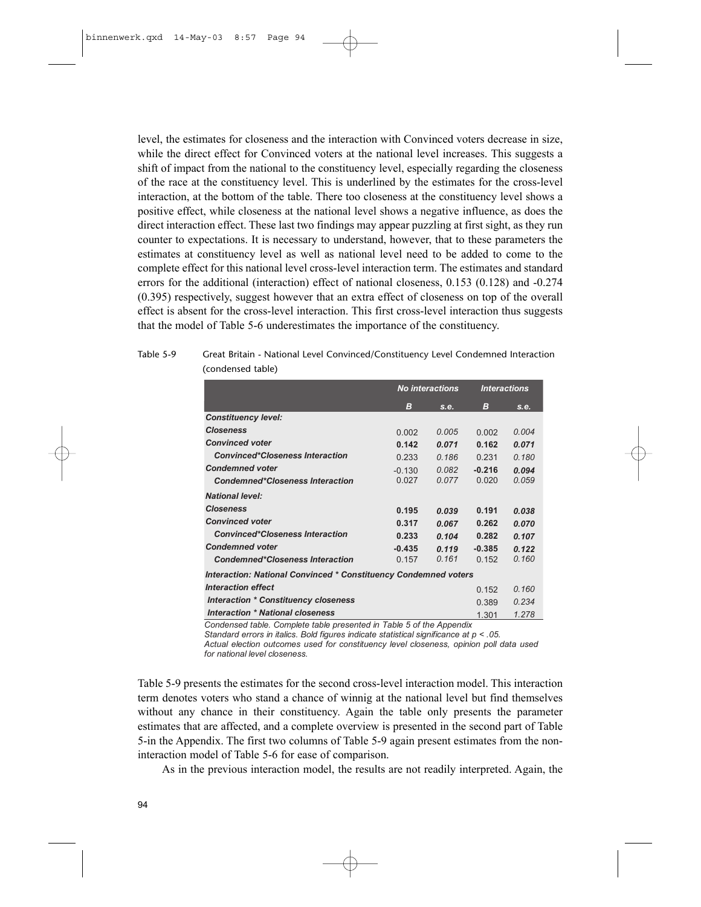level, the estimates for closeness and the interaction with Convinced voters decrease in size, while the direct effect for Convinced voters at the national level increases. This suggests a shift of impact from the national to the constituency level, especially regarding the closeness of the race at the constituency level. This is underlined by the estimates for the cross-level interaction, at the bottom of the table. There too closeness at the constituency level shows a positive effect, while closeness at the national level shows a negative influence, as does the direct interaction effect. These last two findings may appear puzzling at first sight, as they run counter to expectations. It is necessary to understand, however, that to these parameters the estimates at constituency level as well as national level need to be added to come to the complete effect for this national level cross-level interaction term. The estimates and standard errors for the additional (interaction) effect of national closeness, 0.153 (0.128) and -0.274 (0.395) respectively, suggest however that an extra effect of closeness on top of the overall effect is absent for the cross-level interaction. This first cross-level interaction thus suggests that the model of Table 5-6 underestimates the importance of the constituency.

Table 5-9 Great Britain - National Level Convinced/Constituency Level Condemned Interaction (condensed table)

| | *No interactions* | | *Interactions* | |
|---|---|---|---|---|
| | ***B*** | ***s.e.*** | ***B*** | ***s.e.*** |
| ***Constituency level:*** | | | | |
| ***Closeness*** | 0.002 | *0.005* | 0.002 | *0.004* |
| ***Convinced voter*** | **0.142** | ***0.071*** | **0.162** | ***0.071*** |
| ***Convinced*Closeness Interaction*** | 0.233 | *0.186* | 0.231 | *0.180* |
| ***Condemned voter*** | -0.130 | *0.082* | **-0.216** | ***0.094*** |
| ***Condemned*Closeness Interaction*** | 0.027 | *0.077* | 0.020 | *0.059* |
| ***National level:*** | | | | |
| ***Closeness*** | **0.195** | ***0.039*** | **0.191** | ***0.038*** |
| ***Convinced voter*** | **0.317** | ***0.067*** | **0.262** | ***0.070*** |
| ***Convinced*Closeness Interaction*** | **0.233** | ***0.104*** | **0.282** | ***0.107*** |
| ***Condemned voter*** | **-0.435** | ***0.119*** | **-0.385** | ***0.122*** |
| ***Condemned*Closeness Interaction*** | 0.157 | *0.161* | 0.152 | *0.160* |
| ***Interaction: National Convinced * Constituency Condemned voters*** | | | | |
| ***Interaction effect*** | | | 0.152 | *0.160* |
| ***Interaction * Constituency closeness*** | | | 0.389 | *0.234* |
| ***Interaction * National closeness*** | | | 1.301 | *1.278* |

*Condensed table. Complete table presented in Table 5 of the Appendix*
*Standard errors in italics. Bold figures indicate statistical significance at p < .05.*
*Actual election outcomes used for constituency level closeness, opinion poll data used for national level closeness.*

Table 5-9 presents the estimates for the second cross-level interaction model. This interaction term denotes voters who stand a chance of winnig at the national level but find themselves without any chance in their constituency. Again the table only presents the parameter estimates that are affected, and a complete overview is presented in the second part of Table 5-in the Appendix. The first two columns of Table 5-9 again present estimates from the non-interaction model of Table 5-6 for ease of comparison.

As in the previous interaction model, the results are not readily interpreted. Again, the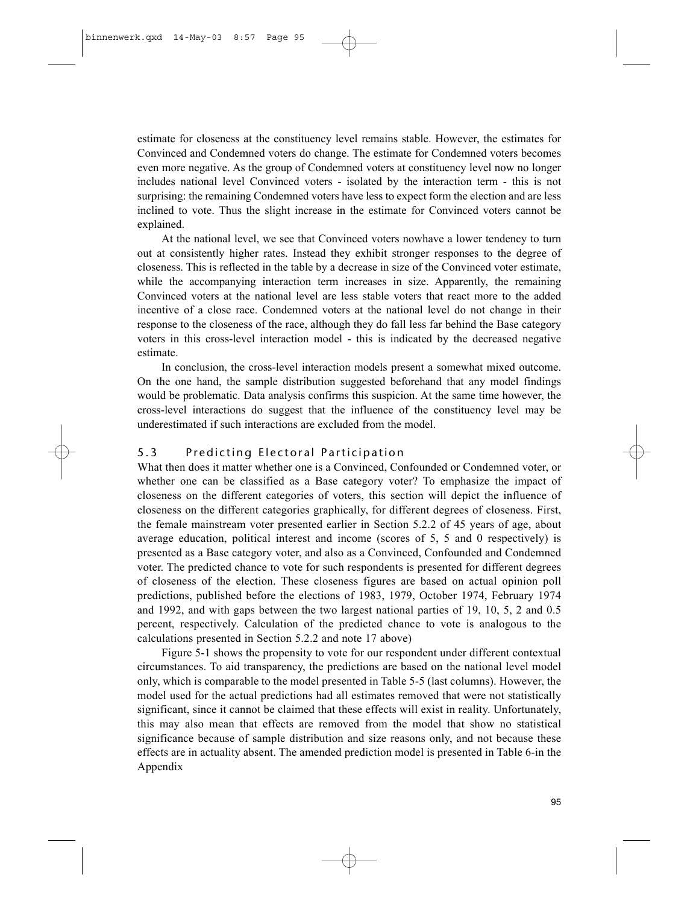estimate for closeness at the constituency level remains stable. However, the estimates for Convinced and Condemned voters do change. The estimate for Condemned voters becomes even more negative. As the group of Condemned voters at constituency level now no longer includes national level Convinced voters - isolated by the interaction term - this is not surprising: the remaining Condemned voters have less to expect form the election and are less inclined to vote. Thus the slight increase in the estimate for Convinced voters cannot be explained.

At the national level, we see that Convinced voters nowhave a lower tendency to turn out at consistently higher rates. Instead they exhibit stronger responses to the degree of closeness. This is reflected in the table by a decrease in size of the Convinced voter estimate, while the accompanying interaction term increases in size. Apparently, the remaining Convinced voters at the national level are less stable voters that react more to the added incentive of a close race. Condemned voters at the national level do not change in their response to the closeness of the race, although they do fall less far behind the Base category voters in this cross-level interaction model - this is indicated by the decreased negative estimate.

In conclusion, the cross-level interaction models present a somewhat mixed outcome. On the one hand, the sample distribution suggested beforehand that any model findings would be problematic. Data analysis confirms this suspicion. At the same time however, the cross-level interactions do suggest that the influence of the constituency level may be underestimated if such interactions are excluded from the model.

## 5.3 Predicting Electoral Participation

What then does it matter whether one is a Convinced, Confounded or Condemned voter, or whether one can be classified as a Base category voter? To emphasize the impact of closeness on the different categories of voters, this section will depict the influence of closeness on the different categories graphically, for different degrees of closeness. First, the female mainstream voter presented earlier in Section 5.2.2 of 45 years of age, about average education, political interest and income (scores of 5, 5 and 0 respectively) is presented as a Base category voter, and also as a Convinced, Confounded and Condemned voter. The predicted chance to vote for such respondents is presented for different degrees of closeness of the election. These closeness figures are based on actual opinion poll predictions, published before the elections of 1983, 1979, October 1974, February 1974 and 1992, and with gaps between the two largest national parties of 19, 10, 5, 2 and 0.5 percent, respectively. Calculation of the predicted chance to vote is analogous to the calculations presented in Section 5.2.2 and note 17 above)

Figure 5-1 shows the propensity to vote for our respondent under different contextual circumstances. To aid transparency, the predictions are based on the national level model only, which is comparable to the model presented in Table 5-5 (last columns). However, the model used for the actual predictions had all estimates removed that were not statistically significant, since it cannot be claimed that these effects will exist in reality. Unfortunately, this may also mean that effects are removed from the model that show no statistical significance because of sample distribution and size reasons only, and not because these effects are in actuality absent. The amended prediction model is presented in Table 6-in the Appendix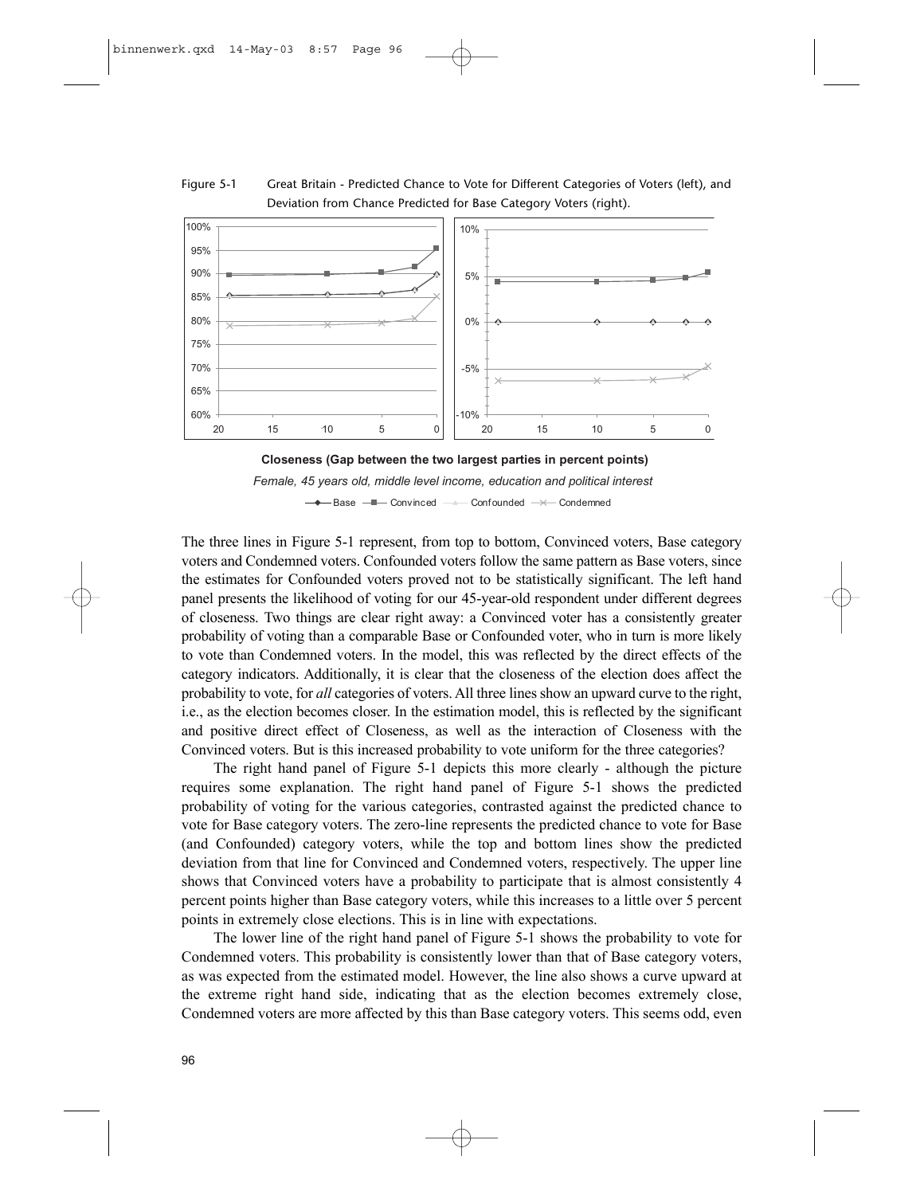Figure 5-1 Great Britain - Predicted Chance to Vote for Different Categories of Voters (left), and Deviation from Chance Predicted for Base Category Voters (right).

**Closeness (Gap between the two largest parties in percent points)**

*Female, 45 years old, middle level income, education and political interest*

Base — Convinced — Confounded — Condemned

The three lines in Figure 5-1 represent, from top to bottom, Convinced voters, Base category voters and Condemned voters. Confounded voters follow the same pattern as Base voters, since the estimates for Confounded voters proved not to be statistically significant. The left hand panel presents the likelihood of voting for our 45-year-old respondent under different degrees of closeness. Two things are clear right away: a Convinced voter has a consistently greater probability of voting than a comparable Base or Confounded voter, who in turn is more likely to vote than Condemned voters. In the model, this was reflected by the direct effects of the category indicators. Additionally, it is clear that the closeness of the election does affect the probability to vote, for *all* categories of voters. All three lines show an upward curve to the right, i.e., as the election becomes closer. In the estimation model, this is reflected by the significant and positive direct effect of Closeness, as well as the interaction of Closeness with the Convinced voters. But is this increased probability to vote uniform for the three categories?

The right hand panel of Figure 5-1 depicts this more clearly - although the picture requires some explanation. The right hand panel of Figure 5-1 shows the predicted probability of voting for the various categories, contrasted against the predicted chance to vote for Base category voters. The zero-line represents the predicted chance to vote for Base (and Confounded) category voters, while the top and bottom lines show the predicted deviation from that line for Convinced and Condemned voters, respectively. The upper line shows that Convinced voters have a probability to participate that is almost consistently 4 percent points higher than Base category voters, while this increases to a little over 5 percent points in extremely close elections. This is in line with expectations.

The lower line of the right hand panel of Figure 5-1 shows the probability to vote for Condemned voters. This probability is consistently lower than that of Base category voters, as was expected from the estimated model. However, the line also shows a curve upward at the extreme right hand side, indicating that as the election becomes extremely close, Condemned voters are more affected by this than Base category voters. This seems odd, even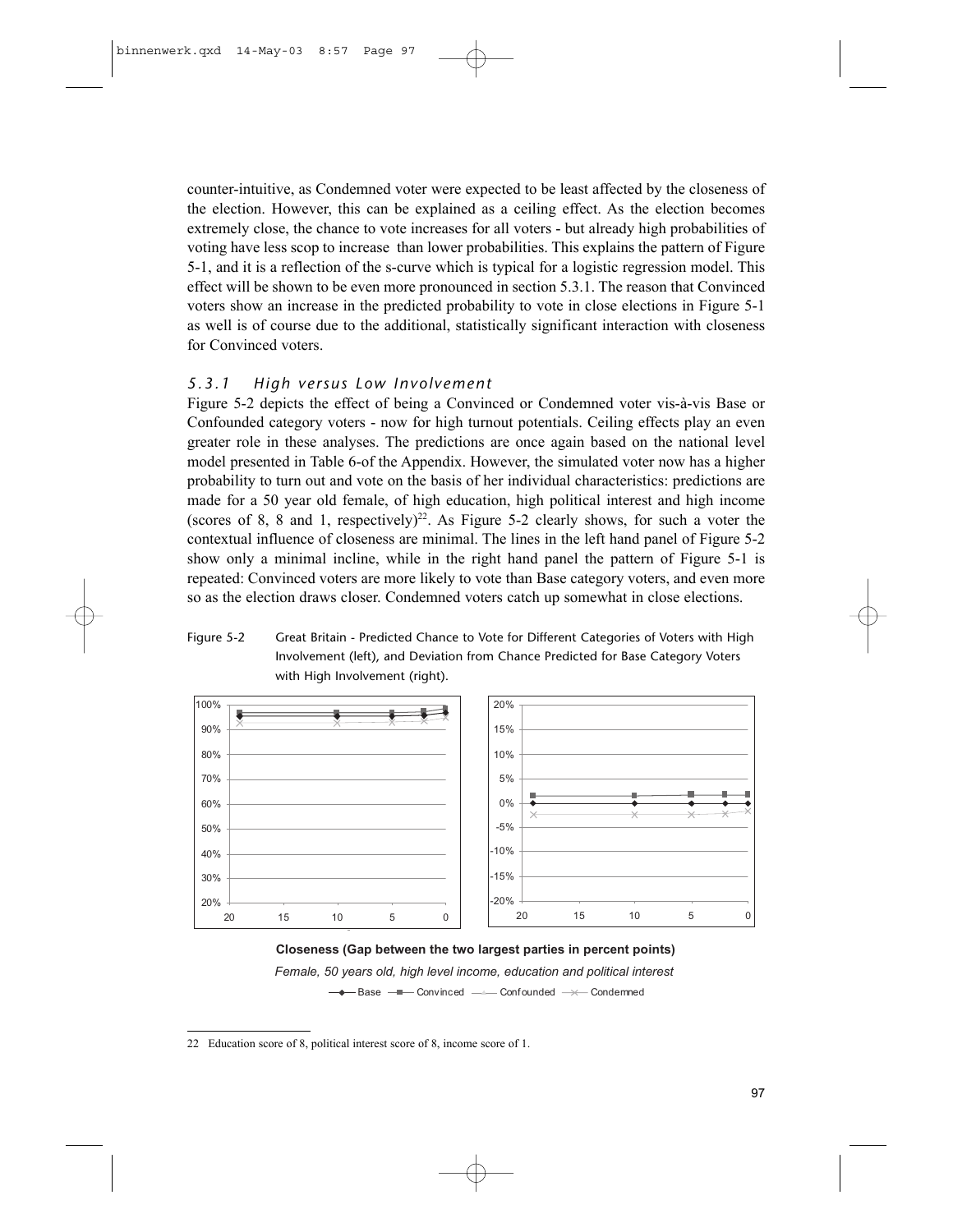counter-intuitive, as Condemned voter were expected to be least affected by the closeness of the election. However, this can be explained as a ceiling effect. As the election becomes extremely close, the chance to vote increases for all voters - but already high probabilities of voting have less scop to increase  than lower probabilities. This explains the pattern of Figure 5-1, and it is a reflection of the s-curve which is typical for a logistic regression model. This effect will be shown to be even more pronounced in section 5.3.1. The reason that Convinced voters show an increase in the predicted probability to vote in close elections in Figure 5-1 as well is of course due to the additional, statistically significant interaction with closeness for Convinced voters.

### *5.3.1 High versus Low Involvement*

Figure 5-2 depicts the effect of being a Convinced or Condemned voter vis-à-vis Base or Confounded category voters - now for high turnout potentials. Ceiling effects play an even greater role in these analyses. The predictions are once again based on the national level model presented in Table 6-of the Appendix. However, the simulated voter now has a higher probability to turn out and vote on the basis of her individual characteristics: predictions are made for a 50 year old female, of high education, high political interest and high income (scores of 8, 8 and 1, respectively)[22]. As Figure 5-2 clearly shows, for such a voter the contextual influence of closeness are minimal. The lines in the left hand panel of Figure 5-2 show only a minimal incline, while in the right hand panel the pattern of Figure 5-1 is repeated: Convinced voters are more likely to vote than Base category voters, and even more so as the election draws closer. Condemned voters catch up somewhat in close elections.

Figure 5-2 Great Britain - Predicted Chance to Vote for Different Categories of Voters with High Involvement (left), and Deviation from Chance Predicted for Base Category Voters with High Involvement (right).

**Closeness (Gap between the two largest parties in percent points)**

*Female, 50 years old, high level income, education and political interest*

Base — Convinced — Confounded — Condemned

22 Education score of 8, political interest score of 8, income score of 1.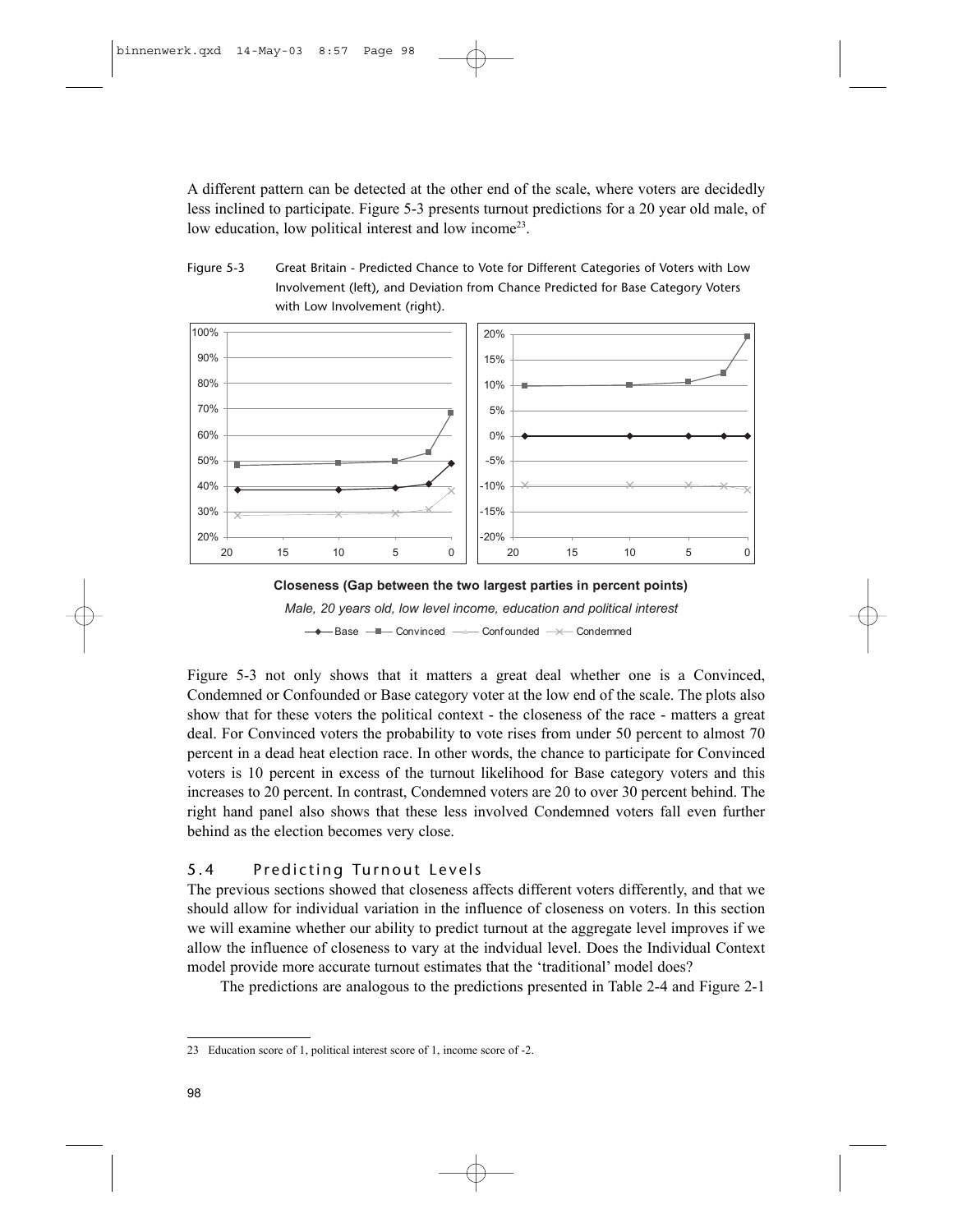A different pattern can be detected at the other end of the scale, where voters are decidedly less inclined to participate. Figure 5-3 presents turnout predictions for a 20 year old male, of low education, low political interest and low income[23].

Figure 5-3 Great Britain - Predicted Chance to Vote for Different Categories of Voters with Low Involvement (left), and Deviation from Chance Predicted for Base Category Voters with Low Involvement (right).

**Closeness (Gap between the two largest parties in percent points)**

*Male, 20 years old, low level income, education and political interest*

Base — Convinced — Confounded — Condemned

Figure 5-3 not only shows that it matters a great deal whether one is a Convinced, Condemned or Confounded or Base category voter at the low end of the scale. The plots also show that for these voters the political context - the closeness of the race - matters a great deal. For Convinced voters the probability to vote rises from under 50 percent to almost 70 percent in a dead heat election race. In other words, the chance to participate for Convinced voters is 10 percent in excess of the turnout likelihood for Base category voters and this increases to 20 percent. In contrast, Condemned voters are 20 to over 30 percent behind. The right hand panel also shows that these less involved Condemned voters fall even further behind as the election becomes very close.

## 5.4 Predicting Turnout Levels

The previous sections showed that closeness affects different voters differently, and that we should allow for individual variation in the influence of closeness on voters. In this section we will examine whether our ability to predict turnout at the aggregate level improves if we allow the influence of closeness to vary at the indvidual level. Does the Individual Context model provide more accurate turnout estimates that the 'traditional' model does?

The predictions are analogous to the predictions presented in Table 2-4 and Figure 2-1

---

23 Education score of 1, political interest score of 1, income score of -2.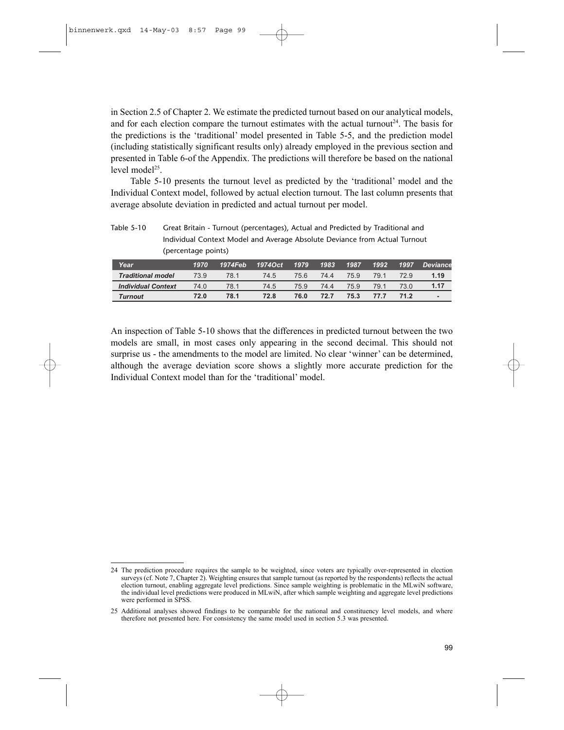in Section 2.5 of Chapter 2. We estimate the predicted turnout based on our analytical models, and for each election compare the turnout estimates with the actual turnout[24]. The basis for the predictions is the 'traditional' model presented in Table 5-5, and the prediction model (including statistically significant results only) already employed in the previous section and presented in Table 6-of the Appendix. The predictions will therefore be based on the national level model[25].

Table 5-10 presents the turnout level as predicted by the 'traditional' model and the Individual Context model, followed by actual election turnout. The last column presents that average absolute deviation in predicted and actual turnout per model.

Table 5-10 Great Britain - Turnout (percentages), Actual and Predicted by Traditional and Individual Context Model and Average Absolute Deviance from Actual Turnout (percentage points)

| *Year* | *1970* | *1974Feb* | *1974Oct* | *1979* | *1983* | *1987* | *1992* | *1997* | *Deviance* |
|---|---|---|---|---|---|---|---|---|---|
| ***Traditional model*** | 73.9 | 78.1 | 74.5 | 75.6 | 74.4 | 75.9 | 79.1 | 72.9 | **1.19** |
| ***Individual Context*** | 74.0 | 78.1 | 74.5 | 75.9 | 74.4 | 75.9 | 79.1 | 73.0 | **1.17** |
| ***Turnout*** | **72.0** | **78.1** | **72.8** | **76.0** | **72.7** | **75.3** | **77.7** | **71.2** | **-** |

An inspection of Table 5-10 shows that the differences in predicted turnout between the two models are small, in most cases only appearing in the second decimal. This should not surprise us - the amendments to the model are limited. No clear 'winner' can be determined, although the average deviation score shows a slightly more accurate prediction for the Individual Context model than for the 'traditional' model.

---

24 The prediction procedure requires the sample to be weighted, since voters are typically over-represented in election surveys (cf. Note 7, Chapter 2). Weighting ensures that sample turnout (as reported by the respondents) reflects the actual election turnout, enabling aggregate level predictions. Since sample weighting is problematic in the MLwiN software, the individual level predictions were produced in MLwiN, after which sample weighting and aggregate level predictions were performed in SPSS.

25 Additional analyses showed findings to be comparable for the national and constituency level models, and where therefore not presented here. For consistency the same model used in section 5.3 was presented.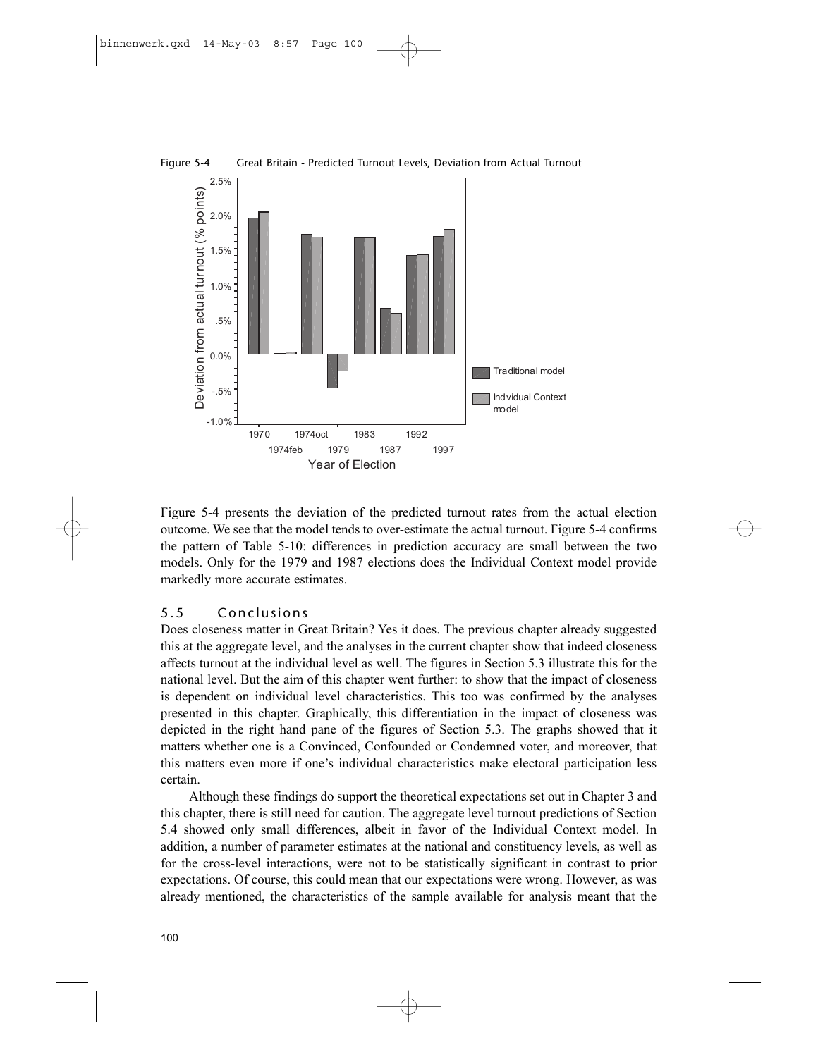Figure 5-4 Great Britain - Predicted Turnout Levels, Deviation from Actual Turnout

Figure 5-4 presents the deviation of the predicted turnout rates from the actual election outcome. We see that the model tends to over-estimate the actual turnout. Figure 5-4 confirms the pattern of Table 5-10: differences in prediction accuracy are small between the two models. Only for the 1979 and 1987 elections does the Individual Context model provide markedly more accurate estimates.

## 5.5 Conclusions

Does closeness matter in Great Britain? Yes it does. The previous chapter already suggested this at the aggregate level, and the analyses in the current chapter show that indeed closeness affects turnout at the individual level as well. The figures in Section 5.3 illustrate this for the national level. But the aim of this chapter went further: to show that the impact of closeness is dependent on individual level characteristics. This too was confirmed by the analyses presented in this chapter. Graphically, this differentiation in the impact of closeness was depicted in the right hand pane of the figures of Section 5.3. The graphs showed that it matters whether one is a Convinced, Confounded or Condemned voter, and moreover, that this matters even more if one's individual characteristics make electoral participation less certain.

Although these findings do support the theoretical expectations set out in Chapter 3 and this chapter, there is still need for caution. The aggregate level turnout predictions of Section 5.4 showed only small differences, albeit in favor of the Individual Context model. In addition, a number of parameter estimates at the national and constituency levels, as well as for the cross-level interactions, were not to be statistically significant in contrast to prior expectations. Of course, this could mean that our expectations were wrong. However, as was already mentioned, the characteristics of the sample available for analysis meant that the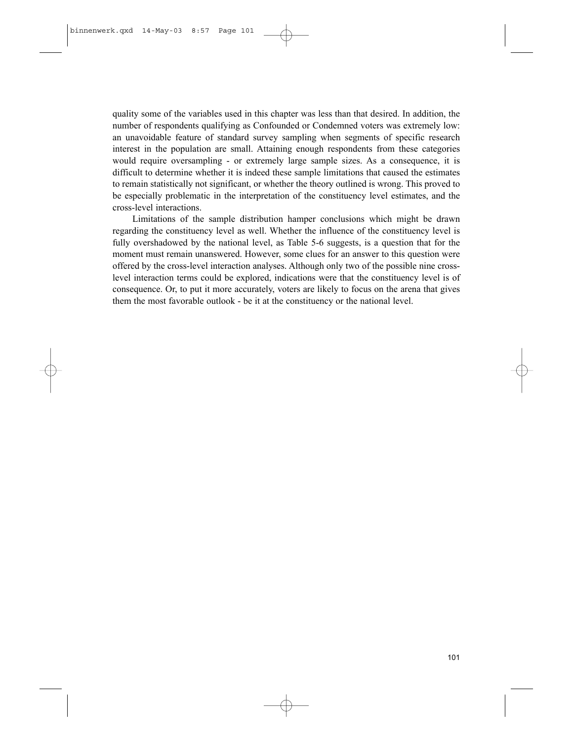quality some of the variables used in this chapter was less than that desired. In addition, the number of respondents qualifying as Confounded or Condemned voters was extremely low: an unavoidable feature of standard survey sampling when segments of specific research interest in the population are small. Attaining enough respondents from these categories would require oversampling - or extremely large sample sizes. As a consequence, it is difficult to determine whether it is indeed these sample limitations that caused the estimates to remain statistically not significant, or whether the theory outlined is wrong. This proved to be especially problematic in the interpretation of the constituency level estimates, and the cross-level interactions.

Limitations of the sample distribution hamper conclusions which might be drawn regarding the constituency level as well. Whether the influence of the constituency level is fully overshadowed by the national level, as Table 5-6 suggests, is a question that for the moment must remain unanswered. However, some clues for an answer to this question were offered by the cross-level interaction analyses. Although only two of the possible nine cross-level interaction terms could be explored, indications were that the constituency level is of consequence. Or, to put it more accurately, voters are likely to focus on the arena that gives them the most favorable outlook - be it at the constituency or the national level.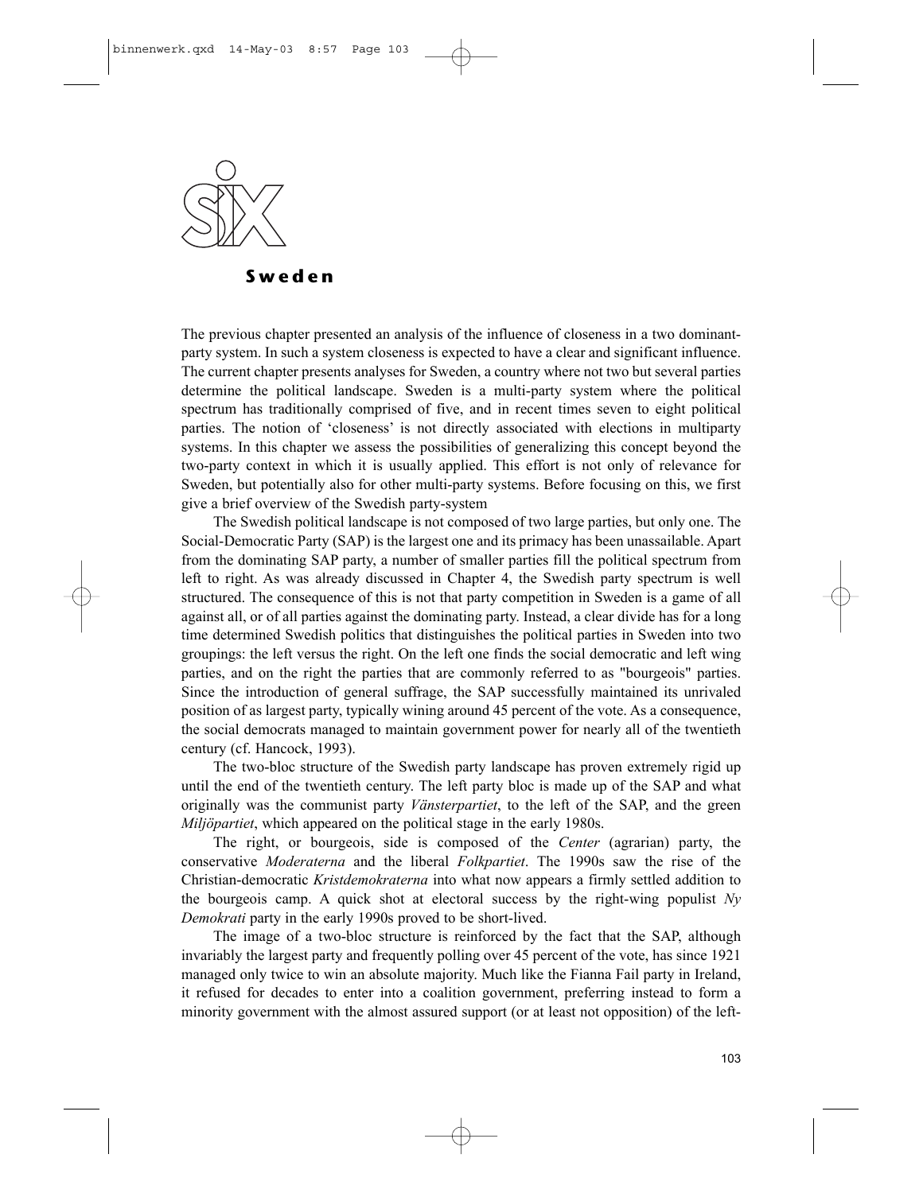# six

## Sweden

The previous chapter presented an analysis of the influence of closeness in a two dominant-party system. In such a system closeness is expected to have a clear and significant influence. The current chapter presents analyses for Sweden, a country where not two but several parties determine the political landscape. Sweden is a multi-party system where the political spectrum has traditionally comprised of five, and in recent times seven to eight political parties. The notion of 'closeness' is not directly associated with elections in multiparty systems. In this chapter we assess the possibilities of generalizing this concept beyond the two-party context in which it is usually applied. This effort is not only of relevance for Sweden, but potentially also for other multi-party systems. Before focusing on this, we first give a brief overview of the Swedish party-system

The Swedish political landscape is not composed of two large parties, but only one. The Social-Democratic Party (SAP) is the largest one and its primacy has been unassailable. Apart from the dominating SAP party, a number of smaller parties fill the political spectrum from left to right. As was already discussed in Chapter 4, the Swedish party spectrum is well structured. The consequence of this is not that party competition in Sweden is a game of all against all, or of all parties against the dominating party. Instead, a clear divide has for a long time determined Swedish politics that distinguishes the political parties in Sweden into two groupings: the left versus the right. On the left one finds the social democratic and left wing parties, and on the right the parties that are commonly referred to as "bourgeois" parties. Since the introduction of general suffrage, the SAP successfully maintained its unrivaled position of as largest party, typically wining around 45 percent of the vote. As a consequence, the social democrats managed to maintain government power for nearly all of the twentieth century (cf. Hancock, 1993).

The two-bloc structure of the Swedish party landscape has proven extremely rigid up until the end of the twentieth century. The left party bloc is made up of the SAP and what originally was the communist party *Vänsterpartiet*, to the left of the SAP, and the green *Miljöpartiet*, which appeared on the political stage in the early 1980s.

The right, or bourgeois, side is composed of the *Center* (agrarian) party, the conservative *Moderaterna* and the liberal *Folkpartiet*. The 1990s saw the rise of the Christian-democratic *Kristdemokraterna* into what now appears a firmly settled addition to the bourgeois camp. A quick shot at electoral success by the right-wing populist *Ny Demokrati* party in the early 1990s proved to be short-lived.

The image of a two-bloc structure is reinforced by the fact that the SAP, although invariably the largest party and frequently polling over 45 percent of the vote, has since 1921 managed only twice to win an absolute majority. Much like the Fianna Fail party in Ireland, it refused for decades to enter into a coalition government, preferring instead to form a minority government with the almost assured support (or at least not opposition) of the left-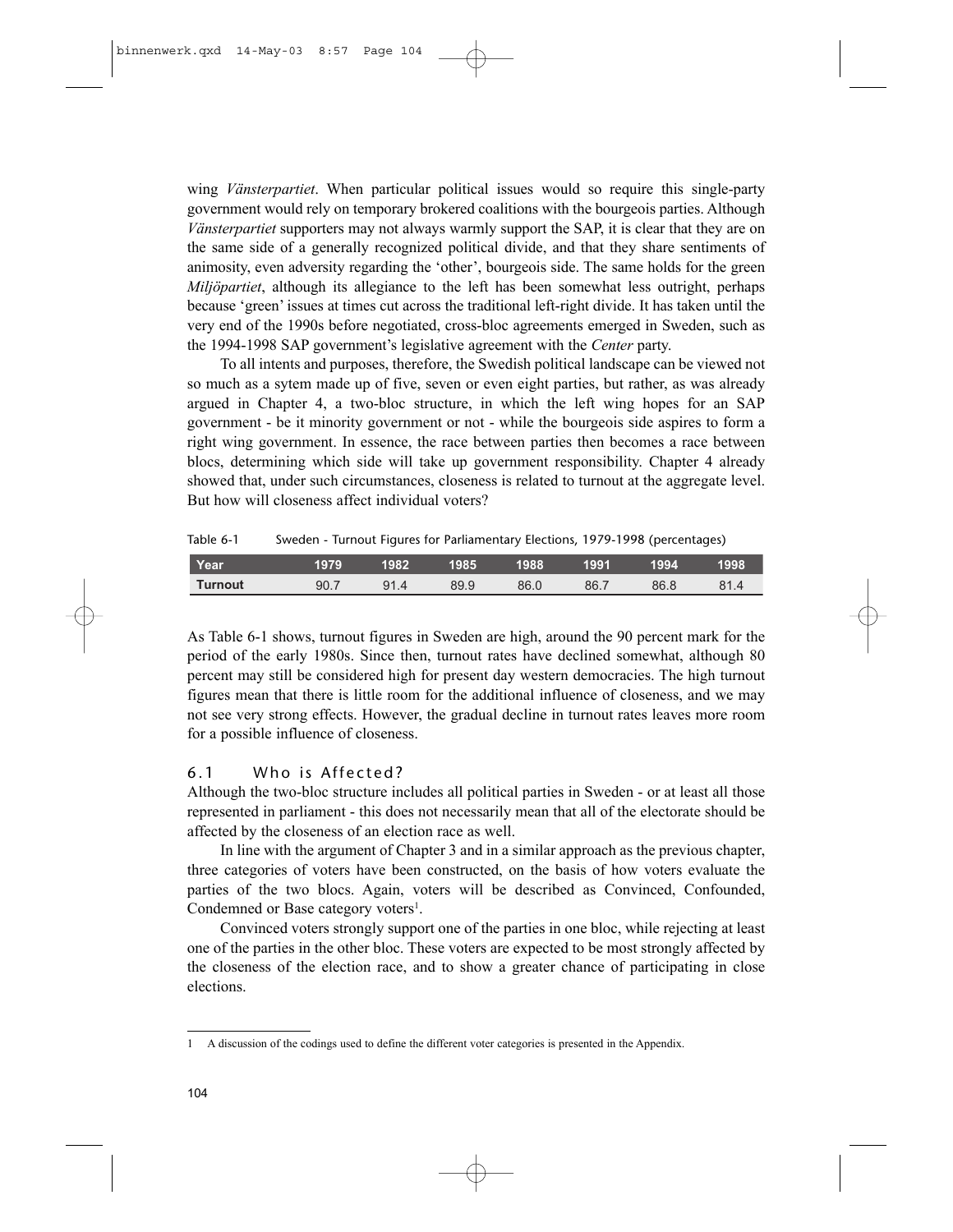wing *Vänsterpartiet*. When particular political issues would so require this single-party government would rely on temporary brokered coalitions with the bourgeois parties. Although *Vänsterpartiet* supporters may not always warmly support the SAP, it is clear that they are on the same side of a generally recognized political divide, and that they share sentiments of animosity, even adversity regarding the 'other', bourgeois side. The same holds for the green *Miljöpartiet*, although its allegiance to the left has been somewhat less outright, perhaps because 'green' issues at times cut across the traditional left-right divide. It has taken until the very end of the 1990s before negotiated, cross-bloc agreements emerged in Sweden, such as the 1994-1998 SAP government's legislative agreement with the *Center* party.

To all intents and purposes, therefore, the Swedish political landscape can be viewed not so much as a sytem made up of five, seven or even eight parties, but rather, as was already argued in Chapter 4, a two-bloc structure, in which the left wing hopes for an SAP government - be it minority government or not - while the bourgeois side aspires to form a right wing government. In essence, the race between parties then becomes a race between blocs, determining which side will take up government responsibility. Chapter 4 already showed that, under such circumstances, closeness is related to turnout at the aggregate level. But how will closeness affect individual voters?

Table 6-1 Sweden - Turnout Figures for Parliamentary Elections, 1979-1998 (percentages)

| Year | 1979 | 1982 | 1985 | 1988 | 1991 | 1994 | 1998 |
|---|---|---|---|---|---|---|---|
| Turnout | 90.7 | 91.4 | 89.9 | 86.0 | 86.7 | 86.8 | 81.4 |

As Table 6-1 shows, turnout figures in Sweden are high, around the 90 percent mark for the period of the early 1980s. Since then, turnout rates have declined somewhat, although 80 percent may still be considered high for present day western democracies. The high turnout figures mean that there is little room for the additional influence of closeness, and we may not see very strong effects. However, the gradual decline in turnout rates leaves more room for a possible influence of closeness.

## 6.1 Who is Affected?

Although the two-bloc structure includes all political parties in Sweden - or at least all those represented in parliament - this does not necessarily mean that all of the electorate should be affected by the closeness of an election race as well.

In line with the argument of Chapter 3 and in a similar approach as the previous chapter, three categories of voters have been constructed, on the basis of how voters evaluate the parties of the two blocs. Again, voters will be described as Convinced, Confounded, Condemned or Base category voters[1].

Convinced voters strongly support one of the parties in one bloc, while rejecting at least one of the parties in the other bloc. These voters are expected to be most strongly affected by the closeness of the election race, and to show a greater chance of participating in close elections.

1 A discussion of the codings used to define the different voter categories is presented in the Appendix.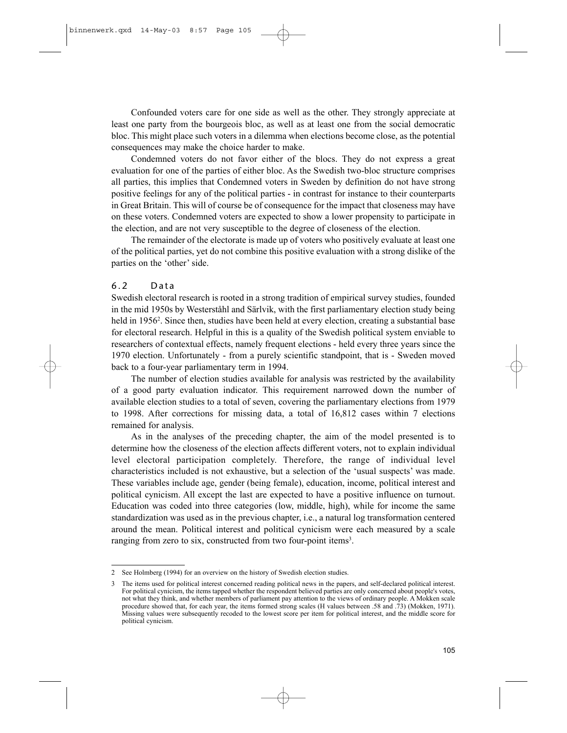Confounded voters care for one side as well as the other. They strongly appreciate at least one party from the bourgeois bloc, as well as at least one from the social democratic bloc. This might place such voters in a dilemma when elections become close, as the potential consequences may make the choice harder to make.

Condemned voters do not favor either of the blocs. They do not express a great evaluation for one of the parties of either bloc. As the Swedish two-bloc structure comprises all parties, this implies that Condemned voters in Sweden by definition do not have strong positive feelings for any of the political parties - in contrast for instance to their counterparts in Great Britain. This will of course be of consequence for the impact that closeness may have on these voters. Condemned voters are expected to show a lower propensity to participate in the election, and are not very susceptible to the degree of closeness of the election.

The remainder of the electorate is made up of voters who positively evaluate at least one of the political parties, yet do not combine this positive evaluation with a strong dislike of the parties on the 'other' side.

## 6.2 Data

Swedish electoral research is rooted in a strong tradition of empirical survey studies, founded in the mid 1950s by Westerståhl and Särlvik, with the first parliamentary election study being held in 1956[2]. Since then, studies have been held at every election, creating a substantial base for electoral research. Helpful in this is a quality of the Swedish political system enviable to researchers of contextual effects, namely frequent elections - held every three years since the 1970 election. Unfortunately - from a purely scientific standpoint, that is - Sweden moved back to a four-year parliamentary term in 1994.

The number of election studies available for analysis was restricted by the availability of a good party evaluation indicator. This requirement narrowed down the number of available election studies to a total of seven, covering the parliamentary elections from 1979 to 1998. After corrections for missing data, a total of 16,812 cases within 7 elections remained for analysis.

As in the analyses of the preceding chapter, the aim of the model presented is to determine how the closeness of the election affects different voters, not to explain individual level electoral participation completely. Therefore, the range of individual level characteristics included is not exhaustive, but a selection of the 'usual suspects' was made. These variables include age, gender (being female), education, income, political interest and political cynicism. All except the last are expected to have a positive influence on turnout. Education was coded into three categories (low, middle, high), while for income the same standardization was used as in the previous chapter, i.e., a natural log transformation centered around the mean. Political interest and political cynicism were each measured by a scale ranging from zero to six, constructed from two four-point items[3].

---

2 See Holmberg (1994) for an overview on the history of Swedish election studies.

3 The items used for political interest concerned reading political news in the papers, and self-declared political interest. For political cynicism, the items tapped whether the respondent believed parties are only concerned about people's votes, not what they think, and whether members of parliament pay attention to the views of ordinary people. A Mokken scale procedure showed that, for each year, the items formed strong scales (H values between .58 and .73) (Mokken, 1971). Missing values were subsequently recoded to the lowest score per item for political interest, and the middle score for political cynicism.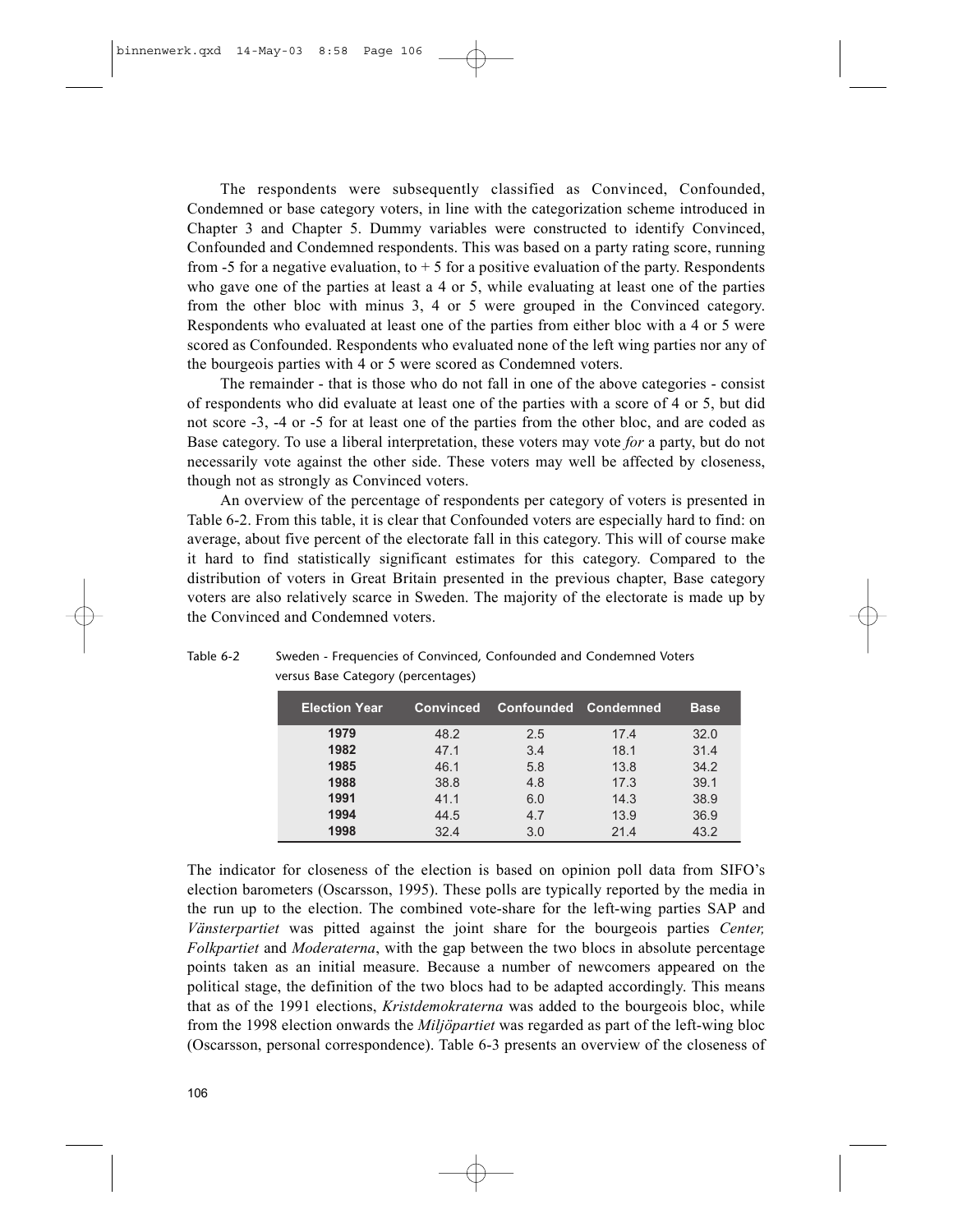The respondents were subsequently classified as Convinced, Confounded, Condemned or base category voters, in line with the categorization scheme introduced in Chapter 3 and Chapter 5. Dummy variables were constructed to identify Convinced, Confounded and Condemned respondents. This was based on a party rating score, running from -5 for a negative evaluation, to + 5 for a positive evaluation of the party. Respondents who gave one of the parties at least a 4 or 5, while evaluating at least one of the parties from the other bloc with minus 3, 4 or 5 were grouped in the Convinced category. Respondents who evaluated at least one of the parties from either bloc with a 4 or 5 were scored as Confounded. Respondents who evaluated none of the left wing parties nor any of the bourgeois parties with 4 or 5 were scored as Condemned voters.

The remainder - that is those who do not fall in one of the above categories - consist of respondents who did evaluate at least one of the parties with a score of 4 or 5, but did not score -3, -4 or -5 for at least one of the parties from the other bloc, and are coded as Base category. To use a liberal interpretation, these voters may vote *for* a party, but do not necessarily vote against the other side. These voters may well be affected by closeness, though not as strongly as Convinced voters.

An overview of the percentage of respondents per category of voters is presented in Table 6-2. From this table, it is clear that Confounded voters are especially hard to find: on average, about five percent of the electorate fall in this category. This will of course make it hard to find statistically significant estimates for this category. Compared to the distribution of voters in Great Britain presented in the previous chapter, Base category voters are also relatively scarce in Sweden. The majority of the electorate is made up by the Convinced and Condemned voters.

Table 6-2 Sweden - Frequencies of Convinced, Confounded and Condemned Voters versus Base Category (percentages)

| Election Year | Convinced | Confounded | Condemned | Base |
|---|---|---|---|---|
| **1979** | 48.2 | 2.5 | 17.4 | 32.0 |
| **1982** | 47.1 | 3.4 | 18.1 | 31.4 |
| **1985** | 46.1 | 5.8 | 13.8 | 34.2 |
| **1988** | 38.8 | 4.8 | 17.3 | 39.1 |
| **1991** | 41.1 | 6.0 | 14.3 | 38.9 |
| **1994** | 44.5 | 4.7 | 13.9 | 36.9 |
| **1998** | 32.4 | 3.0 | 21.4 | 43.2 |

The indicator for closeness of the election is based on opinion poll data from SIFO's election barometers (Oscarsson, 1995). These polls are typically reported by the media in the run up to the election. The combined vote-share for the left-wing parties SAP and *Vänsterpartiet* was pitted against the joint share for the bourgeois parties *Center, Folkpartiet* and *Moderaterna*, with the gap between the two blocs in absolute percentage points taken as an initial measure. Because a number of newcomers appeared on the political stage, the definition of the two blocs had to be adapted accordingly. This means that as of the 1991 elections, *Kristdemokraterna* was added to the bourgeois bloc, while from the 1998 election onwards the *Miljöpartiet* was regarded as part of the left-wing bloc (Oscarsson, personal correspondence). Table 6-3 presents an overview of the closeness of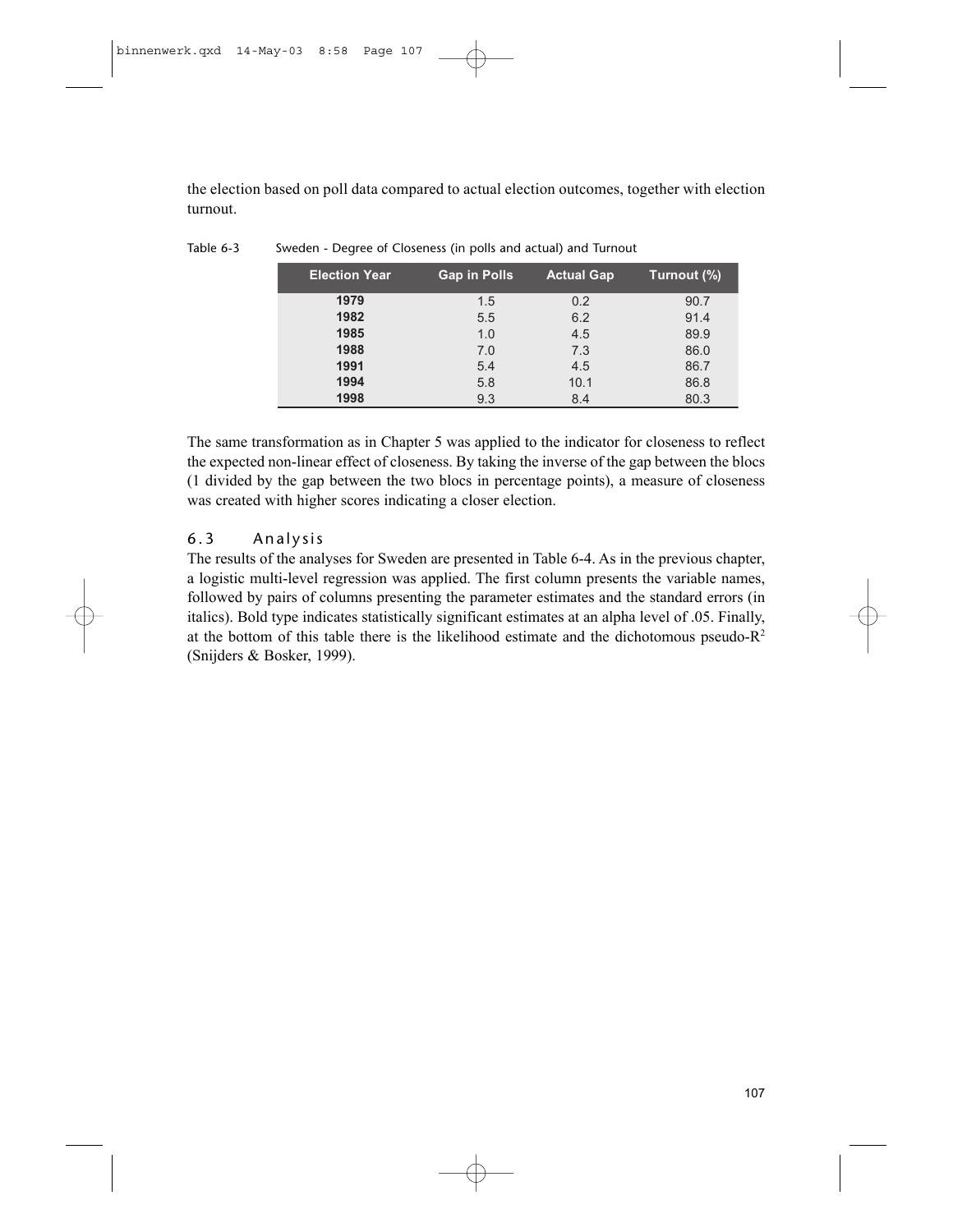the election based on poll data compared to actual election outcomes, together with election turnout.

Table 6-3 Sweden - Degree of Closeness (in polls and actual) and Turnout

| Election Year | Gap in Polls | Actual Gap | Turnout (%) |
|---|---|---|---|
| **1979** | 1.5 | 0.2 | 90.7 |
| **1982** | 5.5 | 6.2 | 91.4 |
| **1985** | 1.0 | 4.5 | 89.9 |
| **1988** | 7.0 | 7.3 | 86.0 |
| **1991** | 5.4 | 4.5 | 86.7 |
| **1994** | 5.8 | 10.1 | 86.8 |
| **1998** | 9.3 | 8.4 | 80.3 |

The same transformation as in Chapter 5 was applied to the indicator for closeness to reflect the expected non-linear effect of closeness. By taking the inverse of the gap between the blocs (1 divided by the gap between the two blocs in percentage points), a measure of closeness was created with higher scores indicating a closer election.

## 6.3 Analysis

The results of the analyses for Sweden are presented in Table 6-4. As in the previous chapter, a logistic multi-level regression was applied. The first column presents the variable names, followed by pairs of columns presenting the parameter estimates and the standard errors (in italics). Bold type indicates statistically significant estimates at an alpha level of .05. Finally, at the bottom of this table there is the likelihood estimate and the dichotomous pseudo-$R^2$ (Snijders & Bosker, 1999).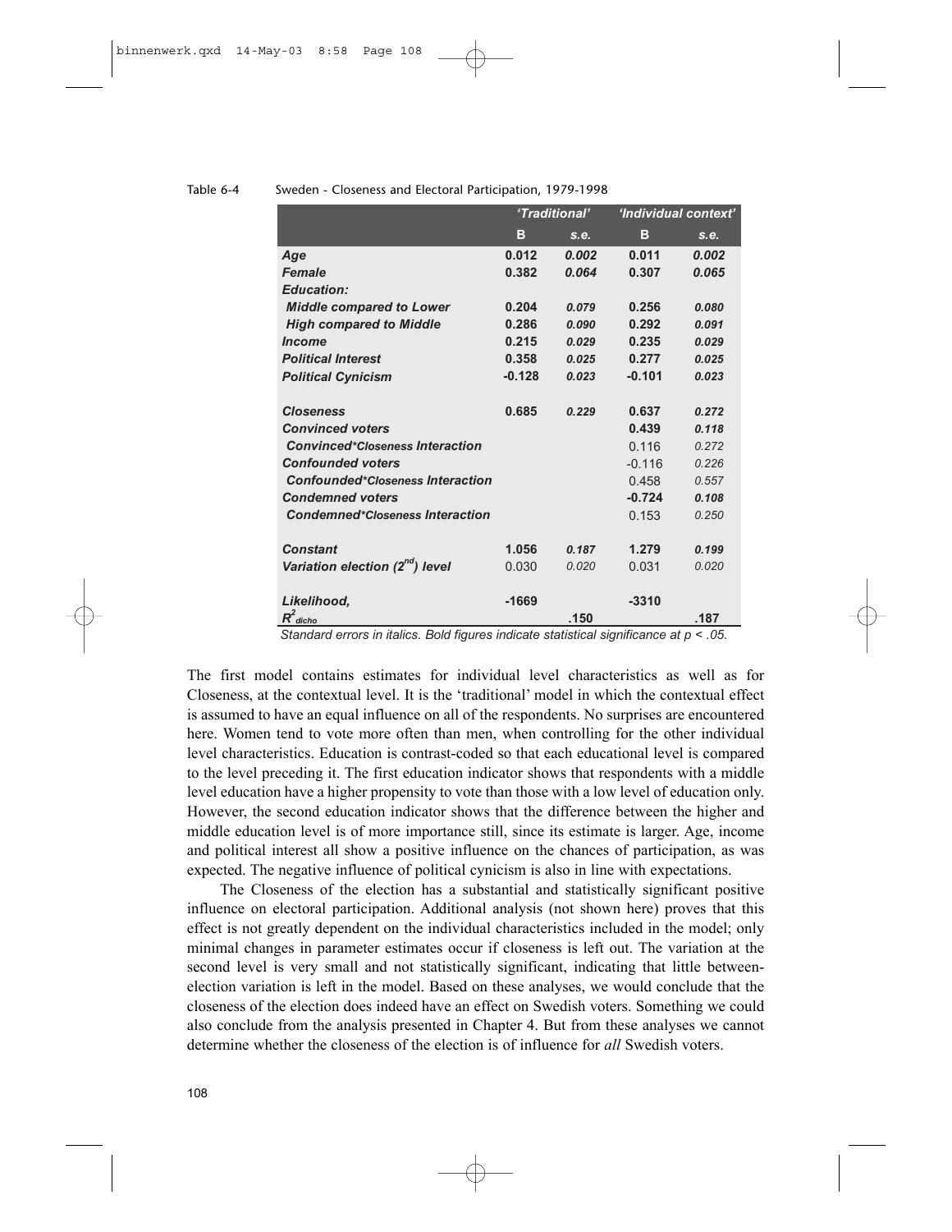Table 6-4 Sweden - Closeness and Electoral Participation, 1979-1998

| | *'Traditional'* | | *'Individual context'* | |
|---|---|---|---|---|
| | **B** | *s.e.* | **B** | *s.e.* |
| ***Age*** | **0.012** | ***0.002*** | **0.011** | ***0.002*** |
| ***Female*** | **0.382** | ***0.064*** | **0.307** | ***0.065*** |
| ***Education:*** | | | | |
| ***Middle compared to Lower*** | **0.204** | ***0.079*** | **0.256** | ***0.080*** |
| ***High compared to Middle*** | **0.286** | ***0.090*** | **0.292** | ***0.091*** |
| ***Income*** | **0.215** | ***0.029*** | **0.235** | ***0.029*** |
| ***Political Interest*** | **0.358** | ***0.025*** | **0.277** | ***0.025*** |
| ***Political Cynicism*** | **-0.128** | ***0.023*** | **-0.101** | ***0.023*** |
| | | | | |
| ***Closeness*** | **0.685** | ***0.229*** | **0.637** | ***0.272*** |
| ***Convinced voters*** | | | **0.439** | ***0.118*** |
| ***Convinced\*Closeness Interaction*** | | | 0.116 | *0.272* |
| ***Confounded voters*** | | | -0.116 | *0.226* |
| ***Confounded\*Closeness Interaction*** | | | 0.458 | *0.557* |
| ***Condemned voters*** | | | **-0.724** | ***0.108*** |
| ***Condemned\*Closeness Interaction*** | | | 0.153 | *0.250* |
| | | | | |
| ***Constant*** | **1.056** | ***0.187*** | **1.279** | ***0.199*** |
| ***Variation election ($2^{nd}$) level*** | 0.030 | *0.020* | 0.031 | *0.020* |
| | | | | |
| ***Likelihood,*** | **-1669** | | **-3310** | |
| $R^2_{dicho}$ | | **.150** | | **.187** |

*Standard errors in italics. Bold figures indicate statistical significance at $p < .05$.*

The first model contains estimates for individual level characteristics as well as for Closeness, at the contextual level. It is the 'traditional' model in which the contextual effect is assumed to have an equal influence on all of the respondents. No surprises are encountered here. Women tend to vote more often than men, when controlling for the other individual level characteristics. Education is contrast-coded so that each educational level is compared to the level preceding it. The first education indicator shows that respondents with a middle level education have a higher propensity to vote than those with a low level of education only. However, the second education indicator shows that the difference between the higher and middle education level is of more importance still, since its estimate is larger. Age, income and political interest all show a positive influence on the chances of participation, as was expected. The negative influence of political cynicism is also in line with expectations.

The Closeness of the election has a substantial and statistically significant positive influence on electoral participation. Additional analysis (not shown here) proves that this effect is not greatly dependent on the individual characteristics included in the model; only minimal changes in parameter estimates occur if closeness is left out. The variation at the second level is very small and not statistically significant, indicating that little between-election variation is left in the model. Based on these analyses, we would conclude that the closeness of the election does indeed have an effect on Swedish voters. Something we could also conclude from the analysis presented in Chapter 4. But from these analyses we cannot determine whether the closeness of the election is of influence for *all* Swedish voters.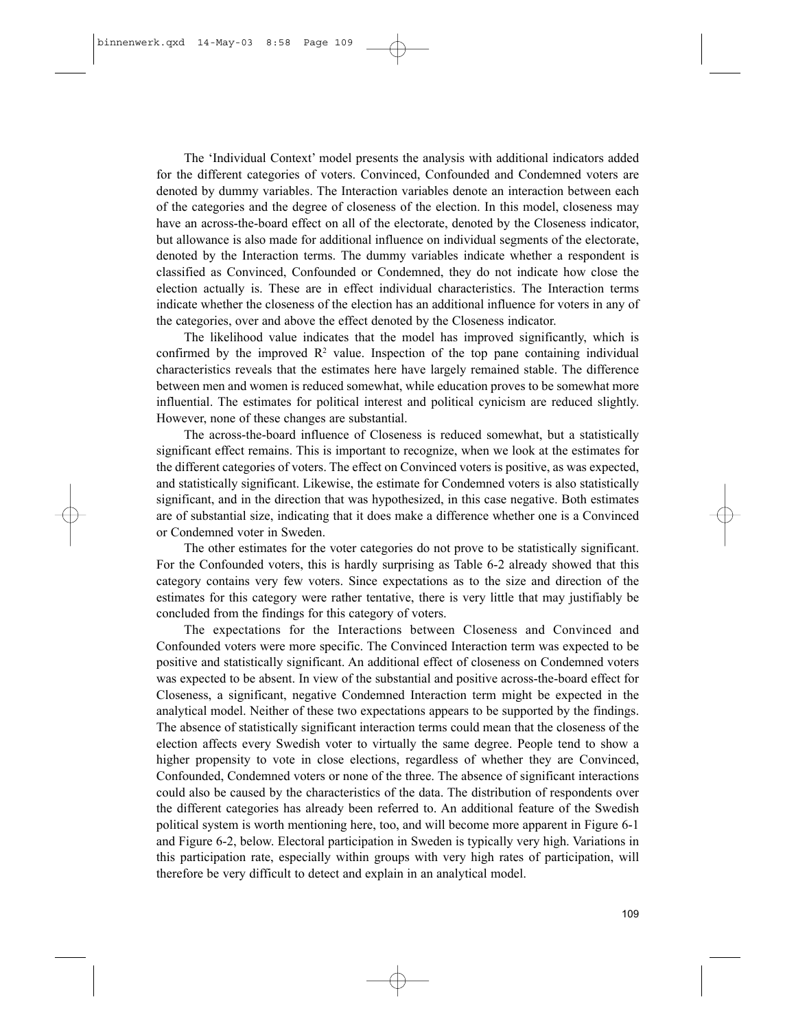The 'Individual Context' model presents the analysis with additional indicators added for the different categories of voters. Convinced, Confounded and Condemned voters are denoted by dummy variables. The Interaction variables denote an interaction between each of the categories and the degree of closeness of the election. In this model, closeness may have an across-the-board effect on all of the electorate, denoted by the Closeness indicator, but allowance is also made for additional influence on individual segments of the electorate, denoted by the Interaction terms. The dummy variables indicate whether a respondent is classified as Convinced, Confounded or Condemned, they do not indicate how close the election actually is. These are in effect individual characteristics. The Interaction terms indicate whether the closeness of the election has an additional influence for voters in any of the categories, over and above the effect denoted by the Closeness indicator.

The likelihood value indicates that the model has improved significantly, which is confirmed by the improved $R^2$ value. Inspection of the top pane containing individual characteristics reveals that the estimates here have largely remained stable. The difference between men and women is reduced somewhat, while education proves to be somewhat more influential. The estimates for political interest and political cynicism are reduced slightly. However, none of these changes are substantial.

The across-the-board influence of Closeness is reduced somewhat, but a statistically significant effect remains. This is important to recognize, when we look at the estimates for the different categories of voters. The effect on Convinced voters is positive, as was expected, and statistically significant. Likewise, the estimate for Condemned voters is also statistically significant, and in the direction that was hypothesized, in this case negative. Both estimates are of substantial size, indicating that it does make a difference whether one is a Convinced or Condemned voter in Sweden.

The other estimates for the voter categories do not prove to be statistically significant. For the Confounded voters, this is hardly surprising as Table 6-2 already showed that this category contains very few voters. Since expectations as to the size and direction of the estimates for this category were rather tentative, there is very little that may justifiably be concluded from the findings for this category of voters.

The expectations for the Interactions between Closeness and Convinced and Confounded voters were more specific. The Convinced Interaction term was expected to be positive and statistically significant. An additional effect of closeness on Condemned voters was expected to be absent. In view of the substantial and positive across-the-board effect for Closeness, a significant, negative Condemned Interaction term might be expected in the analytical model. Neither of these two expectations appears to be supported by the findings. The absence of statistically significant interaction terms could mean that the closeness of the election affects every Swedish voter to virtually the same degree. People tend to show a higher propensity to vote in close elections, regardless of whether they are Convinced, Confounded, Condemned voters or none of the three. The absence of significant interactions could also be caused by the characteristics of the data. The distribution of respondents over the different categories has already been referred to. An additional feature of the Swedish political system is worth mentioning here, too, and will become more apparent in Figure 6-1 and Figure 6-2, below. Electoral participation in Sweden is typically very high. Variations in this participation rate, especially within groups with very high rates of participation, will therefore be very difficult to detect and explain in an analytical model.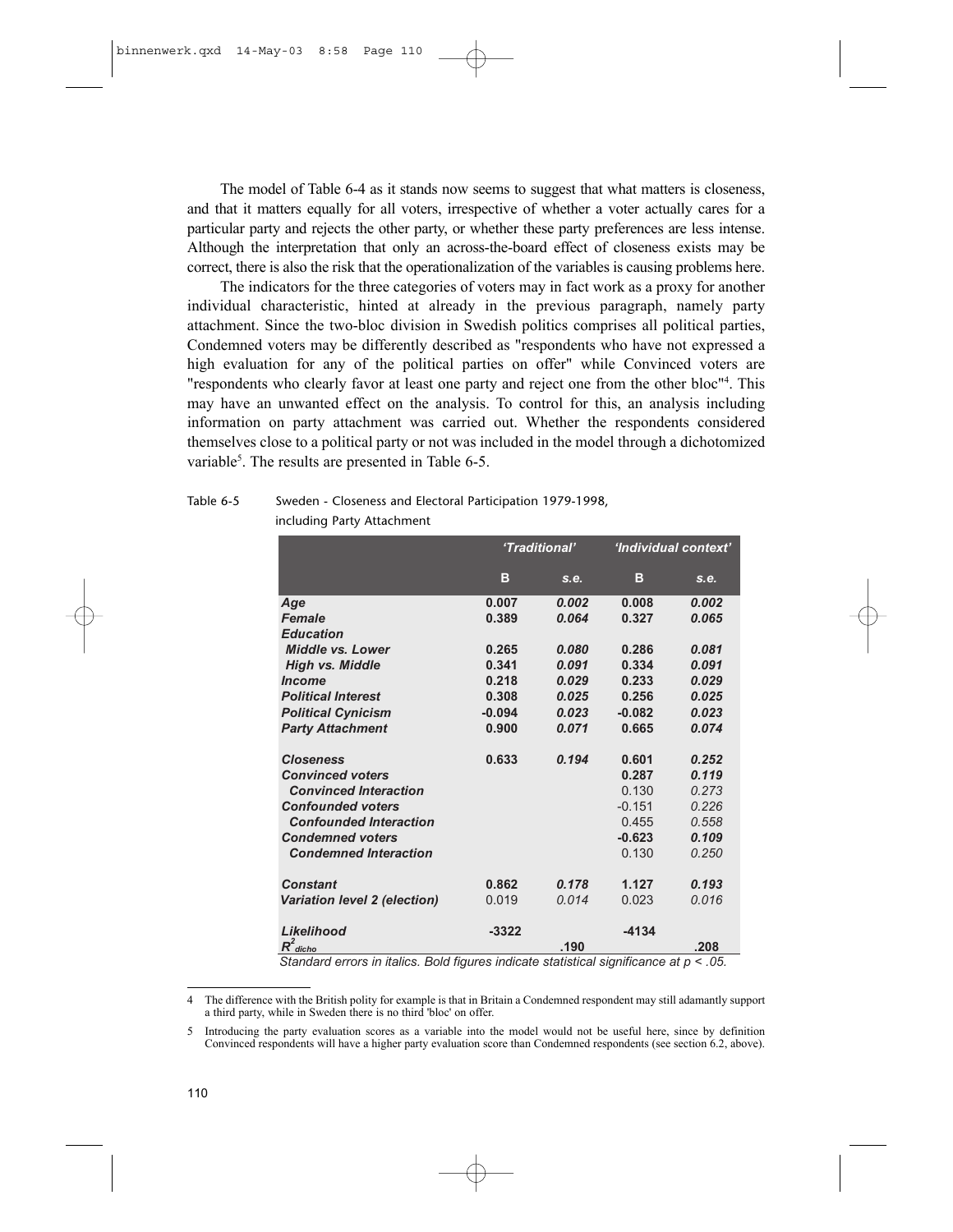The model of Table 6-4 as it stands now seems to suggest that what matters is closeness, and that it matters equally for all voters, irrespective of whether a voter actually cares for a particular party and rejects the other party, or whether these party preferences are less intense. Although the interpretation that only an across-the-board effect of closeness exists may be correct, there is also the risk that the operationalization of the variables is causing problems here.

The indicators for the three categories of voters may in fact work as a proxy for another individual characteristic, hinted at already in the previous paragraph, namely party attachment. Since the two-bloc division in Swedish politics comprises all political parties, Condemned voters may be differently described as "respondents who have not expressed a high evaluation for any of the political parties on offer" while Convinced voters are "respondents who clearly favor at least one party and reject one from the other bloc"[4]. This may have an unwanted effect on the analysis. To control for this, an analysis including information on party attachment was carried out. Whether the respondents considered themselves close to a political party or not was included in the model through a dichotomized variable[5]. The results are presented in Table 6-5.

Table 6-5 Sweden - Closeness and Electoral Participation 1979-1998, including Party Attachment

| | *'Traditional'* | | *'Individual context'* | |
|---|---|---|---|---|
| | **B** | *s.e.* | **B** | *s.e.* |
| ***Age*** | **0.007** | ***0.002*** | **0.008** | ***0.002*** |
| ***Female*** | **0.389** | ***0.064*** | **0.327** | ***0.065*** |
| ***Education*** | | | | |
| ***Middle vs. Lower*** | **0.265** | ***0.080*** | **0.286** | ***0.081*** |
| ***High vs. Middle*** | **0.341** | ***0.091*** | **0.334** | ***0.091*** |
| ***Income*** | **0.218** | ***0.029*** | **0.233** | ***0.029*** |
| ***Political Interest*** | **0.308** | ***0.025*** | **0.256** | ***0.025*** |
| ***Political Cynicism*** | **-0.094** | ***0.023*** | **-0.082** | ***0.023*** |
| ***Party Attachment*** | **0.900** | ***0.071*** | **0.665** | ***0.074*** |
| ***Closeness*** | **0.633** | ***0.194*** | **0.601** | ***0.252*** |
| ***Convinced voters*** | | | **0.287** | ***0.119*** |
| ***Convinced Interaction*** | | | 0.130 | *0.273* |
| ***Confounded voters*** | | | -0.151 | *0.226* |
| ***Confounded Interaction*** | | | 0.455 | *0.558* |
| ***Condemned voters*** | | | **-0.623** | ***0.109*** |
| ***Condemned Interaction*** | | | 0.130 | *0.250* |
| ***Constant*** | **0.862** | ***0.178*** | **1.127** | ***0.193*** |
| ***Variation level 2 (election)*** | 0.019 | *0.014* | 0.023 | *0.016* |
| ***Likelihood*** | **-3322** | | **-4134** | |
| $R^2_{dicho}$ | | **.190** | | **.208** |

*Standard errors in italics. Bold figures indicate statistical significance at $p < .05$.*

---

4 The difference with the British polity for example is that in Britain a Condemned respondent may still adamantly support a third party, while in Sweden there is no third 'bloc' on offer.

5 Introducing the party evaluation scores as a variable into the model would not be useful here, since by definition Convinced respondents will have a higher party evaluation score than Condemned respondents (see section 6.2, above).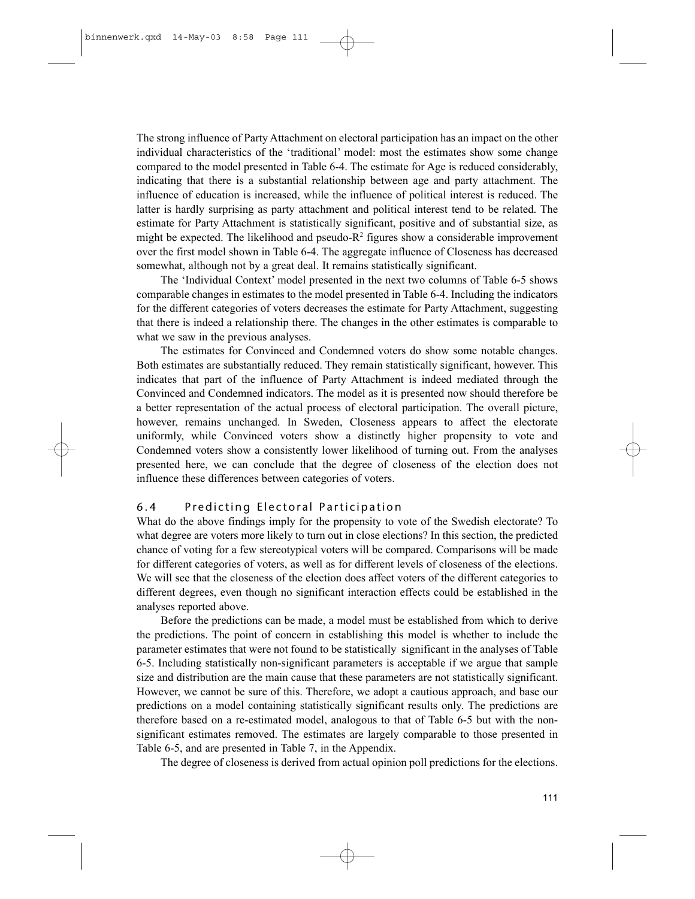The strong influence of Party Attachment on electoral participation has an impact on the other individual characteristics of the 'traditional' model: most the estimates show some change compared to the model presented in Table 6-4. The estimate for Age is reduced considerably, indicating that there is a substantial relationship between age and party attachment. The influence of education is increased, while the influence of political interest is reduced. The latter is hardly surprising as party attachment and political interest tend to be related. The estimate for Party Attachment is statistically significant, positive and of substantial size, as might be expected. The likelihood and pseudo-$R^2$ figures show a considerable improvement over the first model shown in Table 6-4. The aggregate influence of Closeness has decreased somewhat, although not by a great deal. It remains statistically significant.

The 'Individual Context' model presented in the next two columns of Table 6-5 shows comparable changes in estimates to the model presented in Table 6-4. Including the indicators for the different categories of voters decreases the estimate for Party Attachment, suggesting that there is indeed a relationship there. The changes in the other estimates is comparable to what we saw in the previous analyses.

The estimates for Convinced and Condemned voters do show some notable changes. Both estimates are substantially reduced. They remain statistically significant, however. This indicates that part of the influence of Party Attachment is indeed mediated through the Convinced and Condemned indicators. The model as it is presented now should therefore be a better representation of the actual process of electoral participation. The overall picture, however, remains unchanged. In Sweden, Closeness appears to affect the electorate uniformly, while Convinced voters show a distinctly higher propensity to vote and Condemned voters show a consistently lower likelihood of turning out. From the analyses presented here, we can conclude that the degree of closeness of the election does not influence these differences between categories of voters.

## 6.4 Predicting Electoral Participation

What do the above findings imply for the propensity to vote of the Swedish electorate? To what degree are voters more likely to turn out in close elections? In this section, the predicted chance of voting for a few stereotypical voters will be compared. Comparisons will be made for different categories of voters, as well as for different levels of closeness of the elections. We will see that the closeness of the election does affect voters of the different categories to different degrees, even though no significant interaction effects could be established in the analyses reported above.

Before the predictions can be made, a model must be established from which to derive the predictions. The point of concern in establishing this model is whether to include the parameter estimates that were not found to be statistically significant in the analyses of Table 6-5. Including statistically non-significant parameters is acceptable if we argue that sample size and distribution are the main cause that these parameters are not statistically significant. However, we cannot be sure of this. Therefore, we adopt a cautious approach, and base our predictions on a model containing statistically significant results only. The predictions are therefore based on a re-estimated model, analogous to that of Table 6-5 but with the non-significant estimates removed. The estimates are largely comparable to those presented in Table 6-5, and are presented in Table 7, in the Appendix.

The degree of closeness is derived from actual opinion poll predictions for the elections.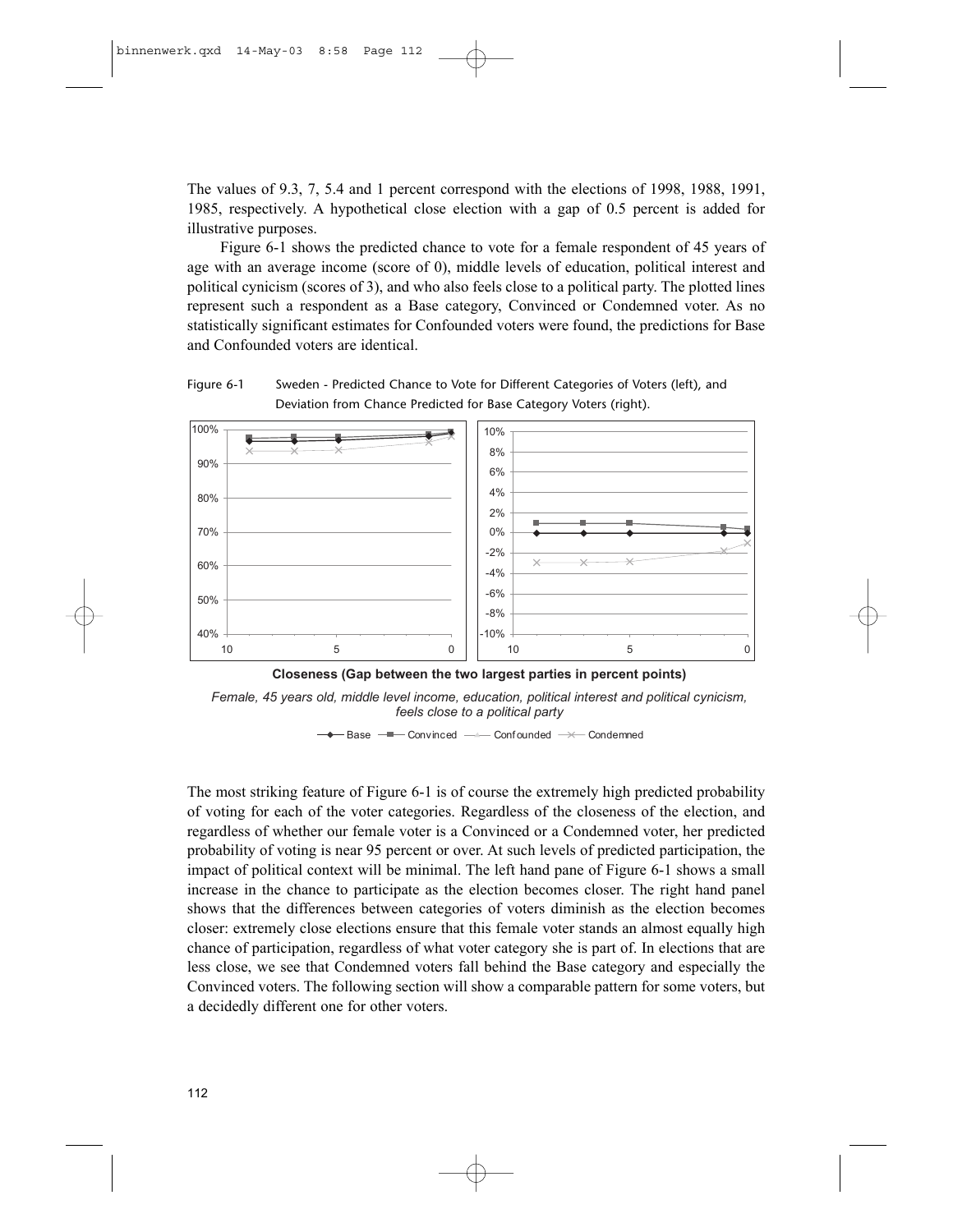The values of 9.3, 7, 5.4 and 1 percent correspond with the elections of 1998, 1988, 1991, 1985, respectively. A hypothetical close election with a gap of 0.5 percent is added for illustrative purposes.

Figure 6-1 shows the predicted chance to vote for a female respondent of 45 years of age with an average income (score of 0), middle levels of education, political interest and political cynicism (scores of 3), and who also feels close to a political party. The plotted lines represent such a respondent as a Base category, Convinced or Condemned voter. As no statistically significant estimates for Confounded voters were found, the predictions for Base and Confounded voters are identical.

Figure 6-1 Sweden - Predicted Chance to Vote for Different Categories of Voters (left), and Deviation from Chance Predicted for Base Category Voters (right).

**Closeness (Gap between the two largest parties in percent points)**

*Female, 45 years old, middle level income, education, political interest and political cynicism, feels close to a political party*

Base — Convinced — Confounded — Condemned

The most striking feature of Figure 6-1 is of course the extremely high predicted probability of voting for each of the voter categories. Regardless of the closeness of the election, and regardless of whether our female voter is a Convinced or a Condemned voter, her predicted probability of voting is near 95 percent or over. At such levels of predicted participation, the impact of political context will be minimal. The left hand pane of Figure 6-1 shows a small increase in the chance to participate as the election becomes closer. The right hand panel shows that the differences between categories of voters diminish as the election becomes closer: extremely close elections ensure that this female voter stands an almost equally high chance of participation, regardless of what voter category she is part of. In elections that are less close, we see that Condemned voters fall behind the Base category and especially the Convinced voters. The following section will show a comparable pattern for some voters, but a decidedly different one for other voters.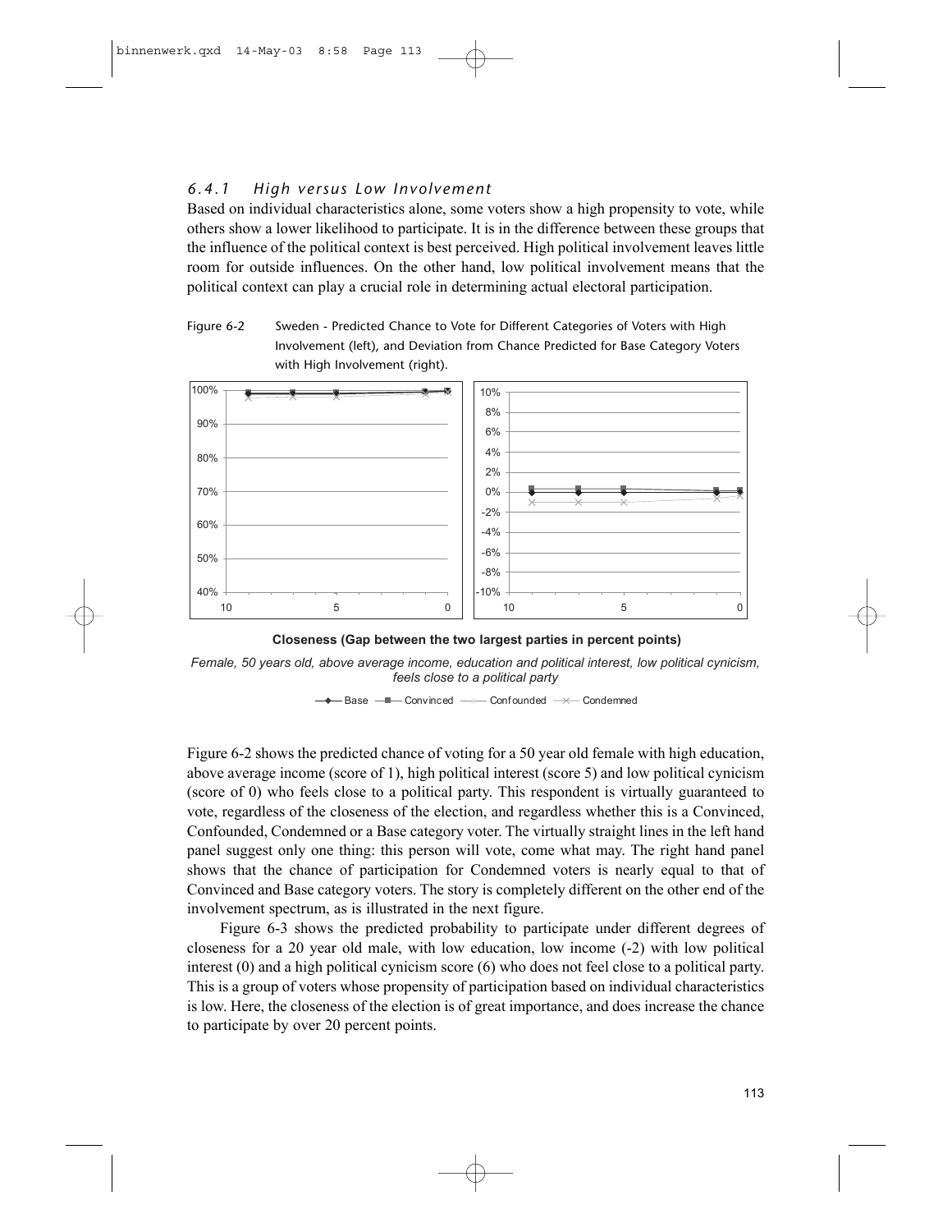### 6.4.1 High versus Low Involvement

Based on individual characteristics alone, some voters show a high propensity to vote, while others show a lower likelihood to participate. It is in the difference between these groups that the influence of the political context is best perceived. High political involvement leaves little room for outside influences. On the other hand, low political involvement means that the political context can play a crucial role in determining actual electoral participation.

Figure 6-2 Sweden - Predicted Chance to Vote for Different Categories of Voters with High Involvement (left), and Deviation from Chance Predicted for Base Category Voters with High Involvement (right).

**Closeness (Gap between the two largest parties in percent points)**

*Female, 50 years old, above average income, education and political interest, low political cynicism, feels close to a political party*

Base — Convinced — Confounded — Condemned

Figure 6-2 shows the predicted chance of voting for a 50 year old female with high education, above average income (score of 1), high political interest (score 5) and low political cynicism (score of 0) who feels close to a political party. This respondent is virtually guaranteed to vote, regardless of the closeness of the election, and regardless whether this is a Convinced, Confounded, Condemned or a Base category voter. The virtually straight lines in the left hand panel suggest only one thing: this person will vote, come what may. The right hand panel shows that the chance of participation for Condemned voters is nearly equal to that of Convinced and Base category voters. The story is completely different on the other end of the involvement spectrum, as is illustrated in the next figure.

Figure 6-3 shows the predicted probability to participate under different degrees of closeness for a 20 year old male, with low education, low income (-2) with low political interest (0) and a high political cynicism score (6) who does not feel close to a political party. This is a group of voters whose propensity of participation based on individual characteristics is low. Here, the closeness of the election is of great importance, and does increase the chance to participate by over 20 percent points.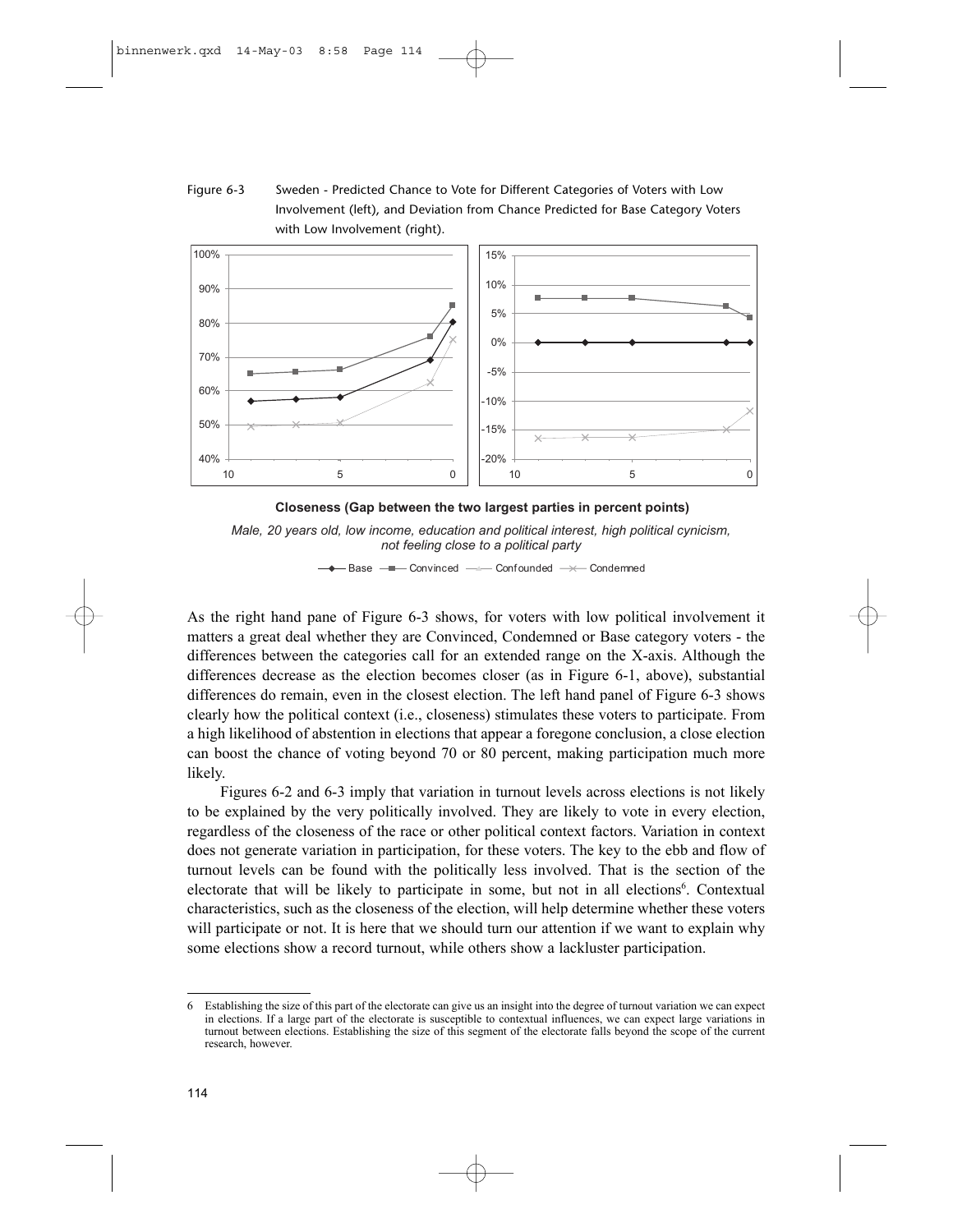Figure 6-3 Sweden - Predicted Chance to Vote for Different Categories of Voters with Low Involvement (left), and Deviation from Chance Predicted for Base Category Voters with Low Involvement (right).

**Closeness (Gap between the two largest parties in percent points)**

*Male, 20 years old, low income, education and political interest, high political cynicism, not feeling close to a political party*

Base — Convinced — Confounded — Condemned

As the right hand pane of Figure 6-3 shows, for voters with low political involvement it matters a great deal whether they are Convinced, Condemned or Base category voters - the differences between the categories call for an extended range on the X-axis. Although the differences decrease as the election becomes closer (as in Figure 6-1, above), substantial differences do remain, even in the closest election. The left hand panel of Figure 6-3 shows clearly how the political context (i.e., closeness) stimulates these voters to participate. From a high likelihood of abstention in elections that appear a foregone conclusion, a close election can boost the chance of voting beyond 70 or 80 percent, making participation much more likely.

Figures 6-2 and 6-3 imply that variation in turnout levels across elections is not likely to be explained by the very politically involved. They are likely to vote in every election, regardless of the closeness of the race or other political context factors. Variation in context does not generate variation in participation, for these voters. The key to the ebb and flow of turnout levels can be found with the politically less involved. That is the section of the electorate that will be likely to participate in some, but not in all elections[6]. Contextual characteristics, such as the closeness of the election, will help determine whether these voters will participate or not. It is here that we should turn our attention if we want to explain why some elections show a record turnout, while others show a lackluster participation.

---

6 Establishing the size of this part of the electorate can give us an insight into the degree of turnout variation we can expect in elections. If a large part of the electorate is susceptible to contextual influences, we can expect large variations in turnout between elections. Establishing the size of this segment of the electorate falls beyond the scope of the current research, however.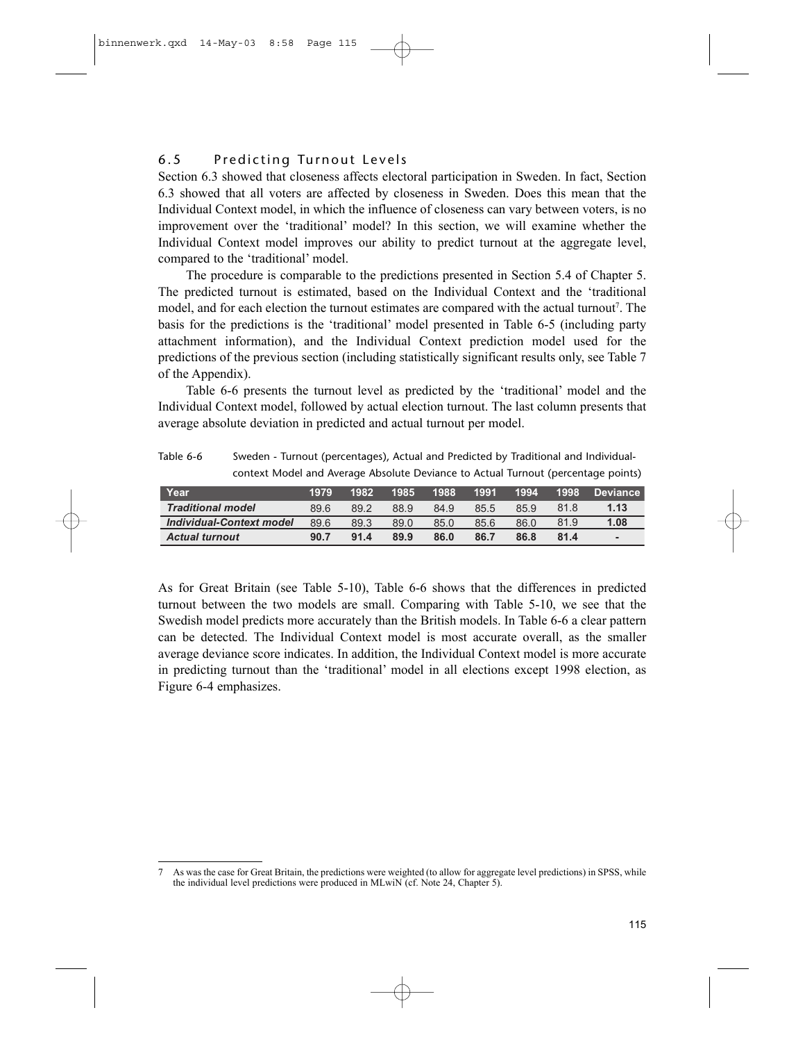## 6.5 Predicting Turnout Levels

Section 6.3 showed that closeness affects electoral participation in Sweden. In fact, Section 6.3 showed that all voters are affected by closeness in Sweden. Does this mean that the Individual Context model, in which the influence of closeness can vary between voters, is no improvement over the 'traditional' model? In this section, we will examine whether the Individual Context model improves our ability to predict turnout at the aggregate level, compared to the 'traditional' model.

The procedure is comparable to the predictions presented in Section 5.4 of Chapter 5. The predicted turnout is estimated, based on the Individual Context and the 'traditional model, and for each election the turnout estimates are compared with the actual turnout[7]. The basis for the predictions is the 'traditional' model presented in Table 6-5 (including party attachment information), and the Individual Context prediction model used for the predictions of the previous section (including statistically significant results only, see Table 7 of the Appendix).

Table 6-6 presents the turnout level as predicted by the 'traditional' model and the Individual Context model, followed by actual election turnout. The last column presents that average absolute deviation in predicted and actual turnout per model.

Table 6-6 Sweden - Turnout (percentages), Actual and Predicted by Traditional and Individual-context Model and Average Absolute Deviance to Actual Turnout (percentage points)

| Year | 1979 | 1982 | 1985 | 1988 | 1991 | 1994 | 1998 | Deviance |
|---|---|---|---|---|---|---|---|---|
| ***Traditional model*** | 89.6 | 89.2 | 88.9 | 84.9 | 85.5 | 85.9 | 81.8 | **1.13** |
| ***Individual-Context model*** | 89.6 | 89.3 | 89.0 | 85.0 | 85.6 | 86.0 | 81.9 | **1.08** |
| ***Actual turnout*** | **90.7** | **91.4** | **89.9** | **86.0** | **86.7** | **86.8** | **81.4** | **-** |

As for Great Britain (see Table 5-10), Table 6-6 shows that the differences in predicted turnout between the two models are small. Comparing with Table 5-10, we see that the Swedish model predicts more accurately than the British models. In Table 6-6 a clear pattern can be detected. The Individual Context model is most accurate overall, as the smaller average deviance score indicates. In addition, the Individual Context model is more accurate in predicting turnout than the 'traditional' model in all elections except 1998 election, as Figure 6-4 emphasizes.

---

7 As was the case for Great Britain, the predictions were weighted (to allow for aggregate level predictions) in SPSS, while the individual level predictions were produced in MLwiN (cf. Note 24, Chapter 5).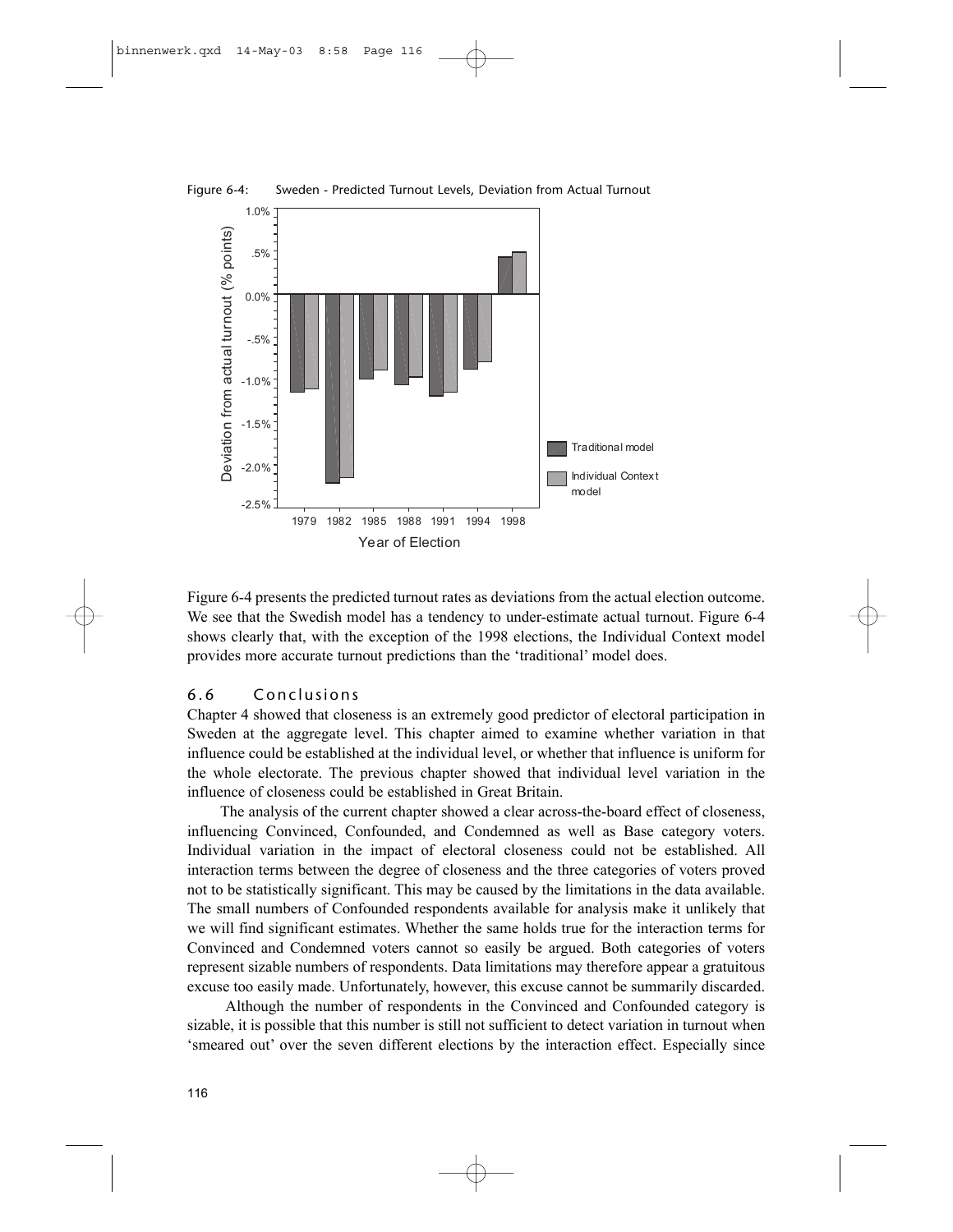Figure 6-4: Sweden - Predicted Turnout Levels, Deviation from Actual Turnout

Figure 6-4 presents the predicted turnout rates as deviations from the actual election outcome. We see that the Swedish model has a tendency to under-estimate actual turnout. Figure 6-4 shows clearly that, with the exception of the 1998 elections, the Individual Context model provides more accurate turnout predictions than the 'traditional' model does.

## 6.6 Conclusions

Chapter 4 showed that closeness is an extremely good predictor of electoral participation in Sweden at the aggregate level. This chapter aimed to examine whether variation in that influence could be established at the individual level, or whether that influence is uniform for the whole electorate. The previous chapter showed that individual level variation in the influence of closeness could be established in Great Britain.

The analysis of the current chapter showed a clear across-the-board effect of closeness, influencing Convinced, Confounded, and Condemned as well as Base category voters. Individual variation in the impact of electoral closeness could not be established. All interaction terms between the degree of closeness and the three categories of voters proved not to be statistically significant. This may be caused by the limitations in the data available. The small numbers of Confounded respondents available for analysis make it unlikely that we will find significant estimates. Whether the same holds true for the interaction terms for Convinced and Condemned voters cannot so easily be argued. Both categories of voters represent sizable numbers of respondents. Data limitations may therefore appear a gratuitous excuse too easily made. Unfortunately, however, this excuse cannot be summarily discarded.

Although the number of respondents in the Convinced and Confounded category is sizable, it is possible that this number is still not sufficient to detect variation in turnout when 'smeared out' over the seven different elections by the interaction effect. Especially since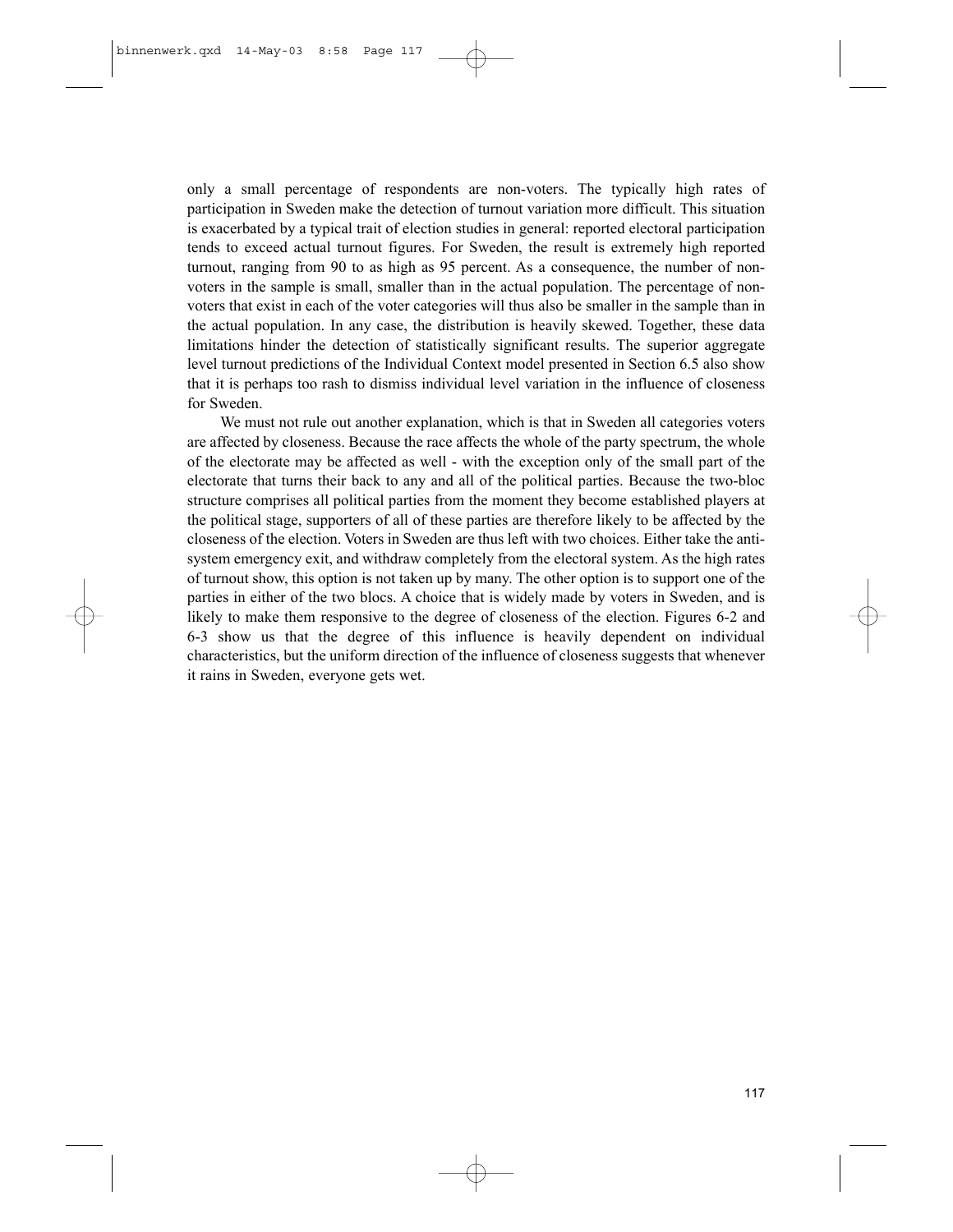only a small percentage of respondents are non-voters. The typically high rates of participation in Sweden make the detection of turnout variation more difficult. This situation is exacerbated by a typical trait of election studies in general: reported electoral participation tends to exceed actual turnout figures. For Sweden, the result is extremely high reported turnout, ranging from 90 to as high as 95 percent. As a consequence, the number of non-voters in the sample is small, smaller than in the actual population. The percentage of non-voters that exist in each of the voter categories will thus also be smaller in the sample than in the actual population. In any case, the distribution is heavily skewed. Together, these data limitations hinder the detection of statistically significant results. The superior aggregate level turnout predictions of the Individual Context model presented in Section 6.5 also show that it is perhaps too rash to dismiss individual level variation in the influence of closeness for Sweden.

We must not rule out another explanation, which is that in Sweden all categories voters are affected by closeness. Because the race affects the whole of the party spectrum, the whole of the electorate may be affected as well - with the exception only of the small part of the electorate that turns their back to any and all of the political parties. Because the two-bloc structure comprises all political parties from the moment they become established players at the political stage, supporters of all of these parties are therefore likely to be affected by the closeness of the election. Voters in Sweden are thus left with two choices. Either take the anti-system emergency exit, and withdraw completely from the electoral system. As the high rates of turnout show, this option is not taken up by many. The other option is to support one of the parties in either of the two blocs. A choice that is widely made by voters in Sweden, and is likely to make them responsive to the degree of closeness of the election. Figures 6-2 and 6-3 show us that the degree of this influence is heavily dependent on individual characteristics, but the uniform direction of the influence of closeness suggests that whenever it rains in Sweden, everyone gets wet.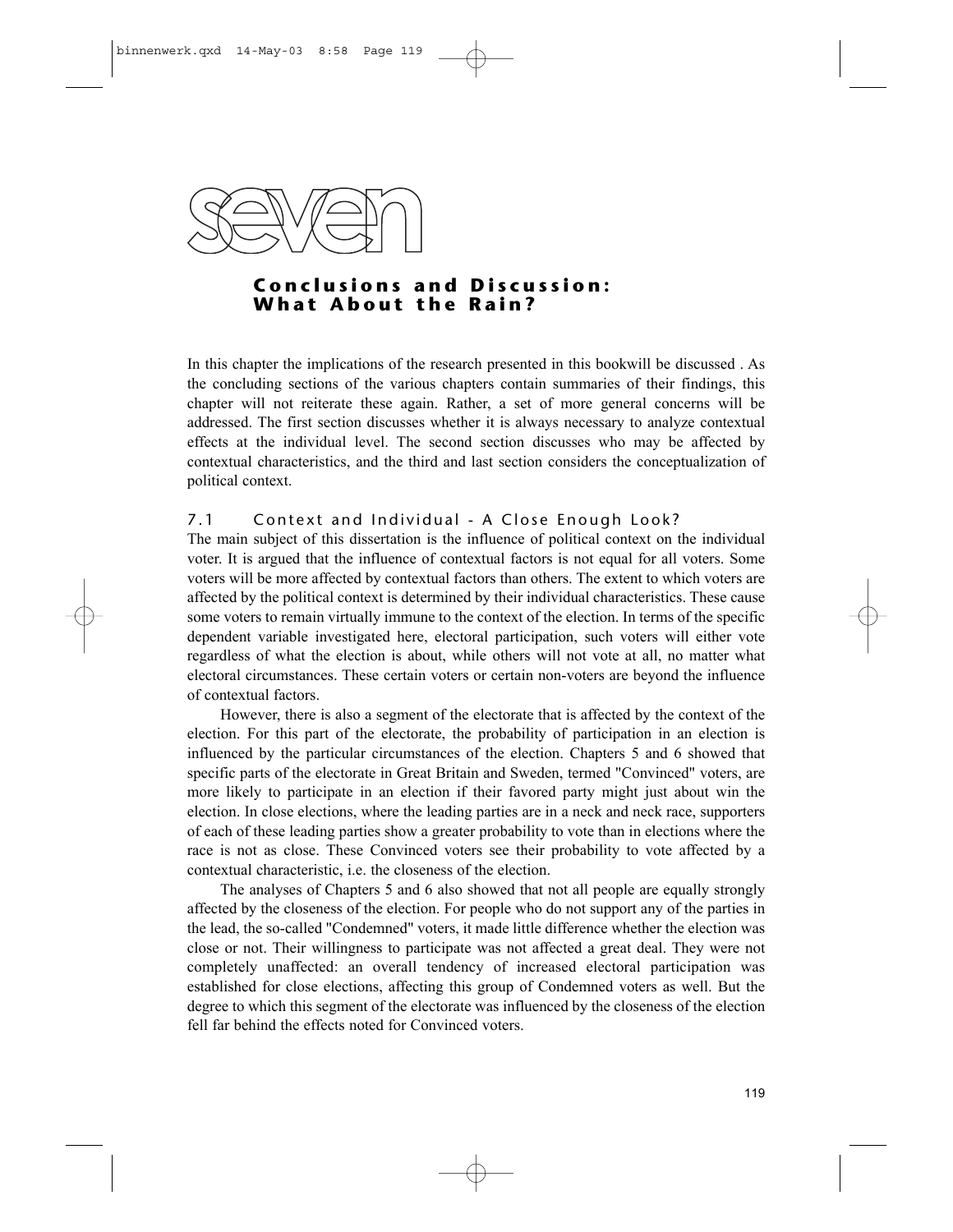# seven

## Conclusions and Discussion: What About the Rain?

In this chapter the implications of the research presented in this bookwill be discussed . As the concluding sections of the various chapters contain summaries of their findings, this chapter will not reiterate these again. Rather, a set of more general concerns will be addressed. The first section discusses whether it is always necessary to analyze contextual effects at the individual level. The second section discusses who may be affected by contextual characteristics, and the third and last section considers the conceptualization of political context.

### 7.1 Context and Individual - A Close Enough Look?

The main subject of this dissertation is the influence of political context on the individual voter. It is argued that the influence of contextual factors is not equal for all voters. Some voters will be more affected by contextual factors than others. The extent to which voters are affected by the political context is determined by their individual characteristics. These cause some voters to remain virtually immune to the context of the election. In terms of the specific dependent variable investigated here, electoral participation, such voters will either vote regardless of what the election is about, while others will not vote at all, no matter what electoral circumstances. These certain voters or certain non-voters are beyond the influence of contextual factors.

However, there is also a segment of the electorate that is affected by the context of the election. For this part of the electorate, the probability of participation in an election is influenced by the particular circumstances of the election. Chapters 5 and 6 showed that specific parts of the electorate in Great Britain and Sweden, termed "Convinced" voters, are more likely to participate in an election if their favored party might just about win the election. In close elections, where the leading parties are in a neck and neck race, supporters of each of these leading parties show a greater probability to vote than in elections where the race is not as close. These Convinced voters see their probability to vote affected by a contextual characteristic, i.e. the closeness of the election.

The analyses of Chapters 5 and 6 also showed that not all people are equally strongly affected by the closeness of the election. For people who do not support any of the parties in the lead, the so-called "Condemned" voters, it made little difference whether the election was close or not. Their willingness to participate was not affected a great deal. They were not completely unaffected: an overall tendency of increased electoral participation was established for close elections, affecting this group of Condemned voters as well. But the degree to which this segment of the electorate was influenced by the closeness of the election fell far behind the effects noted for Convinced voters.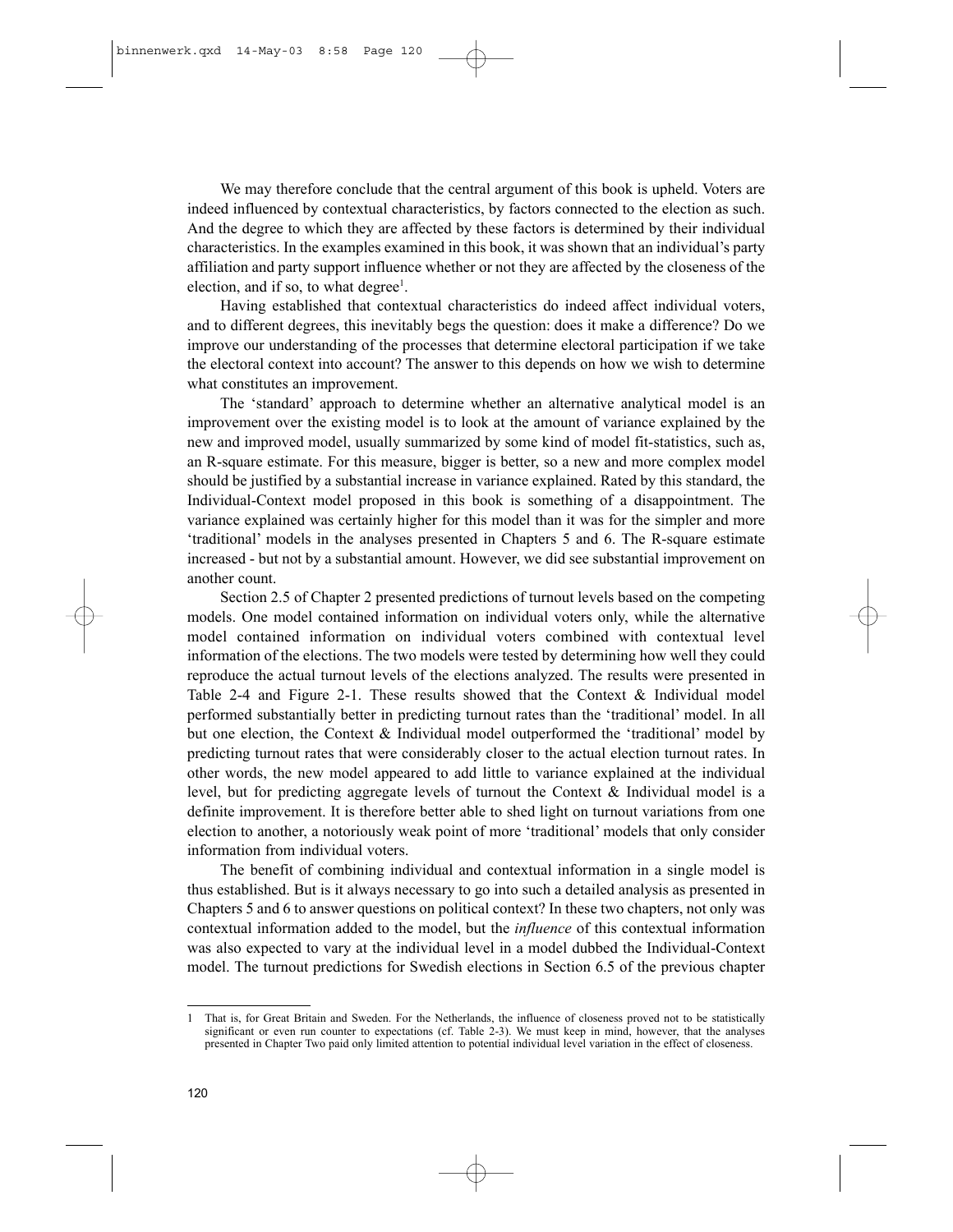We may therefore conclude that the central argument of this book is upheld. Voters are indeed influenced by contextual characteristics, by factors connected to the election as such. And the degree to which they are affected by these factors is determined by their individual characteristics. In the examples examined in this book, it was shown that an individual's party affiliation and party support influence whether or not they are affected by the closeness of the election, and if so, to what degree[1].

Having established that contextual characteristics do indeed affect individual voters, and to different degrees, this inevitably begs the question: does it make a difference? Do we improve our understanding of the processes that determine electoral participation if we take the electoral context into account? The answer to this depends on how we wish to determine what constitutes an improvement.

The 'standard' approach to determine whether an alternative analytical model is an improvement over the existing model is to look at the amount of variance explained by the new and improved model, usually summarized by some kind of model fit-statistics, such as, an R-square estimate. For this measure, bigger is better, so a new and more complex model should be justified by a substantial increase in variance explained. Rated by this standard, the Individual-Context model proposed in this book is something of a disappointment. The variance explained was certainly higher for this model than it was for the simpler and more 'traditional' models in the analyses presented in Chapters 5 and 6. The R-square estimate increased - but not by a substantial amount. However, we did see substantial improvement on another count.

Section 2.5 of Chapter 2 presented predictions of turnout levels based on the competing models. One model contained information on individual voters only, while the alternative model contained information on individual voters combined with contextual level information of the elections. The two models were tested by determining how well they could reproduce the actual turnout levels of the elections analyzed. The results were presented in Table 2-4 and Figure 2-1. These results showed that the Context & Individual model performed substantially better in predicting turnout rates than the 'traditional' model. In all but one election, the Context & Individual model outperformed the 'traditional' model by predicting turnout rates that were considerably closer to the actual election turnout rates. In other words, the new model appeared to add little to variance explained at the individual level, but for predicting aggregate levels of turnout the Context & Individual model is a definite improvement. It is therefore better able to shed light on turnout variations from one election to another, a notoriously weak point of more 'traditional' models that only consider information from individual voters.

The benefit of combining individual and contextual information in a single model is thus established. But is it always necessary to go into such a detailed analysis as presented in Chapters 5 and 6 to answer questions on political context? In these two chapters, not only was contextual information added to the model, but the *influence* of this contextual information was also expected to vary at the individual level in a model dubbed the Individual-Context model. The turnout predictions for Swedish elections in Section 6.5 of the previous chapter

---

1 That is, for Great Britain and Sweden. For the Netherlands, the influence of closeness proved not to be statistically significant or even run counter to expectations (cf. Table 2-3). We must keep in mind, however, that the analyses presented in Chapter Two paid only limited attention to potential individual level variation in the effect of closeness.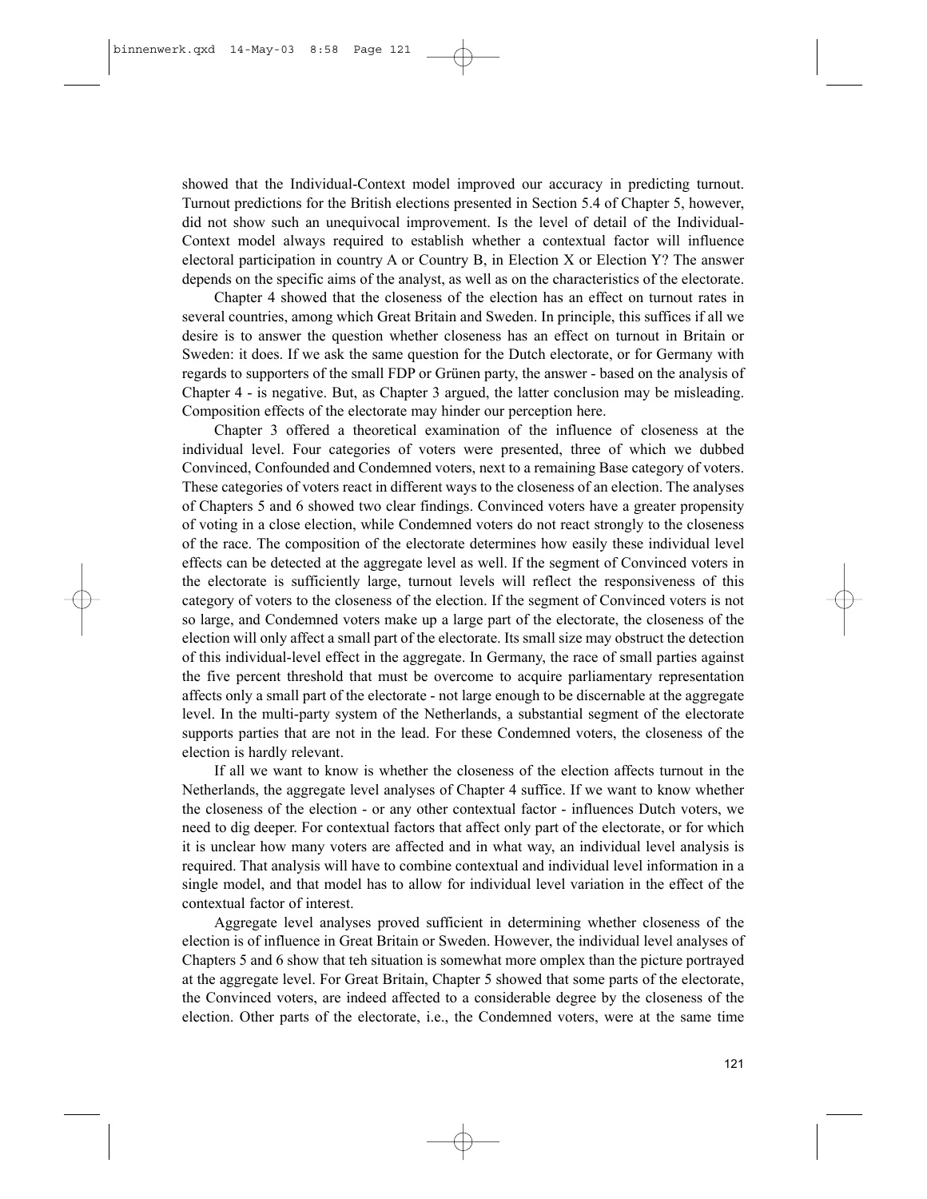showed that the Individual-Context model improved our accuracy in predicting turnout. Turnout predictions for the British elections presented in Section 5.4 of Chapter 5, however, did not show such an unequivocal improvement. Is the level of detail of the Individual-Context model always required to establish whether a contextual factor will influence electoral participation in country A or Country B, in Election X or Election Y? The answer depends on the specific aims of the analyst, as well as on the characteristics of the electorate.

Chapter 4 showed that the closeness of the election has an effect on turnout rates in several countries, among which Great Britain and Sweden. In principle, this suffices if all we desire is to answer the question whether closeness has an effect on turnout in Britain or Sweden: it does. If we ask the same question for the Dutch electorate, or for Germany with regards to supporters of the small FDP or Grünen party, the answer - based on the analysis of Chapter 4 - is negative. But, as Chapter 3 argued, the latter conclusion may be misleading. Composition effects of the electorate may hinder our perception here.

Chapter 3 offered a theoretical examination of the influence of closeness at the individual level. Four categories of voters were presented, three of which we dubbed Convinced, Confounded and Condemned voters, next to a remaining Base category of voters. These categories of voters react in different ways to the closeness of an election. The analyses of Chapters 5 and 6 showed two clear findings. Convinced voters have a greater propensity of voting in a close election, while Condemned voters do not react strongly to the closeness of the race. The composition of the electorate determines how easily these individual level effects can be detected at the aggregate level as well. If the segment of Convinced voters in the electorate is sufficiently large, turnout levels will reflect the responsiveness of this category of voters to the closeness of the election. If the segment of Convinced voters is not so large, and Condemned voters make up a large part of the electorate, the closeness of the election will only affect a small part of the electorate. Its small size may obstruct the detection of this individual-level effect in the aggregate. In Germany, the race of small parties against the five percent threshold that must be overcome to acquire parliamentary representation affects only a small part of the electorate - not large enough to be discernable at the aggregate level. In the multi-party system of the Netherlands, a substantial segment of the electorate supports parties that are not in the lead. For these Condemned voters, the closeness of the election is hardly relevant.

If all we want to know is whether the closeness of the election affects turnout in the Netherlands, the aggregate level analyses of Chapter 4 suffice. If we want to know whether the closeness of the election - or any other contextual factor - influences Dutch voters, we need to dig deeper. For contextual factors that affect only part of the electorate, or for which it is unclear how many voters are affected and in what way, an individual level analysis is required. That analysis will have to combine contextual and individual level information in a single model, and that model has to allow for individual level variation in the effect of the contextual factor of interest.

Aggregate level analyses proved sufficient in determining whether closeness of the election is of influence in Great Britain or Sweden. However, the individual level analyses of Chapters 5 and 6 show that teh situation is somewhat more omplex than the picture portrayed at the aggregate level. For Great Britain, Chapter 5 showed that some parts of the electorate, the Convinced voters, are indeed affected to a considerable degree by the closeness of the election. Other parts of the electorate, i.e., the Condemned voters, were at the same time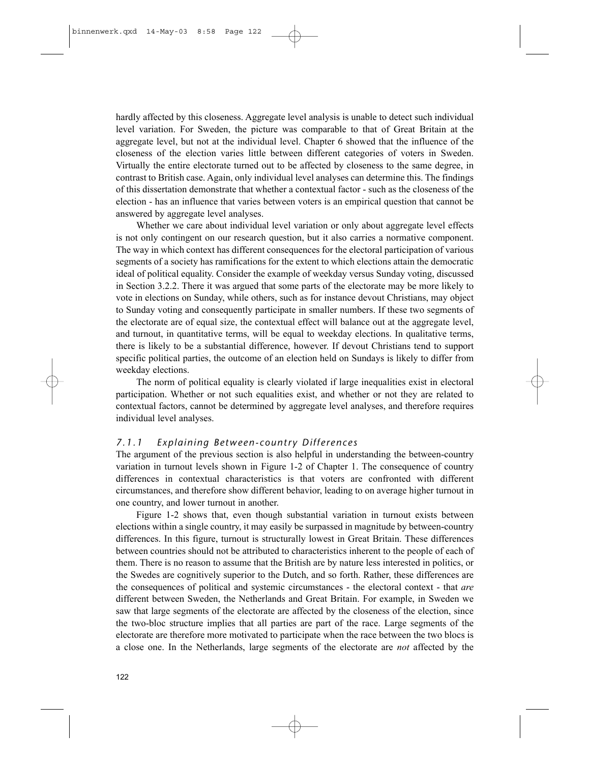hardly affected by this closeness. Aggregate level analysis is unable to detect such individual level variation. For Sweden, the picture was comparable to that of Great Britain at the aggregate level, but not at the individual level. Chapter 6 showed that the influence of the closeness of the election varies little between different categories of voters in Sweden. Virtually the entire electorate turned out to be affected by closeness to the same degree, in contrast to British case. Again, only individual level analyses can determine this. The findings of this dissertation demonstrate that whether a contextual factor - such as the closeness of the election - has an influence that varies between voters is an empirical question that cannot be answered by aggregate level analyses.

Whether we care about individual level variation or only about aggregate level effects is not only contingent on our research question, but it also carries a normative component. The way in which context has different consequences for the electoral participation of various segments of a society has ramifications for the extent to which elections attain the democratic ideal of political equality. Consider the example of weekday versus Sunday voting, discussed in Section 3.2.2. There it was argued that some parts of the electorate may be more likely to vote in elections on Sunday, while others, such as for instance devout Christians, may object to Sunday voting and consequently participate in smaller numbers. If these two segments of the electorate are of equal size, the contextual effect will balance out at the aggregate level, and turnout, in quantitative terms, will be equal to weekday elections. In qualitative terms, there is likely to be a substantial difference, however. If devout Christians tend to support specific political parties, the outcome of an election held on Sundays is likely to differ from weekday elections.

The norm of political equality is clearly violated if large inequalities exist in electoral participation. Whether or not such equalities exist, and whether or not they are related to contextual factors, cannot be determined by aggregate level analyses, and therefore requires individual level analyses.

### *7.1.1 Explaining Between-country Differences*

The argument of the previous section is also helpful in understanding the between-country variation in turnout levels shown in Figure 1-2 of Chapter 1. The consequence of country differences in contextual characteristics is that voters are confronted with different circumstances, and therefore show different behavior, leading to on average higher turnout in one country, and lower turnout in another.

Figure 1-2 shows that, even though substantial variation in turnout exists between elections within a single country, it may easily be surpassed in magnitude by between-country differences. In this figure, turnout is structurally lowest in Great Britain. These differences between countries should not be attributed to characteristics inherent to the people of each of them. There is no reason to assume that the British are by nature less interested in politics, or the Swedes are cognitively superior to the Dutch, and so forth. Rather, these differences are the consequences of political and systemic circumstances - the electoral context - that *are* different between Sweden, the Netherlands and Great Britain. For example, in Sweden we saw that large segments of the electorate are affected by the closeness of the election, since the two-bloc structure implies that all parties are part of the race. Large segments of the electorate are therefore more motivated to participate when the race between the two blocs is a close one. In the Netherlands, large segments of the electorate are *not* affected by the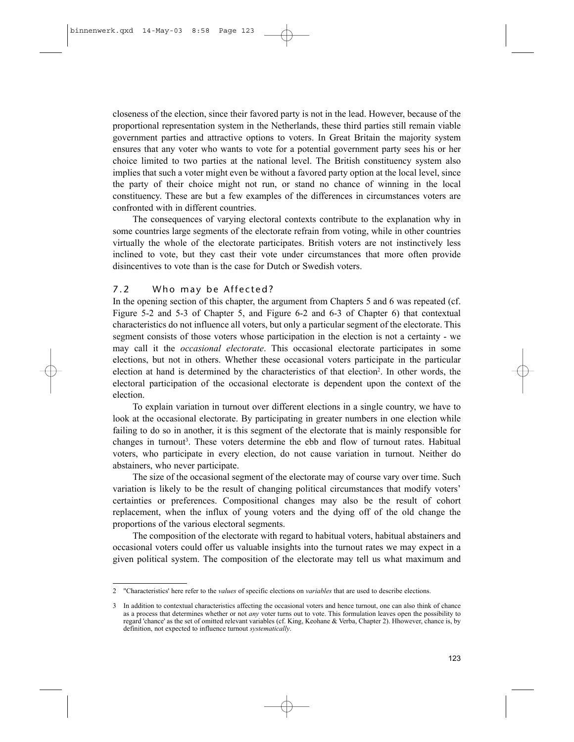closeness of the election, since their favored party is not in the lead. However, because of the proportional representation system in the Netherlands, these third parties still remain viable government parties and attractive options to voters. In Great Britain the majority system ensures that any voter who wants to vote for a potential government party sees his or her choice limited to two parties at the national level. The British constituency system also implies that such a voter might even be without a favored party option at the local level, since the party of their choice might not run, or stand no chance of winning in the local constituency. These are but a few examples of the differences in circumstances voters are confronted with in different countries.

The consequences of varying electoral contexts contribute to the explanation why in some countries large segments of the electorate refrain from voting, while in other countries virtually the whole of the electorate participates. British voters are not instinctively less inclined to vote, but they cast their vote under circumstances that more often provide disincentives to vote than is the case for Dutch or Swedish voters.

## 7.2 Who may be Affected?

In the opening section of this chapter, the argument from Chapters 5 and 6 was repeated (cf. Figure 5-2 and 5-3 of Chapter 5, and Figure 6-2 and 6-3 of Chapter 6) that contextual characteristics do not influence all voters, but only a particular segment of the electorate. This segment consists of those voters whose participation in the election is not a certainty - we may call it the *occasional electorate*. This occasional electorate participates in some elections, but not in others. Whether these occasional voters participate in the particular election at hand is determined by the characteristics of that election[2]. In other words, the electoral participation of the occasional electorate is dependent upon the context of the election.

To explain variation in turnout over different elections in a single country, we have to look at the occasional electorate. By participating in greater numbers in one election while failing to do so in another, it is this segment of the electorate that is mainly responsible for changes in turnout[3]. These voters determine the ebb and flow of turnout rates. Habitual voters, who participate in every election, do not cause variation in turnout. Neither do abstainers, who never participate.

The size of the occasional segment of the electorate may of course vary over time. Such variation is likely to be the result of changing political circumstances that modify voters' certainties or preferences. Compositional changes may also be the result of cohort replacement, when the influx of young voters and the dying off of the old change the proportions of the various electoral segments.

The composition of the electorate with regard to habitual voters, habitual abstainers and occasional voters could offer us valuable insights into the turnout rates we may expect in a given political system. The composition of the electorate may tell us what maximum and

---

2 ''Characteristics' here refer to the *values* of specific elections on *variables* that are used to describe elections.

3 In addition to contextual characteristics affecting the occasional voters and hence turnout, one can also think of chance as a process that determines whether or not *any* voter turns out to vote. This formulation leaves open the possibility to regard 'chance' as the set of omitted relevant variables (cf. King, Keohane & Verba, Chapter 2). Hhowever, chance is, by definition, not expected to influence turnout *systematically*.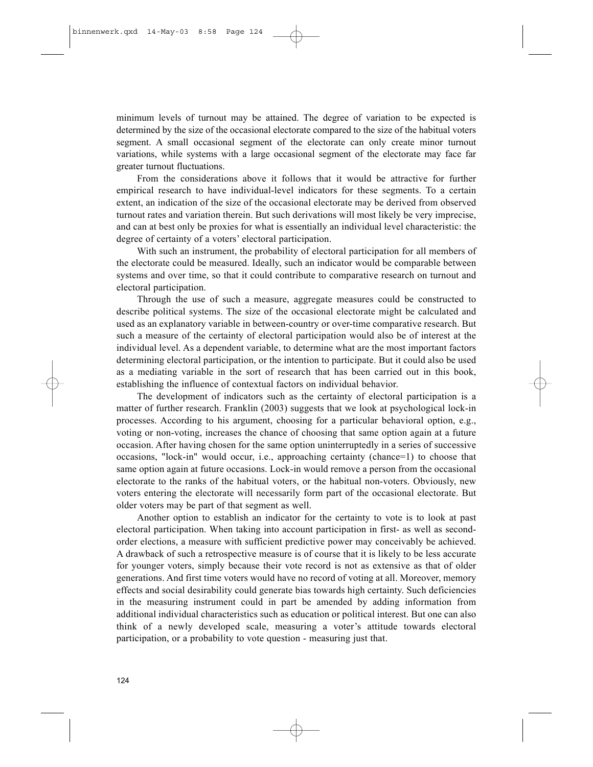minimum levels of turnout may be attained. The degree of variation to be expected is determined by the size of the occasional electorate compared to the size of the habitual voters segment. A small occasional segment of the electorate can only create minor turnout variations, while systems with a large occasional segment of the electorate may face far greater turnout fluctuations.

From the considerations above it follows that it would be attractive for further empirical research to have individual-level indicators for these segments. To a certain extent, an indication of the size of the occasional electorate may be derived from observed turnout rates and variation therein. But such derivations will most likely be very imprecise, and can at best only be proxies for what is essentially an individual level characteristic: the degree of certainty of a voters' electoral participation.

With such an instrument, the probability of electoral participation for all members of the electorate could be measured. Ideally, such an indicator would be comparable between systems and over time, so that it could contribute to comparative research on turnout and electoral participation.

Through the use of such a measure, aggregate measures could be constructed to describe political systems. The size of the occasional electorate might be calculated and used as an explanatory variable in between-country or over-time comparative research. But such a measure of the certainty of electoral participation would also be of interest at the individual level. As a dependent variable, to determine what are the most important factors determining electoral participation, or the intention to participate. But it could also be used as a mediating variable in the sort of research that has been carried out in this book, establishing the influence of contextual factors on individual behavior.

The development of indicators such as the certainty of electoral participation is a matter of further research. Franklin (2003) suggests that we look at psychological lock-in processes. According to his argument, choosing for a particular behavioral option, e.g., voting or non-voting, increases the chance of choosing that same option again at a future occasion. After having chosen for the same option uninterruptedly in a series of successive occasions, "lock-in" would occur, i.e., approaching certainty (chance=1) to choose that same option again at future occasions. Lock-in would remove a person from the occasional electorate to the ranks of the habitual voters, or the habitual non-voters. Obviously, new voters entering the electorate will necessarily form part of the occasional electorate. But older voters may be part of that segment as well.

Another option to establish an indicator for the certainty to vote is to look at past electoral participation. When taking into account participation in first- as well as second-order elections, a measure with sufficient predictive power may conceivably be achieved. A drawback of such a retrospective measure is of course that it is likely to be less accurate for younger voters, simply because their vote record is not as extensive as that of older generations. And first time voters would have no record of voting at all. Moreover, memory effects and social desirability could generate bias towards high certainty. Such deficiencies in the measuring instrument could in part be amended by adding information from additional individual characteristics such as education or political interest. But one can also think of a newly developed scale, measuring a voter's attitude towards electoral participation, or a probability to vote question - measuring just that.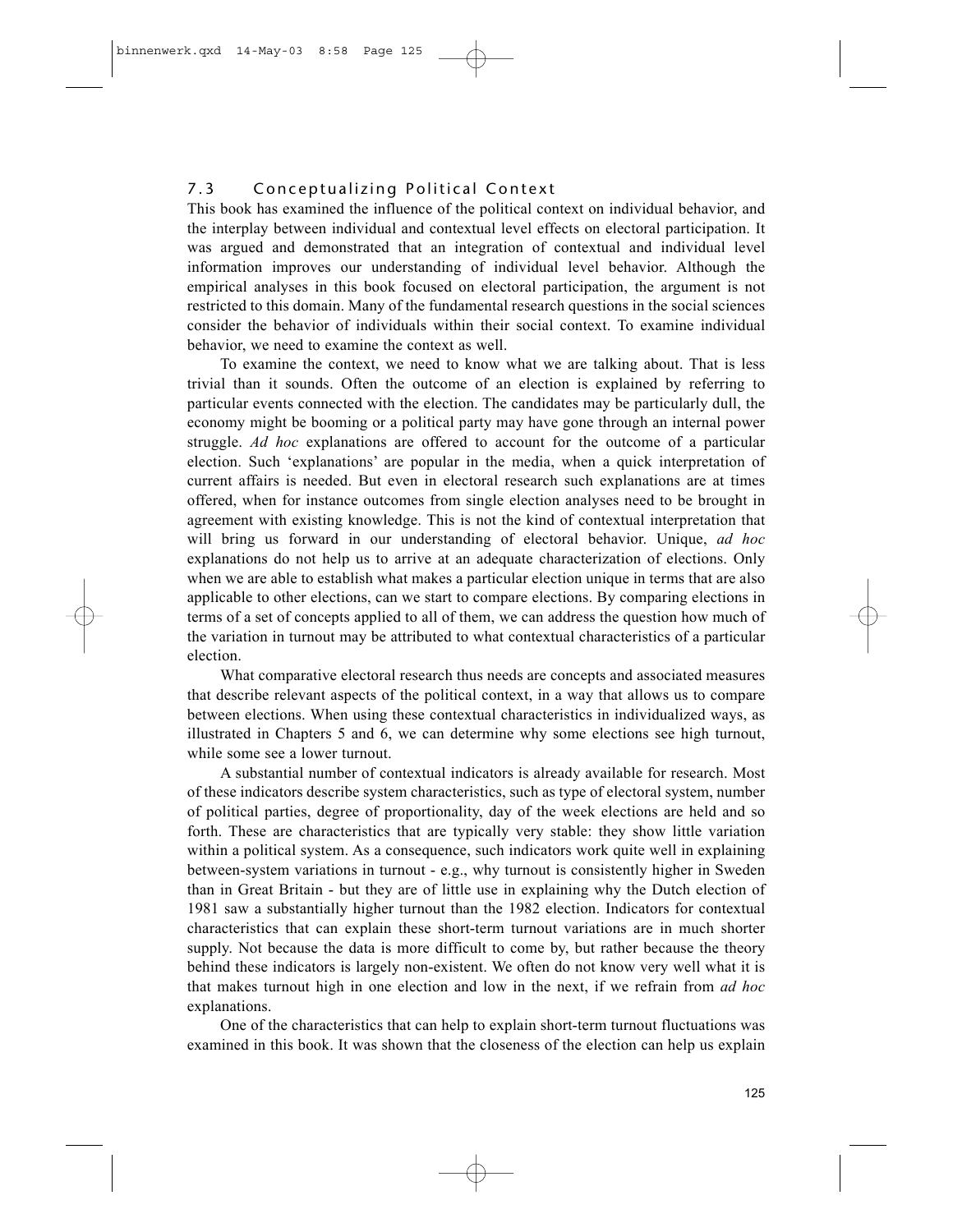## 7.3 Conceptualizing Political Context

This book has examined the influence of the political context on individual behavior, and the interplay between individual and contextual level effects on electoral participation. It was argued and demonstrated that an integration of contextual and individual level information improves our understanding of individual level behavior. Although the empirical analyses in this book focused on electoral participation, the argument is not restricted to this domain. Many of the fundamental research questions in the social sciences consider the behavior of individuals within their social context. To examine individual behavior, we need to examine the context as well.

To examine the context, we need to know what we are talking about. That is less trivial than it sounds. Often the outcome of an election is explained by referring to particular events connected with the election. The candidates may be particularly dull, the economy might be booming or a political party may have gone through an internal power struggle. *Ad hoc* explanations are offered to account for the outcome of a particular election. Such 'explanations' are popular in the media, when a quick interpretation of current affairs is needed. But even in electoral research such explanations are at times offered, when for instance outcomes from single election analyses need to be brought in agreement with existing knowledge. This is not the kind of contextual interpretation that will bring us forward in our understanding of electoral behavior. Unique, *ad hoc* explanations do not help us to arrive at an adequate characterization of elections. Only when we are able to establish what makes a particular election unique in terms that are also applicable to other elections, can we start to compare elections. By comparing elections in terms of a set of concepts applied to all of them, we can address the question how much of the variation in turnout may be attributed to what contextual characteristics of a particular election.

What comparative electoral research thus needs are concepts and associated measures that describe relevant aspects of the political context, in a way that allows us to compare between elections. When using these contextual characteristics in individualized ways, as illustrated in Chapters 5 and 6, we can determine why some elections see high turnout, while some see a lower turnout.

A substantial number of contextual indicators is already available for research. Most of these indicators describe system characteristics, such as type of electoral system, number of political parties, degree of proportionality, day of the week elections are held and so forth. These are characteristics that are typically very stable: they show little variation within a political system. As a consequence, such indicators work quite well in explaining between-system variations in turnout - e.g., why turnout is consistently higher in Sweden than in Great Britain - but they are of little use in explaining why the Dutch election of 1981 saw a substantially higher turnout than the 1982 election. Indicators for contextual characteristics that can explain these short-term turnout variations are in much shorter supply. Not because the data is more difficult to come by, but rather because the theory behind these indicators is largely non-existent. We often do not know very well what it is that makes turnout high in one election and low in the next, if we refrain from *ad hoc* explanations.

One of the characteristics that can help to explain short-term turnout fluctuations was examined in this book. It was shown that the closeness of the election can help us explain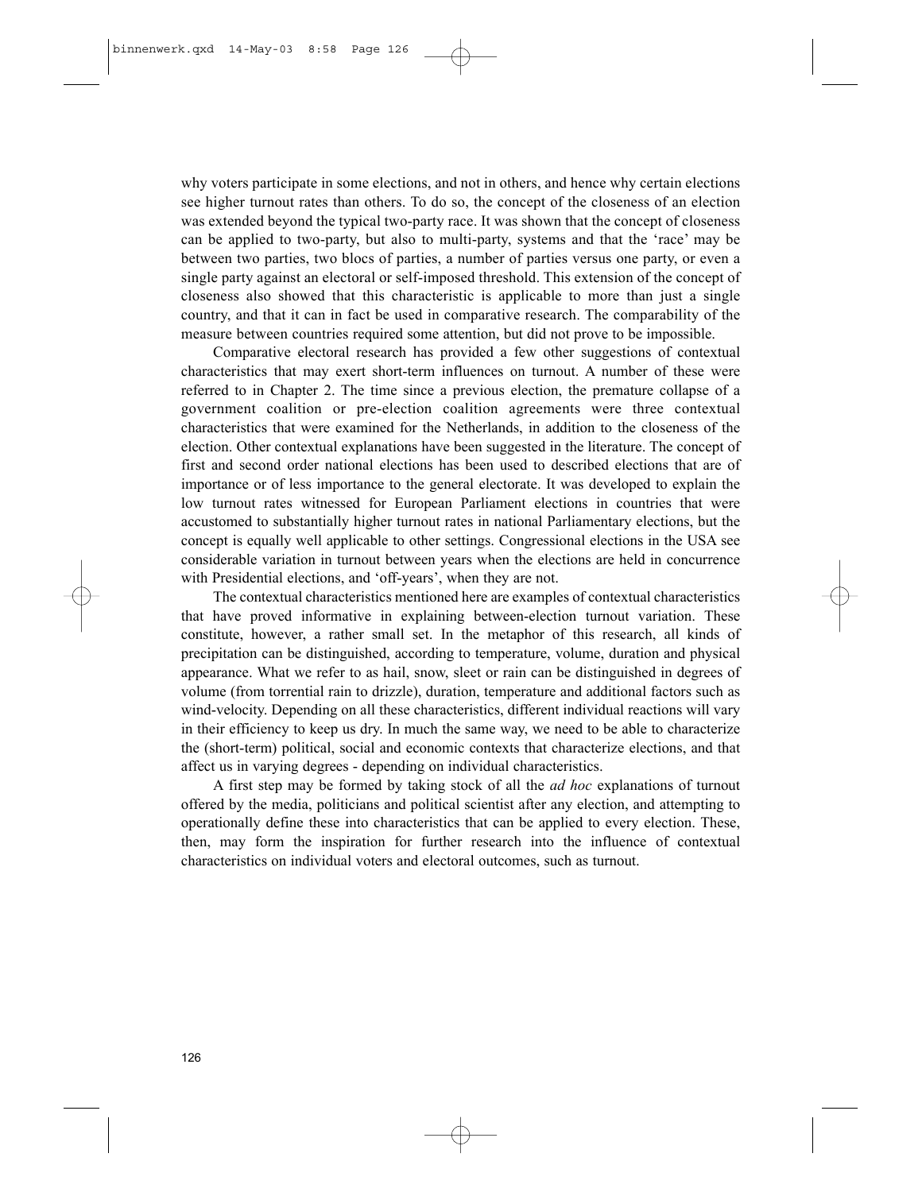why voters participate in some elections, and not in others, and hence why certain elections see higher turnout rates than others. To do so, the concept of the closeness of an election was extended beyond the typical two-party race. It was shown that the concept of closeness can be applied to two-party, but also to multi-party, systems and that the 'race' may be between two parties, two blocs of parties, a number of parties versus one party, or even a single party against an electoral or self-imposed threshold. This extension of the concept of closeness also showed that this characteristic is applicable to more than just a single country, and that it can in fact be used in comparative research. The comparability of the measure between countries required some attention, but did not prove to be impossible.

Comparative electoral research has provided a few other suggestions of contextual characteristics that may exert short-term influences on turnout. A number of these were referred to in Chapter 2. The time since a previous election, the premature collapse of a government coalition or pre-election coalition agreements were three contextual characteristics that were examined for the Netherlands, in addition to the closeness of the election. Other contextual explanations have been suggested in the literature. The concept of first and second order national elections has been used to described elections that are of importance or of less importance to the general electorate. It was developed to explain the low turnout rates witnessed for European Parliament elections in countries that were accustomed to substantially higher turnout rates in national Parliamentary elections, but the concept is equally well applicable to other settings. Congressional elections in the USA see considerable variation in turnout between years when the elections are held in concurrence with Presidential elections, and 'off-years', when they are not.

The contextual characteristics mentioned here are examples of contextual characteristics that have proved informative in explaining between-election turnout variation. These constitute, however, a rather small set. In the metaphor of this research, all kinds of precipitation can be distinguished, according to temperature, volume, duration and physical appearance. What we refer to as hail, snow, sleet or rain can be distinguished in degrees of volume (from torrential rain to drizzle), duration, temperature and additional factors such as wind-velocity. Depending on all these characteristics, different individual reactions will vary in their efficiency to keep us dry. In much the same way, we need to be able to characterize the (short-term) political, social and economic contexts that characterize elections, and that affect us in varying degrees - depending on individual characteristics.

A first step may be formed by taking stock of all the *ad hoc* explanations of turnout offered by the media, politicians and political scientist after any election, and attempting to operationally define these into characteristics that can be applied to every election. These, then, may form the inspiration for further research into the influence of contextual characteristics on individual voters and electoral outcomes, such as turnout.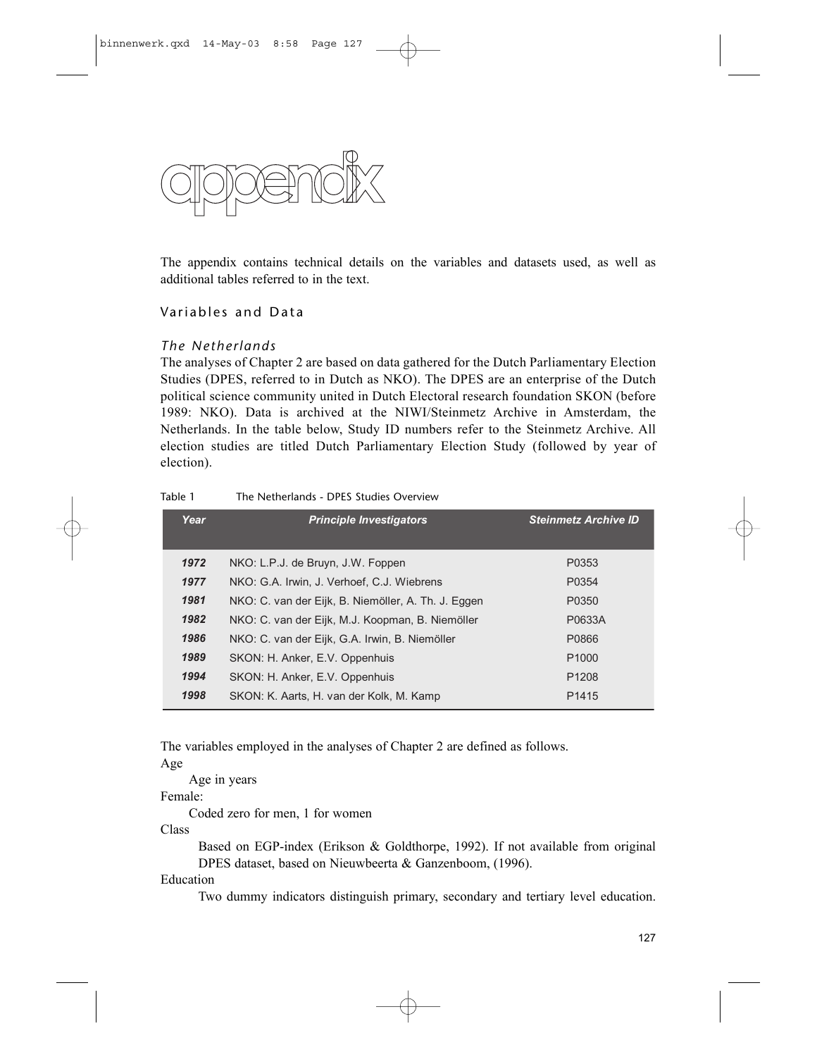# appendix

The appendix contains technical details on the variables and datasets used, as well as additional tables referred to in the text.

## Variables and Data

### *The Netherlands*

The analyses of Chapter 2 are based on data gathered for the Dutch Parliamentary Election Studies (DPES, referred to in Dutch as NKO). The DPES are an enterprise of the Dutch political science community united in Dutch Electoral research foundation SKON (before 1989: NKO). Data is archived at the NIWI/Steinmetz Archive in Amsterdam, the Netherlands. In the table below, Study ID numbers refer to the Steinmetz Archive. All election studies are titled Dutch Parliamentary Election Study (followed by year of election).

Table 1 The Netherlands - DPES Studies Overview

| Year | Principle Investigators | Steinmetz Archive ID |
|---|---|---|
| 1972 | NKO: L.P.J. de Bruyn, J.W. Foppen | P0353 |
| 1977 | NKO: G.A. Irwin, J. Verhoef, C.J. Wiebrens | P0354 |
| 1981 | NKO: C. van der Eijk, B. Niemöller, A. Th. J. Eggen | P0350 |
| 1982 | NKO: C. van der Eijk, M.J. Koopman, B. Niemöller | P0633A |
| 1986 | NKO: C. van der Eijk, G.A. Irwin, B. Niemöller | P0866 |
| 1989 | SKON: H. Anker, E.V. Oppenhuis | P1000 |
| 1994 | SKON: H. Anker, E.V. Oppenhuis | P1208 |
| 1998 | SKON: K. Aarts, H. van der Kolk, M. Kamp | P1415 |

The variables employed in the analyses of Chapter 2 are defined as follows.

Age

  Age in years

Female:

  Coded zero for men, 1 for women

Class

  Based on EGP-index (Erikson & Goldthorpe, 1992). If not available from original DPES dataset, based on Nieuwbeerta & Ganzenboom, (1996).

Education

  Two dummy indicators distinguish primary, secondary and tertiary level education.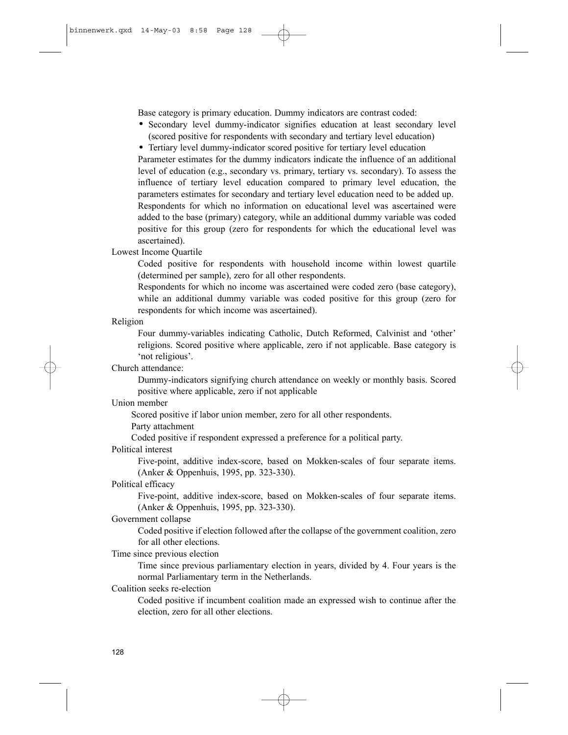Base category is primary education. Dummy indicators are contrast coded:

- Secondary level dummy-indicator signifies education at least secondary level (scored positive for respondents with secondary and tertiary level education)
- Tertiary level dummy-indicator scored positive for tertiary level education

Parameter estimates for the dummy indicators indicate the influence of an additional level of education (e.g., secondary vs. primary, tertiary vs. secondary). To assess the influence of tertiary level education compared to primary level education, the parameters estimates for secondary and tertiary level education need to be added up. Respondents for which no information on educational level was ascertained were added to the base (primary) category, while an additional dummy variable was coded positive for this group (zero for respondents for which the educational level was ascertained).

Lowest Income Quartile

Coded positive for respondents with household income within lowest quartile (determined per sample), zero for all other respondents.

Respondents for which no income was ascertained were coded zero (base category), while an additional dummy variable was coded positive for this group (zero for respondents for which income was ascertained).

Religion

Four dummy-variables indicating Catholic, Dutch Reformed, Calvinist and 'other' religions. Scored positive where applicable, zero if not applicable. Base category is 'not religious'.

Church attendance:

Dummy-indicators signifying church attendance on weekly or monthly basis. Scored positive where applicable, zero if not applicable

Union member

Scored positive if labor union member, zero for all other respondents.

Party attachment

Coded positive if respondent expressed a preference for a political party.

Political interest

Five-point, additive index-score, based on Mokken-scales of four separate items. (Anker & Oppenhuis, 1995, pp. 323-330).

Political efficacy

Five-point, additive index-score, based on Mokken-scales of four separate items. (Anker & Oppenhuis, 1995, pp. 323-330).

Government collapse

Coded positive if election followed after the collapse of the government coalition, zero for all other elections.

Time since previous election

Time since previous parliamentary election in years, divided by 4. Four years is the normal Parliamentary term in the Netherlands.

Coalition seeks re-election

Coded positive if incumbent coalition made an expressed wish to continue after the election, zero for all other elections.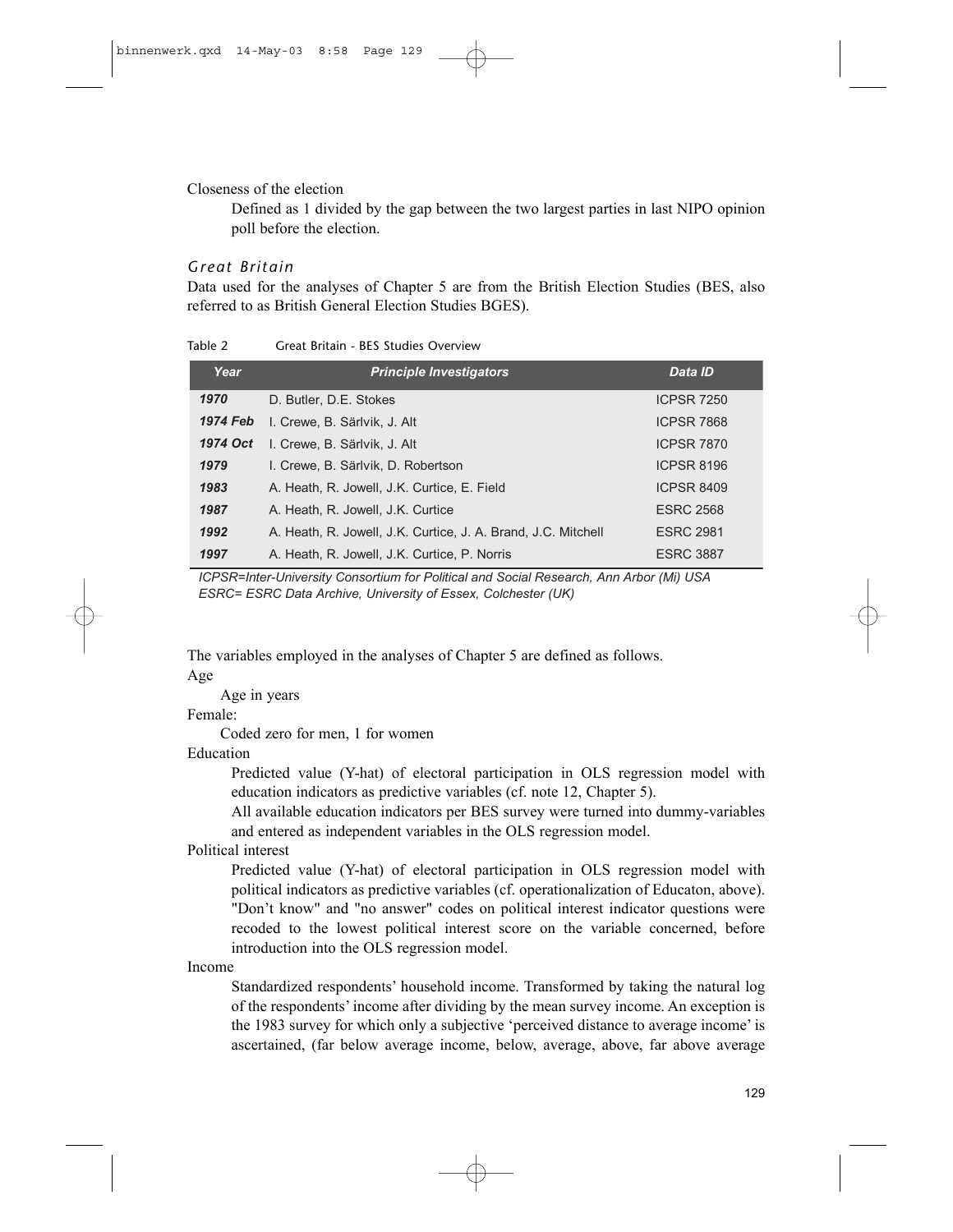Closeness of the election

Defined as 1 divided by the gap between the two largest parties in last NIPO opinion poll before the election.

### *Great Britain*

Data used for the analyses of Chapter 5 are from the British Election Studies (BES, also referred to as British General Election Studies BGES).

Table 2 Great Britain - BES Studies Overview

| Year | Principle Investigators | Data ID |
|---|---|---|
| **1970** | D. Butler, D.E. Stokes | ICPSR 7250 |
| **1974 Feb** | I. Crewe, B. Särlvik, J. Alt | ICPSR 7868 |
| **1974 Oct** | I. Crewe, B. Särlvik, J. Alt | ICPSR 7870 |
| **1979** | I. Crewe, B. Särlvik, D. Robertson | ICPSR 8196 |
| **1983** | A. Heath, R. Jowell, J.K. Curtice, E. Field | ICPSR 8409 |
| **1987** | A. Heath, R. Jowell, J.K. Curtice | ESRC 2568 |
| **1992** | A. Heath, R. Jowell, J.K. Curtice, J. A. Brand, J.C. Mitchell | ESRC 2981 |
| **1997** | A. Heath, R. Jowell, J.K. Curtice, P. Norris | ESRC 3887 |

*ICPSR=Inter-University Consortium for Political and Social Research, Ann Arbor (Mi) USA*
*ESRC= ESRC Data Archive, University of Essex, Colchester (UK)*

The variables employed in the analyses of Chapter 5 are defined as follows.

Age

Age in years

Female:

Coded zero for men, 1 for women

Education

Predicted value (Y-hat) of electoral participation in OLS regression model with education indicators as predictive variables (cf. note 12, Chapter 5).

All available education indicators per BES survey were turned into dummy-variables and entered as independent variables in the OLS regression model.

Political interest

Predicted value (Y-hat) of electoral participation in OLS regression model with political indicators as predictive variables (cf. operationalization of Educaton, above). "Don't know" and "no answer" codes on political interest indicator questions were recoded to the lowest political interest score on the variable concerned, before introduction into the OLS regression model.

Income

Standardized respondents' household income. Transformed by taking the natural log of the respondents' income after dividing by the mean survey income. An exception is the 1983 survey for which only a subjective 'perceived distance to average income' is ascertained, (far below average income, below, average, above, far above average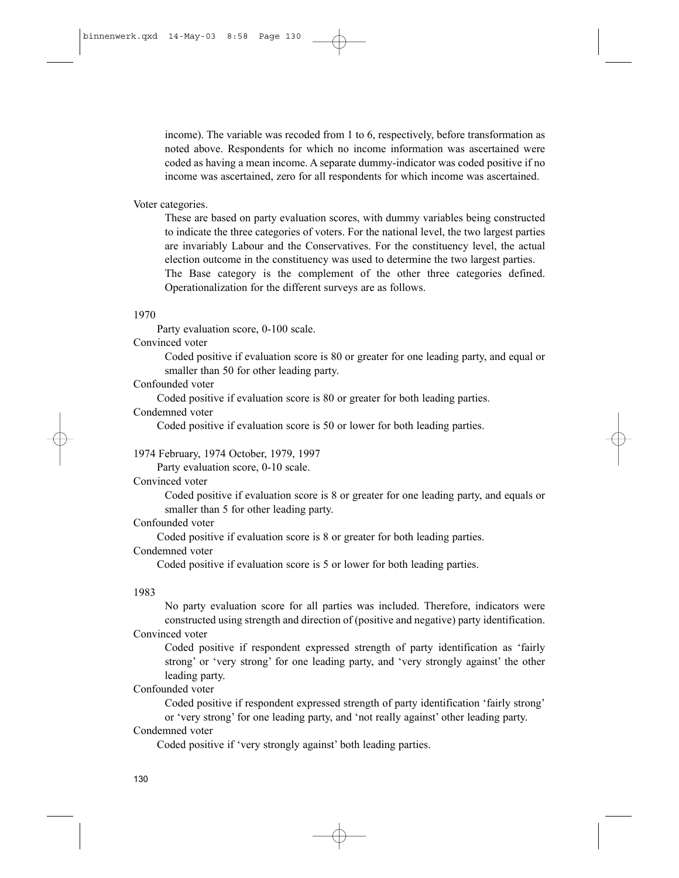income). The variable was recoded from 1 to 6, respectively, before transformation as noted above. Respondents for which no income information was ascertained were coded as having a mean income. A separate dummy-indicator was coded positive if no income was ascertained, zero for all respondents for which income was ascertained.

Voter categories.

These are based on party evaluation scores, with dummy variables being constructed to indicate the three categories of voters. For the national level, the two largest parties are invariably Labour and the Conservatives. For the constituency level, the actual election outcome in the constituency was used to determine the two largest parties. The Base category is the complement of the other three categories defined. Operationalization for the different surveys are as follows.

1970

Party evaluation score, 0-100 scale.

Convinced voter

Coded positive if evaluation score is 80 or greater for one leading party, and equal or smaller than 50 for other leading party.

Confounded voter

Coded positive if evaluation score is 80 or greater for both leading parties.

Condemned voter

Coded positive if evaluation score is 50 or lower for both leading parties.

1974 February, 1974 October, 1979, 1997

Party evaluation score, 0-10 scale.

Convinced voter

Coded positive if evaluation score is 8 or greater for one leading party, and equals or smaller than 5 for other leading party.

Confounded voter

Coded positive if evaluation score is 8 or greater for both leading parties.

Condemned voter

Coded positive if evaluation score is 5 or lower for both leading parties.

1983

No party evaluation score for all parties was included. Therefore, indicators were constructed using strength and direction of (positive and negative) party identification.

Convinced voter

Coded positive if respondent expressed strength of party identification as 'fairly strong' or 'very strong' for one leading party, and 'very strongly against' the other leading party.

Confounded voter

Coded positive if respondent expressed strength of party identification 'fairly strong' or 'very strong' for one leading party, and 'not really against' other leading party.

Condemned voter

Coded positive if 'very strongly against' both leading parties.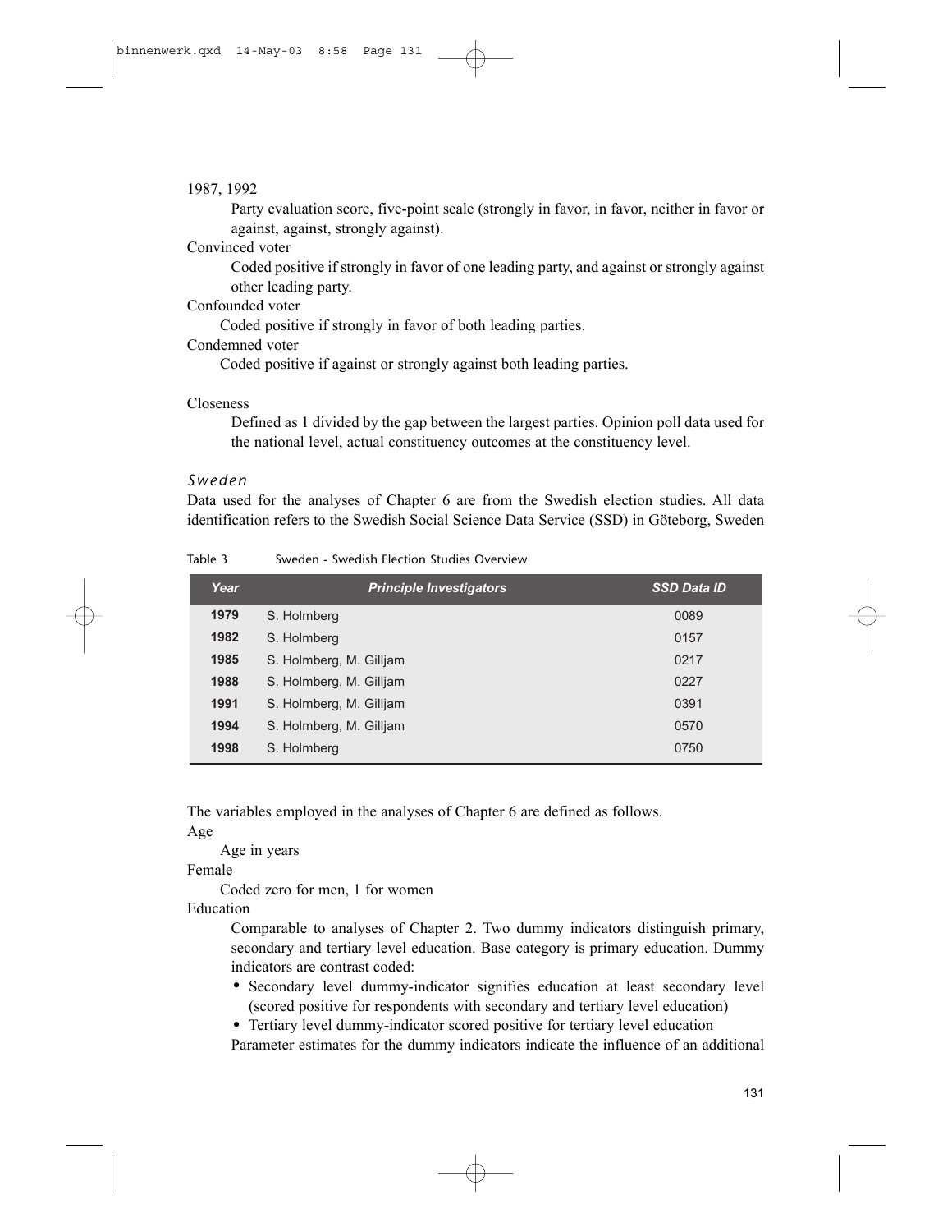1987, 1992

Party evaluation score, five-point scale (strongly in favor, in favor, neither in favor or against, against, strongly against).

Convinced voter

Coded positive if strongly in favor of one leading party, and against or strongly against other leading party.

Confounded voter

Coded positive if strongly in favor of both leading parties.

Condemned voter

Coded positive if against or strongly against both leading parties.

Closeness

Defined as 1 divided by the gap between the largest parties. Opinion poll data used for the national level, actual constituency outcomes at the constituency level.

### *Sweden*

Data used for the analyses of Chapter 6 are from the Swedish election studies. All data identification refers to the Swedish Social Science Data Service (SSD) in Göteborg, Sweden

Table 3 Sweden - Swedish Election Studies Overview

| Year | Principle Investigators | SSD Data ID |
|---|---|---|
| 1979 | S. Holmberg | 0089 |
| 1982 | S. Holmberg | 0157 |
| 1985 | S. Holmberg, M. Gilljam | 0217 |
| 1988 | S. Holmberg, M. Gilljam | 0227 |
| 1991 | S. Holmberg, M. Gilljam | 0391 |
| 1994 | S. Holmberg, M. Gilljam | 0570 |
| 1998 | S. Holmberg | 0750 |

The variables employed in the analyses of Chapter 6 are defined as follows.

Age

Age in years

Female

Coded zero for men, 1 for women

Education

Comparable to analyses of Chapter 2. Two dummy indicators distinguish primary, secondary and tertiary level education. Base category is primary education. Dummy indicators are contrast coded:

- Secondary level dummy-indicator signifies education at least secondary level (scored positive for respondents with secondary and tertiary level education)
- Tertiary level dummy-indicator scored positive for tertiary level education

Parameter estimates for the dummy indicators indicate the influence of an additional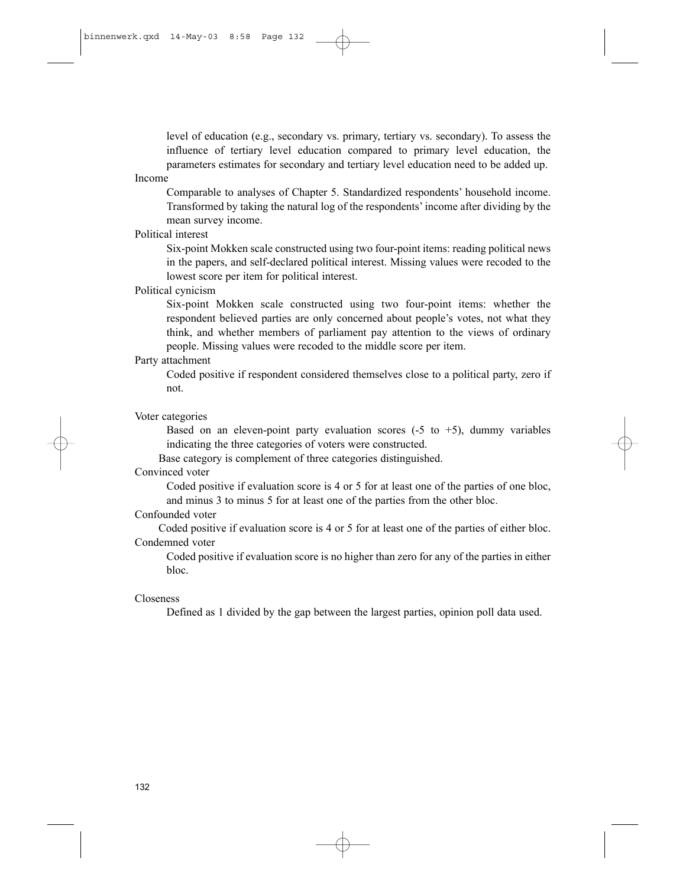level of education (e.g., secondary vs. primary, tertiary vs. secondary). To assess the influence of tertiary level education compared to primary level education, the parameters estimates for secondary and tertiary level education need to be added up.

Income

Comparable to analyses of Chapter 5. Standardized respondents' household income. Transformed by taking the natural log of the respondents' income after dividing by the mean survey income.

Political interest

Six-point Mokken scale constructed using two four-point items: reading political news in the papers, and self-declared political interest. Missing values were recoded to the lowest score per item for political interest.

Political cynicism

Six-point Mokken scale constructed using two four-point items: whether the respondent believed parties are only concerned about people's votes, not what they think, and whether members of parliament pay attention to the views of ordinary people. Missing values were recoded to the middle score per item.

Party attachment

Coded positive if respondent considered themselves close to a political party, zero if not.

Voter categories

Based on an eleven-point party evaluation scores (-5 to +5), dummy variables indicating the three categories of voters were constructed.

Base category is complement of three categories distinguished.

Convinced voter

Coded positive if evaluation score is 4 or 5 for at least one of the parties of one bloc, and minus 3 to minus 5 for at least one of the parties from the other bloc.

Confounded voter

Coded positive if evaluation score is 4 or 5 for at least one of the parties of either bloc.

Condemned voter

Coded positive if evaluation score is no higher than zero for any of the parties in either bloc.

Closeness

Defined as 1 divided by the gap between the largest parties, opinion poll data used.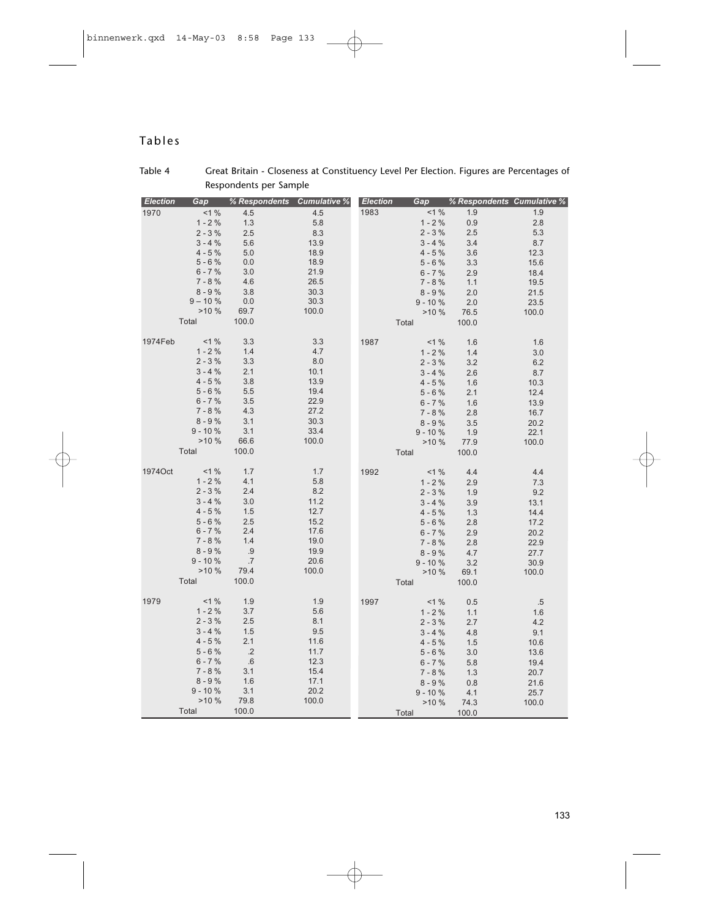## Tables

Table 4 Great Britain - Closeness at Constituency Level Per Election. Figures are Percentages of Respondents per Sample

| Election | Gap | % Respondents | Cumulative % | Election | Gap | % Respondents | Cumulative % |
|---|---|---|---|---|---|---|---|
| 1970 | <1 % | 4.5 | 4.5 | 1983 | <1 % | 1.9 | 1.9 |
| | 1 - 2 % | 1.3 | 5.8 | | 1 - 2 % | 0.9 | 2.8 |
| | 2 - 3 % | 2.5 | 8.3 | | 2 - 3 % | 2.5 | 5.3 |
| | 3 - 4 % | 5.6 | 13.9 | | 3 - 4 % | 3.4 | 8.7 |
| | 4 - 5 % | 5.0 | 18.9 | | 4 - 5 % | 3.6 | 12.3 |
| | 5 - 6 % | 0.0 | 18.9 | | 5 - 6 % | 3.3 | 15.6 |
| | 6 - 7 % | 3.0 | 21.9 | | 6 - 7 % | 2.9 | 18.4 |
| | 7 - 8 % | 4.6 | 26.5 | | 7 - 8 % | 1.1 | 19.5 |
| | 8 - 9 % | 3.8 | 30.3 | | 8 - 9 % | 2.0 | 21.5 |
| | 9 – 10 % | 0.0 | 30.3 | | 9 - 10 % | 2.0 | 23.5 |
| | >10 % | 69.7 | 100.0 | | >10 % | 76.5 | 100.0 |
| | Total | 100.0 | | | Total | 100.0 | |
| 1974Feb | <1 % | 3.3 | 3.3 | 1987 | <1 % | 1.6 | 1.6 |
| | 1 - 2 % | 1.4 | 4.7 | | 1 - 2 % | 1.4 | 3.0 |
| | 2 - 3 % | 3.3 | 8.0 | | 2 - 3 % | 3.2 | 6.2 |
| | 3 - 4 % | 2.1 | 10.1 | | 3 - 4 % | 2.6 | 8.7 |
| | 4 - 5 % | 3.8 | 13.9 | | 4 - 5 % | 1.6 | 10.3 |
| | 5 - 6 % | 5.5 | 19.4 | | 5 - 6 % | 2.1 | 12.4 |
| | 6 - 7 % | 3.5 | 22.9 | | 6 - 7 % | 1.6 | 13.9 |
| | 7 - 8 % | 4.3 | 27.2 | | 7 - 8 % | 2.8 | 16.7 |
| | 8 - 9 % | 3.1 | 30.3 | | 8 - 9 % | 3.5 | 20.2 |
| | 9 - 10 % | 3.1 | 33.4 | | 9 - 10 % | 1.9 | 22.1 |
| | >10 % | 66.6 | 100.0 | | >10 % | 77.9 | 100.0 |
| | Total | 100.0 | | | Total | 100.0 | |
| 1974Oct | <1 % | 1.7 | 1.7 | 1992 | <1 % | 4.4 | 4.4 |
| | 1 - 2 % | 4.1 | 5.8 | | 1 - 2 % | 2.9 | 7.3 |
| | 2 - 3 % | 2.4 | 8.2 | | 2 - 3 % | 1.9 | 9.2 |
| | 3 - 4 % | 3.0 | 11.2 | | 3 - 4 % | 3.9 | 13.1 |
| | 4 - 5 % | 1.5 | 12.7 | | 4 - 5 % | 1.3 | 14.4 |
| | 5 - 6 % | 2.5 | 15.2 | | 5 - 6 % | 2.8 | 17.2 |
| | 6 - 7 % | 2.4 | 17.6 | | 6 - 7 % | 2.9 | 20.2 |
| | 7 - 8 % | 1.4 | 19.0 | | 7 - 8 % | 2.8 | 22.9 |
| | 8 - 9 % | .9 | 19.9 | | 8 - 9 % | 4.7 | 27.7 |
| | 9 - 10 % | .7 | 20.6 | | 9 - 10 % | 3.2 | 30.9 |
| | >10 % | 79.4 | 100.0 | | >10 % | 69.1 | 100.0 |
| | Total | 100.0 | | | Total | 100.0 | |
| 1979 | <1 % | 1.9 | 1.9 | 1997 | <1 % | 0.5 | .5 |
| | 1 - 2 % | 3.7 | 5.6 | | 1 - 2 % | 1.1 | 1.6 |
| | 2 - 3 % | 2.5 | 8.1 | | 2 - 3 % | 2.7 | 4.2 |
| | 3 - 4 % | 1.5 | 9.5 | | 3 - 4 % | 4.8 | 9.1 |
| | 4 - 5 % | 2.1 | 11.6 | | 4 - 5 % | 1.5 | 10.6 |
| | 5 - 6 % | .2 | 11.7 | | 5 - 6 % | 3.0 | 13.6 |
| | 6 - 7 % | .6 | 12.3 | | 6 - 7 % | 5.8 | 19.4 |
| | 7 - 8 % | 3.1 | 15.4 | | 7 - 8 % | 1.3 | 20.7 |
| | 8 - 9 % | 1.6 | 17.1 | | 8 - 9 % | 0.8 | 21.6 |
| | 9 - 10 % | 3.1 | 20.2 | | 9 - 10 % | 4.1 | 25.7 |
| | >10 % | 79.8 | 100.0 | | >10 % | 74.3 | 100.0 |
| | Total | 100.0 | | | Total | 100.0 | |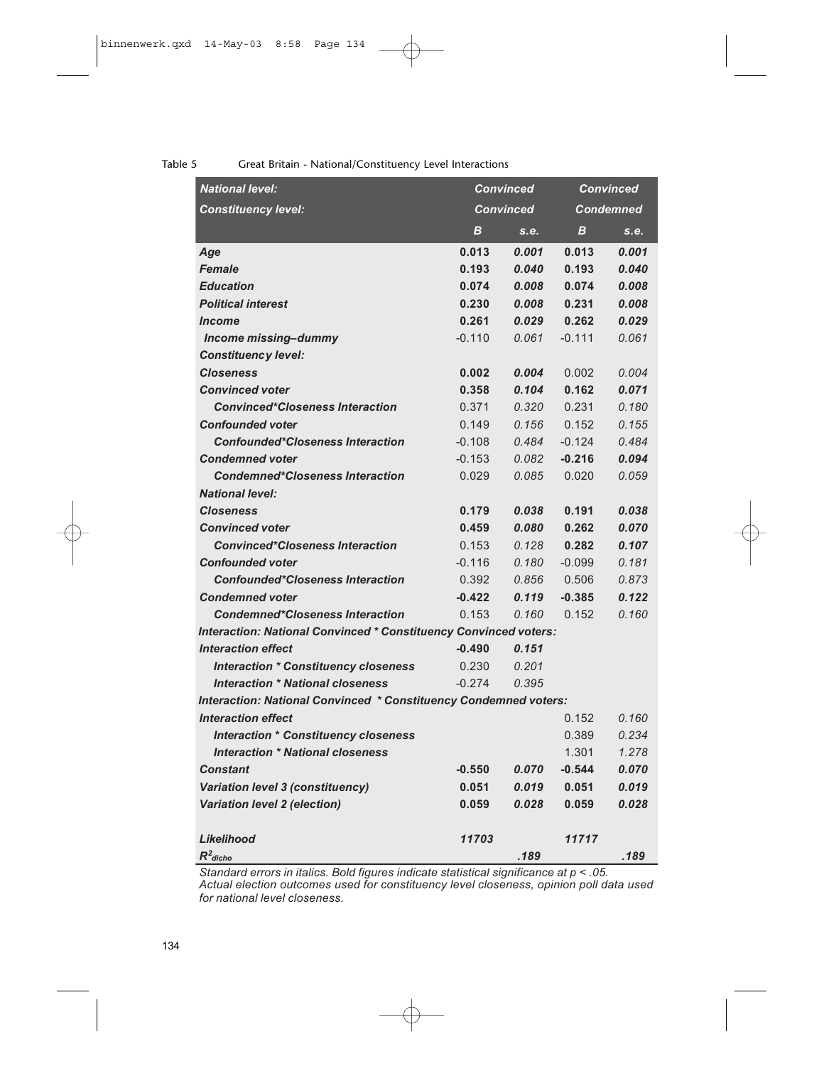Table 5 Great Britain - National/Constituency Level Interactions

| *National level:* | *Convinced* | | *Convinced* | |
|---|---|---|---|---|
| *Constituency level:* | *Convinced* | | *Condemned* | |
| | *B* | *s.e.* | *B* | *s.e.* |
| ***Age*** | **0.013** | ***0.001*** | **0.013** | ***0.001*** |
| ***Female*** | **0.193** | ***0.040*** | **0.193** | ***0.040*** |
| ***Education*** | **0.074** | ***0.008*** | **0.074** | ***0.008*** |
| ***Political interest*** | **0.230** | ***0.008*** | **0.231** | ***0.008*** |
| ***Income*** | **0.261** | ***0.029*** | **0.262** | ***0.029*** |
| ***Income missing–dummy*** | -0.110 | *0.061* | -0.111 | *0.061* |
| ***Constituency level:*** | | | | |
| ***Closeness*** | **0.002** | ***0.004*** | 0.002 | *0.004* |
| ***Convinced voter*** | **0.358** | ***0.104*** | **0.162** | ***0.071*** |
| ***Convinced*Closeness Interaction*** | 0.371 | *0.320* | 0.231 | *0.180* |
| ***Confounded voter*** | 0.149 | *0.156* | 0.152 | *0.155* |
| ***Confounded*Closeness Interaction*** | -0.108 | *0.484* | -0.124 | *0.484* |
| ***Condemned voter*** | -0.153 | *0.082* | **-0.216** | ***0.094*** |
| ***Condemned*Closeness Interaction*** | 0.029 | *0.085* | 0.020 | *0.059* |
| ***National level:*** | | | | |
| ***Closeness*** | **0.179** | ***0.038*** | **0.191** | ***0.038*** |
| ***Convinced voter*** | **0.459** | ***0.080*** | **0.262** | ***0.070*** |
| ***Convinced*Closeness Interaction*** | 0.153 | *0.128* | **0.282** | ***0.107*** |
| ***Confounded voter*** | -0.116 | *0.180* | -0.099 | *0.181* |
| ***Confounded*Closeness Interaction*** | 0.392 | *0.856* | 0.506 | *0.873* |
| ***Condemned voter*** | **-0.422** | ***0.119*** | **-0.385** | ***0.122*** |
| ***Condemned*Closeness Interaction*** | 0.153 | *0.160* | 0.152 | *0.160* |
| ***Interaction: National Convinced * Constituency Convinced voters:*** | | | | |
| ***Interaction effect*** | **-0.490** | ***0.151*** | | |
| ***Interaction * Constituency closeness*** | 0.230 | *0.201* | | |
| ***Interaction * National closeness*** | -0.274 | *0.395* | | |
| ***Interaction: National Convinced * Constituency Condemned voters:*** | | | | |
| ***Interaction effect*** | | | 0.152 | *0.160* |
| ***Interaction * Constituency closeness*** | | | 0.389 | *0.234* |
| ***Interaction * National closeness*** | | | 1.301 | *1.278* |
| ***Constant*** | **-0.550** | ***0.070*** | **-0.544** | ***0.070*** |
| ***Variation level 3 (constituency)*** | **0.051** | ***0.019*** | **0.051** | ***0.019*** |
| ***Variation level 2 (election)*** | **0.059** | ***0.028*** | **0.059** | ***0.028*** |
| ***Likelihood*** | ***11703*** | | ***11717*** | |
| $R^2_{dicho}$ | | ***.189*** | | ***.189*** |

*Standard errors in italics. Bold figures indicate statistical significance at $p < .05$.*
*Actual election outcomes used for constituency level closeness, opinion poll data used for national level closeness.*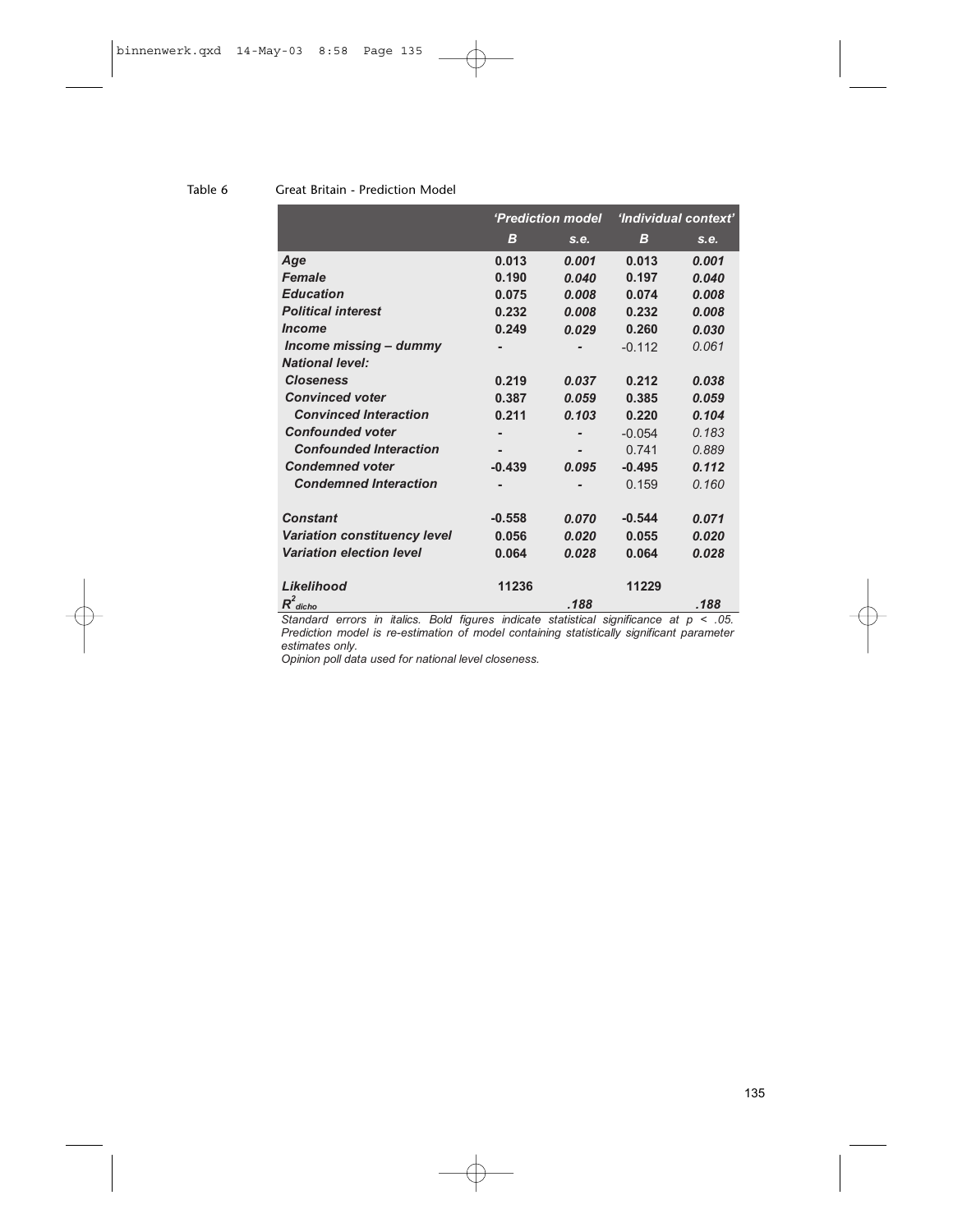Table 6 Great Britain - Prediction Model

| | 'Prediction model | | 'Individual context' | |
|---|---|---|---|---|
| | **B** | *s.e.* | **B** | *s.e.* |
| ***Age*** | **0.013** | ***0.001*** | **0.013** | ***0.001*** |
| ***Female*** | **0.190** | ***0.040*** | **0.197** | ***0.040*** |
| ***Education*** | **0.075** | ***0.008*** | **0.074** | ***0.008*** |
| ***Political interest*** | **0.232** | ***0.008*** | **0.232** | ***0.008*** |
| ***Income*** | **0.249** | ***0.029*** | **0.260** | ***0.030*** |
| ***Income missing – dummy*** | - | - | -0.112 | *0.061* |
| ***National level:*** | | | | |
| ***Closeness*** | **0.219** | ***0.037*** | **0.212** | ***0.038*** |
| ***Convinced voter*** | **0.387** | ***0.059*** | **0.385** | ***0.059*** |
| ***Convinced Interaction*** | **0.211** | ***0.103*** | **0.220** | ***0.104*** |
| ***Confounded voter*** | - | - | -0.054 | *0.183* |
| ***Confounded Interaction*** | - | - | 0.741 | *0.889* |
| ***Condemned voter*** | **-0.439** | ***0.095*** | **-0.495** | ***0.112*** |
| ***Condemned Interaction*** | - | - | 0.159 | *0.160* |
| | | | | |
| ***Constant*** | **-0.558** | ***0.070*** | **-0.544** | ***0.071*** |
| ***Variation constituency level*** | **0.056** | ***0.020*** | **0.055** | ***0.020*** |
| ***Variation election level*** | **0.064** | ***0.028*** | **0.064** | ***0.028*** |
| | | | | |
| ***Likelihood*** | **11236** | | **11229** | |
| $R^2_{dicho}$ | | ***.188*** | | ***.188*** |

*Standard errors in italics. Bold figures indicate statistical significance at $p < .05$. Prediction model is re-estimation of model containing statistically significant parameter estimates only.*

*Opinion poll data used for national level closeness.*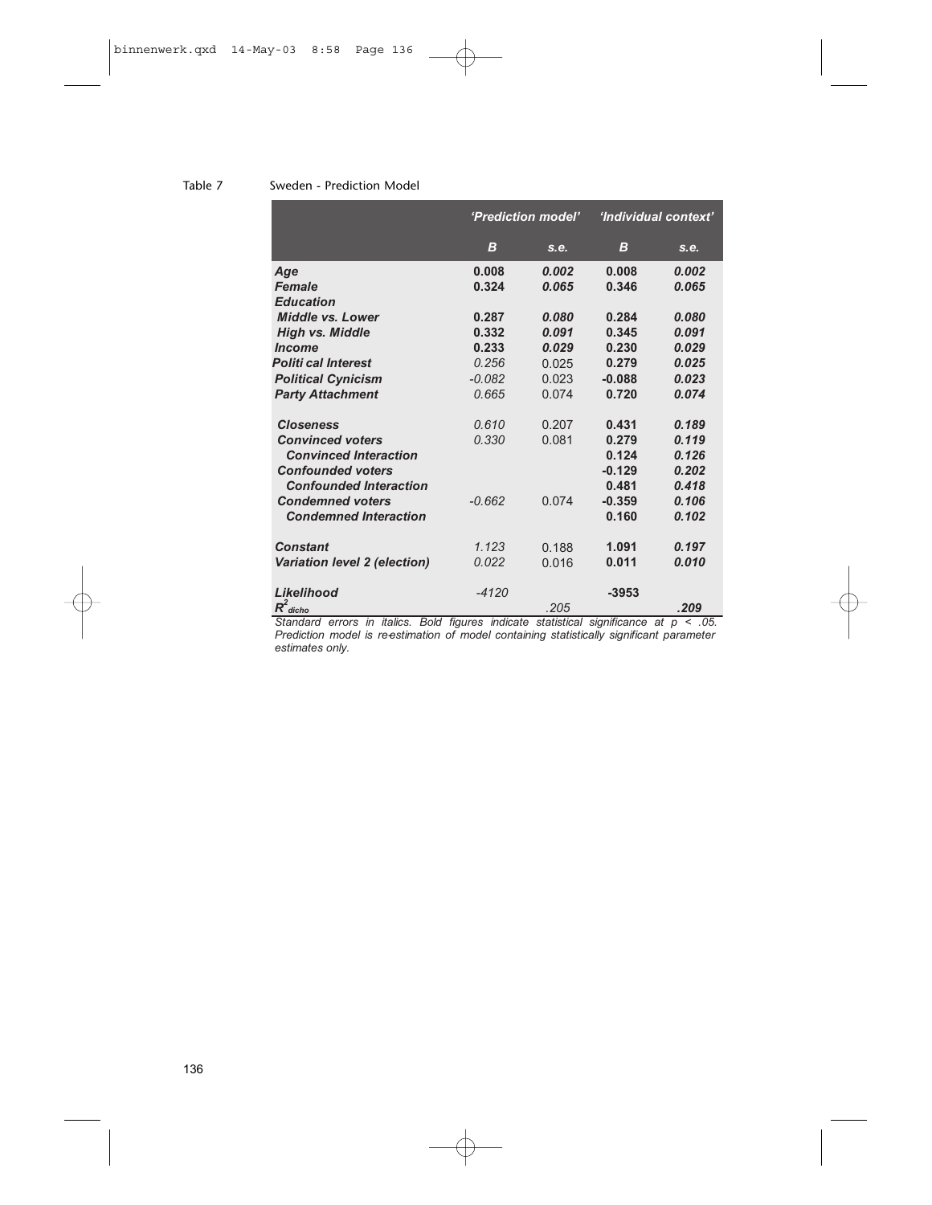Table 7 Sweden - Prediction Model

| | 'Prediction model' | | 'Individual context' | |
|---|---|---|---|---|
| | **B** | *s.e.* | **B** | *s.e.* |
| *Age* | **0.008** | ***0.002*** | **0.008** | ***0.002*** |
| *Female* | **0.324** | ***0.065*** | **0.346** | ***0.065*** |
| *Education* | | | | |
| *Middle vs. Lower* | **0.287** | ***0.080*** | **0.284** | ***0.080*** |
| *High vs. Middle* | **0.332** | ***0.091*** | **0.345** | ***0.091*** |
| *Income* | **0.233** | ***0.029*** | **0.230** | ***0.029*** |
| *Politi cal Interest* | *0.256* | 0.025 | **0.279** | ***0.025*** |
| *Political Cynicism* | *-0.082* | 0.023 | **-0.088** | ***0.023*** |
| *Party Attachment* | *0.665* | 0.074 | **0.720** | ***0.074*** |
| *Closeness* | *0.610* | 0.207 | **0.431** | ***0.189*** |
| *Convinced voters* | *0.330* | 0.081 | **0.279** | ***0.119*** |
| *Convinced Interaction* | | | **0.124** | ***0.126*** |
| *Confounded voters* | | | **-0.129** | ***0.202*** |
| *Confounded Interaction* | | | **0.481** | ***0.418*** |
| *Condemned voters* | *-0.662* | 0.074 | **-0.359** | ***0.106*** |
| *Condemned Interaction* | | | **0.160** | ***0.102*** |
| *Constant* | *1.123* | 0.188 | **1.091** | ***0.197*** |
| *Variation level 2 (election)* | *0.022* | 0.016 | **0.011** | ***0.010*** |
| *Likelihood* | *-4120* | | **-3953** | |
| $R^2_{dicho}$ | | *.205* | | ***.209*** |

*Standard errors in italics. Bold figures indicate statistical significance at $p < .05$. Prediction model is re-estimation of model containing statistically significant parameter estimates only.*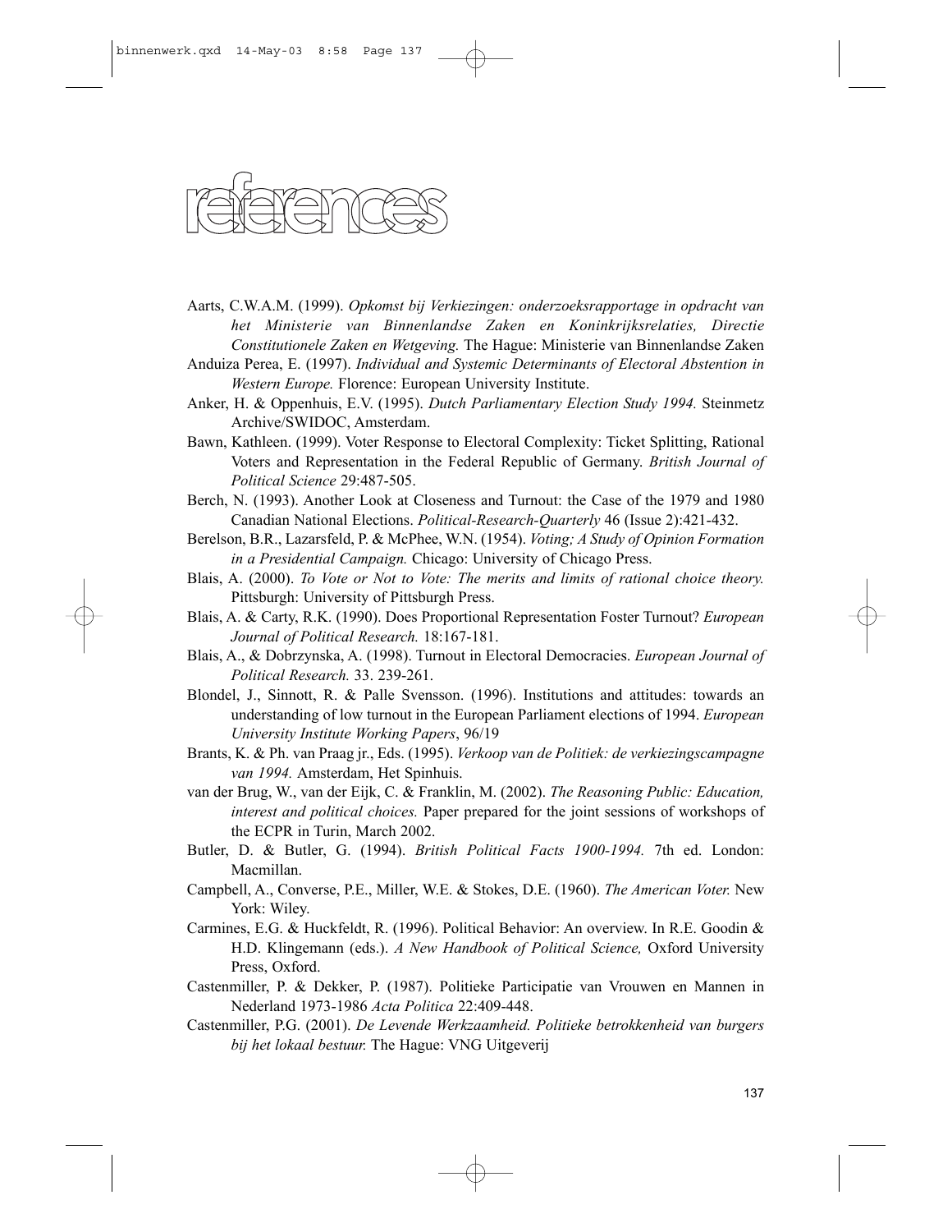# references

Aarts, C.W.A.M. (1999). *Opkomst bij Verkiezingen: onderzoeksrapportage in opdracht van het Ministerie van Binnenlandse Zaken en Koninkrijksrelaties, Directie Constitutionele Zaken en Wetgeving.* The Hague: Ministerie van Binnenlandse Zaken

Anduiza Perea, E. (1997). *Individual and Systemic Determinants of Electoral Abstention in Western Europe.* Florence: European University Institute.

Anker, H. & Oppenhuis, E.V. (1995). *Dutch Parliamentary Election Study 1994.* Steinmetz Archive/SWIDOC, Amsterdam.

Bawn, Kathleen. (1999). Voter Response to Electoral Complexity: Ticket Splitting, Rational Voters and Representation in the Federal Republic of Germany. *British Journal of Political Science* 29:487-505.

Berch, N. (1993). Another Look at Closeness and Turnout: the Case of the 1979 and 1980 Canadian National Elections. *Political-Research-Quarterly* 46 (Issue 2):421-432.

Berelson, B.R., Lazarsfeld, P. & McPhee, W.N. (1954). *Voting; A Study of Opinion Formation in a Presidential Campaign.* Chicago: University of Chicago Press.

Blais, A. (2000). *To Vote or Not to Vote: The merits and limits of rational choice theory.* Pittsburgh: University of Pittsburgh Press.

Blais, A. & Carty, R.K. (1990). Does Proportional Representation Foster Turnout? *European Journal of Political Research.* 18:167-181.

Blais, A., & Dobrzynska, A. (1998). Turnout in Electoral Democracies. *European Journal of Political Research.* 33. 239-261.

Blondel, J., Sinnott, R. & Palle Svensson. (1996). Institutions and attitudes: towards an understanding of low turnout in the European Parliament elections of 1994. *European University Institute Working Papers*, 96/19

Brants, K. & Ph. van Praag jr., Eds. (1995). *Verkoop van de Politiek: de verkiezingscampagne van 1994.* Amsterdam, Het Spinhuis.

van der Brug, W., van der Eijk, C. & Franklin, M. (2002). *The Reasoning Public: Education, interest and political choices.* Paper prepared for the joint sessions of workshops of the ECPR in Turin, March 2002.

Butler, D. & Butler, G. (1994). *British Political Facts 1900-1994.* 7th ed. London: Macmillan.

Campbell, A., Converse, P.E., Miller, W.E. & Stokes, D.E. (1960). *The American Voter.* New York: Wiley.

Carmines, E.G. & Huckfeldt, R. (1996). Political Behavior: An overview. In R.E. Goodin & H.D. Klingemann (eds.). *A New Handbook of Political Science,* Oxford University Press, Oxford.

Castenmiller, P. & Dekker, P. (1987). Politieke Participatie van Vrouwen en Mannen in Nederland 1973-1986 *Acta Politica* 22:409-448.

Castenmiller, P.G. (2001). *De Levende Werkzaamheid. Politieke betrokkenheid van burgers bij het lokaal bestuur.* The Hague: VNG Uitgeverij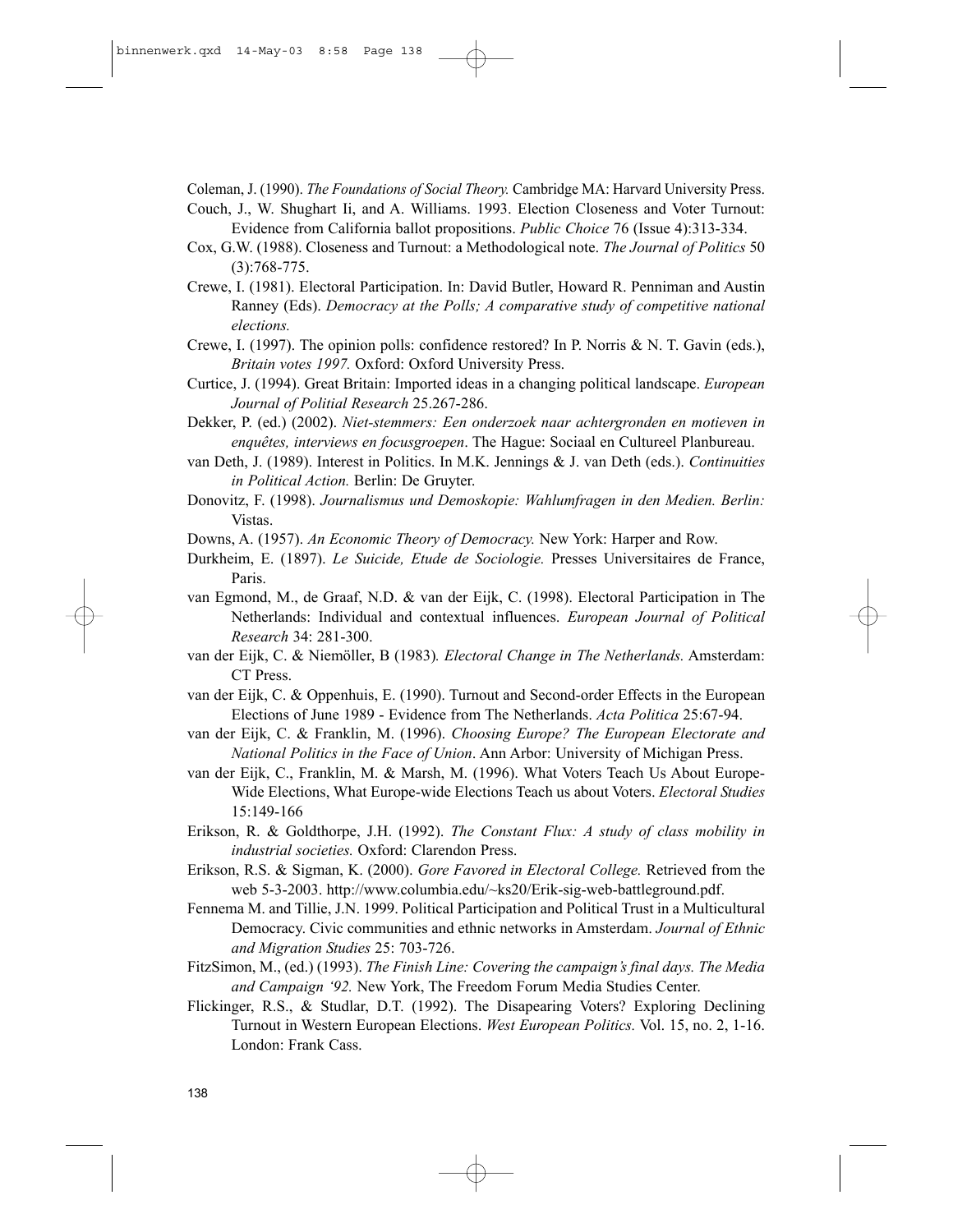Coleman, J. (1990). *The Foundations of Social Theory.* Cambridge MA: Harvard University Press.

Couch, J., W. Shughart Ii, and A. Williams. 1993. Election Closeness and Voter Turnout: Evidence from California ballot propositions. *Public Choice* 76 (Issue 4):313-334.

Cox, G.W. (1988). Closeness and Turnout: a Methodological note. *The Journal of Politics* 50 (3):768-775.

Crewe, I. (1981). Electoral Participation. In: David Butler, Howard R. Penniman and Austin Ranney (Eds). *Democracy at the Polls; A comparative study of competitive national elections.*

Crewe, I. (1997). The opinion polls: confidence restored? In P. Norris & N. T. Gavin (eds.), *Britain votes 1997.* Oxford: Oxford University Press.

Curtice, J. (1994). Great Britain: Imported ideas in a changing political landscape. *European Journal of Politial Research* 25.267-286.

Dekker, P. (ed.) (2002). *Niet-stemmers: Een onderzoek naar achtergronden en motieven in enquêtes, interviews en focusgroepen*. The Hague: Sociaal en Cultureel Planbureau.

van Deth, J. (1989). Interest in Politics. In M.K. Jennings & J. van Deth (eds.). *Continuities in Political Action.* Berlin: De Gruyter.

Donovitz, F. (1998). *Journalismus und Demoskopie: Wahlumfragen in den Medien. Berlin:* Vistas.

Downs, A. (1957). *An Economic Theory of Democracy.* New York: Harper and Row.

Durkheim, E. (1897). *Le Suicide, Etude de Sociologie.* Presses Universitaires de France, Paris.

van Egmond, M., de Graaf, N.D. & van der Eijk, C. (1998). Electoral Participation in The Netherlands: Individual and contextual influences. *European Journal of Political Research* 34: 281-300.

van der Eijk, C. & Niemöller, B (1983)*. Electoral Change in The Netherlands.* Amsterdam: CT Press.

van der Eijk, C. & Oppenhuis, E. (1990). Turnout and Second-order Effects in the European Elections of June 1989 - Evidence from The Netherlands. *Acta Politica* 25:67-94.

van der Eijk, C. & Franklin, M. (1996). *Choosing Europe? The European Electorate and National Politics in the Face of Union*. Ann Arbor: University of Michigan Press.

van der Eijk, C., Franklin, M. & Marsh, M. (1996). What Voters Teach Us About Europe-Wide Elections, What Europe-wide Elections Teach us about Voters. *Electoral Studies* 15:149-166

Erikson, R. & Goldthorpe, J.H. (1992). *The Constant Flux: A study of class mobility in industrial societies.* Oxford: Clarendon Press.

Erikson, R.S. & Sigman, K. (2000). *Gore Favored in Electoral College.* Retrieved from the web 5-3-2003. http://www.columbia.edu/~ks20/Erik-sig-web-battleground.pdf.

Fennema M. and Tillie, J.N. 1999. Political Participation and Political Trust in a Multicultural Democracy. Civic communities and ethnic networks in Amsterdam. *Journal of Ethnic and Migration Studies* 25: 703-726.

FitzSimon, M., (ed.) (1993). *The Finish Line: Covering the campaign's final days. The Media and Campaign '92.* New York, The Freedom Forum Media Studies Center.

Flickinger, R.S., & Studlar, D.T. (1992). The Disapearing Voters? Exploring Declining Turnout in Western European Elections. *West European Politics.* Vol. 15, no. 2, 1-16. London: Frank Cass.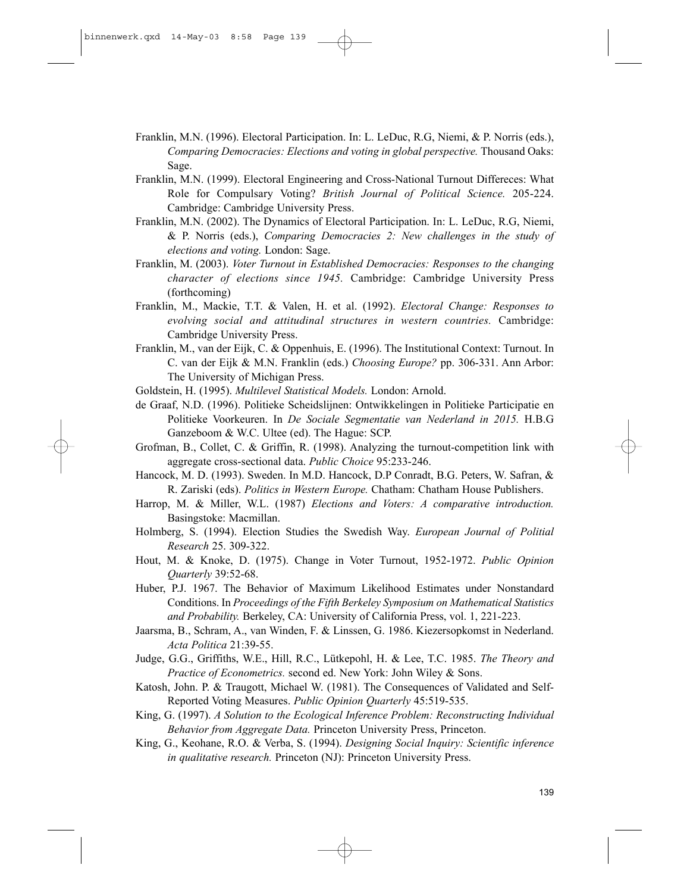Franklin, M.N. (1996). Electoral Participation. In: L. LeDuc, R.G, Niemi, & P. Norris (eds.), *Comparing Democracies: Elections and voting in global perspective.* Thousand Oaks: Sage.

Franklin, M.N. (1999). Electoral Engineering and Cross-National Turnout Differeces: What Role for Compulsary Voting? *British Journal of Political Science.* 205-224. Cambridge: Cambridge University Press.

Franklin, M.N. (2002). The Dynamics of Electoral Participation. In: L. LeDuc, R.G, Niemi, & P. Norris (eds.), *Comparing Democracies 2: New challenges in the study of elections and voting.* London: Sage.

Franklin, M. (2003). *Voter Turnout in Established Democracies: Responses to the changing character of elections since 1945.* Cambridge: Cambridge University Press (forthcoming)

Franklin, M., Mackie, T.T. & Valen, H. et al. (1992). *Electoral Change: Responses to evolving social and attitudinal structures in western countries.* Cambridge: Cambridge University Press.

Franklin, M., van der Eijk, C. & Oppenhuis, E. (1996). The Institutional Context: Turnout. In C. van der Eijk & M.N. Franklin (eds.) *Choosing Europe?* pp. 306-331. Ann Arbor: The University of Michigan Press.

Goldstein, H. (1995). *Multilevel Statistical Models.* London: Arnold.

de Graaf, N.D. (1996). Politieke Scheidslijnen: Ontwikkelingen in Politieke Participatie en Politieke Voorkeuren. In *De Sociale Segmentatie van Nederland in 2015.* H.B.G Ganzeboom & W.C. Ultee (ed). The Hague: SCP.

Grofman, B., Collet, C. & Griffin, R. (1998). Analyzing the turnout-competition link with aggregate cross-sectional data. *Public Choice* 95:233-246.

Hancock, M. D. (1993). Sweden. In M.D. Hancock, D.P Conradt, B.G. Peters, W. Safran, & R. Zariski (eds). *Politics in Western Europe.* Chatham: Chatham House Publishers.

Harrop, M. & Miller, W.L. (1987) *Elections and Voters: A comparative introduction.* Basingstoke: Macmillan.

Holmberg, S. (1994). Election Studies the Swedish Way. *European Journal of Politial Research* 25. 309-322.

Hout, M. & Knoke, D. (1975). Change in Voter Turnout, 1952-1972. *Public Opinion Quarterly* 39:52-68.

Huber, P.J. 1967. The Behavior of Maximum Likelihood Estimates under Nonstandard Conditions. In *Proceedings of the Fifth Berkeley Symposium on Mathematical Statistics and Probability.* Berkeley, CA: University of California Press, vol. 1, 221-223.

Jaarsma, B., Schram, A., van Winden, F. & Linssen, G. 1986. Kiezersopkomst in Nederland. *Acta Politica* 21:39-55.

Judge, G.G., Griffiths, W.E., Hill, R.C., Lütkepohl, H. & Lee, T.C. 1985. *The Theory and Practice of Econometrics.* second ed. New York: John Wiley & Sons.

Katosh, John. P. & Traugott, Michael W. (1981). The Consequences of Validated and Self-Reported Voting Measures. *Public Opinion Quarterly* 45:519-535.

King, G. (1997). *A Solution to the Ecological Inference Problem: Reconstructing Individual Behavior from Aggregate Data.* Princeton University Press, Princeton.

King, G., Keohane, R.O. & Verba, S. (1994). *Designing Social Inquiry: Scientific inference in qualitative research.* Princeton (NJ): Princeton University Press.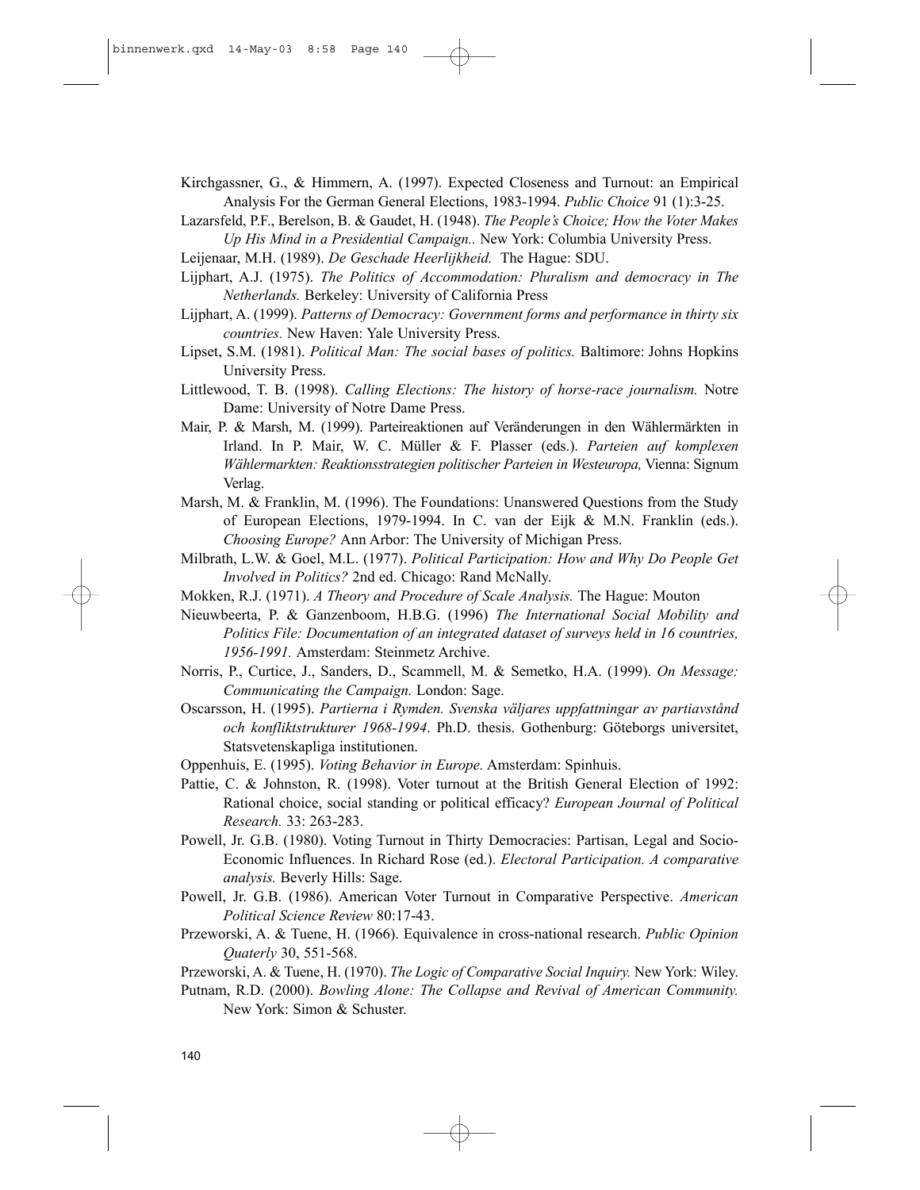Kirchgassner, G., & Himmern, A. (1997). Expected Closeness and Turnout: an Empirical Analysis For the German General Elections, 1983-1994. *Public Choice* 91 (1):3-25.

Lazarsfeld, P.F., Berelson, B. & Gaudet, H. (1948). *The People's Choice; How the Voter Makes Up His Mind in a Presidential Campaign..* New York: Columbia University Press.

Leijenaar, M.H. (1989). *De Geschade Heerlijkheid.* The Hague: SDU.

Lijphart, A.J. (1975). *The Politics of Accommodation: Pluralism and democracy in The Netherlands.* Berkeley: University of California Press

Lijphart, A. (1999). *Patterns of Democracy: Government forms and performance in thirty six countries.* New Haven: Yale University Press.

Lipset, S.M. (1981). *Political Man: The social bases of politics.* Baltimore: Johns Hopkins University Press.

Littlewood, T. B. (1998). *Calling Elections: The history of horse-race journalism.* Notre Dame: University of Notre Dame Press.

Mair, P. & Marsh, M. (1999). Parteireaktionen auf Veränderungen in den Wählermärkten in Irland. In P. Mair, W. C. Müller & F. Plasser (eds.). *Parteien auf komplexen Wählermarkten: Reaktionsstrategien politischer Parteien in Westeuropa,* Vienna: Signum Verlag.

Marsh, M. & Franklin, M. (1996). The Foundations: Unanswered Questions from the Study of European Elections, 1979-1994. In C. van der Eijk & M.N. Franklin (eds.). *Choosing Europe?* Ann Arbor: The University of Michigan Press.

Milbrath, L.W. & Goel, M.L. (1977). *Political Participation: How and Why Do People Get Involved in Politics?* 2nd ed. Chicago: Rand McNally.

Mokken, R.J. (1971). *A Theory and Procedure of Scale Analysis.* The Hague: Mouton

Nieuwbeerta, P. & Ganzenboom, H.B.G. (1996) *The International Social Mobility and Politics File: Documentation of an integrated dataset of surveys held in 16 countries, 1956-1991.* Amsterdam: Steinmetz Archive.

Norris, P., Curtice, J., Sanders, D., Scammell, M. & Semetko, H.A. (1999). *On Message: Communicating the Campaign.* London: Sage.

Oscarsson, H. (1995). *Partierna i Rymden. Svenska väljares uppfattningar av partiavstånd och konfliktstrukturer 1968-1994*. Ph.D. thesis. Gothenburg: Göteborgs universitet, Statsvetenskapliga institutionen.

Oppenhuis, E. (1995). *Voting Behavior in Europe.* Amsterdam: Spinhuis.

Pattie, C. & Johnston, R. (1998). Voter turnout at the British General Election of 1992: Rational choice, social standing or political efficacy? *European Journal of Political Research.* 33: 263-283.

Powell, Jr. G.B. (1980). Voting Turnout in Thirty Democracies: Partisan, Legal and Socio-Economic Influences. In Richard Rose (ed.). *Electoral Participation. A comparative analysis.* Beverly Hills: Sage.

Powell, Jr. G.B. (1986). American Voter Turnout in Comparative Perspective. *American Political Science Review* 80:17-43.

Przeworski, A. & Tuene, H. (1966). Equivalence in cross-national research. *Public Opinion Quaterly* 30, 551-568.

Przeworski, A. & Tuene, H. (1970). *The Logic of Comparative Social Inquiry.* New York: Wiley.

Putnam, R.D. (2000). *Bowling Alone: The Collapse and Revival of American Community.* New York: Simon & Schuster.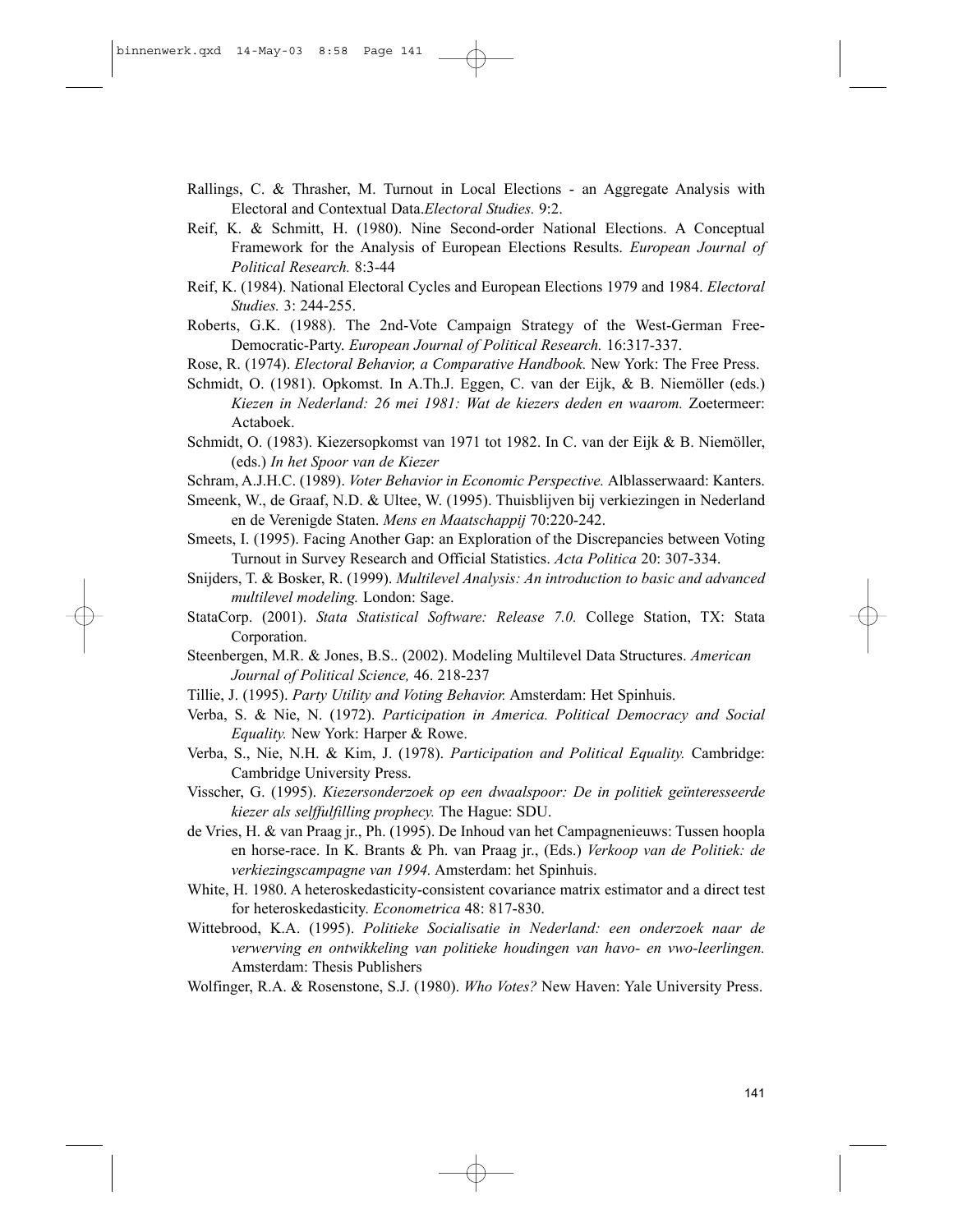Rallings, C. & Thrasher, M. Turnout in Local Elections - an Aggregate Analysis with Electoral and Contextual Data.*Electoral Studies.* 9:2.

Reif, K. & Schmitt, H. (1980). Nine Second-order National Elections. A Conceptual Framework for the Analysis of European Elections Results. *European Journal of Political Research.* 8:3-44

Reif, K. (1984). National Electoral Cycles and European Elections 1979 and 1984. *Electoral Studies.* 3: 244-255.

Roberts, G.K. (1988). The 2nd-Vote Campaign Strategy of the West-German Free-Democratic-Party. *European Journal of Political Research.* 16:317-337.

Rose, R. (1974). *Electoral Behavior, a Comparative Handbook.* New York: The Free Press.

Schmidt, O. (1981). Opkomst. In A.Th.J. Eggen, C. van der Eijk, & B. Niemöller (eds.) *Kiezen in Nederland: 26 mei 1981: Wat de kiezers deden en waarom.* Zoetermeer: Actaboek.

Schmidt, O. (1983). Kiezersopkomst van 1971 tot 1982. In C. van der Eijk & B. Niemöller, (eds.) *In het Spoor van de Kiezer*

Schram, A.J.H.C. (1989). *Voter Behavior in Economic Perspective.* Alblasserwaard: Kanters.

Smeenk, W., de Graaf, N.D. & Ultee, W. (1995). Thuisblijven bij verkiezingen in Nederland en de Verenigde Staten. *Mens en Maatschappij* 70:220-242.

Smeets, I. (1995). Facing Another Gap: an Exploration of the Discrepancies between Voting Turnout in Survey Research and Official Statistics. *Acta Politica* 20: 307-334.

Snijders, T. & Bosker, R. (1999). *Multilevel Analysis: An introduction to basic and advanced multilevel modeling.* London: Sage.

StataCorp. (2001). *Stata Statistical Software: Release 7.0.* College Station, TX: Stata Corporation.

Steenbergen, M.R. & Jones, B.S.. (2002). Modeling Multilevel Data Structures. *American Journal of Political Science,* 46. 218-237

Tillie, J. (1995). *Party Utility and Voting Behavior.* Amsterdam: Het Spinhuis.

Verba, S. & Nie, N. (1972). *Participation in America. Political Democracy and Social Equality.* New York: Harper & Rowe.

Verba, S., Nie, N.H. & Kim, J. (1978). *Participation and Political Equality.* Cambridge: Cambridge University Press.

Visscher, G. (1995). *Kiezersonderzoek op een dwaalspoor: De in politiek geïnteresseerde kiezer als selffulfilling prophecy.* The Hague: SDU.

de Vries, H. & van Praag jr., Ph. (1995). De Inhoud van het Campagnenieuws: Tussen hoopla en horse-race. In K. Brants & Ph. van Praag jr., (Eds.) *Verkoop van de Politiek: de verkiezingscampagne van 1994.* Amsterdam: het Spinhuis.

White, H. 1980. A heteroskedasticity-consistent covariance matrix estimator and a direct test for heteroskedasticity. *Econometrica* 48: 817-830.

Wittebrood, K.A. (1995). *Politieke Socialisatie in Nederland: een onderzoek naar de verwerving en ontwikkeling van politieke houdingen van havo- en vwo-leerlingen.* Amsterdam: Thesis Publishers

Wolfinger, R.A. & Rosenstone, S.J. (1980). *Who Votes?* New Haven: Yale University Press.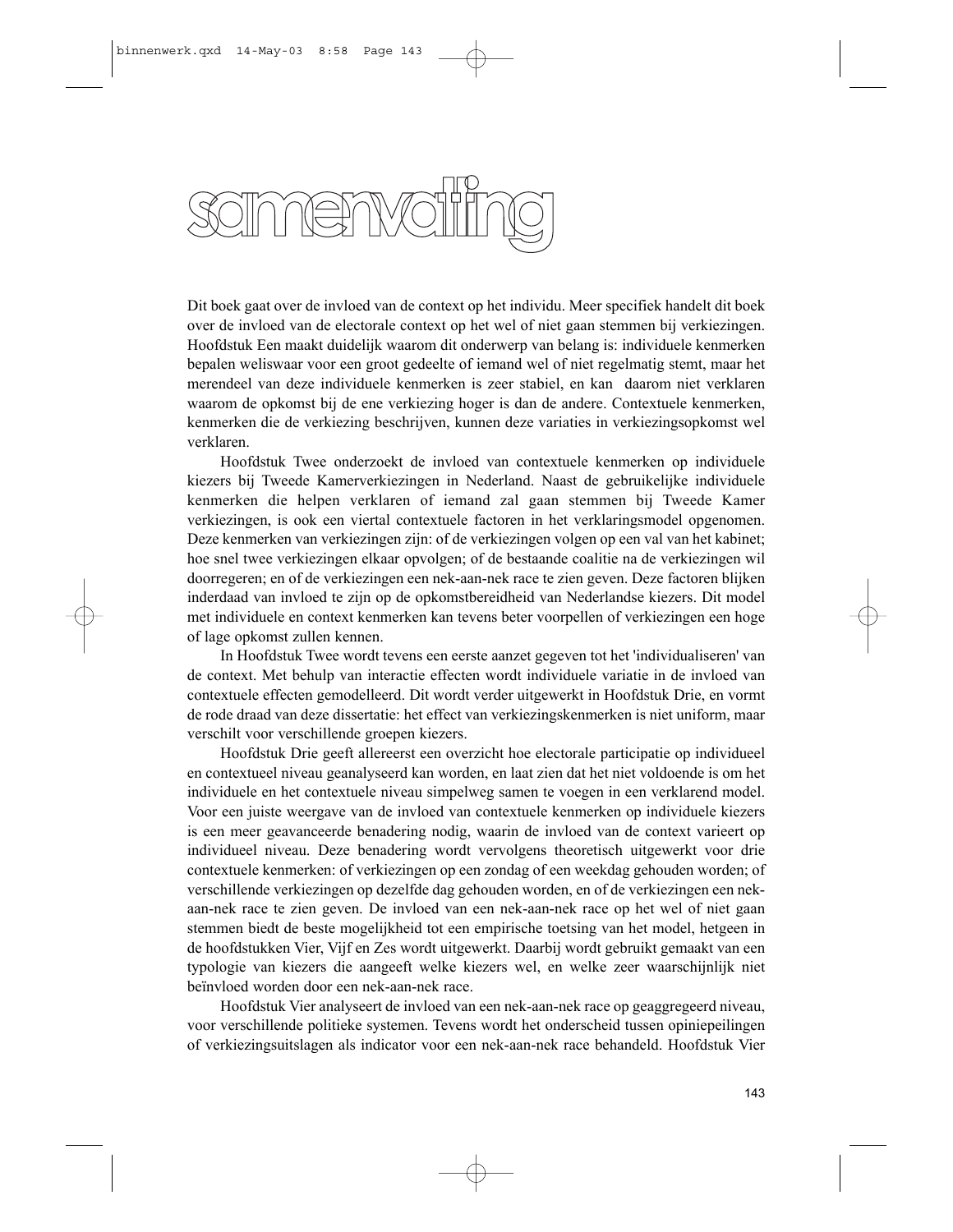# samenvatting

Dit boek gaat over de invloed van de context op het individu. Meer specifiek handelt dit boek over de invloed van de electorale context op het wel of niet gaan stemmen bij verkiezingen. Hoofdstuk Een maakt duidelijk waarom dit onderwerp van belang is: individuele kenmerken bepalen weliswaar voor een groot gedeelte of iemand wel of niet regelmatig stemt, maar het merendeel van deze individuele kenmerken is zeer stabiel, en kan daarom niet verklaren waarom de opkomst bij de ene verkiezing hoger is dan de andere. Contextuele kenmerken, kenmerken die de verkiezing beschrijven, kunnen deze variaties in verkiezingsopkomst wel verklaren.

Hoofdstuk Twee onderzoekt de invloed van contextuele kenmerken op individuele kiezers bij Tweede Kamerverkiezingen in Nederland. Naast de gebruikelijke individuele kenmerken die helpen verklaren of iemand zal gaan stemmen bij Tweede Kamer verkiezingen, is ook een viertal contextuele factoren in het verklaringsmodel opgenomen. Deze kenmerken van verkiezingen zijn: of de verkiezingen volgen op een val van het kabinet; hoe snel twee verkiezingen elkaar opvolgen; of de bestaande coalitie na de verkiezingen wil doorregeren; en of de verkiezingen een nek-aan-nek race te zien geven. Deze factoren blijken inderdaad van invloed te zijn op de opkomstbereidheid van Nederlandse kiezers. Dit model met individuele en context kenmerken kan tevens beter voorpellen of verkiezingen een hoge of lage opkomst zullen kennen.

In Hoofdstuk Twee wordt tevens een eerste aanzet gegeven tot het 'individualiseren' van de context. Met behulp van interactie effecten wordt individuele variatie in de invloed van contextuele effecten gemodelleerd. Dit wordt verder uitgewerkt in Hoofdstuk Drie, en vormt de rode draad van deze dissertatie: het effect van verkiezingskenmerken is niet uniform, maar verschilt voor verschillende groepen kiezers.

Hoofdstuk Drie geeft allereerst een overzicht hoe electorale participatie op individueel en contextueel niveau geanalyseerd kan worden, en laat zien dat het niet voldoende is om het individuele en het contextuele niveau simpelweg samen te voegen in een verklarend model. Voor een juiste weergave van de invloed van contextuele kenmerken op individuele kiezers is een meer geavanceerde benadering nodig, waarin de invloed van de context varieert op individueel niveau. Deze benadering wordt vervolgens theoretisch uitgewerkt voor drie contextuele kenmerken: of verkiezingen op een zondag of een weekdag gehouden worden; of verschillende verkiezingen op dezelfde dag gehouden worden, en of de verkiezingen een nek-aan-nek race te zien geven. De invloed van een nek-aan-nek race op het wel of niet gaan stemmen biedt de beste mogelijkheid tot een empirische toetsing van het model, hetgeen in de hoofdstukken Vier, Vijf en Zes wordt uitgewerkt. Daarbij wordt gebruikt gemaakt van een typologie van kiezers die aangeeft welke kiezers wel, en welke zeer waarschijnlijk niet beïnvloed worden door een nek-aan-nek race.

Hoofdstuk Vier analyseert de invloed van een nek-aan-nek race op geaggregeerd niveau, voor verschillende politieke systemen. Tevens wordt het onderscheid tussen opiniepeilingen of verkiezingsuitslagen als indicator voor een nek-aan-nek race behandeld. Hoofdstuk Vier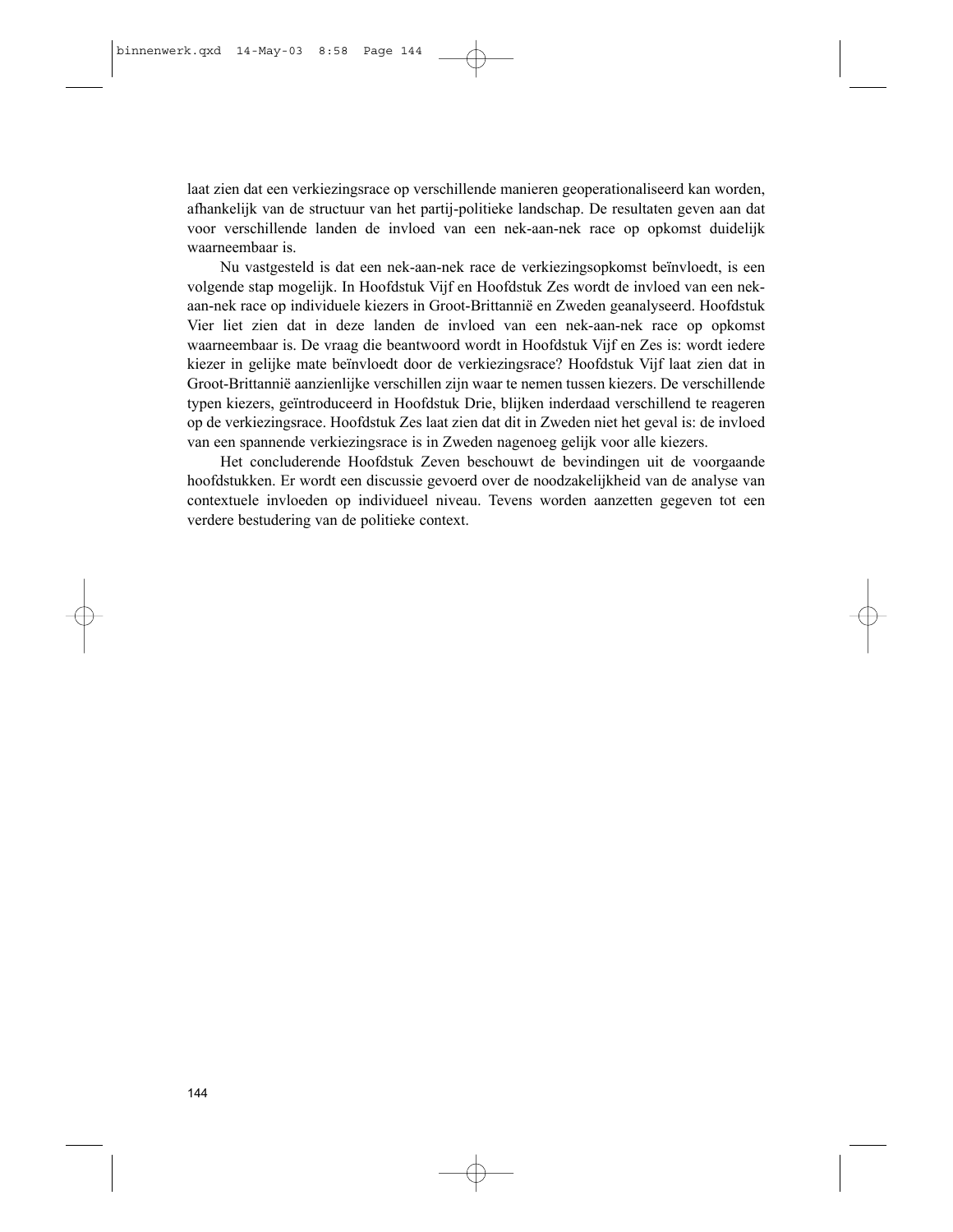laat zien dat een verkiezingsrace op verschillende manieren geoperationaliseerd kan worden, afhankelijk van de structuur van het partij-politieke landschap. De resultaten geven aan dat voor verschillende landen de invloed van een nek-aan-nek race op opkomst duidelijk waarneembaar is.

Nu vastgesteld is dat een nek-aan-nek race de verkiezingsopkomst beïnvloedt, is een volgende stap mogelijk. In Hoofdstuk Vijf en Hoofdstuk Zes wordt de invloed van een nek-aan-nek race op individuele kiezers in Groot-Brittannië en Zweden geanalyseerd. Hoofdstuk Vier liet zien dat in deze landen de invloed van een nek-aan-nek race op opkomst waarneembaar is. De vraag die beantwoord wordt in Hoofdstuk Vijf en Zes is: wordt iedere kiezer in gelijke mate beïnvloedt door de verkiezingsrace? Hoofdstuk Vijf laat zien dat in Groot-Brittannië aanzienlijke verschillen zijn waar te nemen tussen kiezers. De verschillende typen kiezers, geïntroduceerd in Hoofdstuk Drie, blijken inderdaad verschillend te reageren op de verkiezingsrace. Hoofdstuk Zes laat zien dat dit in Zweden niet het geval is: de invloed van een spannende verkiezingsrace is in Zweden nagenoeg gelijk voor alle kiezers.

Het concluderende Hoofdstuk Zeven beschouwt de bevindingen uit de voorgaande hoofdstukken. Er wordt een discussie gevoerd over de noodzakelijkheid van de analyse van contextuele invloeden op individueel niveau. Tevens worden aanzetten gegeven tot een verdere bestudering van de politieke context.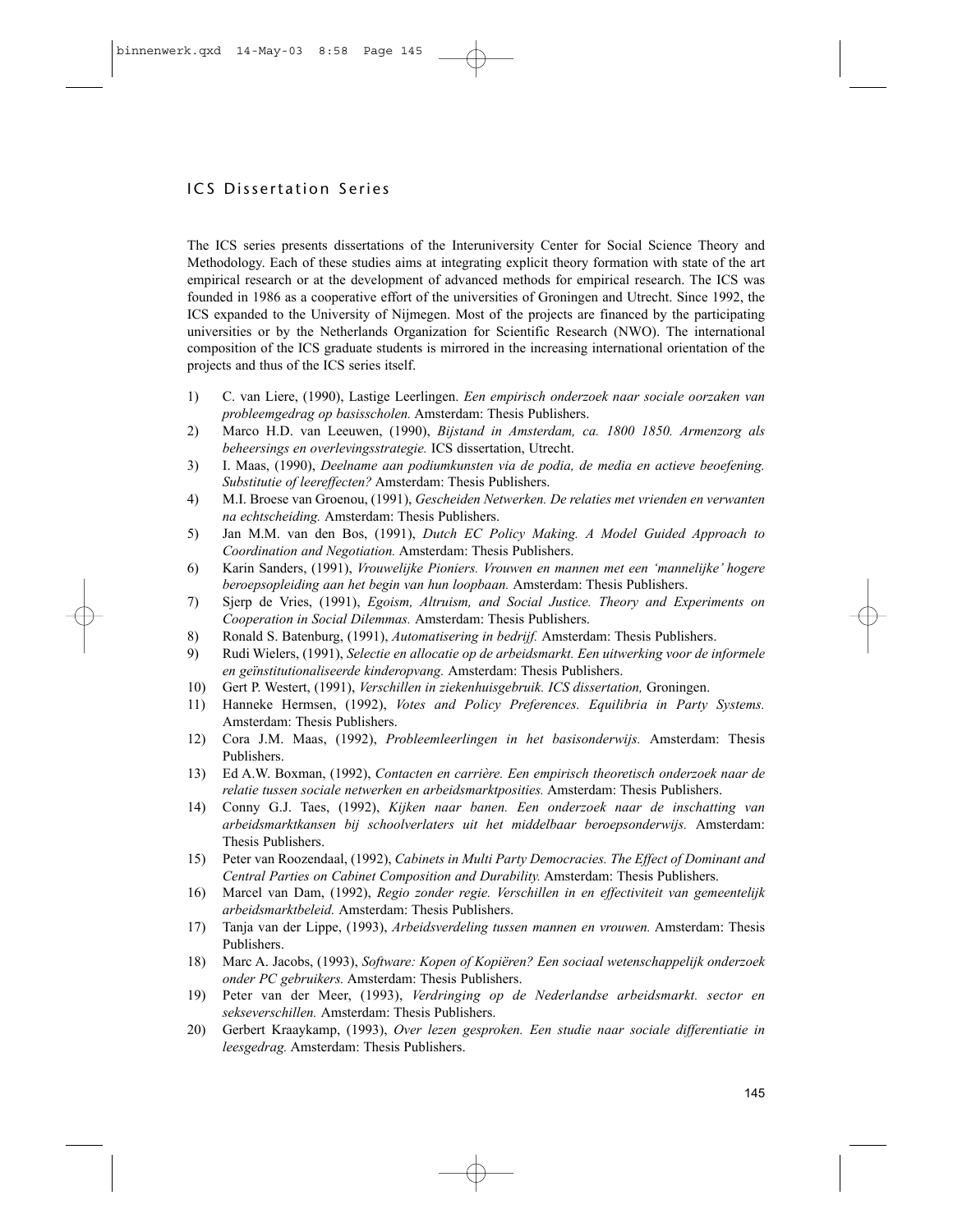## ICS Dissertation Series

The ICS series presents dissertations of the Interuniversity Center for Social Science Theory and Methodology. Each of these studies aims at integrating explicit theory formation with state of the art empirical research or at the development of advanced methods for empirical research. The ICS was founded in 1986 as a cooperative effort of the universities of Groningen and Utrecht. Since 1992, the ICS expanded to the University of Nijmegen. Most of the projects are financed by the participating universities or by the Netherlands Organization for Scientific Research (NWO). The international composition of the ICS graduate students is mirrored in the increasing international orientation of the projects and thus of the ICS series itself.

1) C. van Liere, (1990), Lastige Leerlingen. *Een empirisch onderzoek naar sociale oorzaken van probleemgedrag op basisscholen.* Amsterdam: Thesis Publishers.
2) Marco H.D. van Leeuwen, (1990), *Bijstand in Amsterdam, ca. 1800 1850. Armenzorg als beheersings en overlevingsstrategie.* ICS dissertation, Utrecht.
3) I. Maas, (1990), *Deelname aan podiumkunsten via de podia, de media en actieve beoefening. Substitutie of leereffecten?* Amsterdam: Thesis Publishers.
4) M.I. Broese van Groenou, (1991), *Gescheiden Netwerken. De relaties met vrienden en verwanten na echtscheiding.* Amsterdam: Thesis Publishers.
5) Jan M.M. van den Bos, (1991), *Dutch EC Policy Making. A Model Guided Approach to Coordination and Negotiation.* Amsterdam: Thesis Publishers.
6) Karin Sanders, (1991), *Vrouwelijke Pioniers. Vrouwen en mannen met een 'mannelijke' hogere beroepsopleiding aan het begin van hun loopbaan.* Amsterdam: Thesis Publishers.
7) Sjerp de Vries, (1991), *Egoism, Altruism, and Social Justice. Theory and Experiments on Cooperation in Social Dilemmas.* Amsterdam: Thesis Publishers.
8) Ronald S. Batenburg, (1991), *Automatisering in bedrijf.* Amsterdam: Thesis Publishers.
9) Rudi Wielers, (1991), *Selectie en allocatie op de arbeidsmarkt. Een uitwerking voor de informele en geïnstitutionaliseerde kinderopvang.* Amsterdam: Thesis Publishers.
10) Gert P. Westert, (1991), *Verschillen in ziekenhuisgebruik. ICS dissertation,* Groningen.
11) Hanneke Hermsen, (1992), *Votes and Policy Preferences. Equilibria in Party Systems.* Amsterdam: Thesis Publishers.
12) Cora J.M. Maas, (1992), *Probleemleerlingen in het basisonderwijs.* Amsterdam: Thesis Publishers.
13) Ed A.W. Boxman, (1992), *Contacten en carrière. Een empirisch theoretisch onderzoek naar de relatie tussen sociale netwerken en arbeidsmarktposities.* Amsterdam: Thesis Publishers.
14) Conny G.J. Taes, (1992), *Kijken naar banen. Een onderzoek naar de inschatting van arbeidsmarktkansen bij schoolverlaters uit het middelbaar beroepsonderwijs.* Amsterdam: Thesis Publishers.
15) Peter van Roozendaal, (1992), *Cabinets in Multi Party Democracies. The Effect of Dominant and Central Parties on Cabinet Composition and Durability.* Amsterdam: Thesis Publishers.
16) Marcel van Dam, (1992), *Regio zonder regie. Verschillen in en effectiviteit van gemeentelijk arbeidsmarktbeleid.* Amsterdam: Thesis Publishers.
17) Tanja van der Lippe, (1993), *Arbeidsverdeling tussen mannen en vrouwen.* Amsterdam: Thesis Publishers.
18) Marc A. Jacobs, (1993), *Software: Kopen of Kopiëren? Een sociaal wetenschappelijk onderzoek onder PC gebruikers.* Amsterdam: Thesis Publishers.
19) Peter van der Meer, (1993), *Verdringing op de Nederlandse arbeidsmarkt. sector en sekseverschillen.* Amsterdam: Thesis Publishers.
20) Gerbert Kraaykamp, (1993), *Over lezen gesproken. Een studie naar sociale differentiatie in leesgedrag.* Amsterdam: Thesis Publishers.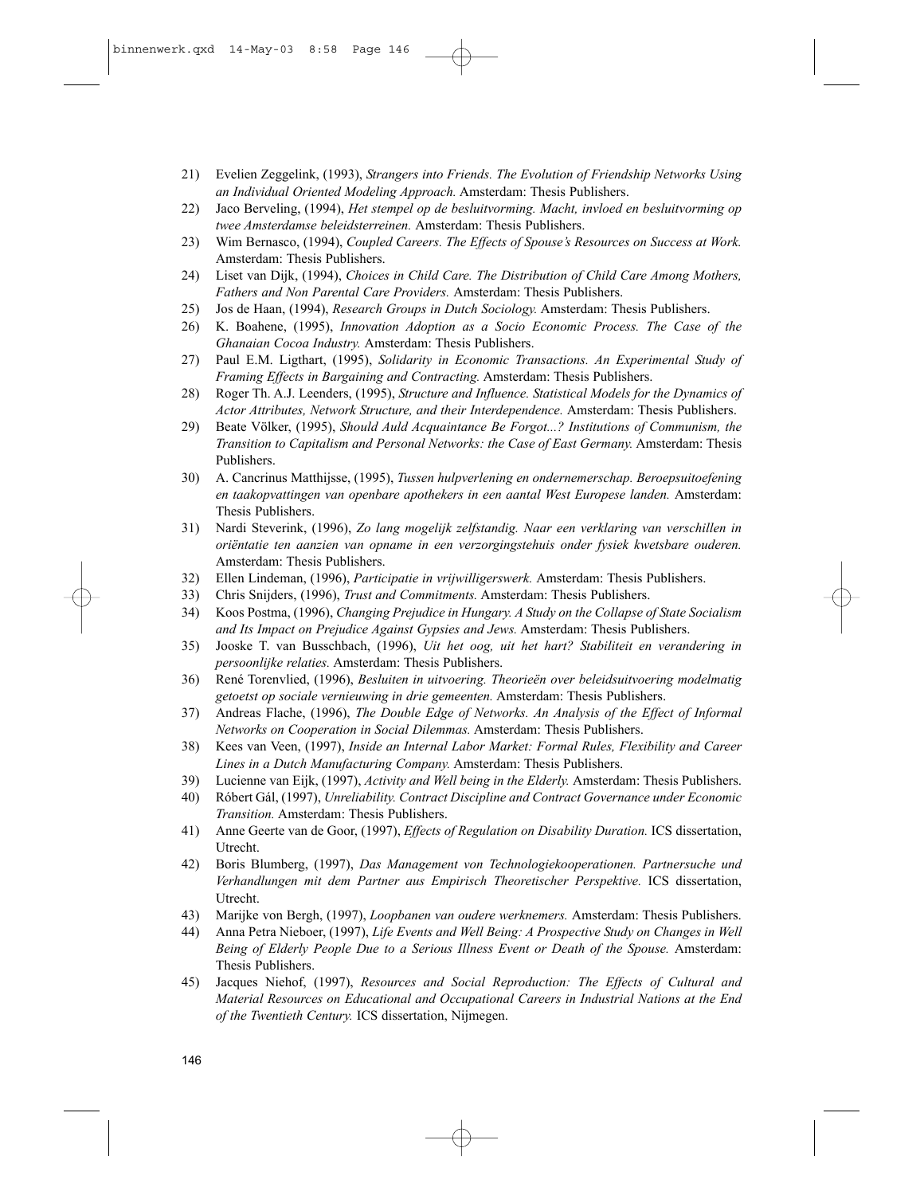21) Evelien Zeggelink, (1993), *Strangers into Friends. The Evolution of Friendship Networks Using an Individual Oriented Modeling Approach.* Amsterdam: Thesis Publishers.
22) Jaco Berveling, (1994), *Het stempel op de besluitvorming. Macht, invloed en besluitvorming op twee Amsterdamse beleidsterreinen.* Amsterdam: Thesis Publishers.
23) Wim Bernasco, (1994), *Coupled Careers. The Effects of Spouse's Resources on Success at Work.* Amsterdam: Thesis Publishers.
24) Liset van Dijk, (1994), *Choices in Child Care. The Distribution of Child Care Among Mothers, Fathers and Non Parental Care Providers.* Amsterdam: Thesis Publishers.
25) Jos de Haan, (1994), *Research Groups in Dutch Sociology.* Amsterdam: Thesis Publishers.
26) K. Boahene, (1995), *Innovation Adoption as a Socio Economic Process. The Case of the Ghanaian Cocoa Industry.* Amsterdam: Thesis Publishers.
27) Paul E.M. Ligthart, (1995), *Solidarity in Economic Transactions. An Experimental Study of Framing Effects in Bargaining and Contracting.* Amsterdam: Thesis Publishers.
28) Roger Th. A.J. Leenders, (1995), *Structure and Influence. Statistical Models for the Dynamics of Actor Attributes, Network Structure, and their Interdependence.* Amsterdam: Thesis Publishers.
29) Beate Völker, (1995), *Should Auld Acquaintance Be Forgot...? Institutions of Communism, the Transition to Capitalism and Personal Networks: the Case of East Germany.* Amsterdam: Thesis Publishers.
30) A. Cancrinus Matthijsse, (1995), *Tussen hulpverlening en ondernemerschap. Beroepsuitoefening en taakopvattingen van openbare apothekers in een aantal West Europese landen.* Amsterdam: Thesis Publishers.
31) Nardi Steverink, (1996), *Zo lang mogelijk zelfstandig. Naar een verklaring van verschillen in oriëntatie ten aanzien van opname in een verzorgingstehuis onder fysiek kwetsbare ouderen.* Amsterdam: Thesis Publishers.
32) Ellen Lindeman, (1996), *Participatie in vrijwilligerswerk.* Amsterdam: Thesis Publishers.
33) Chris Snijders, (1996), *Trust and Commitments.* Amsterdam: Thesis Publishers.
34) Koos Postma, (1996), *Changing Prejudice in Hungary. A Study on the Collapse of State Socialism and Its Impact on Prejudice Against Gypsies and Jews.* Amsterdam: Thesis Publishers.
35) Jooske T. van Busschbach, (1996), *Uit het oog, uit het hart? Stabiliteit en verandering in persoonlijke relaties.* Amsterdam: Thesis Publishers.
36) René Torenvlied, (1996), *Besluiten in uitvoering. Theorieën over beleidsuitvoering modelmatig getoetst op sociale vernieuwing in drie gemeenten.* Amsterdam: Thesis Publishers.
37) Andreas Flache, (1996), *The Double Edge of Networks. An Analysis of the Effect of Informal Networks on Cooperation in Social Dilemmas.* Amsterdam: Thesis Publishers.
38) Kees van Veen, (1997), *Inside an Internal Labor Market: Formal Rules, Flexibility and Career Lines in a Dutch Manufacturing Company.* Amsterdam: Thesis Publishers.
39) Lucienne van Eijk, (1997), *Activity and Well being in the Elderly.* Amsterdam: Thesis Publishers.
40) Róbert Gál, (1997), *Unreliability. Contract Discipline and Contract Governance under Economic Transition.* Amsterdam: Thesis Publishers.
41) Anne Geerte van de Goor, (1997), *Effects of Regulation on Disability Duration.* ICS dissertation, Utrecht.
42) Boris Blumberg, (1997), *Das Management von Technologiekooperationen. Partnersuche und Verhandlungen mit dem Partner aus Empirisch Theoretischer Perspektive.* ICS dissertation, Utrecht.
43) Marijke von Bergh, (1997), *Loopbanen van oudere werknemers.* Amsterdam: Thesis Publishers.
44) Anna Petra Nieboer, (1997), *Life Events and Well Being: A Prospective Study on Changes in Well Being of Elderly People Due to a Serious Illness Event or Death of the Spouse.* Amsterdam: Thesis Publishers.
45) Jacques Niehof, (1997), *Resources and Social Reproduction: The Effects of Cultural and Material Resources on Educational and Occupational Careers in Industrial Nations at the End of the Twentieth Century.* ICS dissertation, Nijmegen.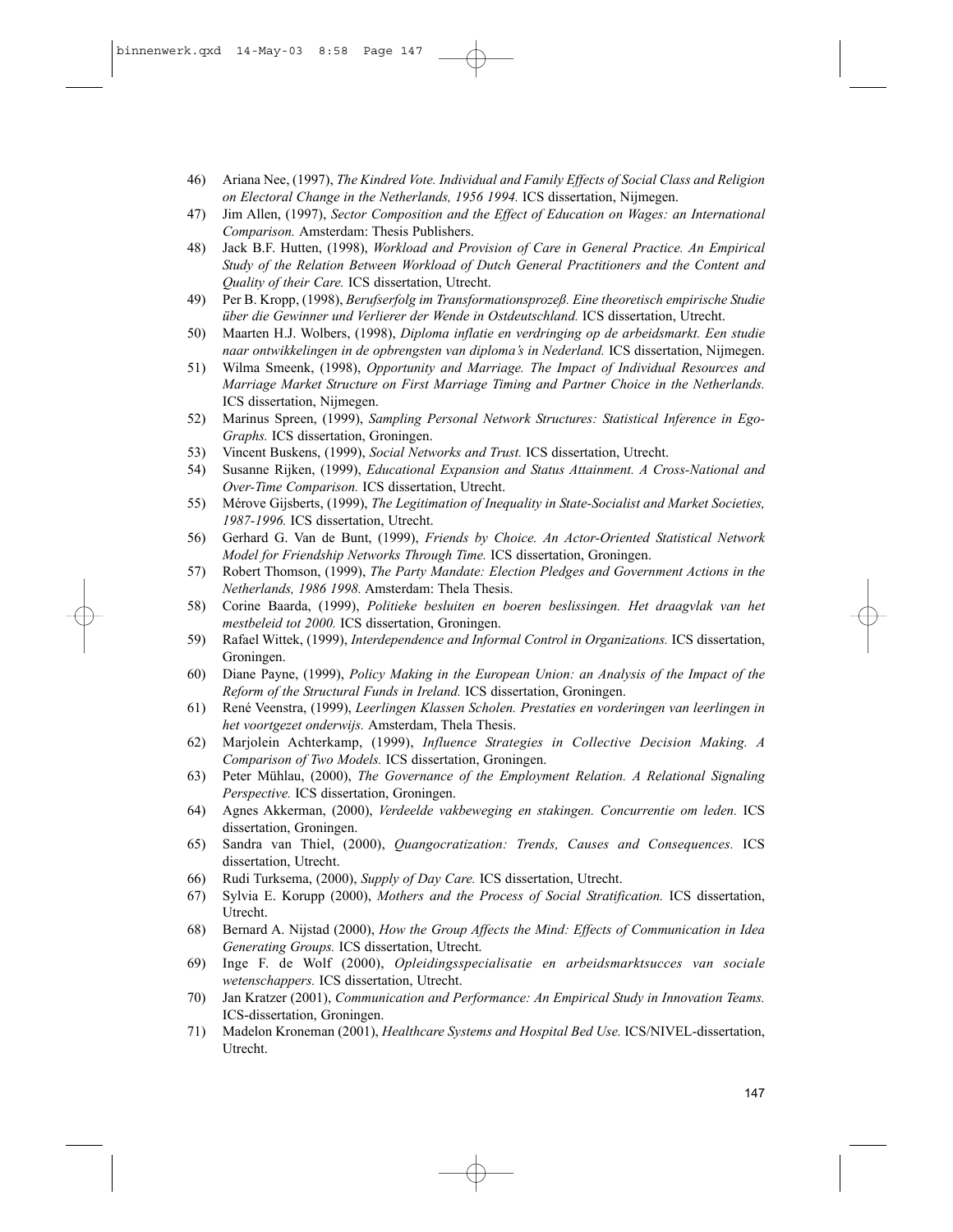46) Ariana Nee, (1997), *The Kindred Vote. Individual and Family Effects of Social Class and Religion on Electoral Change in the Netherlands, 1956 1994.* ICS dissertation, Nijmegen.
47) Jim Allen, (1997), *Sector Composition and the Effect of Education on Wages: an International Comparison.* Amsterdam: Thesis Publishers.
48) Jack B.F. Hutten, (1998), *Workload and Provision of Care in General Practice. An Empirical Study of the Relation Between Workload of Dutch General Practitioners and the Content and Quality of their Care.* ICS dissertation, Utrecht.
49) Per B. Kropp, (1998), *Berufserfolg im Transformationsprozeß. Eine theoretisch empirische Studie über die Gewinner und Verlierer der Wende in Ostdeutschland.* ICS dissertation, Utrecht.
50) Maarten H.J. Wolbers, (1998), *Diploma inflatie en verdringing op de arbeidsmarkt. Een studie naar ontwikkelingen in de opbrengsten van diploma's in Nederland.* ICS dissertation, Nijmegen.
51) Wilma Smeenk, (1998), *Opportunity and Marriage. The Impact of Individual Resources and Marriage Market Structure on First Marriage Timing and Partner Choice in the Netherlands.* ICS dissertation, Nijmegen.
52) Marinus Spreen, (1999), *Sampling Personal Network Structures: Statistical Inference in Ego-Graphs.* ICS dissertation, Groningen.
53) Vincent Buskens, (1999), *Social Networks and Trust.* ICS dissertation, Utrecht.
54) Susanne Rijken, (1999), *Educational Expansion and Status Attainment. A Cross-National and Over-Time Comparison.* ICS dissertation, Utrecht.
55) Mérove Gijsberts, (1999), *The Legitimation of Inequality in State-Socialist and Market Societies, 1987-1996.* ICS dissertation, Utrecht.
56) Gerhard G. Van de Bunt, (1999), *Friends by Choice. An Actor-Oriented Statistical Network Model for Friendship Networks Through Time.* ICS dissertation, Groningen.
57) Robert Thomson, (1999), *The Party Mandate: Election Pledges and Government Actions in the Netherlands, 1986 1998.* Amsterdam: Thela Thesis.
58) Corine Baarda, (1999), *Politieke besluiten en boeren beslissingen. Het draagvlak van het mestbeleid tot 2000.* ICS dissertation, Groningen.
59) Rafael Wittek, (1999), *Interdependence and Informal Control in Organizations.* ICS dissertation, Groningen.
60) Diane Payne, (1999), *Policy Making in the European Union: an Analysis of the Impact of the Reform of the Structural Funds in Ireland.* ICS dissertation, Groningen.
61) René Veenstra, (1999), *Leerlingen Klassen Scholen. Prestaties en vorderingen van leerlingen in het voortgezet onderwijs.* Amsterdam, Thela Thesis.
62) Marjolein Achterkamp, (1999), *Influence Strategies in Collective Decision Making. A Comparison of Two Models.* ICS dissertation, Groningen.
63) Peter Mühlau, (2000), *The Governance of the Employment Relation. A Relational Signaling Perspective.* ICS dissertation, Groningen.
64) Agnes Akkerman, (2000), *Verdeelde vakbeweging en stakingen. Concurrentie om leden.* ICS dissertation, Groningen.
65) Sandra van Thiel, (2000), *Quangocratization: Trends, Causes and Consequences.* ICS dissertation, Utrecht.
66) Rudi Turksema, (2000), *Supply of Day Care.* ICS dissertation, Utrecht.
67) Sylvia E. Korupp (2000), *Mothers and the Process of Social Stratification.* ICS dissertation, Utrecht.
68) Bernard A. Nijstad (2000), *How the Group Affects the Mind: Effects of Communication in Idea Generating Groups.* ICS dissertation, Utrecht.
69) Inge F. de Wolf (2000), *Opleidingsspecialisatie en arbeidsmarktsucces van sociale wetenschappers.* ICS dissertation, Utrecht.
70) Jan Kratzer (2001), *Communication and Performance: An Empirical Study in Innovation Teams.* ICS-dissertation, Groningen.
71) Madelon Kroneman (2001), *Healthcare Systems and Hospital Bed Use.* ICS/NIVEL-dissertation, Utrecht.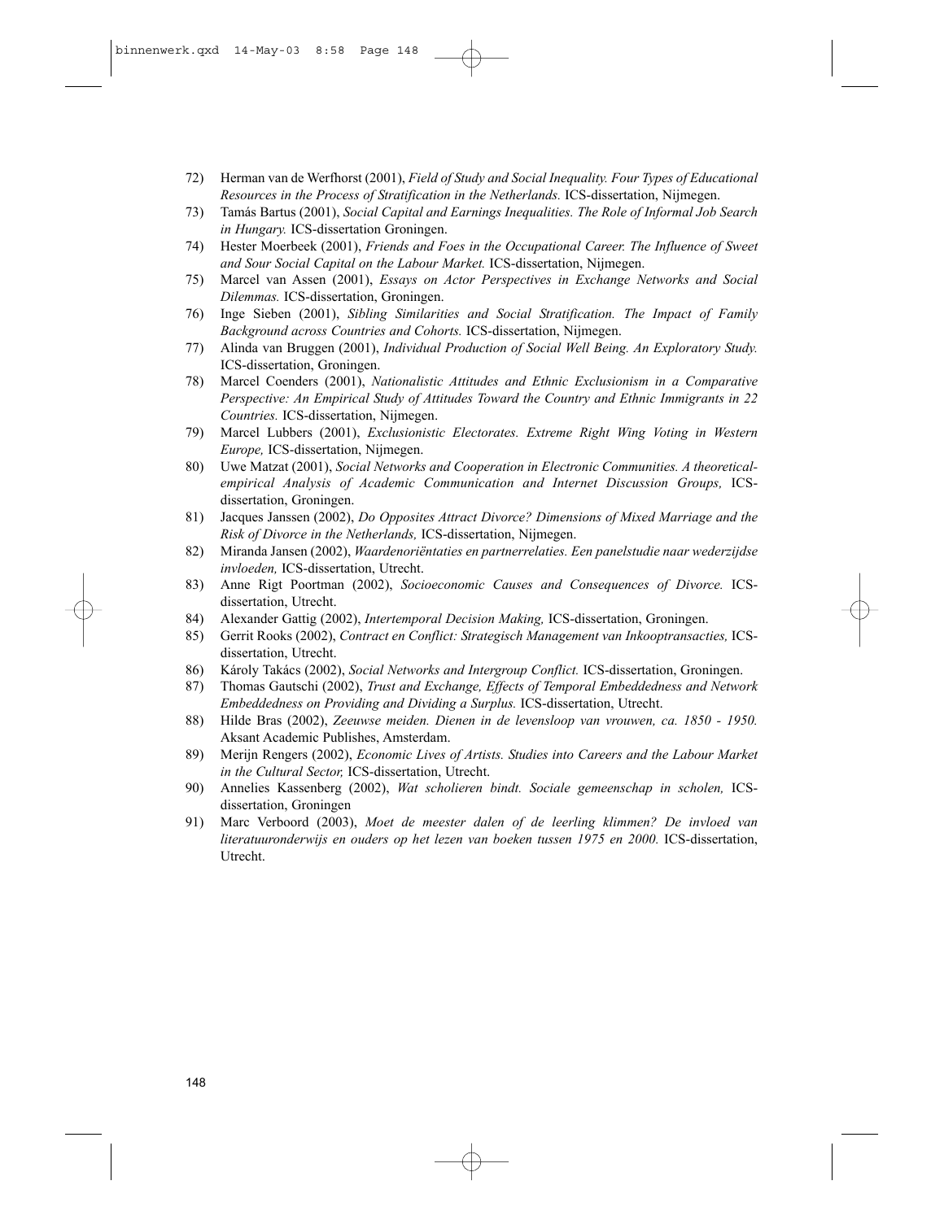72) Herman van de Werfhorst (2001), *Field of Study and Social Inequality. Four Types of Educational Resources in the Process of Stratification in the Netherlands.* ICS-dissertation, Nijmegen.
73) Tamás Bartus (2001), *Social Capital and Earnings Inequalities. The Role of Informal Job Search in Hungary.* ICS-dissertation Groningen.
74) Hester Moerbeek (2001), *Friends and Foes in the Occupational Career. The Influence of Sweet and Sour Social Capital on the Labour Market.* ICS-dissertation, Nijmegen.
75) Marcel van Assen (2001), *Essays on Actor Perspectives in Exchange Networks and Social Dilemmas.* ICS-dissertation, Groningen.
76) Inge Sieben (2001), *Sibling Similarities and Social Stratification. The Impact of Family Background across Countries and Cohorts.* ICS-dissertation, Nijmegen.
77) Alinda van Bruggen (2001), *Individual Production of Social Well Being. An Exploratory Study.* ICS-dissertation, Groningen.
78) Marcel Coenders (2001), *Nationalistic Attitudes and Ethnic Exclusionism in a Comparative Perspective: An Empirical Study of Attitudes Toward the Country and Ethnic Immigrants in 22 Countries.* ICS-dissertation, Nijmegen.
79) Marcel Lubbers (2001), *Exclusionistic Electorates. Extreme Right Wing Voting in Western Europe,* ICS-dissertation, Nijmegen.
80) Uwe Matzat (2001), *Social Networks and Cooperation in Electronic Communities. A theoretical-empirical Analysis of Academic Communication and Internet Discussion Groups,* ICS-dissertation, Groningen.
81) Jacques Janssen (2002), *Do Opposites Attract Divorce? Dimensions of Mixed Marriage and the Risk of Divorce in the Netherlands,* ICS-dissertation, Nijmegen.
82) Miranda Jansen (2002), *Waardenoriëntaties en partnerrelaties. Een panelstudie naar wederzijdse invloeden,* ICS-dissertation, Utrecht.
83) Anne Rigt Poortman (2002), *Socioeconomic Causes and Consequences of Divorce.* ICS-dissertation, Utrecht.
84) Alexander Gattig (2002), *Intertemporal Decision Making,* ICS-dissertation, Groningen.
85) Gerrit Rooks (2002), *Contract en Conflict: Strategisch Management van Inkooptransacties,* ICS-dissertation, Utrecht.
86) Károly Takács (2002), *Social Networks and Intergroup Conflict.* ICS-dissertation, Groningen.
87) Thomas Gautschi (2002), *Trust and Exchange, Effects of Temporal Embeddedness and Network Embeddedness on Providing and Dividing a Surplus.* ICS-dissertation, Utrecht.
88) Hilde Bras (2002), *Zeeuwse meiden. Dienen in de levensloop van vrouwen, ca. 1850 - 1950.* Aksant Academic Publishes, Amsterdam.
89) Merijn Rengers (2002), *Economic Lives of Artists. Studies into Careers and the Labour Market in the Cultural Sector,* ICS-dissertation, Utrecht.
90) Annelies Kassenberg (2002), *Wat scholieren bindt. Sociale gemeenschap in scholen,* ICS-dissertation, Groningen
91) Marc Verboord (2003), *Moet de meester dalen of de leerling klimmen? De invloed van literatuuronderwijs en ouders op het lezen van boeken tussen 1975 en 2000.* ICS-dissertation, Utrecht.